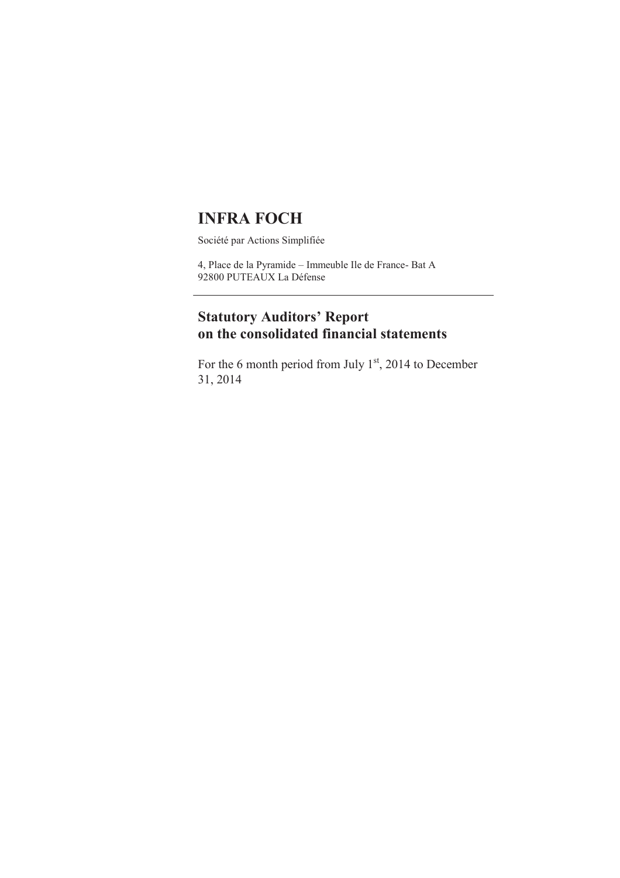# INFRA FOCH

Société par Actions Simplifiée

4, Place de la Pyramide – Immeuble Ile de France- Bat A
92800 PUTEAUX La Défense

---

## Statutory Auditors' Report on the consolidated financial statements

For the 6 month period from July 1st, 2014 to December 31, 2014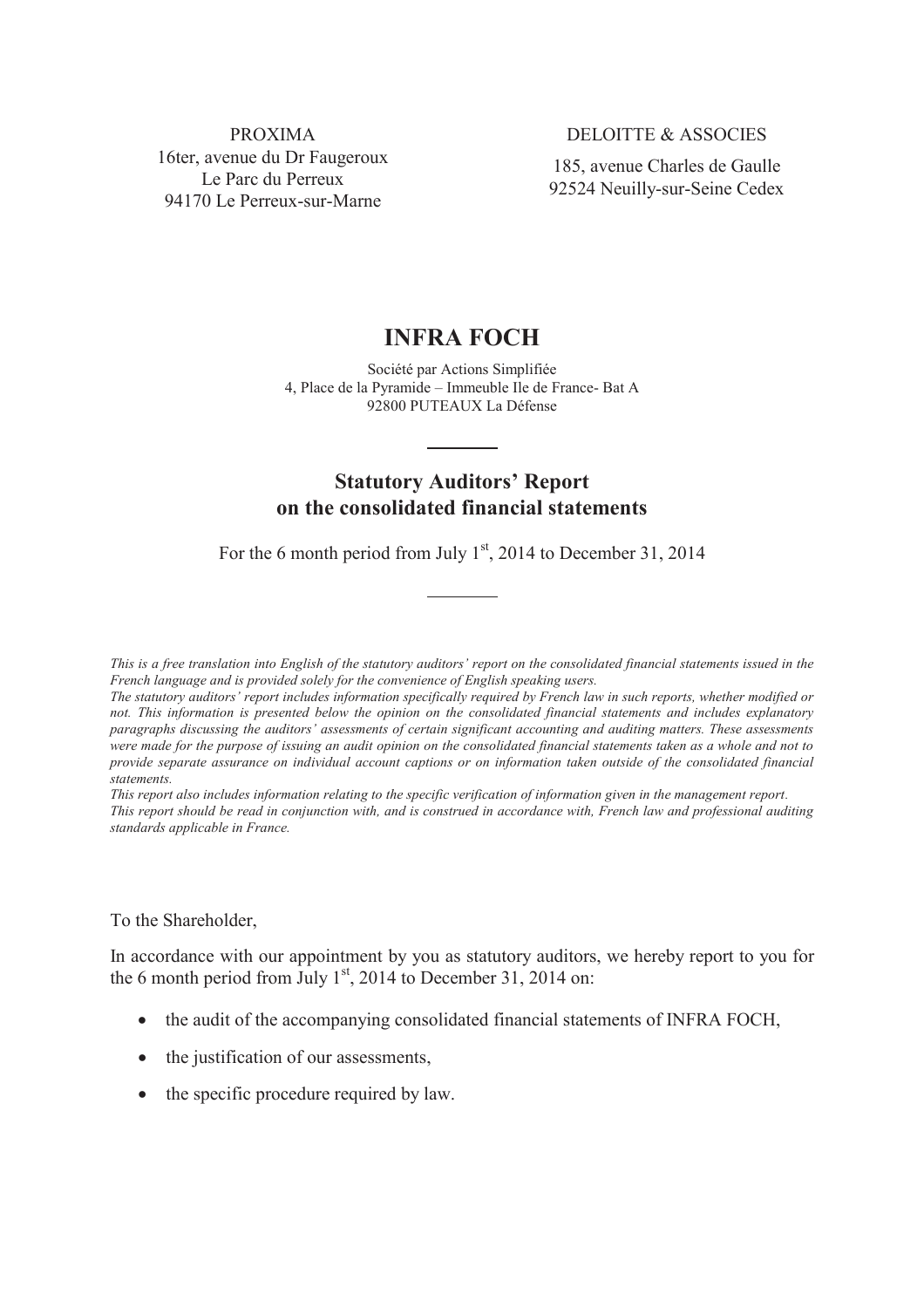PROXIMA
16ter, avenue du Dr Faugeroux
Le Parc du Perreux
94170 Le Perreux-sur-Marne

DELOITTE & ASSOCIES
185, avenue Charles de Gaulle
92524 Neuilly-sur-Seine Cedex

# INFRA FOCH

Société par Actions Simplifiée
4, Place de la Pyramide – Immeuble Ile de France- Bat A
92800 PUTEAUX La Défense

---

## Statutory Auditors' Report on the consolidated financial statements

For the 6 month period from July 1st, 2014 to December 31, 2014

---

*This is a free translation into English of the statutory auditors' report on the consolidated financial statements issued in the French language and is provided solely for the convenience of English speaking users.*
*The statutory auditors' report includes information specifically required by French law in such reports, whether modified or not. This information is presented below the opinion on the consolidated financial statements and includes explanatory paragraphs discussing the auditors' assessments of certain significant accounting and auditing matters. These assessments were made for the purpose of issuing an audit opinion on the consolidated financial statements taken as a whole and not to provide separate assurance on individual account captions or on information taken outside of the consolidated financial statements.*
*This report also includes information relating to the specific verification of information given in the management report.*
*This report should be read in conjunction with, and is construed in accordance with, French law and professional auditing standards applicable in France.*

To the Shareholder,

In accordance with our appointment by you as statutory auditors, we hereby report to you for the 6 month period from July 1st, 2014 to December 31, 2014 on:

- the audit of the accompanying consolidated financial statements of INFRA FOCH,
- the justification of our assessments,
- the specific procedure required by law.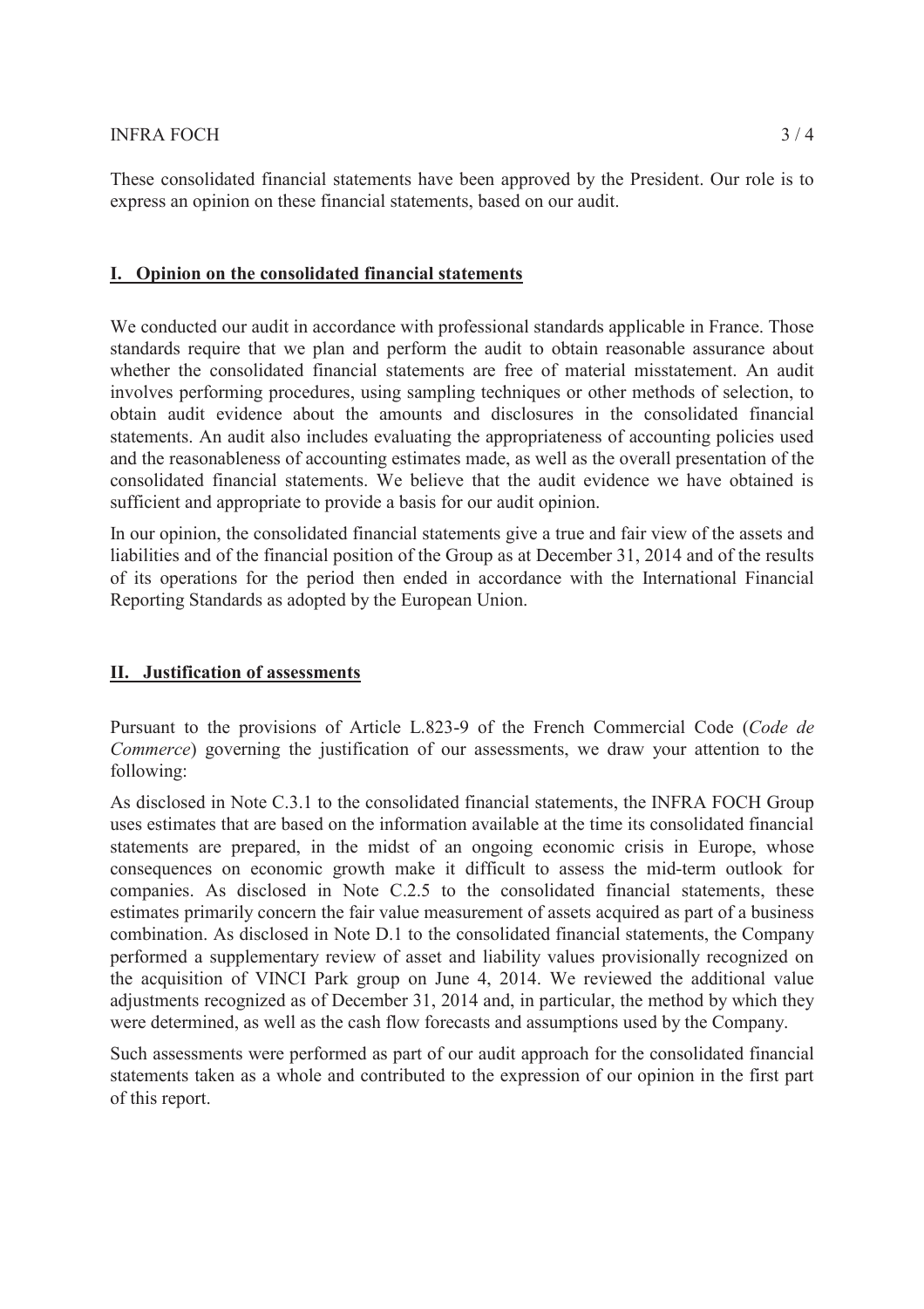These consolidated financial statements have been approved by the President. Our role is to express an opinion on these financial statements, based on our audit.

## I. Opinion on the consolidated financial statements

We conducted our audit in accordance with professional standards applicable in France. Those standards require that we plan and perform the audit to obtain reasonable assurance about whether the consolidated financial statements are free of material misstatement. An audit involves performing procedures, using sampling techniques or other methods of selection, to obtain audit evidence about the amounts and disclosures in the consolidated financial statements. An audit also includes evaluating the appropriateness of accounting policies used and the reasonableness of accounting estimates made, as well as the overall presentation of the consolidated financial statements. We believe that the audit evidence we have obtained is sufficient and appropriate to provide a basis for our audit opinion.

In our opinion, the consolidated financial statements give a true and fair view of the assets and liabilities and of the financial position of the Group as at December 31, 2014 and of the results of its operations for the period then ended in accordance with the International Financial Reporting Standards as adopted by the European Union.

## II. Justification of assessments

Pursuant to the provisions of Article L.823-9 of the French Commercial Code (*Code de Commerce*) governing the justification of our assessments, we draw your attention to the following:

As disclosed in Note C.3.1 to the consolidated financial statements, the INFRA FOCH Group uses estimates that are based on the information available at the time its consolidated financial statements are prepared, in the midst of an ongoing economic crisis in Europe, whose consequences on economic growth make it difficult to assess the mid-term outlook for companies. As disclosed in Note C.2.5 to the consolidated financial statements, these estimates primarily concern the fair value measurement of assets acquired as part of a business combination. As disclosed in Note D.1 to the consolidated financial statements, the Company performed a supplementary review of asset and liability values provisionally recognized on the acquisition of VINCI Park group on June 4, 2014. We reviewed the additional value adjustments recognized as of December 31, 2014 and, in particular, the method by which they were determined, as well as the cash flow forecasts and assumptions used by the Company.

Such assessments were performed as part of our audit approach for the consolidated financial statements taken as a whole and contributed to the expression of our opinion in the first part of this report.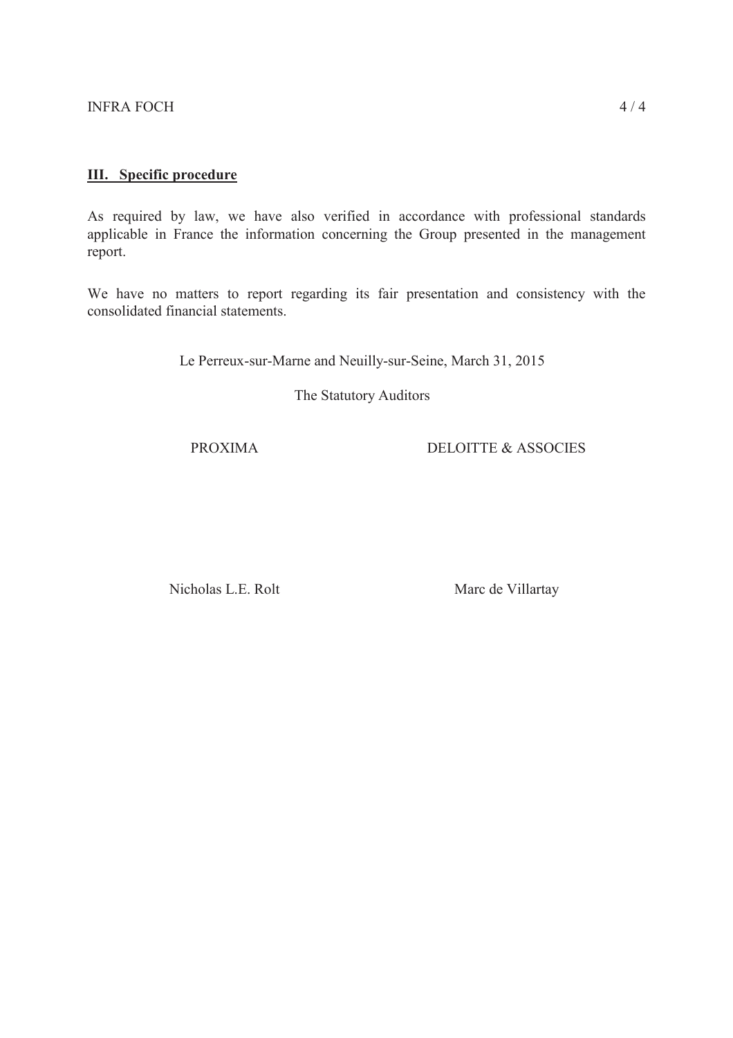### III. Specific procedure

As required by law, we have also verified in accordance with professional standards applicable in France the information concerning the Group presented in the management report.

We have no matters to report regarding its fair presentation and consistency with the consolidated financial statements.

Le Perreux-sur-Marne and Neuilly-sur-Seine, March 31, 2015

The Statutory Auditors

| PROXIMA | DELOITTE & ASSOCIES |
|---|---|
| Nicholas L.E. Rolt | Marc de Villartay |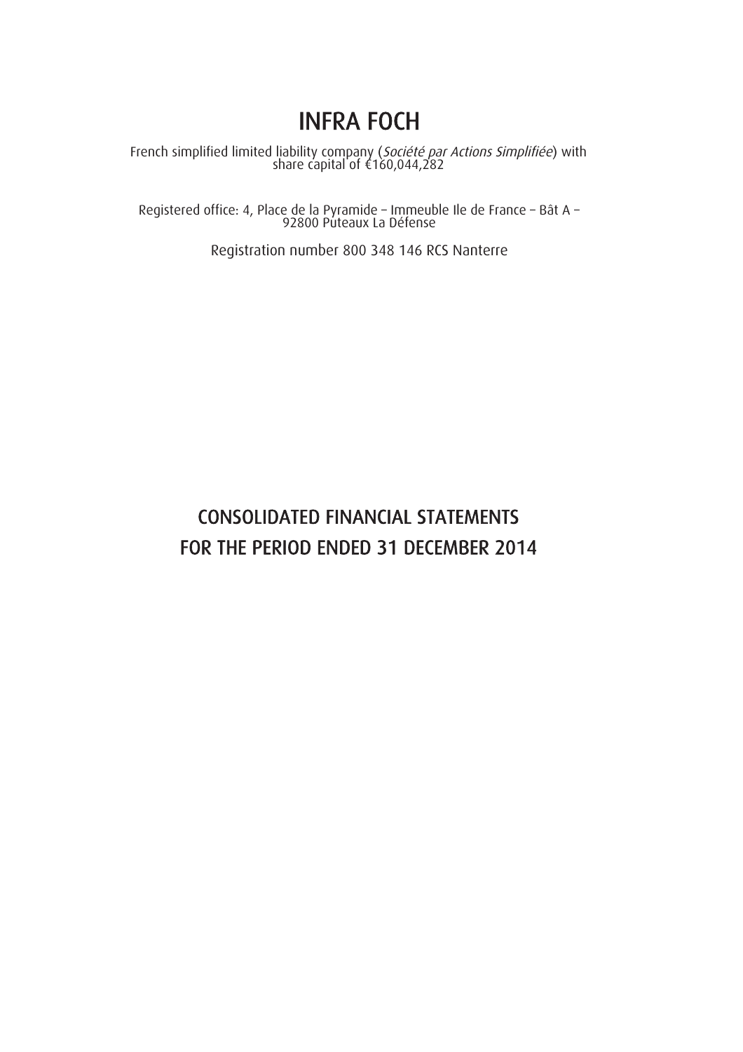# INFRA FOCH

French simplified limited liability company (*Société par Actions Simplifiée*) with share capital of €160,044,282

Registered office: 4, Place de la Pyramide – Immeuble Ile de France – Bât A – 92800 Puteaux La Défense

Registration number 800 348 146 RCS Nanterre

## CONSOLIDATED FINANCIAL STATEMENTS
## FOR THE PERIOD ENDED 31 DECEMBER 2014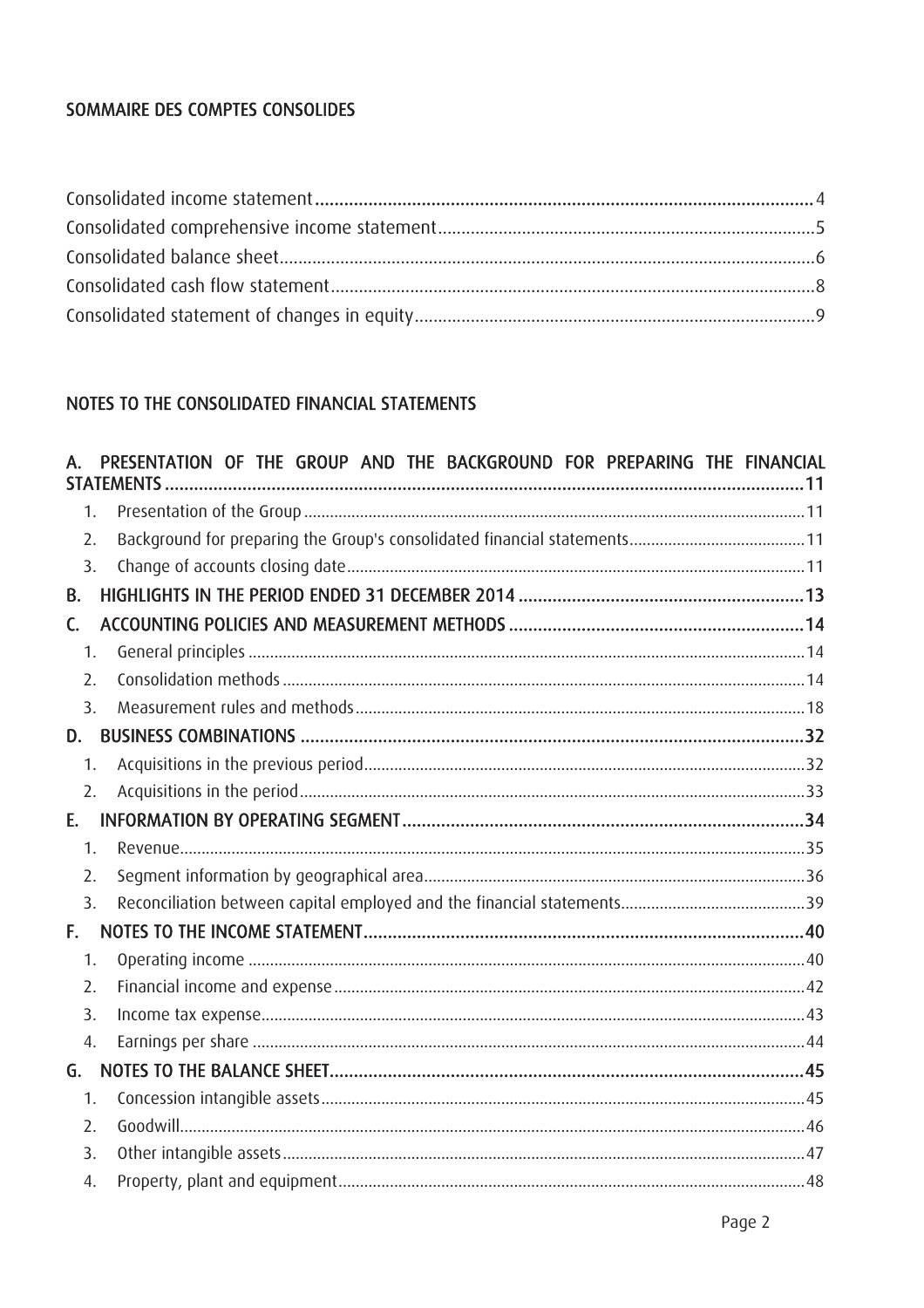## SOMMAIRE DES COMPTES CONSOLIDES

Consolidated income statement ........................................................................................ 4
Consolidated comprehensive income statement ................................................................. 5
Consolidated balance sheet ................................................................................................ 6
Consolidated cash flow statement ...................................................................................... 8
Consolidated statement of changes in equity ..................................................................... 9

## NOTES TO THE CONSOLIDATED FINANCIAL STATEMENTS

**A. PRESENTATION OF THE GROUP AND THE BACKGROUND FOR PREPARING THE FINANCIAL STATEMENTS ........................................................................................................................ 11**

1. Presentation of the Group ..................................................................................................... 11
2. Background for preparing the Group's consolidated financial statements ........................... 11
3. Change of accounts closing date ........................................................................................... 11

**B. HIGHLIGHTS IN THE PERIOD ENDED 31 DECEMBER 2014 ......................................................... 13**

**C. ACCOUNTING POLICIES AND MEASUREMENT METHODS ........................................................... 14**

1. General principles ................................................................................................................. 14
2. Consolidation methods ......................................................................................................... 14
3. Measurement rules and methods .......................................................................................... 18

**D. BUSINESS COMBINATIONS ..................................................................................................... 32**

1. Acquisitions in the previous period ....................................................................................... 32
2. Acquisitions in the period ..................................................................................................... 33

**E. INFORMATION BY OPERATING SEGMENT ................................................................................ 34**

1. Revenue ................................................................................................................................ 35
2. Segment information by geographical area ......................................................................... 36
3. Reconciliation between capital employed and the financial statements .............................. 39

**F. NOTES TO THE INCOME STATEMENT ........................................................................................ 40**

1. Operating income .................................................................................................................. 40
2. Financial income and expense .............................................................................................. 42
3. Income tax expense .............................................................................................................. 43
4. Earnings per share ................................................................................................................ 44

**G. NOTES TO THE BALANCE SHEET ............................................................................................... 45**

1. Concession intangible assets ................................................................................................. 45
2. Goodwill ................................................................................................................................ 46
3. Other intangible assets ......................................................................................................... 47
4. Property, plant and equipment ............................................................................................. 48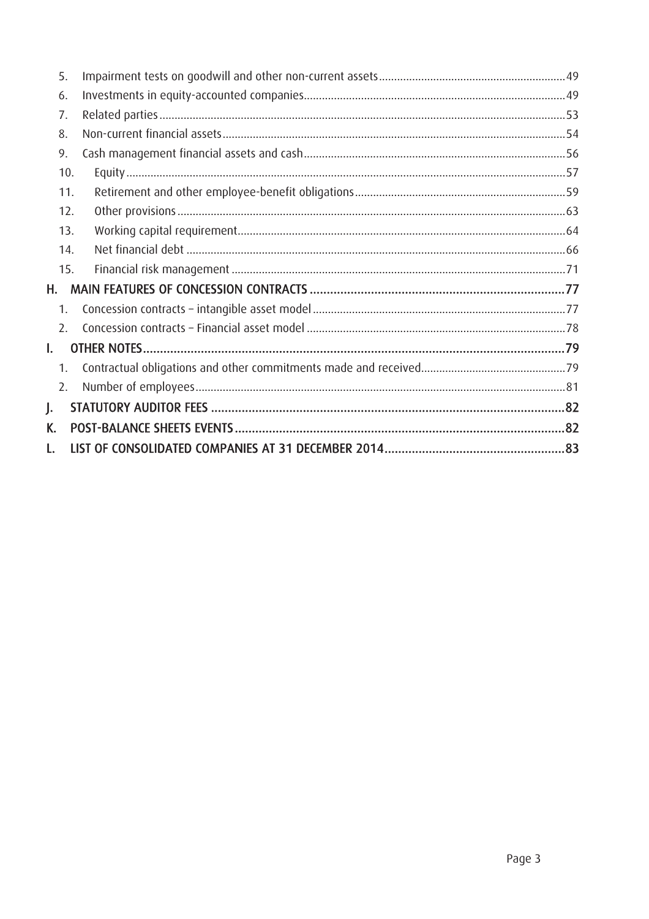5. Impairment tests on goodwill and other non-current assets ..... 49
6. Investments in equity-accounted companies ..... 49
7. Related parties ..... 53
8. Non-current financial assets ..... 54
9. Cash management financial assets and cash ..... 56
10. Equity ..... 57
11. Retirement and other employee-benefit obligations ..... 59
12. Other provisions ..... 63
13. Working capital requirement ..... 64
14. Net financial debt ..... 66
15. Financial risk management ..... 71

**H. MAIN FEATURES OF CONCESSION CONTRACTS ..... 77**

1. Concession contracts – intangible asset model ..... 77
2. Concession contracts – Financial asset model ..... 78

**I. OTHER NOTES ..... 79**

1. Contractual obligations and other commitments made and received ..... 79
2. Number of employees ..... 81

**J. STATUTORY AUDITOR FEES ..... 82**

**K. POST-BALANCE SHEETS EVENTS ..... 82**

**L. LIST OF CONSOLIDATED COMPANIES AT 31 DECEMBER 2014 ..... 83**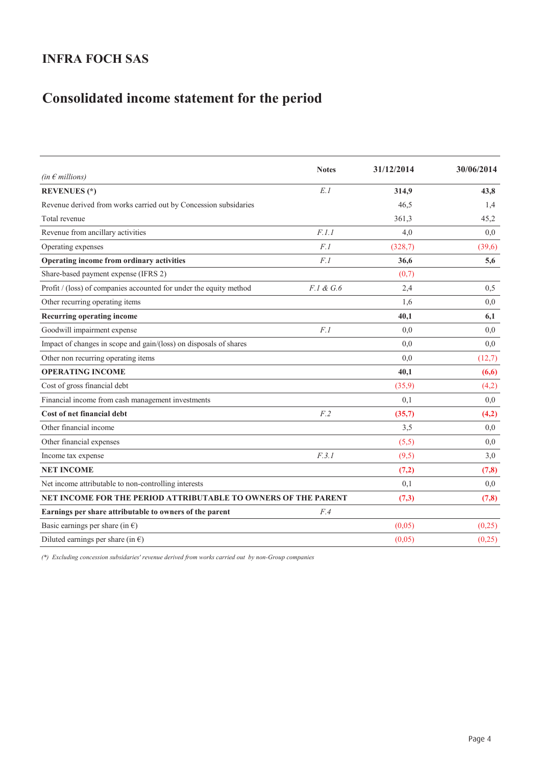## INFRA FOCH SAS

# Consolidated income statement for the period

| *(in € millions)* | Notes | 31/12/2014 | 30/06/2014 |
|---|---|---|---|
| **REVENUES (*)** | *E.1* | **314,9** | **43,8** |
| Revenue derived from works carried out by Concession subsidaries | | 46,5 | 1,4 |
| Total revenue | | 361,3 | 45,2 |
| Revenue from ancillary activities | *F.1.1* | 4,0 | 0,0 |
| Operating expenses | *F.1* | (328,7) | (39,6) |
| **Operating income from ordinary activities** | *F.1* | **36,6** | **5,6** |
| Share-based payment expense (IFRS 2) | | (0,7) | |
| Profit / (loss) of companies accounted for under the equity method | *F.1 & G.6* | 2,4 | 0,5 |
| Other recurring operating items | | 1,6 | 0,0 |
| **Recurring operating income** | | **40,1** | **6,1** |
| Goodwill impairment expense | *F.1* | 0,0 | 0,0 |
| Impact of changes in scope and gain/(loss) on disposals of shares | | 0,0 | 0,0 |
| Other non recurring operating items | | 0,0 | (12,7) |
| **OPERATING INCOME** | | **40,1** | **(6,6)** |
| Cost of gross financial debt | | (35,9) | (4,2) |
| Financial income from cash management investments | | 0,1 | 0,0 |
| **Cost of net financial debt** | *F.2* | **(35,7)** | **(4,2)** |
| Other financial income | | 3,5 | 0,0 |
| Other financial expenses | | (5,5) | 0,0 |
| Income tax expense | *F.3.1* | (9,5) | 3,0 |
| **NET INCOME** | | **(7,2)** | **(7,8)** |
| Net income attributable to non-controlling interests | | 0,1 | 0,0 |
| **NET INCOME FOR THE PERIOD ATTRIBUTABLE TO OWNERS OF THE PARENT** | | **(7,3)** | **(7,8)** |
| **Earnings per share attributable to owners of the parent** | *F.4* | | |
| Basic earnings per share (in €) | | (0,05) | (0,25) |
| Diluted earnings per share (in €) | | (0,05) | (0,25) |

*(*) Excluding concession subsidaries' revenue derived from works carried out by non-Group companies*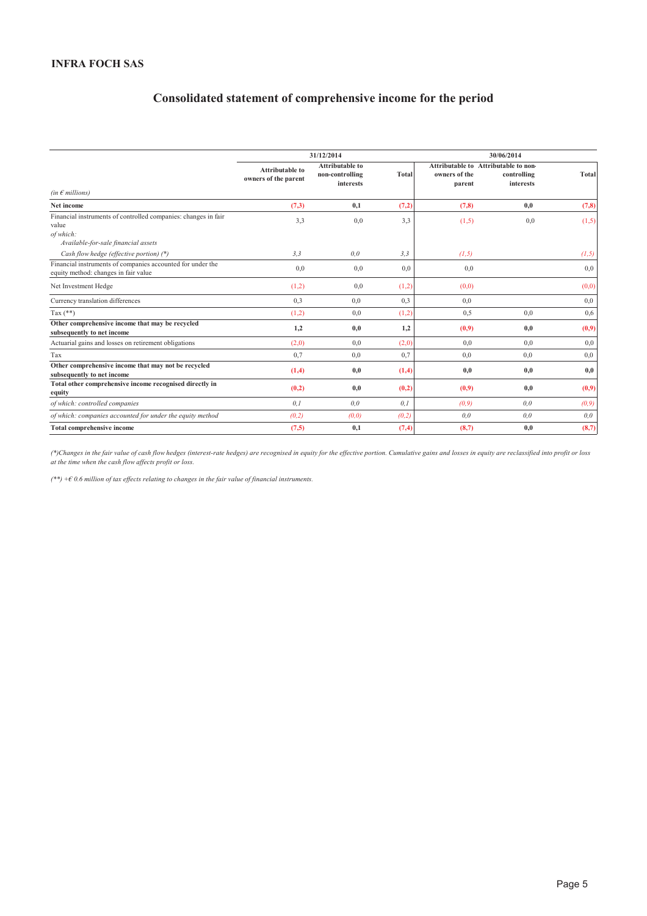**INFRA FOCH SAS**

# Consolidated statement of comprehensive income for the period

| *(in € millions)* | 31/12/2014 | | | 30/06/2014 | | |
|---|---|---|---|---|---|---|
| | **Attributable to owners of the parent** | **Attributable to non-controlling interests** | **Total** | **Attributable to owners of the parent** | **Attributable to non-controlling interests** | **Total** |
| **Net income** | **(7,3)** | **0,1** | **(7,2)** | **(7,8)** | **0,0** | **(7,8)** |
| Financial instruments of controlled companies: changes in fair value | 3,3 | 0,0 | 3,3 | (1,5) | 0,0 | (1,5) |
| *of which:* | | | | | | |
| *Available-for-sale financial assets* | | | | | | |
| *Cash flow hedge (effective portion) (*)* | *3,3* | *0,0* | *3,3* | *(1,5)* | | *(1,5)* |
| Financial instruments of companies accounted for under the equity method: changes in fair value | 0,0 | 0,0 | 0,0 | 0,0 | | 0,0 |
| Net Investment Hedge | (1,2) | 0,0 | (1,2) | (0,0) | | (0,0) |
| Currency translation differences | 0,3 | 0,0 | 0,3 | 0,0 | | 0,0 |
| Tax (**) | (1,2) | 0,0 | (1,2) | 0,5 | 0,0 | 0,6 |
| **Other comprehensive income that may be recycled subsequently to net income** | **1,2** | **0,0** | **1,2** | **(0,9)** | **0,0** | **(0,9)** |
| Actuarial gains and losses on retirement obligations | (2,0) | 0,0 | (2,0) | 0,0 | 0,0 | 0,0 |
| Tax | 0,7 | 0,0 | 0,7 | 0,0 | 0,0 | 0,0 |
| **Other comprehensive income that may not be recycled subsequently to net income** | **(1,4)** | **0,0** | **(1,4)** | **0,0** | **0,0** | **0,0** |
| **Total other comprehensive income recognised directly in equity** | **(0,2)** | **0,0** | **(0,2)** | **(0,9)** | **0,0** | **(0,9)** |
| *of which: controlled companies* | *0,1* | *0,0* | *0,1* | *(0,9)* | *0,0* | *(0,9)* |
| *of which: companies accounted for under the equity method* | *(0,2)* | *(0,0)* | *(0,2)* | *0,0* | *0,0* | *0,0* |
| **Total comprehensive income** | **(7,5)** | **0,1** | **(7,4)** | **(8,7)** | **0,0** | **(8,7)** |

*(*)Changes in the fair value of cash flow hedges (interest-rate hedges) are recognised in equity for the effective portion. Cumulative gains and losses in equity are reclassified into profit or loss at the time when the cash flow affects profit or loss.*

*(**) +€ 0.6 million of tax effects relating to changes in the fair value of financial instruments.*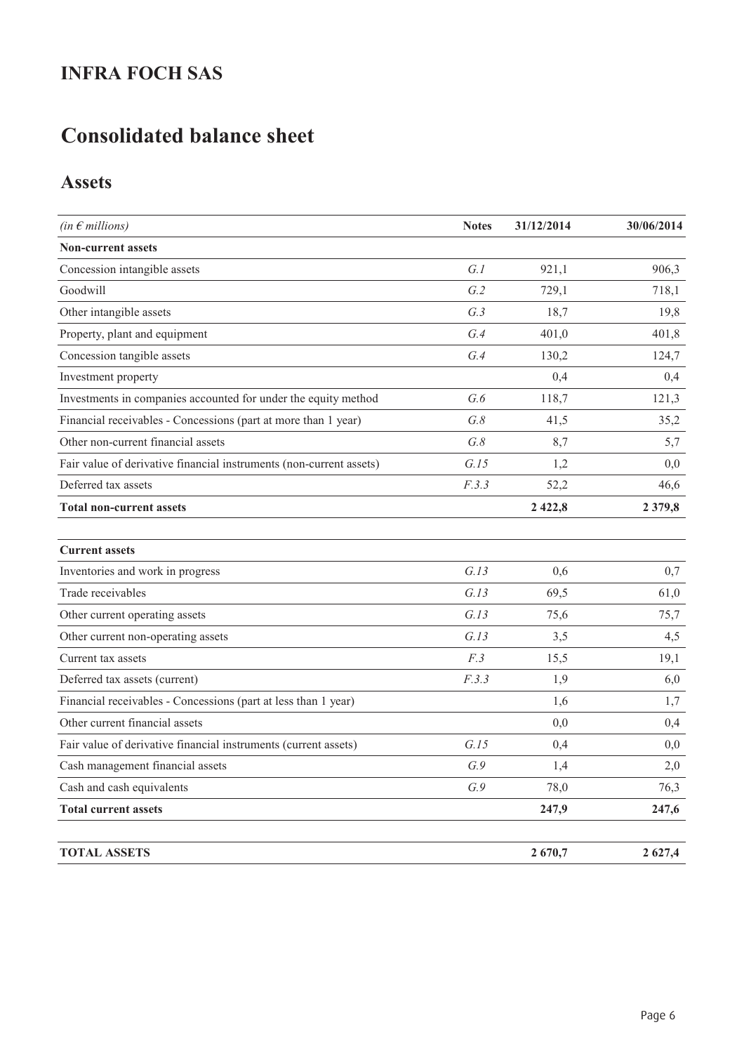# INFRA FOCH SAS

# Consolidated balance sheet

## Assets

| *(in € millions)* | Notes | 31/12/2014 | 30/06/2014 |
|---|---|---|---|
| **Non-current assets** | | | |
| Concession intangible assets | *G.1* | 921,1 | 906,3 |
| Goodwill | *G.2* | 729,1 | 718,1 |
| Other intangible assets | *G.3* | 18,7 | 19,8 |
| Property, plant and equipment | *G.4* | 401,0 | 401,8 |
| Concession tangible assets | *G.4* | 130,2 | 124,7 |
| Investment property | | 0,4 | 0,4 |
| Investments in companies accounted for under the equity method | *G.6* | 118,7 | 121,3 |
| Financial receivables - Concessions (part at more than 1 year) | *G.8* | 41,5 | 35,2 |
| Other non-current financial assets | *G.8* | 8,7 | 5,7 |
| Fair value of derivative financial instruments (non-current assets) | *G.15* | 1,2 | 0,0 |
| Deferred tax assets | *F.3.3* | 52,2 | 46,6 |
| **Total non-current assets** | | **2 422,8** | **2 379,8** |
| | | | |
| **Current assets** | | | |
| Inventories and work in progress | *G.13* | 0,6 | 0,7 |
| Trade receivables | *G.13* | 69,5 | 61,0 |
| Other current operating assets | *G.13* | 75,6 | 75,7 |
| Other current non-operating assets | *G.13* | 3,5 | 4,5 |
| Current tax assets | *F.3* | 15,5 | 19,1 |
| Deferred tax assets (current) | *F.3.3* | 1,9 | 6,0 |
| Financial receivables - Concessions (part at less than 1 year) | | 1,6 | 1,7 |
| Other current financial assets | | 0,0 | 0,4 |
| Fair value of derivative financial instruments (current assets) | *G.15* | 0,4 | 0,0 |
| Cash management financial assets | *G.9* | 1,4 | 2,0 |
| Cash and cash equivalents | *G.9* | 78,0 | 76,3 |
| **Total current assets** | | **247,9** | **247,6** |
| | | | |
| **TOTAL ASSETS** | | **2 670,7** | **2 627,4** |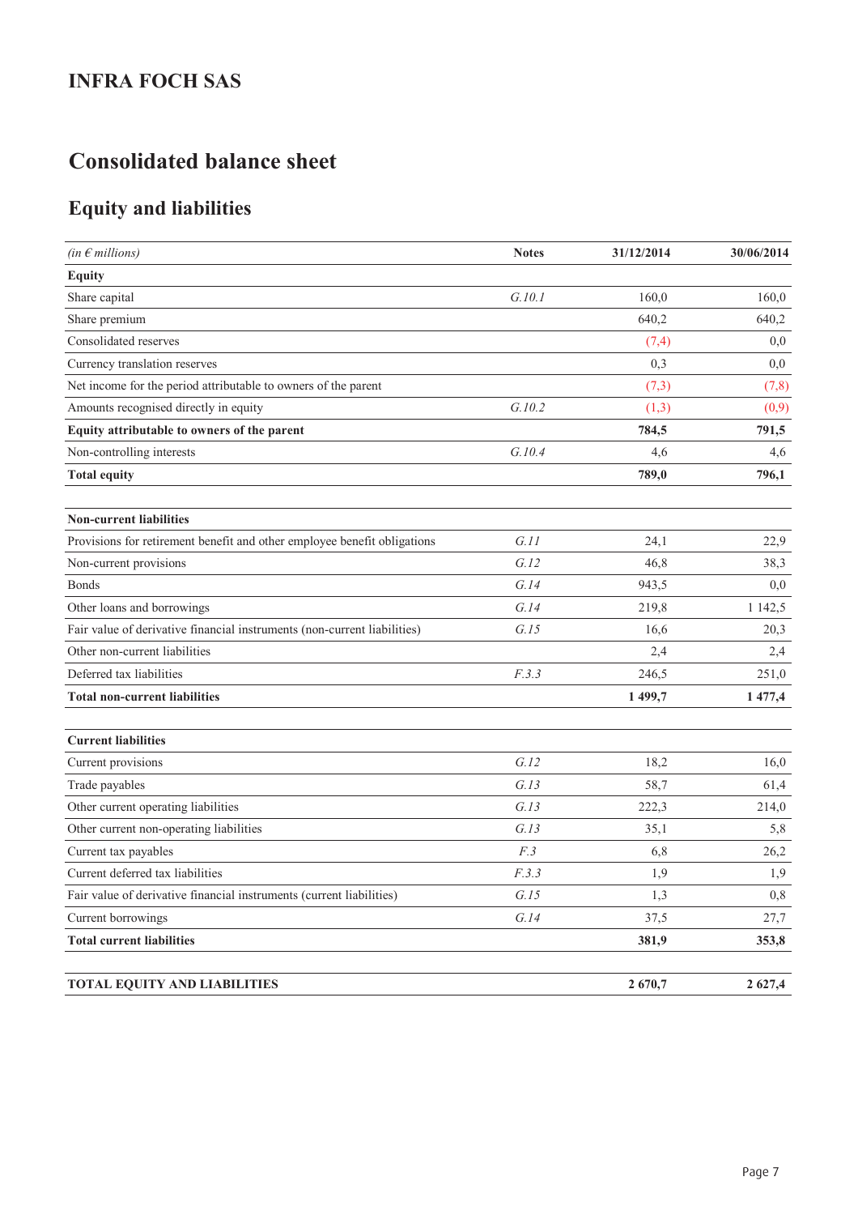# INFRA FOCH SAS

# Consolidated balance sheet

## Equity and liabilities

| *(in € millions)* | Notes | 31/12/2014 | 30/06/2014 |
|---|---|---|---|
| **Equity** | | | |
| Share capital | *G.10.1* | 160,0 | 160,0 |
| Share premium | | 640,2 | 640,2 |
| Consolidated reserves | | (7,4) | 0,0 |
| Currency translation reserves | | 0,3 | 0,0 |
| Net income for the period attributable to owners of the parent | | (7,3) | (7,8) |
| Amounts recognised directly in equity | *G.10.2* | (1,3) | (0,9) |
| **Equity attributable to owners of the parent** | | **784,5** | **791,5** |
| Non-controlling interests | *G.10.4* | 4,6 | 4,6 |
| **Total equity** | | **789,0** | **796,1** |
| | | | |
| **Non-current liabilities** | | | |
| Provisions for retirement benefit and other employee benefit obligations | *G.11* | 24,1 | 22,9 |
| Non-current provisions | *G.12* | 46,8 | 38,3 |
| Bonds | *G.14* | 943,5 | 0,0 |
| Other loans and borrowings | *G.14* | 219,8 | 1 142,5 |
| Fair value of derivative financial instruments (non-current liabilities) | *G.15* | 16,6 | 20,3 |
| Other non-current liabilities | | 2,4 | 2,4 |
| Deferred tax liabilities | *F.3.3* | 246,5 | 251,0 |
| **Total non-current liabilities** | | **1 499,7** | **1 477,4** |
| | | | |
| **Current liabilities** | | | |
| Current provisions | *G.12* | 18,2 | 16,0 |
| Trade payables | *G.13* | 58,7 | 61,4 |
| Other current operating liabilities | *G.13* | 222,3 | 214,0 |
| Other current non-operating liabilities | *G.13* | 35,1 | 5,8 |
| Current tax payables | *F.3* | 6,8 | 26,2 |
| Current deferred tax liabilities | *F.3.3* | 1,9 | 1,9 |
| Fair value of derivative financial instruments (current liabilities) | *G.15* | 1,3 | 0,8 |
| Current borrowings | *G.14* | 37,5 | 27,7 |
| **Total current liabilities** | | **381,9** | **353,8** |
| | | | |
| **TOTAL EQUITY AND LIABILITIES** | | **2 670,7** | **2 627,4** |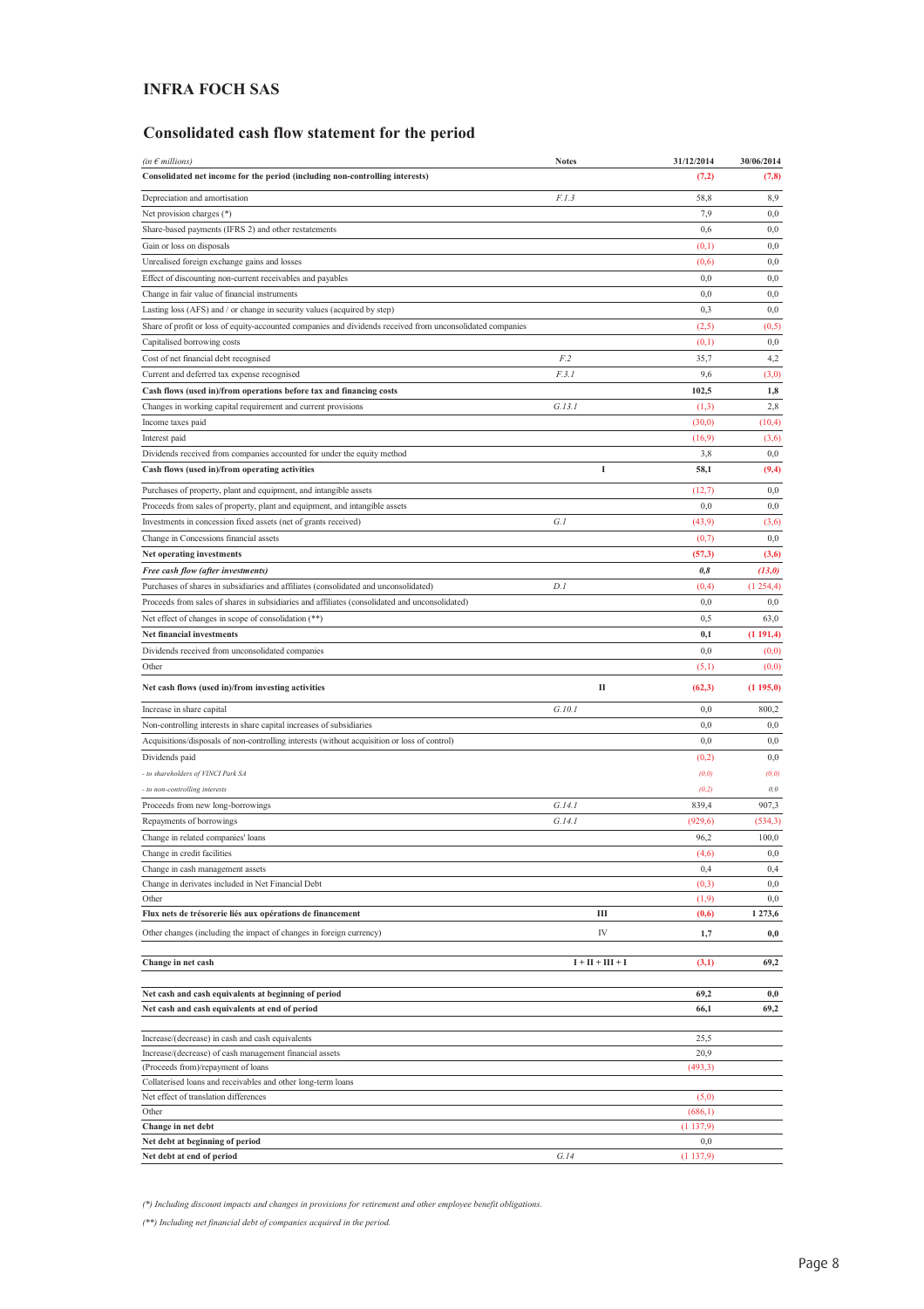## INFRA FOCH SAS

## Consolidated cash flow statement for the period

| *(in € millions)* | Notes | | 31/12/2014 | 30/06/2014 |
|---|---|---|---|---|
| **Consolidated net income for the period (including non-controlling interests)** | | | **(7,2)** | **(7,8)** |
| Depreciation and amortisation | *F.1.3* | | 58,8 | 8,9 |
| Net provision charges (*) | | | 7,9 | 0,0 |
| Share-based payments (IFRS 2) and other restatements | | | 0,6 | 0,0 |
| Gain or loss on disposals | | | (0,1) | 0,0 |
| Unrealised foreign exchange gains and losses | | | (0,6) | 0,0 |
| Effect of discounting non-current receivables and payables | | | 0,0 | 0,0 |
| Change in fair value of financial instruments | | | 0,0 | 0,0 |
| Lasting loss (AFS) and / or change in security values (acquired by step) | | | 0,3 | 0,0 |
| Share of profit or loss of equity-accounted companies and dividends received from unconsolidated companies | | | (2,5) | (0,5) |
| Capitalised borrowing costs | | | (0,1) | 0,0 |
| Cost of net financial debt recognised | *F.2* | | 35,7 | 4,2 |
| Current and deferred tax expense recognised | *F.3.1* | | 9,6 | (3,0) |
| **Cash flows (used in)/from operations before tax and financing costs** | | | **102,5** | **1,8** |
| Changes in working capital requirement and current provisions | *G.13.1* | | (1,3) | 2,8 |
| Income taxes paid | | | (30,0) | (10,4) |
| Interest paid | | | (16,9) | (3,6) |
| Dividends received from companies accounted for under the equity method | | | 3,8 | 0,0 |
| **Cash flows (used in)/from operating activities** | | **I** | **58,1** | **(9,4)** |
| Purchases of property, plant and equipment, and intangible assets | | | (12,7) | 0,0 |
| Proceeds from sales of property, plant and equipment, and intangible assets | | | 0,0 | 0,0 |
| Investments in concession fixed assets (net of grants received) | *G.1* | | (43,9) | (3,6) |
| Change in Concessions financial assets | | | (0,7) | 0,0 |
| **Net operating investments** | | | **(57,3)** | **(3,6)** |
| ***Free cash flow (after investments)*** | | | ***0,8*** | ***(13,0)*** |
| Purchases of shares in subsidiaries and affiliates (consolidated and unconsolidated) | *D.1* | | (0,4) | (1 254,4) |
| Proceeds from sales of shares in subsidiaries and affiliates (consolidated and unconsolidated) | | | 0,0 | 0,0 |
| Net effect of changes in scope of consolidation (**) | | | 0,5 | 63,0 |
| **Net financial investments** | | | **0,1** | **(1 191,4)** |
| Dividends received from unconsolidated companies | | | 0,0 | (0,0) |
| Other | | | (5,1) | (0,0) |
| **Net cash flows (used in)/from investing activities** | | **II** | **(62,3)** | **(1 195,0)** |
| Increase in share capital | *G.10.1* | | 0,0 | 800,2 |
| Non-controlling interests in share capital increases of subsidiaries | | | 0,0 | 0,0 |
| Acquisitions/disposals of non-controlling interests (without acquisition or loss of control) | | | 0,0 | 0,0 |
| Dividends paid | | | (0,2) | 0,0 |
| *- to shareholders of VINCI Park SA* | | | *(0,0)* | *(0,0)* |
| *- to non-controlling interests* | | | *(0,2)* | *0,0* |
| Proceeds from new long-borrowings | *G.14.1* | | 839,4 | 907,3 |
| Repayments of borrowings | *G.14.1* | | (929,6) | (534,3) |
| Change in related companies' loans | | | 96,2 | 100,0 |
| Change in credit facilities | | | (4,6) | 0,0 |
| Change in cash management assets | | | 0,4 | 0,4 |
| Change in derivates included in Net Financial Debt | | | (0,3) | 0,0 |
| Other | | | (1,9) | 0,0 |
| **Flux nets de trésorerie liés aux opérations de financement** | | **III** | **(0,6)** | **1 273,6** |
| Other changes (including the impact of changes in foreign currency) | | IV | **1,7** | **0,0** |
| **Change in net cash** | | **I + II + III + I** | **(3,1)** | **69,2** |
| **Net cash and cash equivalents at beginning of period** | | | **69,2** | **0,0** |
| **Net cash and cash equivalents at end of period** | | | **66,1** | **69,2** |
| Increase/(decrease) in cash and cash equivalents | | | 25,5 | |
| Increase/(decrease) of cash management financial assets | | | 20,9 | |
| (Proceeds from)/repayment of loans | | | (493,3) | |
| Collaterised loans and receivables and other long-term loans | | | | |
| Net effect of translation differences | | | (5,0) | |
| Other | | | (686,1) | |
| **Change in net debt** | | | (1 137,9) | |
| **Net debt at beginning of period** | | | 0,0 | |
| **Net debt at end of period** | *G.14* | | (1 137,9) | |

*(*) Including discount impacts and changes in provisions for retirement and other employee benefit obligations.*

*(**) Including net financial debt of companies acquired in the period.*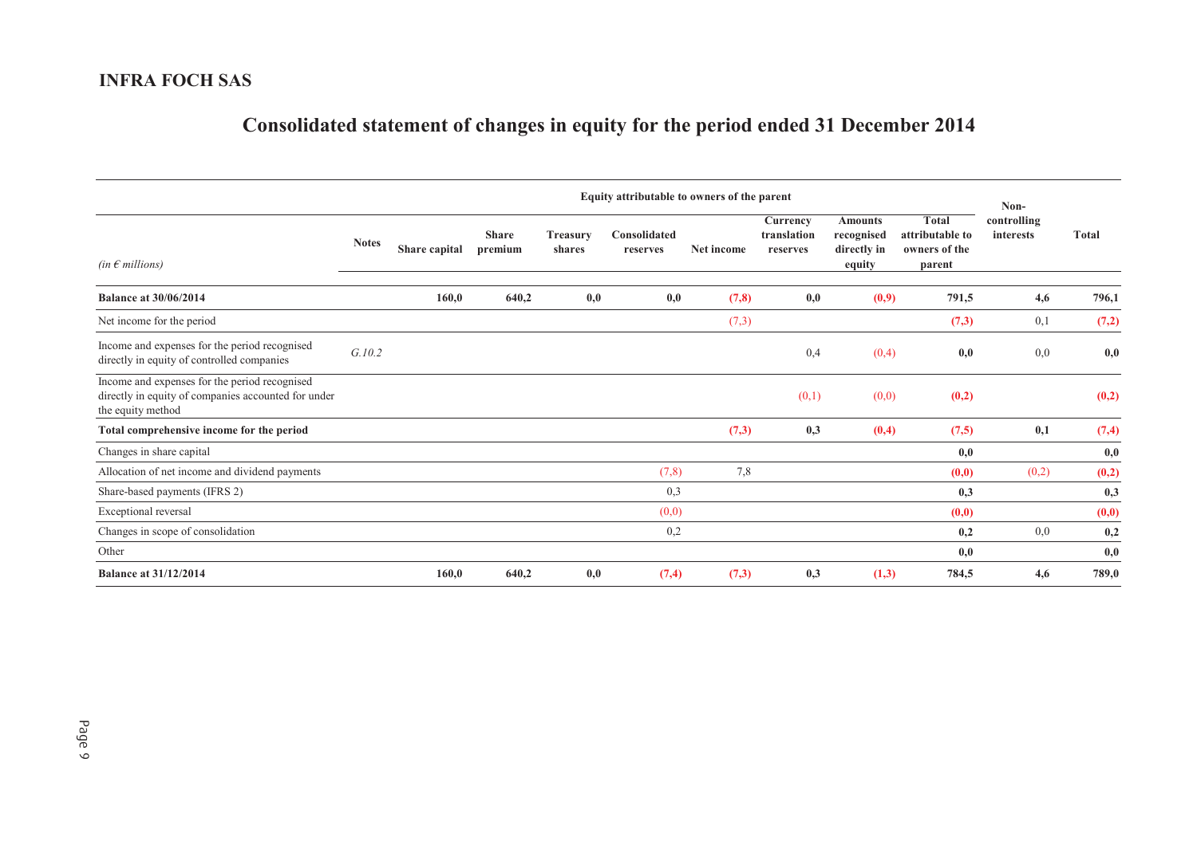**INFRA FOCH SAS**

# Consolidated statement of changes in equity for the period ended 31 December 2014

| | | Equity attributable to owners of the parent | | | | | | | | Non-controlling interests | Total |
|---|---|---|---|---|---|---|---|---|---|---|---|
| *(in € millions)* | **Notes** | **Share capital** | **Share premium** | **Treasury shares** | **Consolidated reserves** | **Net income** | **Currency translation reserves** | **Amounts recognised directly in equity** | **Total attributable to owners of the parent** | | |
| **Balance at 30/06/2014** | | **160,0** | **640,2** | **0,0** | **0,0** | **(7,8)** | **0,0** | **(0,9)** | **791,5** | **4,6** | **796,1** |
| Net income for the period | | | | | | (7,3) | | | **(7,3)** | 0,1 | **(7,2)** |
| Income and expenses for the period recognised directly in equity of controlled companies | *G.10.2* | | | | | | 0,4 | (0,4) | **0,0** | 0,0 | **0,0** |
| Income and expenses for the period recognised directly in equity of companies accounted for under the equity method | | | | | | | (0,1) | (0,0) | **(0,2)** | | **(0,2)** |
| **Total comprehensive income for the period** | | | | | | **(7,3)** | **0,3** | **(0,4)** | **(7,5)** | **0,1** | **(7,4)** |
| Changes in share capital | | | | | | | | | **0,0** | | **0,0** |
| Allocation of net income and dividend payments | | | | | (7,8) | 7,8 | | | **(0,0)** | (0,2) | **(0,2)** |
| Share-based payments (IFRS 2) | | | | | 0,3 | | | | **0,3** | | **0,3** |
| Exceptional reversal | | | | | (0,0) | | | | **(0,0)** | | **(0,0)** |
| Changes in scope of consolidation | | | | | 0,2 | | | | **0,2** | 0,0 | **0,2** |
| Other | | | | | | | | | **0,0** | | **0,0** |
| **Balance at 31/12/2014** | | **160,0** | **640,2** | **0,0** | **(7,4)** | **(7,3)** | **0,3** | **(1,3)** | **784,5** | **4,6** | **789,0** |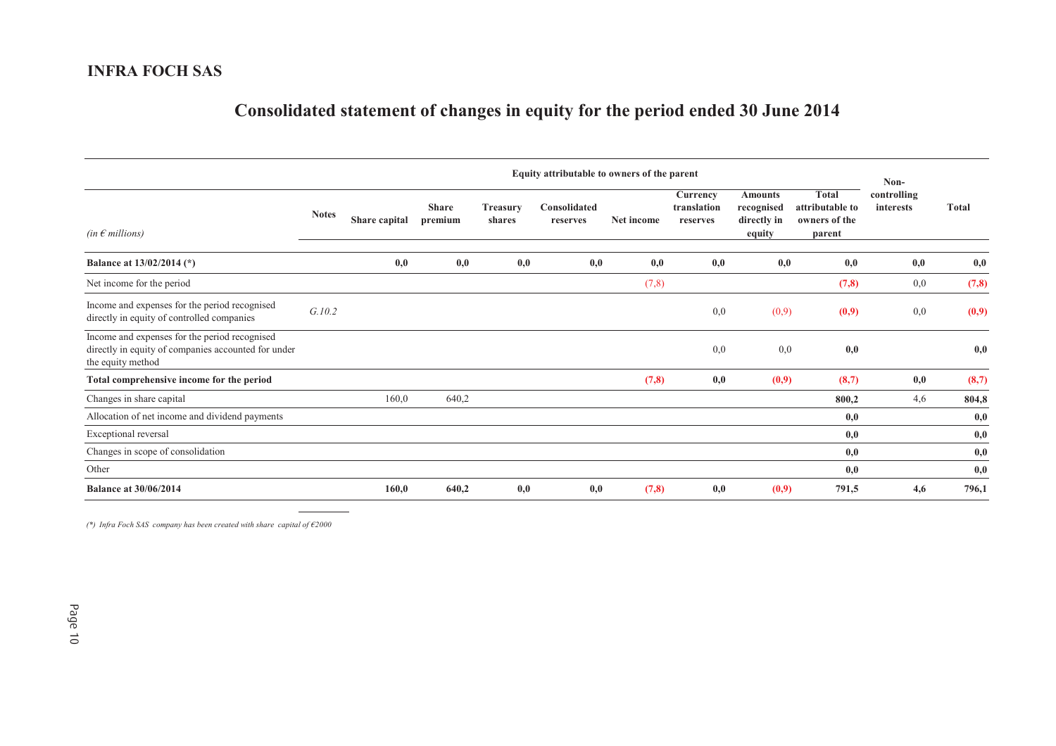**INFRA FOCH SAS**

# Consolidated statement of changes in equity for the period ended 30 June 2014

| *(in € millions)* | Notes | Equity attributable to owners of the parent | | | | | | | | Non-controlling interests | Total |
|---|---|---|---|---|---|---|---|---|---|---|---|
| | | Share capital | Share premium | Treasury shares | Consolidated reserves | Net income | Currency translation reserves | Amounts recognised directly in equity | Total attributable to owners of the parent | | |
| **Balance at 13/02/2014 (*)** | | **0,0** | **0,0** | **0,0** | **0,0** | **0,0** | **0,0** | **0,0** | **0,0** | **0,0** | **0,0** |
| Net income for the period | | | | | | (7,8) | | | **(7,8)** | 0,0 | **(7,8)** |
| Income and expenses for the period recognised directly in equity of controlled companies | *G.10.2* | | | | | | 0,0 | (0,9) | **(0,9)** | 0,0 | **(0,9)** |
| Income and expenses for the period recognised directly in equity of companies accounted for under the equity method | | | | | | | 0,0 | 0,0 | **0,0** | | **0,0** |
| **Total comprehensive income for the period** | | | | | | **(7,8)** | **0,0** | **(0,9)** | **(8,7)** | **0,0** | **(8,7)** |
| Changes in share capital | | 160,0 | 640,2 | | | | | | **800,2** | 4,6 | **804,8** |
| Allocation of net income and dividend payments | | | | | | | | | **0,0** | | **0,0** |
| Exceptional reversal | | | | | | | | | **0,0** | | **0,0** |
| Changes in scope of consolidation | | | | | | | | | **0,0** | | **0,0** |
| Other | | | | | | | | | **0,0** | | **0,0** |
| **Balance at 30/06/2014** | | **160,0** | **640,2** | **0,0** | **0,0** | **(7,8)** | **0,0** | **(0,9)** | **791,5** | **4,6** | **796,1** |

*(\*) Infra Foch SAS company has been created with share capital of €2000*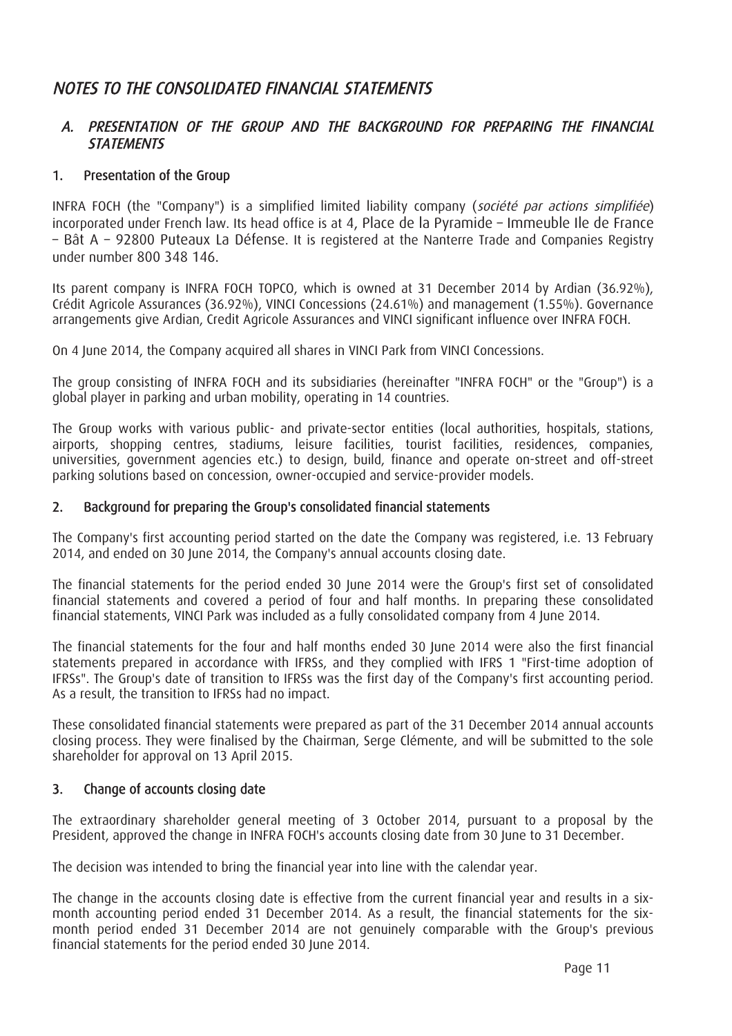# *NOTES TO THE CONSOLIDATED FINANCIAL STATEMENTS*

## *A. PRESENTATION OF THE GROUP AND THE BACKGROUND FOR PREPARING THE FINANCIAL STATEMENTS*

### 1. Presentation of the Group

INFRA FOCH (the "Company") is a simplified limited liability company (*société par actions simplifiée*) incorporated under French law. Its head office is at 4, Place de la Pyramide – Immeuble Ile de France – Bât A – 92800 Puteaux La Défense. It is registered at the Nanterre Trade and Companies Registry under number 800 348 146.

Its parent company is INFRA FOCH TOPCO, which is owned at 31 December 2014 by Ardian (36.92%), Crédit Agricole Assurances (36.92%), VINCI Concessions (24.61%) and management (1.55%). Governance arrangements give Ardian, Credit Agricole Assurances and VINCI significant influence over INFRA FOCH.

On 4 June 2014, the Company acquired all shares in VINCI Park from VINCI Concessions.

The group consisting of INFRA FOCH and its subsidiaries (hereinafter "INFRA FOCH" or the "Group") is a global player in parking and urban mobility, operating in 14 countries.

The Group works with various public- and private-sector entities (local authorities, hospitals, stations, airports, shopping centres, stadiums, leisure facilities, tourist facilities, residences, companies, universities, government agencies etc.) to design, build, finance and operate on-street and off-street parking solutions based on concession, owner-occupied and service-provider models.

### 2. Background for preparing the Group's consolidated financial statements

The Company's first accounting period started on the date the Company was registered, i.e. 13 February 2014, and ended on 30 June 2014, the Company's annual accounts closing date.

The financial statements for the period ended 30 June 2014 were the Group's first set of consolidated financial statements and covered a period of four and half months. In preparing these consolidated financial statements, VINCI Park was included as a fully consolidated company from 4 June 2014.

The financial statements for the four and half months ended 30 June 2014 were also the first financial statements prepared in accordance with IFRSs, and they complied with IFRS 1 "First-time adoption of IFRSs". The Group's date of transition to IFRSs was the first day of the Company's first accounting period. As a result, the transition to IFRSs had no impact.

These consolidated financial statements were prepared as part of the 31 December 2014 annual accounts closing process. They were finalised by the Chairman, Serge Clémente, and will be submitted to the sole shareholder for approval on 13 April 2015.

### 3. Change of accounts closing date

The extraordinary shareholder general meeting of 3 October 2014, pursuant to a proposal by the President, approved the change in INFRA FOCH's accounts closing date from 30 June to 31 December.

The decision was intended to bring the financial year into line with the calendar year.

The change in the accounts closing date is effective from the current financial year and results in a six-month accounting period ended 31 December 2014. As a result, the financial statements for the six-month period ended 31 December 2014 are not genuinely comparable with the Group's previous financial statements for the period ended 30 June 2014.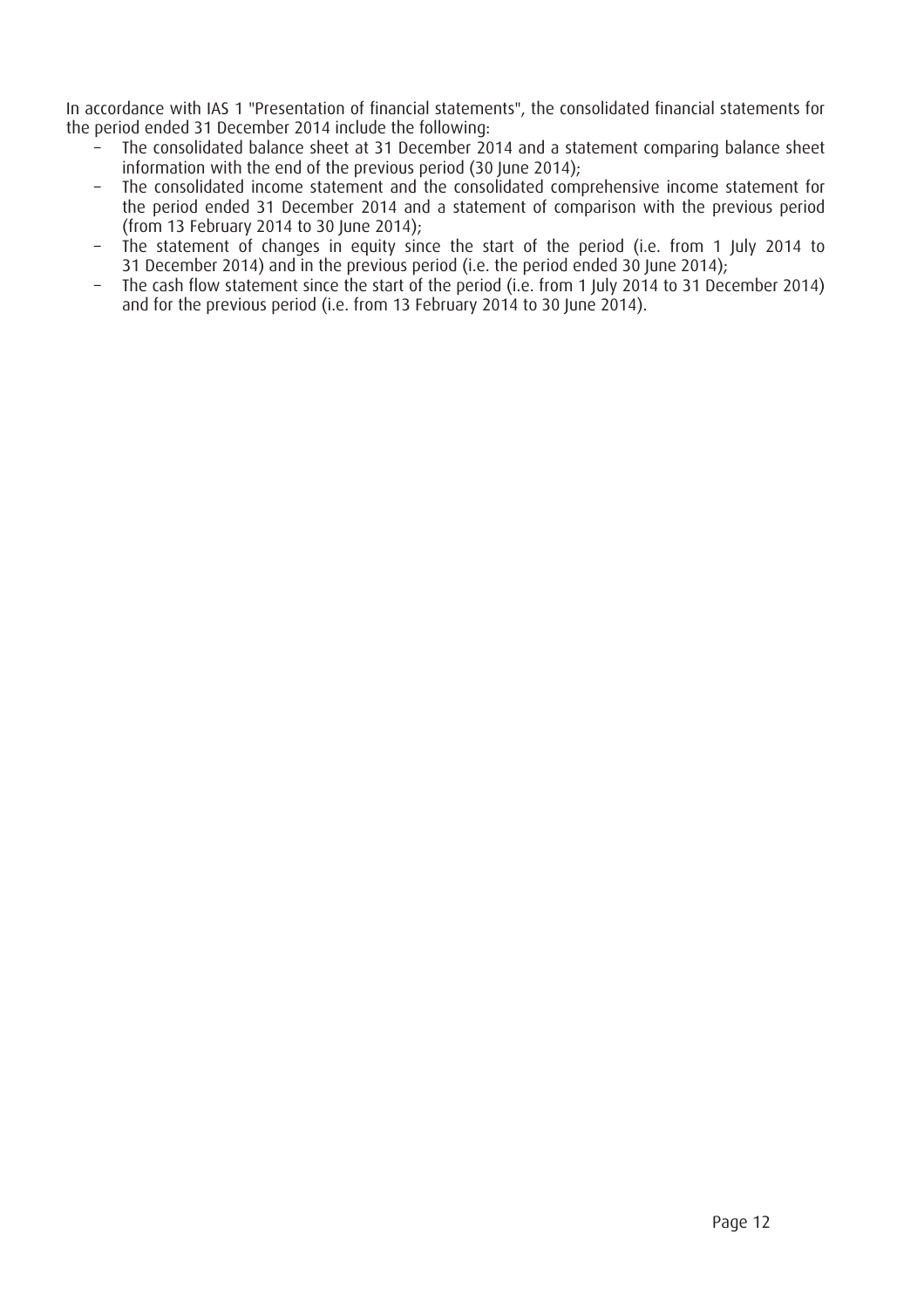In accordance with IAS 1 "Presentation of financial statements", the consolidated financial statements for the period ended 31 December 2014 include the following:

- The consolidated balance sheet at 31 December 2014 and a statement comparing balance sheet information with the end of the previous period (30 June 2014);
- The consolidated income statement and the consolidated comprehensive income statement for the period ended 31 December 2014 and a statement of comparison with the previous period (from 13 February 2014 to 30 June 2014);
- The statement of changes in equity since the start of the period (i.e. from 1 July 2014 to 31 December 2014) and in the previous period (i.e. the period ended 30 June 2014);
- The cash flow statement since the start of the period (i.e. from 1 July 2014 to 31 December 2014) and for the previous period (i.e. from 13 February 2014 to 30 June 2014).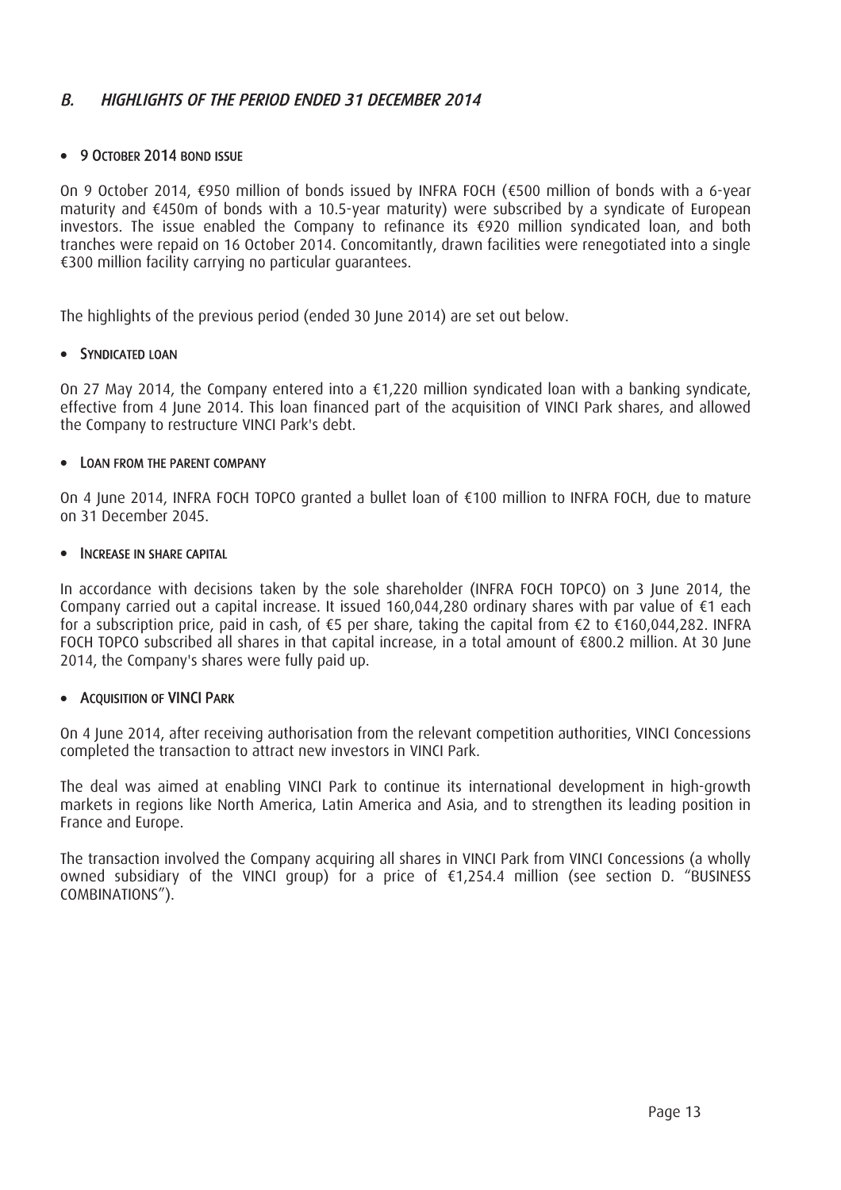## *B. HIGHLIGHTS OF THE PERIOD ENDED 31 DECEMBER 2014*

- **9 OCTOBER 2014 BOND ISSUE**

On 9 October 2014, €950 million of bonds issued by INFRA FOCH (€500 million of bonds with a 6-year maturity and €450m of bonds with a 10.5-year maturity) were subscribed by a syndicate of European investors. The issue enabled the Company to refinance its €920 million syndicated loan, and both tranches were repaid on 16 October 2014. Concomitantly, drawn facilities were renegotiated into a single €300 million facility carrying no particular guarantees.

The highlights of the previous period (ended 30 June 2014) are set out below.

- **SYNDICATED LOAN**

On 27 May 2014, the Company entered into a €1,220 million syndicated loan with a banking syndicate, effective from 4 June 2014. This loan financed part of the acquisition of VINCI Park shares, and allowed the Company to restructure VINCI Park's debt.

- **LOAN FROM THE PARENT COMPANY**

On 4 June 2014, INFRA FOCH TOPCO granted a bullet loan of €100 million to INFRA FOCH, due to mature on 31 December 2045.

- **INCREASE IN SHARE CAPITAL**

In accordance with decisions taken by the sole shareholder (INFRA FOCH TOPCO) on 3 June 2014, the Company carried out a capital increase. It issued 160,044,280 ordinary shares with par value of €1 each for a subscription price, paid in cash, of €5 per share, taking the capital from €2 to €160,044,282. INFRA FOCH TOPCO subscribed all shares in that capital increase, in a total amount of €800.2 million. At 30 June 2014, the Company's shares were fully paid up.

- **ACQUISITION OF VINCI PARK**

On 4 June 2014, after receiving authorisation from the relevant competition authorities, VINCI Concessions completed the transaction to attract new investors in VINCI Park.

The deal was aimed at enabling VINCI Park to continue its international development in high-growth markets in regions like North America, Latin America and Asia, and to strengthen its leading position in France and Europe.

The transaction involved the Company acquiring all shares in VINCI Park from VINCI Concessions (a wholly owned subsidiary of the VINCI group) for a price of €1,254.4 million (see section D. "BUSINESS COMBINATIONS").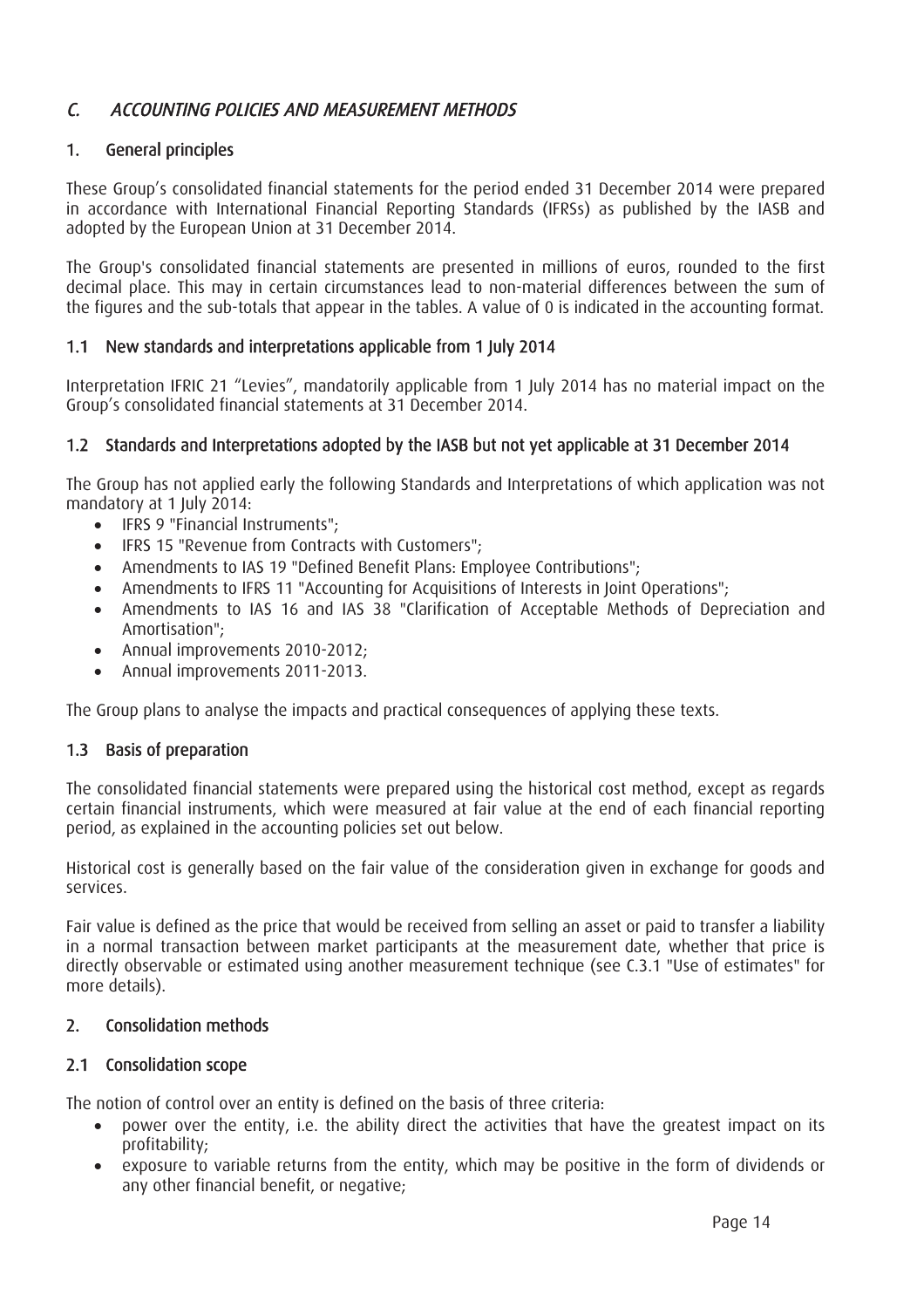## *C. ACCOUNTING POLICIES AND MEASUREMENT METHODS*

### 1. General principles

These Group's consolidated financial statements for the period ended 31 December 2014 were prepared in accordance with International Financial Reporting Standards (IFRSs) as published by the IASB and adopted by the European Union at 31 December 2014.

The Group's consolidated financial statements are presented in millions of euros, rounded to the first decimal place. This may in certain circumstances lead to non-material differences between the sum of the figures and the sub-totals that appear in the tables. A value of 0 is indicated in the accounting format.

### 1.1 New standards and interpretations applicable from 1 July 2014

Interpretation IFRIC 21 "Levies", mandatorily applicable from 1 July 2014 has no material impact on the Group's consolidated financial statements at 31 December 2014.

### 1.2 Standards and Interpretations adopted by the IASB but not yet applicable at 31 December 2014

The Group has not applied early the following Standards and Interpretations of which application was not mandatory at 1 July 2014:

- IFRS 9 "Financial Instruments";
- IFRS 15 "Revenue from Contracts with Customers";
- Amendments to IAS 19 "Defined Benefit Plans: Employee Contributions";
- Amendments to IFRS 11 "Accounting for Acquisitions of Interests in Joint Operations";
- Amendments to IAS 16 and IAS 38 "Clarification of Acceptable Methods of Depreciation and Amortisation";
- Annual improvements 2010-2012;
- Annual improvements 2011-2013.

The Group plans to analyse the impacts and practical consequences of applying these texts.

### 1.3 Basis of preparation

The consolidated financial statements were prepared using the historical cost method, except as regards certain financial instruments, which were measured at fair value at the end of each financial reporting period, as explained in the accounting policies set out below.

Historical cost is generally based on the fair value of the consideration given in exchange for goods and services.

Fair value is defined as the price that would be received from selling an asset or paid to transfer a liability in a normal transaction between market participants at the measurement date, whether that price is directly observable or estimated using another measurement technique (see C.3.1 "Use of estimates" for more details).

### 2. Consolidation methods

### 2.1 Consolidation scope

The notion of control over an entity is defined on the basis of three criteria:

- power over the entity, i.e. the ability direct the activities that have the greatest impact on its profitability;
- exposure to variable returns from the entity, which may be positive in the form of dividends or any other financial benefit, or negative;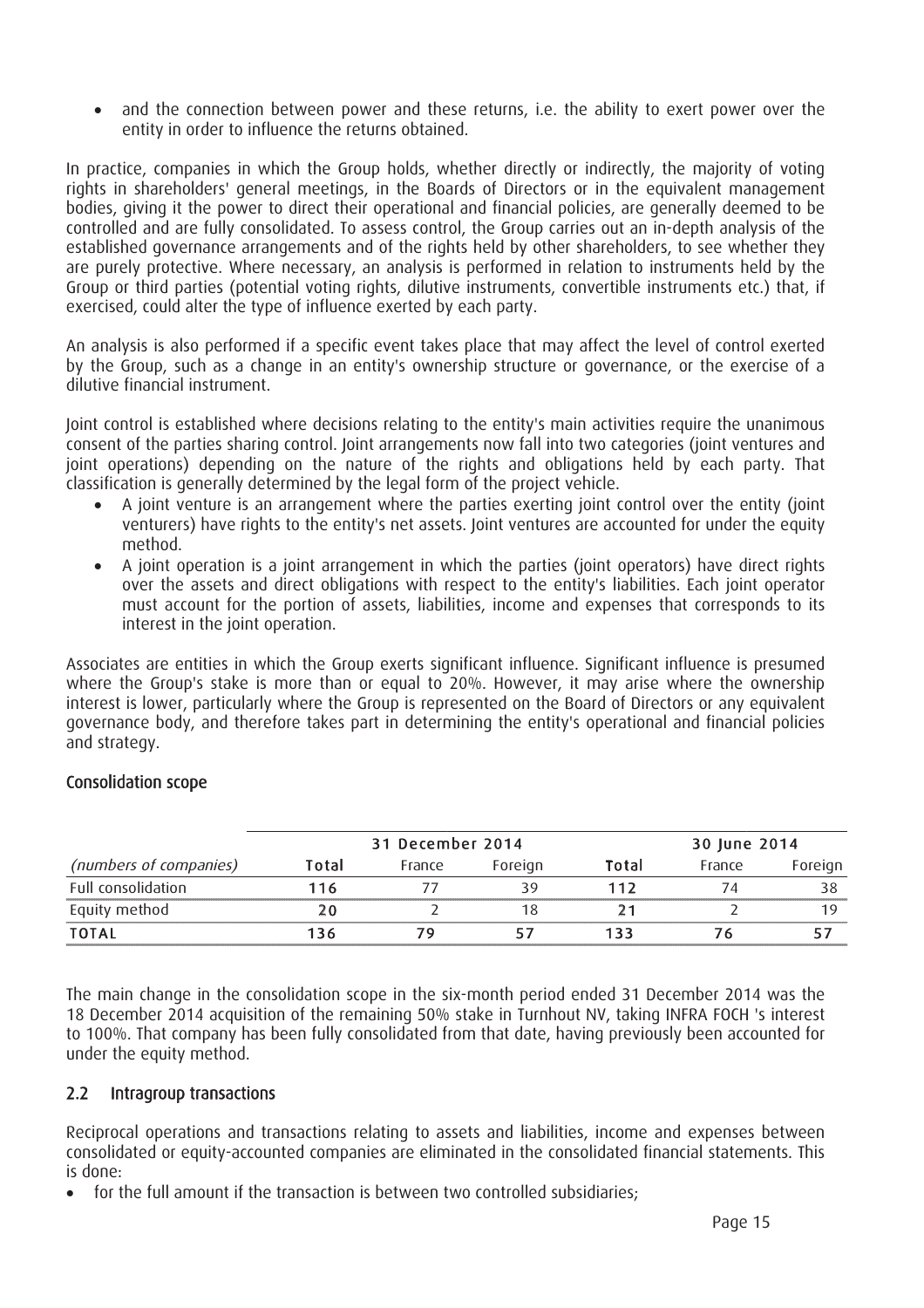- and the connection between power and these returns, i.e. the ability to exert power over the entity in order to influence the returns obtained.

In practice, companies in which the Group holds, whether directly or indirectly, the majority of voting rights in shareholders' general meetings, in the Boards of Directors or in the equivalent management bodies, giving it the power to direct their operational and financial policies, are generally deemed to be controlled and are fully consolidated. To assess control, the Group carries out an in-depth analysis of the established governance arrangements and of the rights held by other shareholders, to see whether they are purely protective. Where necessary, an analysis is performed in relation to instruments held by the Group or third parties (potential voting rights, dilutive instruments, convertible instruments etc.) that, if exercised, could alter the type of influence exerted by each party.

An analysis is also performed if a specific event takes place that may affect the level of control exerted by the Group, such as a change in an entity's ownership structure or governance, or the exercise of a dilutive financial instrument.

Joint control is established where decisions relating to the entity's main activities require the unanimous consent of the parties sharing control. Joint arrangements now fall into two categories (joint ventures and joint operations) depending on the nature of the rights and obligations held by each party. That classification is generally determined by the legal form of the project vehicle.

- A joint venture is an arrangement where the parties exerting joint control over the entity (joint venturers) have rights to the entity's net assets. Joint ventures are accounted for under the equity method.
- A joint operation is a joint arrangement in which the parties (joint operators) have direct rights over the assets and direct obligations with respect to the entity's liabilities. Each joint operator must account for the portion of assets, liabilities, income and expenses that corresponds to its interest in the joint operation.

Associates are entities in which the Group exerts significant influence. Significant influence is presumed where the Group's stake is more than or equal to 20%. However, it may arise where the ownership interest is lower, particularly where the Group is represented on the Board of Directors or any equivalent governance body, and therefore takes part in determining the entity's operational and financial policies and strategy.

### Consolidation scope

| | 31 December 2014 | | | 30 June 2014 | | |
|---|---|---|---|---|---|---|
| *(numbers of companies)* | **Total** | France | Foreign | **Total** | France | Foreign |
| Full consolidation | **116** | 77 | 39 | **112** | 74 | 38 |
| Equity method | **20** | 2 | 18 | **21** | 2 | 19 |
| **TOTAL** | **136** | **79** | **57** | **133** | **76** | **57** |

The main change in the consolidation scope in the six-month period ended 31 December 2014 was the 18 December 2014 acquisition of the remaining 50% stake in Turnhout NV, taking INFRA FOCH 's interest to 100%. That company has been fully consolidated from that date, having previously been accounted for under the equity method.

## 2.2 Intragroup transactions

Reciprocal operations and transactions relating to assets and liabilities, income and expenses between consolidated or equity-accounted companies are eliminated in the consolidated financial statements. This is done:

- for the full amount if the transaction is between two controlled subsidiaries;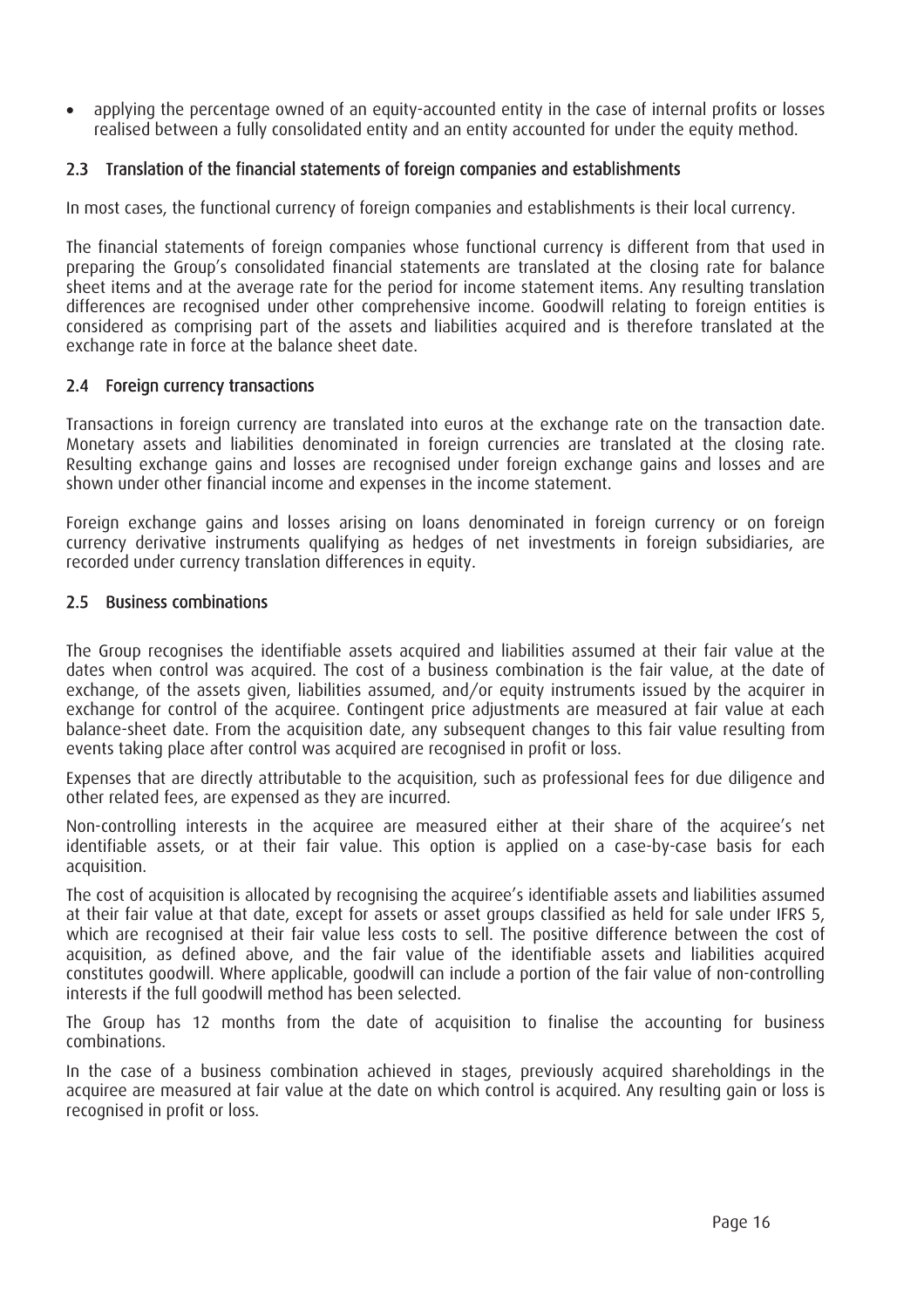- applying the percentage owned of an equity-accounted entity in the case of internal profits or losses realised between a fully consolidated entity and an entity accounted for under the equity method.

### 2.3 Translation of the financial statements of foreign companies and establishments

In most cases, the functional currency of foreign companies and establishments is their local currency.

The financial statements of foreign companies whose functional currency is different from that used in preparing the Group's consolidated financial statements are translated at the closing rate for balance sheet items and at the average rate for the period for income statement items. Any resulting translation differences are recognised under other comprehensive income. Goodwill relating to foreign entities is considered as comprising part of the assets and liabilities acquired and is therefore translated at the exchange rate in force at the balance sheet date.

### 2.4 Foreign currency transactions

Transactions in foreign currency are translated into euros at the exchange rate on the transaction date. Monetary assets and liabilities denominated in foreign currencies are translated at the closing rate. Resulting exchange gains and losses are recognised under foreign exchange gains and losses and are shown under other financial income and expenses in the income statement.

Foreign exchange gains and losses arising on loans denominated in foreign currency or on foreign currency derivative instruments qualifying as hedges of net investments in foreign subsidiaries, are recorded under currency translation differences in equity.

### 2.5 Business combinations

The Group recognises the identifiable assets acquired and liabilities assumed at their fair value at the dates when control was acquired. The cost of a business combination is the fair value, at the date of exchange, of the assets given, liabilities assumed, and/or equity instruments issued by the acquirer in exchange for control of the acquiree. Contingent price adjustments are measured at fair value at each balance-sheet date. From the acquisition date, any subsequent changes to this fair value resulting from events taking place after control was acquired are recognised in profit or loss.

Expenses that are directly attributable to the acquisition, such as professional fees for due diligence and other related fees, are expensed as they are incurred.

Non-controlling interests in the acquiree are measured either at their share of the acquiree's net identifiable assets, or at their fair value. This option is applied on a case-by-case basis for each acquisition.

The cost of acquisition is allocated by recognising the acquiree's identifiable assets and liabilities assumed at their fair value at that date, except for assets or asset groups classified as held for sale under IFRS 5, which are recognised at their fair value less costs to sell. The positive difference between the cost of acquisition, as defined above, and the fair value of the identifiable assets and liabilities acquired constitutes goodwill. Where applicable, goodwill can include a portion of the fair value of non-controlling interests if the full goodwill method has been selected.

The Group has 12 months from the date of acquisition to finalise the accounting for business combinations.

In the case of a business combination achieved in stages, previously acquired shareholdings in the acquiree are measured at fair value at the date on which control is acquired. Any resulting gain or loss is recognised in profit or loss.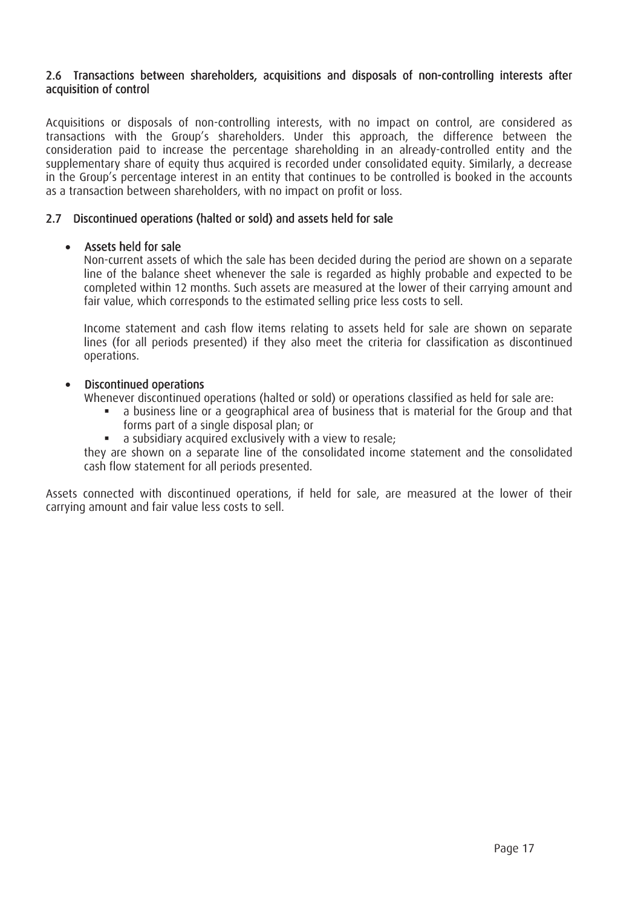### 2.6 Transactions between shareholders, acquisitions and disposals of non-controlling interests after acquisition of control

Acquisitions or disposals of non-controlling interests, with no impact on control, are considered as transactions with the Group's shareholders. Under this approach, the difference between the consideration paid to increase the percentage shareholding in an already-controlled entity and the supplementary share of equity thus acquired is recorded under consolidated equity. Similarly, a decrease in the Group's percentage interest in an entity that continues to be controlled is booked in the accounts as a transaction between shareholders, with no impact on profit or loss.

### 2.7 Discontinued operations (halted or sold) and assets held for sale

- **Assets held for sale**

  Non-current assets of which the sale has been decided during the period are shown on a separate line of the balance sheet whenever the sale is regarded as highly probable and expected to be completed within 12 months. Such assets are measured at the lower of their carrying amount and fair value, which corresponds to the estimated selling price less costs to sell.

  Income statement and cash flow items relating to assets held for sale are shown on separate lines (for all periods presented) if they also meet the criteria for classification as discontinued operations.

- **Discontinued operations**

  Whenever discontinued operations (halted or sold) or operations classified as held for sale are:
  - a business line or a geographical area of business that is material for the Group and that forms part of a single disposal plan; or
  - a subsidiary acquired exclusively with a view to resale;

  they are shown on a separate line of the consolidated income statement and the consolidated cash flow statement for all periods presented.

Assets connected with discontinued operations, if held for sale, are measured at the lower of their carrying amount and fair value less costs to sell.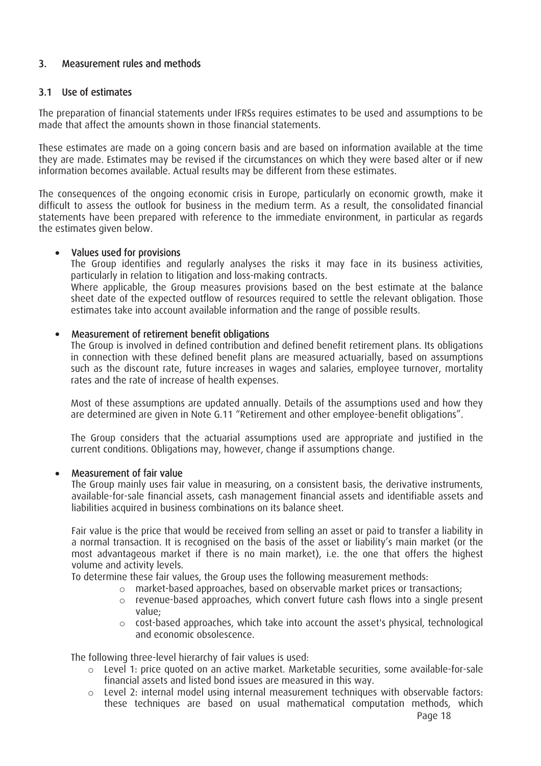## 3. Measurement rules and methods

### 3.1 Use of estimates

The preparation of financial statements under IFRSs requires estimates to be used and assumptions to be made that affect the amounts shown in those financial statements.

These estimates are made on a going concern basis and are based on information available at the time they are made. Estimates may be revised if the circumstances on which they were based alter or if new information becomes available. Actual results may be different from these estimates.

The consequences of the ongoing economic crisis in Europe, particularly on economic growth, make it difficult to assess the outlook for business in the medium term. As a result, the consolidated financial statements have been prepared with reference to the immediate environment, in particular as regards the estimates given below.

- **Values used for provisions**

  The Group identifies and regularly analyses the risks it may face in its business activities, particularly in relation to litigation and loss-making contracts.

  Where applicable, the Group measures provisions based on the best estimate at the balance sheet date of the expected outflow of resources required to settle the relevant obligation. Those estimates take into account available information and the range of possible results.

- **Measurement of retirement benefit obligations**

  The Group is involved in defined contribution and defined benefit retirement plans. Its obligations in connection with these defined benefit plans are measured actuarially, based on assumptions such as the discount rate, future increases in wages and salaries, employee turnover, mortality rates and the rate of increase of health expenses.

  Most of these assumptions are updated annually. Details of the assumptions used and how they are determined are given in Note G.11 "Retirement and other employee-benefit obligations".

  The Group considers that the actuarial assumptions used are appropriate and justified in the current conditions. Obligations may, however, change if assumptions change.

- **Measurement of fair value**

  The Group mainly uses fair value in measuring, on a consistent basis, the derivative instruments, available-for-sale financial assets, cash management financial assets and identifiable assets and liabilities acquired in business combinations on its balance sheet.

  Fair value is the price that would be received from selling an asset or paid to transfer a liability in a normal transaction. It is recognised on the basis of the asset or liability's main market (or the most advantageous market if there is no main market), i.e. the one that offers the highest volume and activity levels.

  To determine these fair values, the Group uses the following measurement methods:

  - market-based approaches, based on observable market prices or transactions;
  - revenue-based approaches, which convert future cash flows into a single present value;
  - cost-based approaches, which take into account the asset's physical, technological and economic obsolescence.

  The following three-level hierarchy of fair values is used:

  - Level 1: price quoted on an active market. Marketable securities, some available-for-sale financial assets and listed bond issues are measured in this way.
  - Level 2: internal model using internal measurement techniques with observable factors: these techniques are based on usual mathematical computation methods, which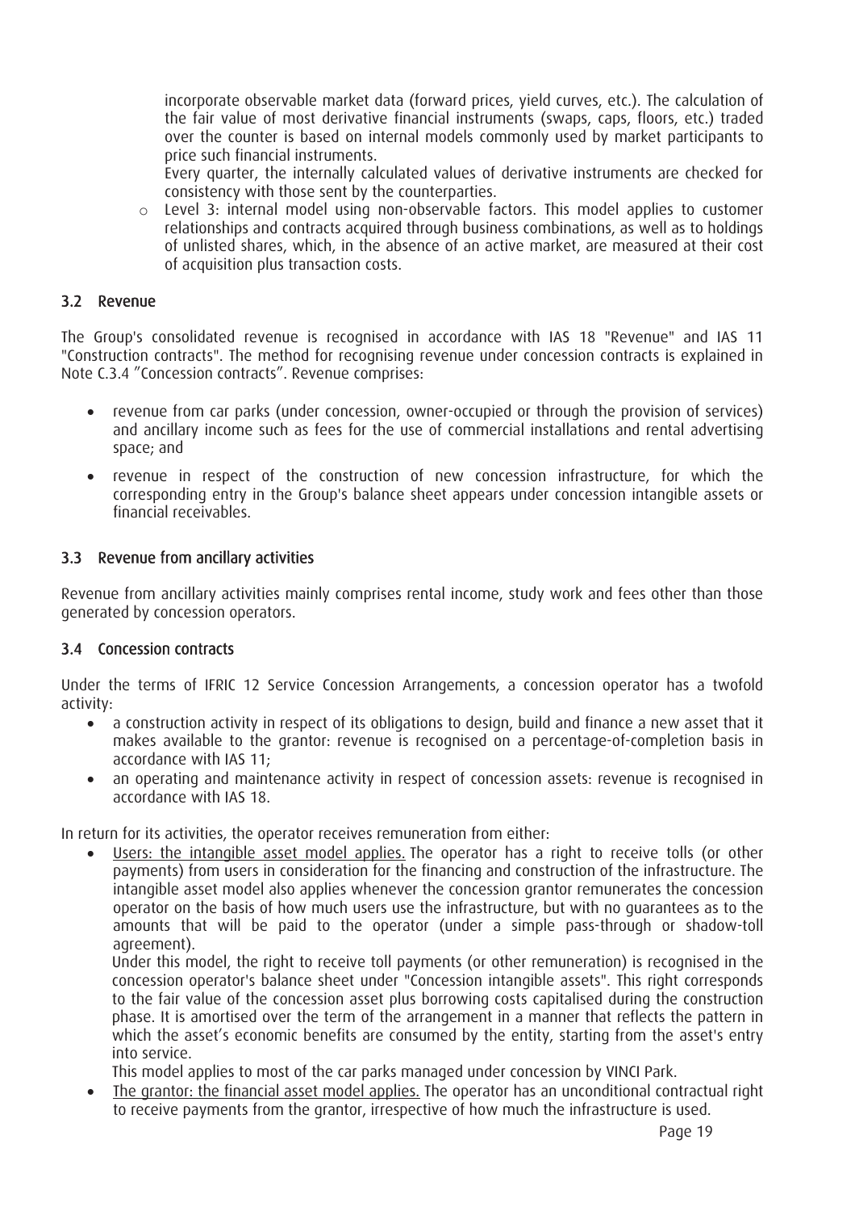incorporate observable market data (forward prices, yield curves, etc.). The calculation of the fair value of most derivative financial instruments (swaps, caps, floors, etc.) traded over the counter is based on internal models commonly used by market participants to price such financial instruments.
  Every quarter, the internally calculated values of derivative instruments are checked for consistency with those sent by the counterparties.

  - Level 3: internal model using non-observable factors. This model applies to customer relationships and contracts acquired through business combinations, as well as to holdings of unlisted shares, which, in the absence of an active market, are measured at their cost of acquisition plus transaction costs.

### 3.2 Revenue

The Group's consolidated revenue is recognised in accordance with IAS 18 "Revenue" and IAS 11 "Construction contracts". The method for recognising revenue under concession contracts is explained in Note C.3.4 "Concession contracts". Revenue comprises:

- revenue from car parks (under concession, owner-occupied or through the provision of services) and ancillary income such as fees for the use of commercial installations and rental advertising space; and
- revenue in respect of the construction of new concession infrastructure, for which the corresponding entry in the Group's balance sheet appears under concession intangible assets or financial receivables.

### 3.3 Revenue from ancillary activities

Revenue from ancillary activities mainly comprises rental income, study work and fees other than those generated by concession operators.

### 3.4 Concession contracts

Under the terms of IFRIC 12 Service Concession Arrangements, a concession operator has a twofold activity:

- a construction activity in respect of its obligations to design, build and finance a new asset that it makes available to the grantor: revenue is recognised on a percentage-of-completion basis in accordance with IAS 11;
- an operating and maintenance activity in respect of concession assets: revenue is recognised in accordance with IAS 18.

In return for its activities, the operator receives remuneration from either:

- Users: the intangible asset model applies. The operator has a right to receive tolls (or other payments) from users in consideration for the financing and construction of the infrastructure. The intangible asset model also applies whenever the concession grantor remunerates the concession operator on the basis of how much users use the infrastructure, but with no guarantees as to the amounts that will be paid to the operator (under a simple pass-through or shadow-toll agreement).
  Under this model, the right to receive toll payments (or other remuneration) is recognised in the concession operator's balance sheet under "Concession intangible assets". This right corresponds to the fair value of the concession asset plus borrowing costs capitalised during the construction phase. It is amortised over the term of the arrangement in a manner that reflects the pattern in which the asset's economic benefits are consumed by the entity, starting from the asset's entry into service.
  This model applies to most of the car parks managed under concession by VINCI Park.
- The grantor: the financial asset model applies. The operator has an unconditional contractual right to receive payments from the grantor, irrespective of how much the infrastructure is used.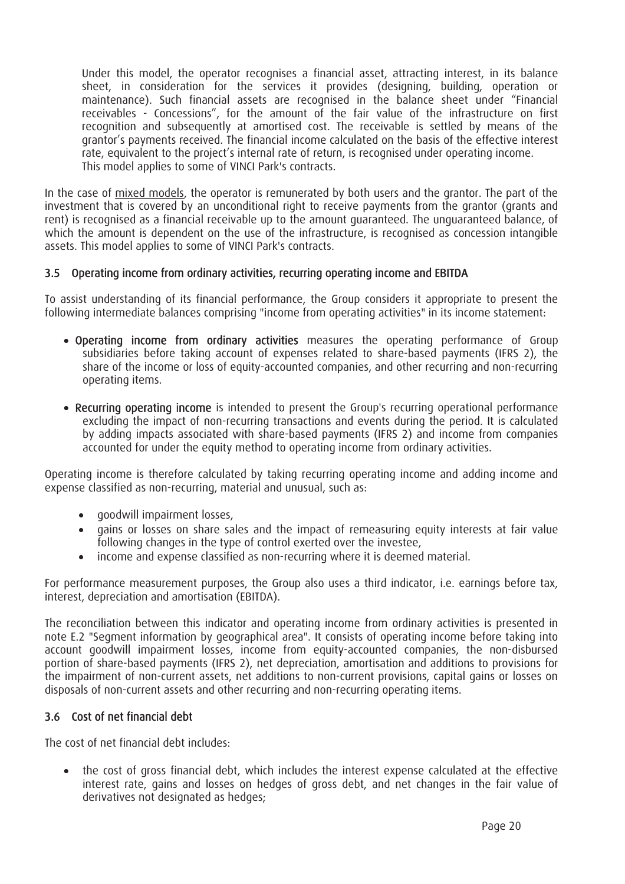Under this model, the operator recognises a financial asset, attracting interest, in its balance sheet, in consideration for the services it provides (designing, building, operation or maintenance). Such financial assets are recognised in the balance sheet under "Financial receivables - Concessions", for the amount of the fair value of the infrastructure on first recognition and subsequently at amortised cost. The receivable is settled by means of the grantor's payments received. The financial income calculated on the basis of the effective interest rate, equivalent to the project's internal rate of return, is recognised under operating income. This model applies to some of VINCI Park's contracts.

In the case of mixed models, the operator is remunerated by both users and the grantor. The part of the investment that is covered by an unconditional right to receive payments from the grantor (grants and rent) is recognised as a financial receivable up to the amount guaranteed. The unguaranteed balance, of which the amount is dependent on the use of the infrastructure, is recognised as concession intangible assets. This model applies to some of VINCI Park's contracts.

### 3.5 Operating income from ordinary activities, recurring operating income and EBITDA

To assist understanding of its financial performance, the Group considers it appropriate to present the following intermediate balances comprising "income from operating activities" in its income statement:

- **Operating income from ordinary activities** measures the operating performance of Group subsidiaries before taking account of expenses related to share-based payments (IFRS 2), the share of the income or loss of equity-accounted companies, and other recurring and non-recurring operating items.

- **Recurring operating income** is intended to present the Group's recurring operational performance excluding the impact of non-recurring transactions and events during the period. It is calculated by adding impacts associated with share-based payments (IFRS 2) and income from companies accounted for under the equity method to operating income from ordinary activities.

Operating income is therefore calculated by taking recurring operating income and adding income and expense classified as non-recurring, material and unusual, such as:

- goodwill impairment losses,
- gains or losses on share sales and the impact of remeasuring equity interests at fair value following changes in the type of control exerted over the investee,
- income and expense classified as non-recurring where it is deemed material.

For performance measurement purposes, the Group also uses a third indicator, i.e. earnings before tax, interest, depreciation and amortisation (EBITDA).

The reconciliation between this indicator and operating income from ordinary activities is presented in note E.2 "Segment information by geographical area". It consists of operating income before taking into account goodwill impairment losses, income from equity-accounted companies, the non-disbursed portion of share-based payments (IFRS 2), net depreciation, amortisation and additions to provisions for the impairment of non-current assets, net additions to non-current provisions, capital gains or losses on disposals of non-current assets and other recurring and non-recurring operating items.

### 3.6 Cost of net financial debt

The cost of net financial debt includes:

- the cost of gross financial debt, which includes the interest expense calculated at the effective interest rate, gains and losses on hedges of gross debt, and net changes in the fair value of derivatives not designated as hedges;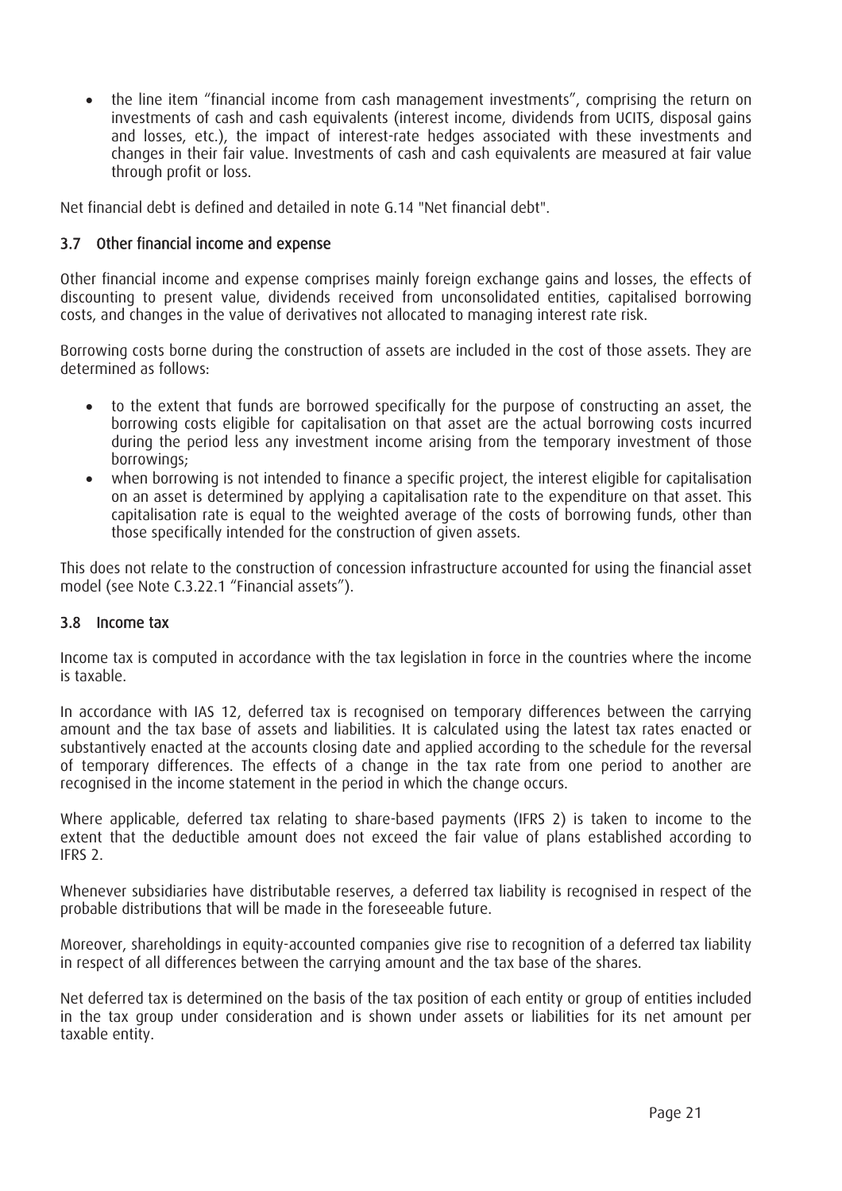- the line item "financial income from cash management investments", comprising the return on investments of cash and cash equivalents (interest income, dividends from UCITS, disposal gains and losses, etc.), the impact of interest-rate hedges associated with these investments and changes in their fair value. Investments of cash and cash equivalents are measured at fair value through profit or loss.

Net financial debt is defined and detailed in note G.14 "Net financial debt".

### 3.7 Other financial income and expense

Other financial income and expense comprises mainly foreign exchange gains and losses, the effects of discounting to present value, dividends received from unconsolidated entities, capitalised borrowing costs, and changes in the value of derivatives not allocated to managing interest rate risk.

Borrowing costs borne during the construction of assets are included in the cost of those assets. They are determined as follows:

- to the extent that funds are borrowed specifically for the purpose of constructing an asset, the borrowing costs eligible for capitalisation on that asset are the actual borrowing costs incurred during the period less any investment income arising from the temporary investment of those borrowings;
- when borrowing is not intended to finance a specific project, the interest eligible for capitalisation on an asset is determined by applying a capitalisation rate to the expenditure on that asset. This capitalisation rate is equal to the weighted average of the costs of borrowing funds, other than those specifically intended for the construction of given assets.

This does not relate to the construction of concession infrastructure accounted for using the financial asset model (see Note C.3.22.1 "Financial assets").

### 3.8 Income tax

Income tax is computed in accordance with the tax legislation in force in the countries where the income is taxable.

In accordance with IAS 12, deferred tax is recognised on temporary differences between the carrying amount and the tax base of assets and liabilities. It is calculated using the latest tax rates enacted or substantively enacted at the accounts closing date and applied according to the schedule for the reversal of temporary differences. The effects of a change in the tax rate from one period to another are recognised in the income statement in the period in which the change occurs.

Where applicable, deferred tax relating to share-based payments (IFRS 2) is taken to income to the extent that the deductible amount does not exceed the fair value of plans established according to IFRS 2.

Whenever subsidiaries have distributable reserves, a deferred tax liability is recognised in respect of the probable distributions that will be made in the foreseeable future.

Moreover, shareholdings in equity-accounted companies give rise to recognition of a deferred tax liability in respect of all differences between the carrying amount and the tax base of the shares.

Net deferred tax is determined on the basis of the tax position of each entity or group of entities included in the tax group under consideration and is shown under assets or liabilities for its net amount per taxable entity.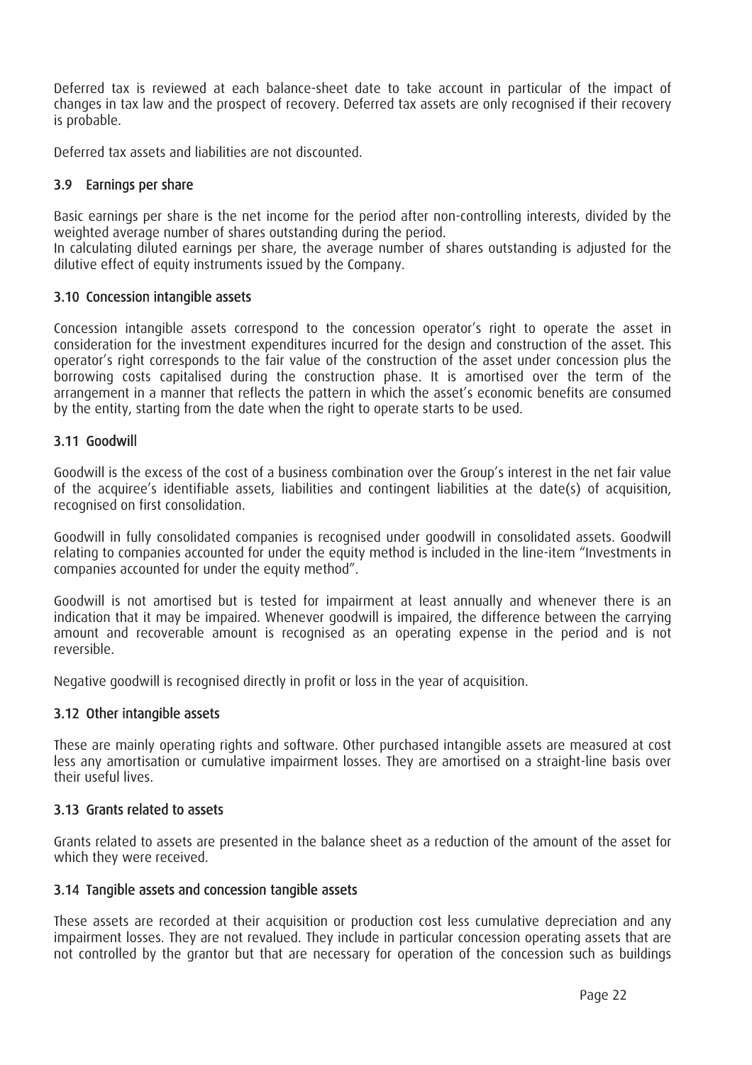Deferred tax is reviewed at each balance-sheet date to take account in particular of the impact of changes in tax law and the prospect of recovery. Deferred tax assets are only recognised if their recovery is probable.

Deferred tax assets and liabilities are not discounted.

### 3.9 Earnings per share

Basic earnings per share is the net income for the period after non-controlling interests, divided by the weighted average number of shares outstanding during the period.
In calculating diluted earnings per share, the average number of shares outstanding is adjusted for the dilutive effect of equity instruments issued by the Company.

### 3.10 Concession intangible assets

Concession intangible assets correspond to the concession operator's right to operate the asset in consideration for the investment expenditures incurred for the design and construction of the asset. This operator's right corresponds to the fair value of the construction of the asset under concession plus the borrowing costs capitalised during the construction phase. It is amortised over the term of the arrangement in a manner that reflects the pattern in which the asset's economic benefits are consumed by the entity, starting from the date when the right to operate starts to be used.

### 3.11 Goodwill

Goodwill is the excess of the cost of a business combination over the Group's interest in the net fair value of the acquiree's identifiable assets, liabilities and contingent liabilities at the date(s) of acquisition, recognised on first consolidation.

Goodwill in fully consolidated companies is recognised under goodwill in consolidated assets. Goodwill relating to companies accounted for under the equity method is included in the line-item "Investments in companies accounted for under the equity method".

Goodwill is not amortised but is tested for impairment at least annually and whenever there is an indication that it may be impaired. Whenever goodwill is impaired, the difference between the carrying amount and recoverable amount is recognised as an operating expense in the period and is not reversible.

Negative goodwill is recognised directly in profit or loss in the year of acquisition.

### 3.12 Other intangible assets

These are mainly operating rights and software. Other purchased intangible assets are measured at cost less any amortisation or cumulative impairment losses. They are amortised on a straight-line basis over their useful lives.

### 3.13 Grants related to assets

Grants related to assets are presented in the balance sheet as a reduction of the amount of the asset for which they were received.

### 3.14 Tangible assets and concession tangible assets

These assets are recorded at their acquisition or production cost less cumulative depreciation and any impairment losses. They are not revalued. They include in particular concession operating assets that are not controlled by the grantor but that are necessary for operation of the concession such as buildings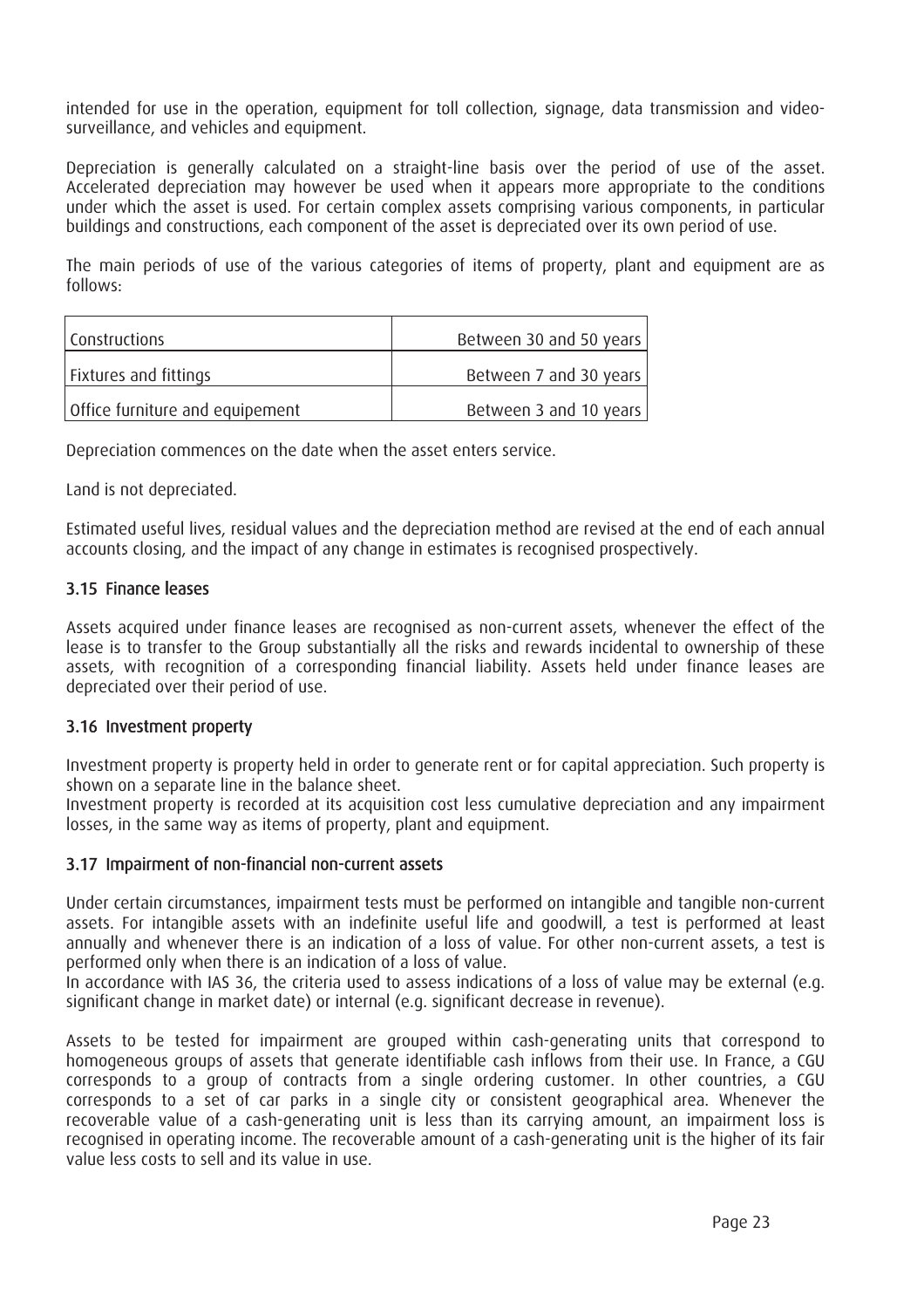intended for use in the operation, equipment for toll collection, signage, data transmission and video-surveillance, and vehicles and equipment.

Depreciation is generally calculated on a straight-line basis over the period of use of the asset. Accelerated depreciation may however be used when it appears more appropriate to the conditions under which the asset is used. For certain complex assets comprising various components, in particular buildings and constructions, each component of the asset is depreciated over its own period of use.

The main periods of use of the various categories of items of property, plant and equipment are as follows:

| | |
|---|---|
| Constructions | Between 30 and 50 years |
| Fixtures and fittings | Between 7 and 30 years |
| Office furniture and equipement | Between 3 and 10 years |

Depreciation commences on the date when the asset enters service.

Land is not depreciated.

Estimated useful lives, residual values and the depreciation method are revised at the end of each annual accounts closing, and the impact of any change in estimates is recognised prospectively.

### 3.15 Finance leases

Assets acquired under finance leases are recognised as non-current assets, whenever the effect of the lease is to transfer to the Group substantially all the risks and rewards incidental to ownership of these assets, with recognition of a corresponding financial liability. Assets held under finance leases are depreciated over their period of use.

### 3.16 Investment property

Investment property is property held in order to generate rent or for capital appreciation. Such property is shown on a separate line in the balance sheet.
Investment property is recorded at its acquisition cost less cumulative depreciation and any impairment losses, in the same way as items of property, plant and equipment.

### 3.17 Impairment of non-financial non-current assets

Under certain circumstances, impairment tests must be performed on intangible and tangible non-current assets. For intangible assets with an indefinite useful life and goodwill, a test is performed at least annually and whenever there is an indication of a loss of value. For other non-current assets, a test is performed only when there is an indication of a loss of value.
In accordance with IAS 36, the criteria used to assess indications of a loss of value may be external (e.g. significant change in market date) or internal (e.g. significant decrease in revenue).

Assets to be tested for impairment are grouped within cash-generating units that correspond to homogeneous groups of assets that generate identifiable cash inflows from their use. In France, a CGU corresponds to a group of contracts from a single ordering customer. In other countries, a CGU corresponds to a set of car parks in a single city or consistent geographical area. Whenever the recoverable value of a cash-generating unit is less than its carrying amount, an impairment loss is recognised in operating income. The recoverable amount of a cash-generating unit is the higher of its fair value less costs to sell and its value in use.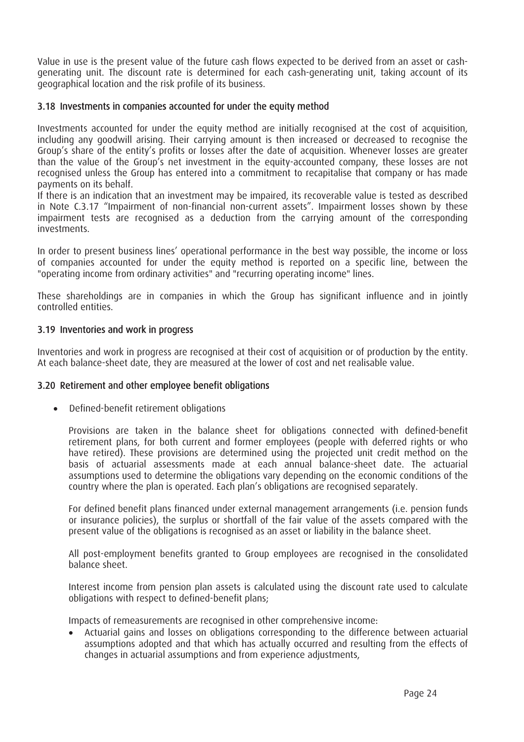Value in use is the present value of the future cash flows expected to be derived from an asset or cash-generating unit. The discount rate is determined for each cash-generating unit, taking account of its geographical location and the risk profile of its business.

### 3.18 Investments in companies accounted for under the equity method

Investments accounted for under the equity method are initially recognised at the cost of acquisition, including any goodwill arising. Their carrying amount is then increased or decreased to recognise the Group's share of the entity's profits or losses after the date of acquisition. Whenever losses are greater than the value of the Group's net investment in the equity-accounted company, these losses are not recognised unless the Group has entered into a commitment to recapitalise that company or has made payments on its behalf.
If there is an indication that an investment may be impaired, its recoverable value is tested as described in Note C.3.17 "Impairment of non-financial non-current assets". Impairment losses shown by these impairment tests are recognised as a deduction from the carrying amount of the corresponding investments.

In order to present business lines' operational performance in the best way possible, the income or loss of companies accounted for under the equity method is reported on a specific line, between the "operating income from ordinary activities" and "recurring operating income" lines.

These shareholdings are in companies in which the Group has significant influence and in jointly controlled entities.

### 3.19 Inventories and work in progress

Inventories and work in progress are recognised at their cost of acquisition or of production by the entity. At each balance-sheet date, they are measured at the lower of cost and net realisable value.

### 3.20 Retirement and other employee benefit obligations

- Defined-benefit retirement obligations

  Provisions are taken in the balance sheet for obligations connected with defined-benefit retirement plans, for both current and former employees (people with deferred rights or who have retired). These provisions are determined using the projected unit credit method on the basis of actuarial assessments made at each annual balance-sheet date. The actuarial assumptions used to determine the obligations vary depending on the economic conditions of the country where the plan is operated. Each plan's obligations are recognised separately.

  For defined benefit plans financed under external management arrangements (i.e. pension funds or insurance policies), the surplus or shortfall of the fair value of the assets compared with the present value of the obligations is recognised as an asset or liability in the balance sheet.

  All post-employment benefits granted to Group employees are recognised in the consolidated balance sheet.

  Interest income from pension plan assets is calculated using the discount rate used to calculate obligations with respect to defined-benefit plans;

  Impacts of remeasurements are recognised in other comprehensive income:

  - Actuarial gains and losses on obligations corresponding to the difference between actuarial assumptions adopted and that which has actually occurred and resulting from the effects of changes in actuarial assumptions and from experience adjustments,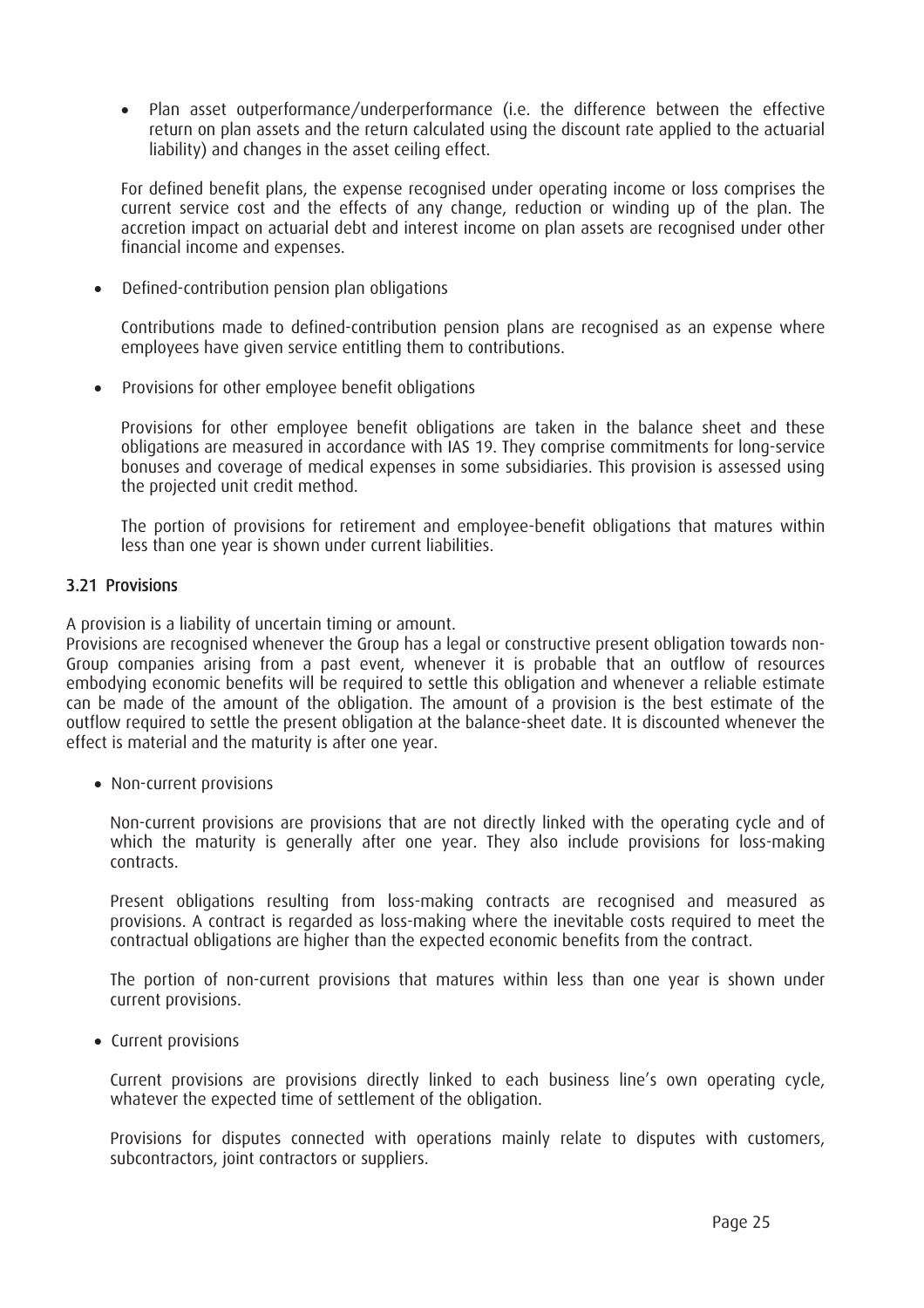- Plan asset outperformance/underperformance (i.e. the difference between the effective return on plan assets and the return calculated using the discount rate applied to the actuarial liability) and changes in the asset ceiling effect.

  For defined benefit plans, the expense recognised under operating income or loss comprises the current service cost and the effects of any change, reduction or winding up of the plan. The accretion impact on actuarial debt and interest income on plan assets are recognised under other financial income and expenses.

- Defined-contribution pension plan obligations

  Contributions made to defined-contribution pension plans are recognised as an expense where employees have given service entitling them to contributions.

- Provisions for other employee benefit obligations

  Provisions for other employee benefit obligations are taken in the balance sheet and these obligations are measured in accordance with IAS 19. They comprise commitments for long-service bonuses and coverage of medical expenses in some subsidiaries. This provision is assessed using the projected unit credit method.

  The portion of provisions for retirement and employee-benefit obligations that matures within less than one year is shown under current liabilities.

### 3.21 Provisions

A provision is a liability of uncertain timing or amount.
Provisions are recognised whenever the Group has a legal or constructive present obligation towards non-Group companies arising from a past event, whenever it is probable that an outflow of resources embodying economic benefits will be required to settle this obligation and whenever a reliable estimate can be made of the amount of the obligation. The amount of a provision is the best estimate of the outflow required to settle the present obligation at the balance-sheet date. It is discounted whenever the effect is material and the maturity is after one year.

- Non-current provisions

  Non-current provisions are provisions that are not directly linked with the operating cycle and of which the maturity is generally after one year. They also include provisions for loss-making contracts.

  Present obligations resulting from loss-making contracts are recognised and measured as provisions. A contract is regarded as loss-making where the inevitable costs required to meet the contractual obligations are higher than the expected economic benefits from the contract.

  The portion of non-current provisions that matures within less than one year is shown under current provisions.

- Current provisions

  Current provisions are provisions directly linked to each business line's own operating cycle, whatever the expected time of settlement of the obligation.

  Provisions for disputes connected with operations mainly relate to disputes with customers, subcontractors, joint contractors or suppliers.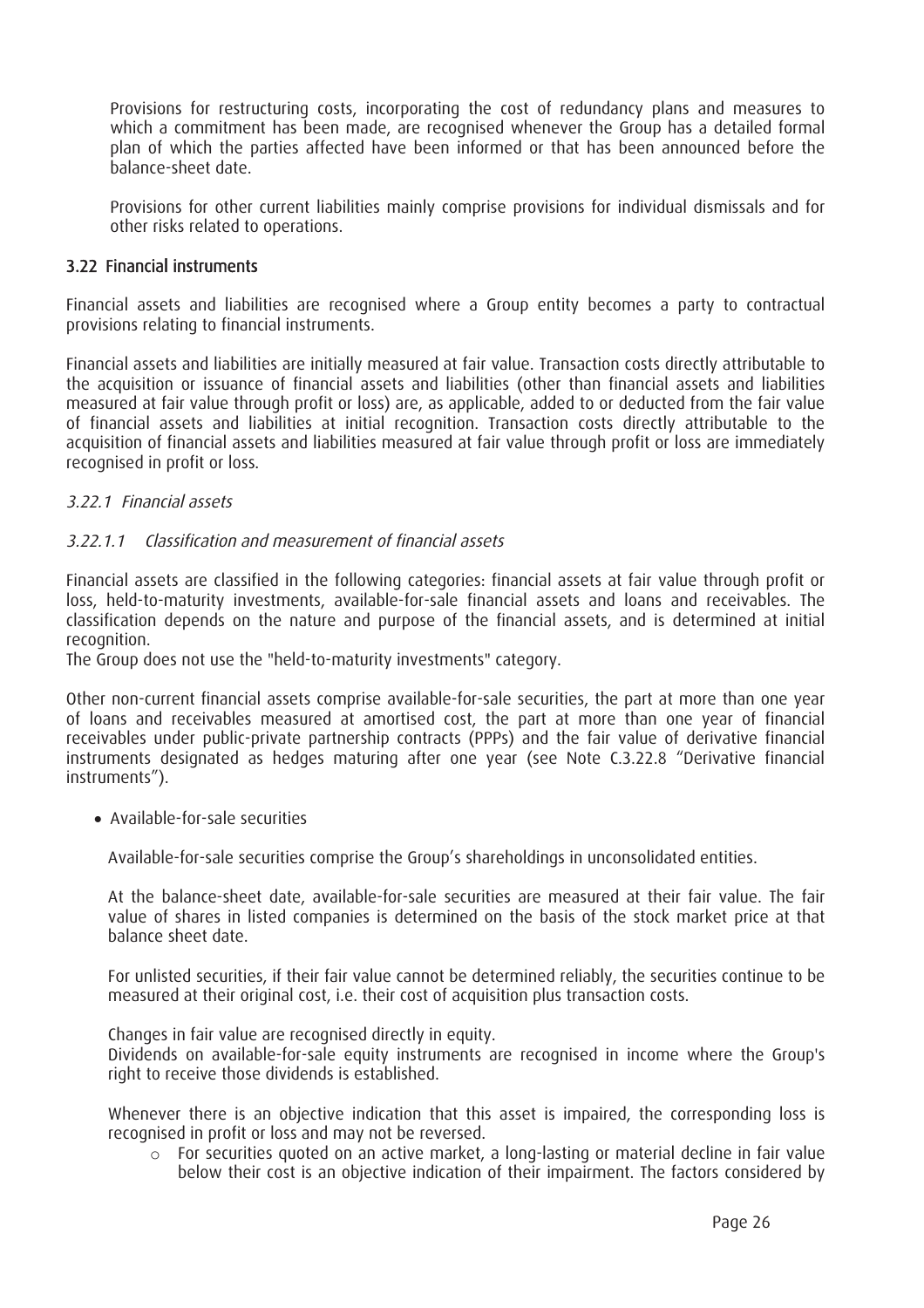Provisions for restructuring costs, incorporating the cost of redundancy plans and measures to which a commitment has been made, are recognised whenever the Group has a detailed formal plan of which the parties affected have been informed or that has been announced before the balance-sheet date.

Provisions for other current liabilities mainly comprise provisions for individual dismissals and for other risks related to operations.

### 3.22 Financial instruments

Financial assets and liabilities are recognised where a Group entity becomes a party to contractual provisions relating to financial instruments.

Financial assets and liabilities are initially measured at fair value. Transaction costs directly attributable to the acquisition or issuance of financial assets and liabilities (other than financial assets and liabilities measured at fair value through profit or loss) are, as applicable, added to or deducted from the fair value of financial assets and liabilities at initial recognition. Transaction costs directly attributable to the acquisition of financial assets and liabilities measured at fair value through profit or loss are immediately recognised in profit or loss.

#### *3.22.1 Financial assets*

##### *3.22.1.1 Classification and measurement of financial assets*

Financial assets are classified in the following categories: financial assets at fair value through profit or loss, held-to-maturity investments, available-for-sale financial assets and loans and receivables. The classification depends on the nature and purpose of the financial assets, and is determined at initial recognition.
The Group does not use the "held-to-maturity investments" category.

Other non-current financial assets comprise available-for-sale securities, the part at more than one year of loans and receivables measured at amortised cost, the part at more than one year of financial receivables under public-private partnership contracts (PPPs) and the fair value of derivative financial instruments designated as hedges maturing after one year (see Note C.3.22.8 "Derivative financial instruments").

- Available-for-sale securities

  Available-for-sale securities comprise the Group's shareholdings in unconsolidated entities.

  At the balance-sheet date, available-for-sale securities are measured at their fair value. The fair value of shares in listed companies is determined on the basis of the stock market price at that balance sheet date.

  For unlisted securities, if their fair value cannot be determined reliably, the securities continue to be measured at their original cost, i.e. their cost of acquisition plus transaction costs.

  Changes in fair value are recognised directly in equity.
  Dividends on available-for-sale equity instruments are recognised in income where the Group's right to receive those dividends is established.

  Whenever there is an objective indication that this asset is impaired, the corresponding loss is recognised in profit or loss and may not be reversed.

  - For securities quoted on an active market, a long-lasting or material decline in fair value below their cost is an objective indication of their impairment. The factors considered by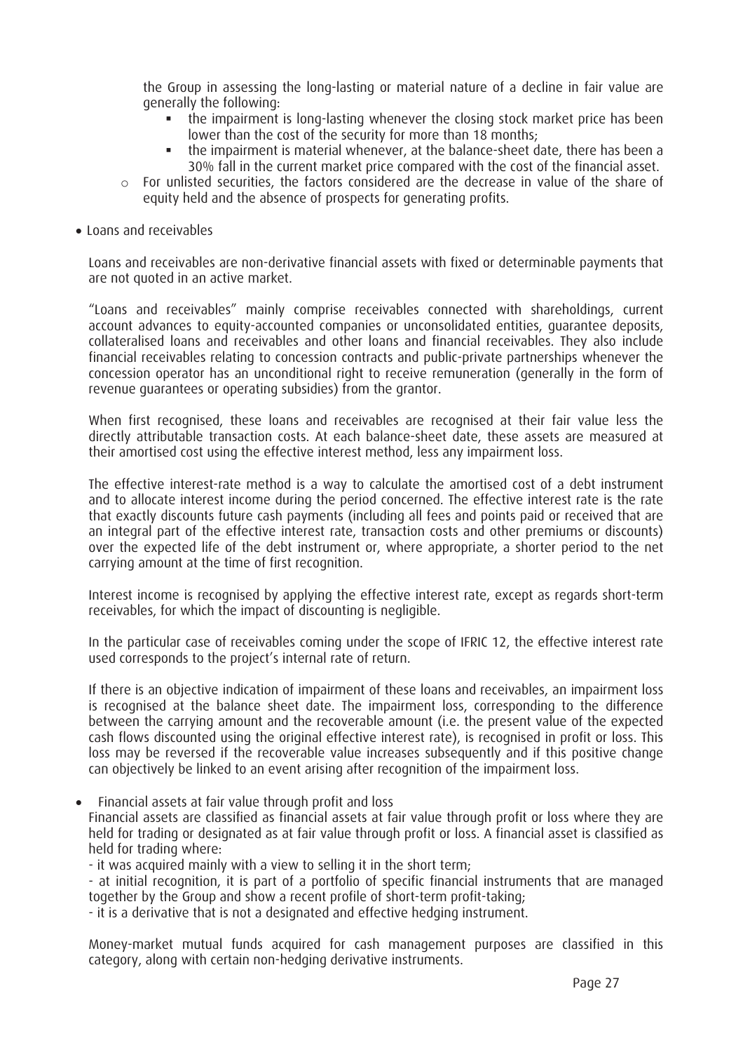the Group in assessing the long-lasting or material nature of a decline in fair value are generally the following:

- the impairment is long-lasting whenever the closing stock market price has been lower than the cost of the security for more than 18 months;
- the impairment is material whenever, at the balance-sheet date, there has been a 30% fall in the current market price compared with the cost of the financial asset.

- For unlisted securities, the factors considered are the decrease in value of the share of equity held and the absence of prospects for generating profits.

- Loans and receivables

Loans and receivables are non-derivative financial assets with fixed or determinable payments that are not quoted in an active market.

"Loans and receivables" mainly comprise receivables connected with shareholdings, current account advances to equity-accounted companies or unconsolidated entities, guarantee deposits, collateralised loans and receivables and other loans and financial receivables. They also include financial receivables relating to concession contracts and public-private partnerships whenever the concession operator has an unconditional right to receive remuneration (generally in the form of revenue guarantees or operating subsidies) from the grantor.

When first recognised, these loans and receivables are recognised at their fair value less the directly attributable transaction costs. At each balance-sheet date, these assets are measured at their amortised cost using the effective interest method, less any impairment loss.

The effective interest-rate method is a way to calculate the amortised cost of a debt instrument and to allocate interest income during the period concerned. The effective interest rate is the rate that exactly discounts future cash payments (including all fees and points paid or received that are an integral part of the effective interest rate, transaction costs and other premiums or discounts) over the expected life of the debt instrument or, where appropriate, a shorter period to the net carrying amount at the time of first recognition.

Interest income is recognised by applying the effective interest rate, except as regards short-term receivables, for which the impact of discounting is negligible.

In the particular case of receivables coming under the scope of IFRIC 12, the effective interest rate used corresponds to the project's internal rate of return.

If there is an objective indication of impairment of these loans and receivables, an impairment loss is recognised at the balance sheet date. The impairment loss, corresponding to the difference between the carrying amount and the recoverable amount (i.e. the present value of the expected cash flows discounted using the original effective interest rate), is recognised in profit or loss. This loss may be reversed if the recoverable value increases subsequently and if this positive change can objectively be linked to an event arising after recognition of the impairment loss.

- Financial assets at fair value through profit and loss

Financial assets are classified as financial assets at fair value through profit or loss where they are held for trading or designated as at fair value through profit or loss. A financial asset is classified as held for trading where:

- it was acquired mainly with a view to selling it in the short term;
- at initial recognition, it is part of a portfolio of specific financial instruments that are managed together by the Group and show a recent profile of short-term profit-taking;
- it is a derivative that is not a designated and effective hedging instrument.

Money-market mutual funds acquired for cash management purposes are classified in this category, along with certain non-hedging derivative instruments.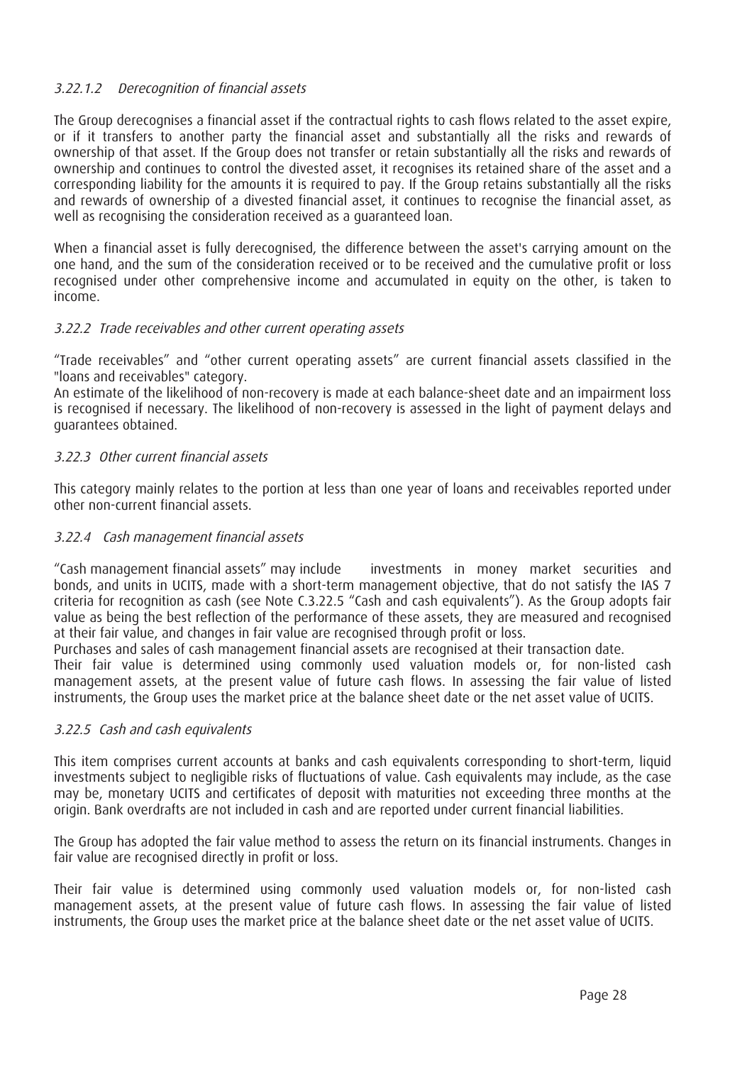#### *3.22.1.2 Derecognition of financial assets*

The Group derecognises a financial asset if the contractual rights to cash flows related to the asset expire, or if it transfers to another party the financial asset and substantially all the risks and rewards of ownership of that asset. If the Group does not transfer or retain substantially all the risks and rewards of ownership and continues to control the divested asset, it recognises its retained share of the asset and a corresponding liability for the amounts it is required to pay. If the Group retains substantially all the risks and rewards of ownership of a divested financial asset, it continues to recognise the financial asset, as well as recognising the consideration received as a guaranteed loan.

When a financial asset is fully derecognised, the difference between the asset's carrying amount on the one hand, and the sum of the consideration received or to be received and the cumulative profit or loss recognised under other comprehensive income and accumulated in equity on the other, is taken to income.

### *3.22.2 Trade receivables and other current operating assets*

"Trade receivables" and "other current operating assets" are current financial assets classified in the "loans and receivables" category.
An estimate of the likelihood of non-recovery is made at each balance-sheet date and an impairment loss is recognised if necessary. The likelihood of non-recovery is assessed in the light of payment delays and guarantees obtained.

### *3.22.3 Other current financial assets*

This category mainly relates to the portion at less than one year of loans and receivables reported under other non-current financial assets.

### *3.22.4 Cash management financial assets*

"Cash management financial assets" may include investments in money market securities and bonds, and units in UCITS, made with a short-term management objective, that do not satisfy the IAS 7 criteria for recognition as cash (see Note C.3.22.5 "Cash and cash equivalents"). As the Group adopts fair value as being the best reflection of the performance of these assets, they are measured and recognised at their fair value, and changes in fair value are recognised through profit or loss.
Purchases and sales of cash management financial assets are recognised at their transaction date.
Their fair value is determined using commonly used valuation models or, for non-listed cash management assets, at the present value of future cash flows. In assessing the fair value of listed instruments, the Group uses the market price at the balance sheet date or the net asset value of UCITS.

### *3.22.5 Cash and cash equivalents*

This item comprises current accounts at banks and cash equivalents corresponding to short-term, liquid investments subject to negligible risks of fluctuations of value. Cash equivalents may include, as the case may be, monetary UCITS and certificates of deposit with maturities not exceeding three months at the origin. Bank overdrafts are not included in cash and are reported under current financial liabilities.

The Group has adopted the fair value method to assess the return on its financial instruments. Changes in fair value are recognised directly in profit or loss.

Their fair value is determined using commonly used valuation models or, for non-listed cash management assets, at the present value of future cash flows. In assessing the fair value of listed instruments, the Group uses the market price at the balance sheet date or the net asset value of UCITS.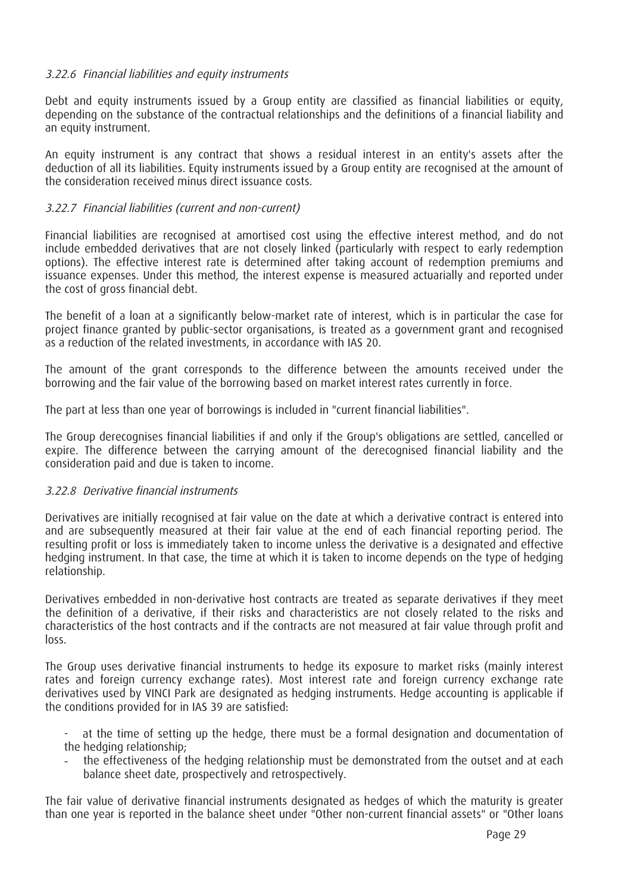### *3.22.6 Financial liabilities and equity instruments*

Debt and equity instruments issued by a Group entity are classified as financial liabilities or equity, depending on the substance of the contractual relationships and the definitions of a financial liability and an equity instrument.

An equity instrument is any contract that shows a residual interest in an entity's assets after the deduction of all its liabilities. Equity instruments issued by a Group entity are recognised at the amount of the consideration received minus direct issuance costs.

### *3.22.7 Financial liabilities (current and non-current)*

Financial liabilities are recognised at amortised cost using the effective interest method, and do not include embedded derivatives that are not closely linked (particularly with respect to early redemption options). The effective interest rate is determined after taking account of redemption premiums and issuance expenses. Under this method, the interest expense is measured actuarially and reported under the cost of gross financial debt.

The benefit of a loan at a significantly below-market rate of interest, which is in particular the case for project finance granted by public-sector organisations, is treated as a government grant and recognised as a reduction of the related investments, in accordance with IAS 20.

The amount of the grant corresponds to the difference between the amounts received under the borrowing and the fair value of the borrowing based on market interest rates currently in force.

The part at less than one year of borrowings is included in "current financial liabilities".

The Group derecognises financial liabilities if and only if the Group's obligations are settled, cancelled or expire. The difference between the carrying amount of the derecognised financial liability and the consideration paid and due is taken to income.

### *3.22.8 Derivative financial instruments*

Derivatives are initially recognised at fair value on the date at which a derivative contract is entered into and are subsequently measured at their fair value at the end of each financial reporting period. The resulting profit or loss is immediately taken to income unless the derivative is a designated and effective hedging instrument. In that case, the time at which it is taken to income depends on the type of hedging relationship.

Derivatives embedded in non-derivative host contracts are treated as separate derivatives if they meet the definition of a derivative, if their risks and characteristics are not closely related to the risks and characteristics of the host contracts and if the contracts are not measured at fair value through profit and loss.

The Group uses derivative financial instruments to hedge its exposure to market risks (mainly interest rates and foreign currency exchange rates). Most interest rate and foreign currency exchange rate derivatives used by VINCI Park are designated as hedging instruments. Hedge accounting is applicable if the conditions provided for in IAS 39 are satisfied:

- at the time of setting up the hedge, there must be a formal designation and documentation of the hedging relationship;
- the effectiveness of the hedging relationship must be demonstrated from the outset and at each balance sheet date, prospectively and retrospectively.

The fair value of derivative financial instruments designated as hedges of which the maturity is greater than one year is reported in the balance sheet under "Other non-current financial assets" or "Other loans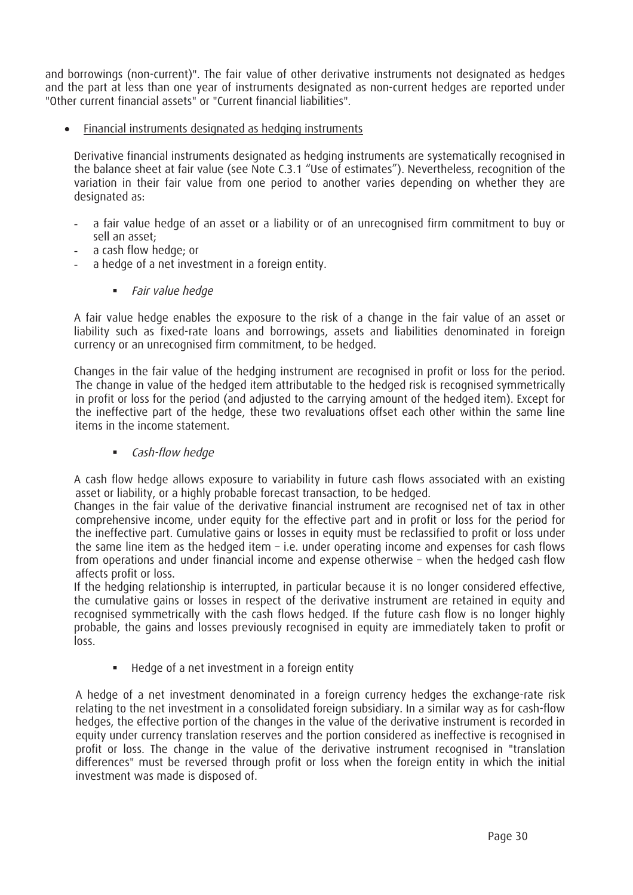and borrowings (non-current)". The fair value of other derivative instruments not designated as hedges and the part at less than one year of instruments designated as non-current hedges are reported under "Other current financial assets" or "Current financial liabilities".

- Financial instruments designated as hedging instruments

Derivative financial instruments designated as hedging instruments are systematically recognised in the balance sheet at fair value (see Note C.3.1 "Use of estimates"). Nevertheless, recognition of the variation in their fair value from one period to another varies depending on whether they are designated as:

- a fair value hedge of an asset or a liability or of an unrecognised firm commitment to buy or sell an asset;
- a cash flow hedge; or
- a hedge of a net investment in a foreign entity.

  - *Fair value hedge*

A fair value hedge enables the exposure to the risk of a change in the fair value of an asset or liability such as fixed-rate loans and borrowings, assets and liabilities denominated in foreign currency or an unrecognised firm commitment, to be hedged.

Changes in the fair value of the hedging instrument are recognised in profit or loss for the period. The change in value of the hedged item attributable to the hedged risk is recognised symmetrically in profit or loss for the period (and adjusted to the carrying amount of the hedged item). Except for the ineffective part of the hedge, these two revaluations offset each other within the same line items in the income statement.

  - *Cash-flow hedge*

A cash flow hedge allows exposure to variability in future cash flows associated with an existing asset or liability, or a highly probable forecast transaction, to be hedged.
Changes in the fair value of the derivative financial instrument are recognised net of tax in other comprehensive income, under equity for the effective part and in profit or loss for the period for the ineffective part. Cumulative gains or losses in equity must be reclassified to profit or loss under the same line item as the hedged item – i.e. under operating income and expenses for cash flows from operations and under financial income and expense otherwise – when the hedged cash flow affects profit or loss.
If the hedging relationship is interrupted, in particular because it is no longer considered effective, the cumulative gains or losses in respect of the derivative instrument are retained in equity and recognised symmetrically with the cash flows hedged. If the future cash flow is no longer highly probable, the gains and losses previously recognised in equity are immediately taken to profit or loss.

  - Hedge of a net investment in a foreign entity

A hedge of a net investment denominated in a foreign currency hedges the exchange-rate risk relating to the net investment in a consolidated foreign subsidiary. In a similar way as for cash-flow hedges, the effective portion of the changes in the value of the derivative instrument is recorded in equity under currency translation reserves and the portion considered as ineffective is recognised in profit or loss. The change in the value of the derivative instrument recognised in "translation differences" must be reversed through profit or loss when the foreign entity in which the initial investment was made is disposed of.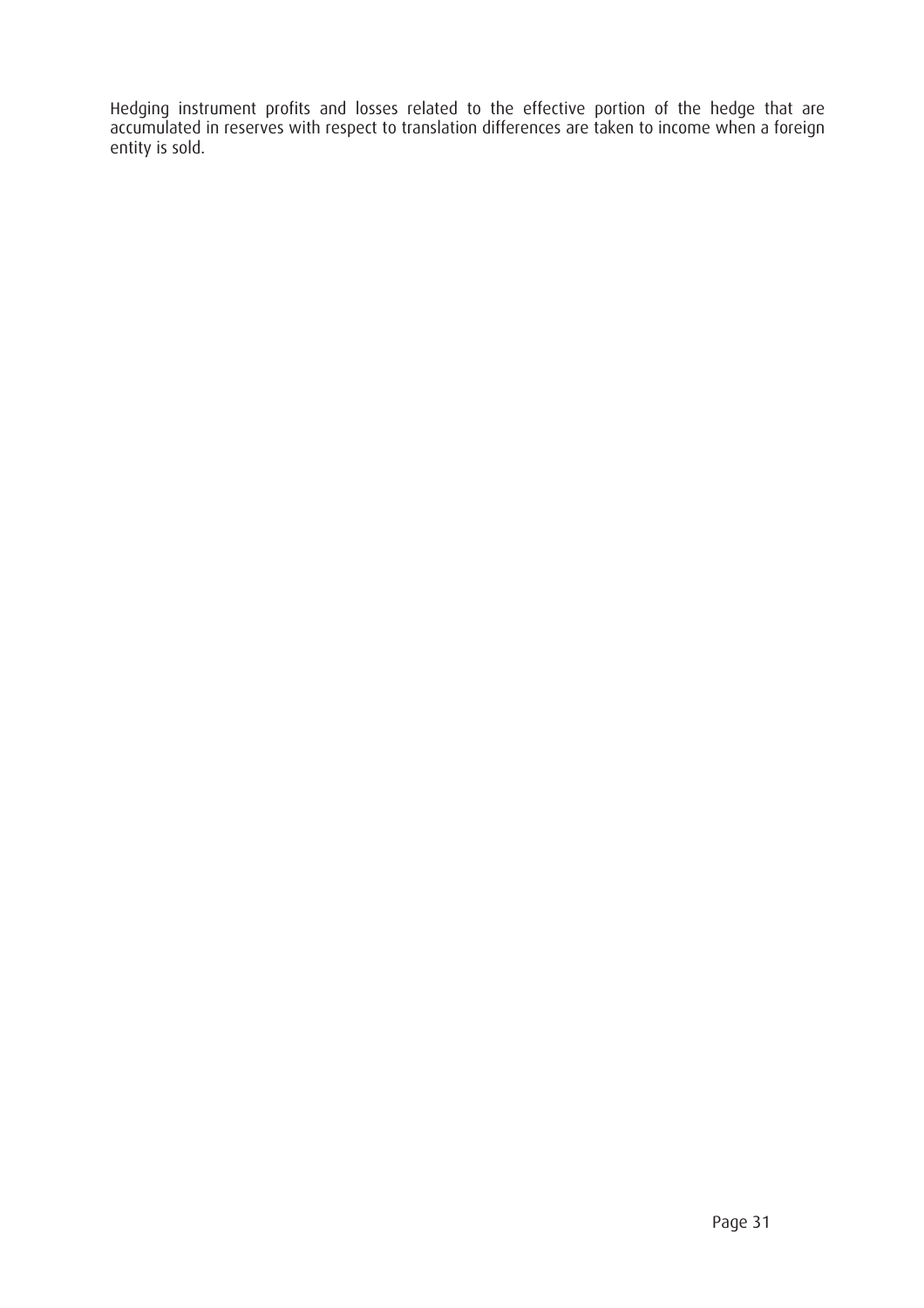Hedging instrument profits and losses related to the effective portion of the hedge that are accumulated in reserves with respect to translation differences are taken to income when a foreign entity is sold.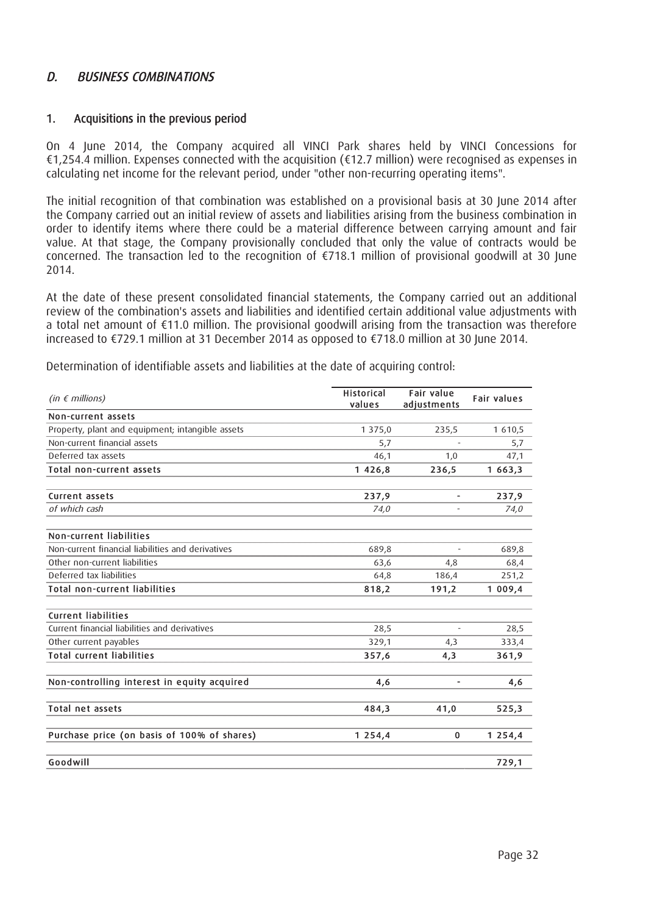## *D. BUSINESS COMBINATIONS*

### 1. Acquisitions in the previous period

On 4 June 2014, the Company acquired all VINCI Park shares held by VINCI Concessions for €1,254.4 million. Expenses connected with the acquisition (€12.7 million) were recognised as expenses in calculating net income for the relevant period, under "other non-recurring operating items".

The initial recognition of that combination was established on a provisional basis at 30 June 2014 after the Company carried out an initial review of assets and liabilities arising from the business combination in order to identify items where there could be a material difference between carrying amount and fair value. At that stage, the Company provisionally concluded that only the value of contracts would be concerned. The transaction led to the recognition of €718.1 million of provisional goodwill at 30 June 2014.

At the date of these present consolidated financial statements, the Company carried out an additional review of the combination's assets and liabilities and identified certain additional value adjustments with a total net amount of €11.0 million. The provisional goodwill arising from the transaction was therefore increased to €729.1 million at 31 December 2014 as opposed to €718.0 million at 30 June 2014.

Determination of identifiable assets and liabilities at the date of acquiring control:

| *(in € millions)* | Historical values | Fair value adjustments | Fair values |
|---|---|---|---|
| **Non-current assets** | | | |
| Property, plant and equipment; intangible assets | 1 375,0 | 235,5 | 1 610,5 |
| Non-current financial assets | 5,7 | - | 5,7 |
| Deferred tax assets | 46,1 | 1,0 | 47,1 |
| **Total non-current assets** | **1 426,8** | **236,5** | **1 663,3** |
| | | | |
| **Current assets** | **237,9** | **-** | **237,9** |
| *of which cash* | *74,0* | *-* | *74,0* |
| | | | |
| **Non-current liabilities** | | | |
| Non-current financial liabilities and derivatives | 689,8 | - | 689,8 |
| Other non-current liabilities | 63,6 | 4,8 | 68,4 |
| Deferred tax liabilities | 64,8 | 186,4 | 251,2 |
| **Total non-current liabilities** | **818,2** | **191,2** | **1 009,4** |
| | | | |
| **Current liabilities** | | | |
| Current financial liabilities and derivatives | 28,5 | - | 28,5 |
| Other current payables | 329,1 | 4,3 | 333,4 |
| **Total current liabilities** | **357,6** | **4,3** | **361,9** |
| | | | |
| **Non-controlling interest in equity acquired** | **4,6** | **-** | **4,6** |
| | | | |
| **Total net assets** | **484,3** | **41,0** | **525,3** |
| | | | |
| **Purchase price (on basis of 100% of shares)** | **1 254,4** | **0** | **1 254,4** |
| | | | |
| **Goodwill** | | | **729,1** |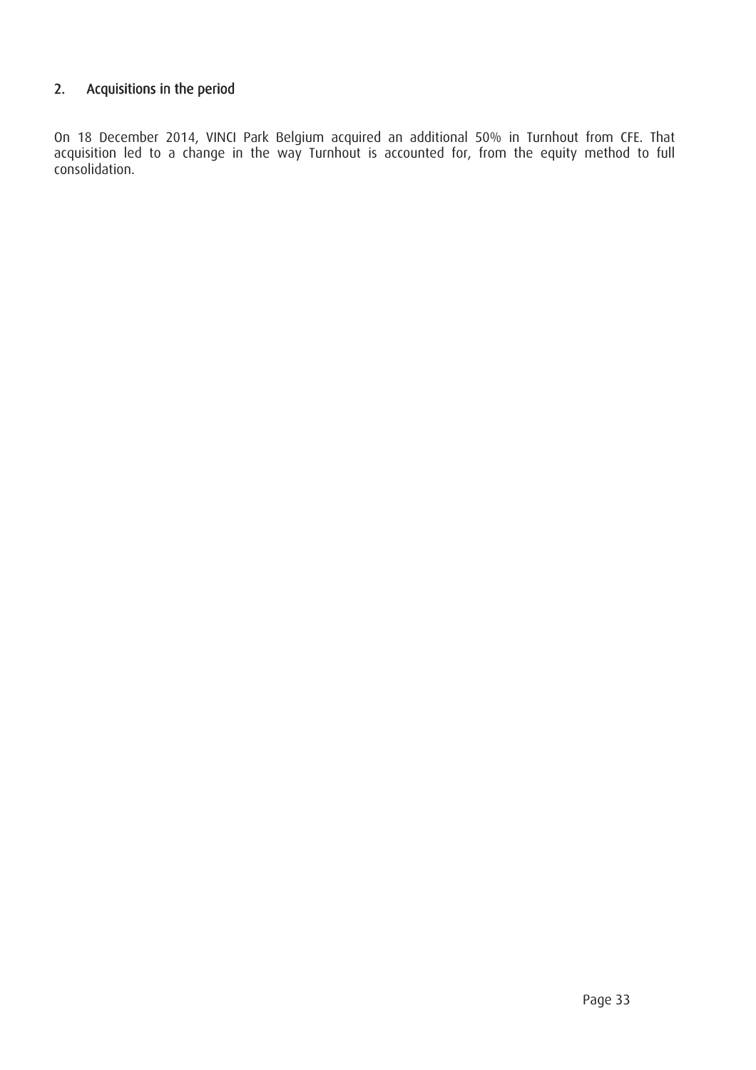## 2. Acquisitions in the period

On 18 December 2014, VINCI Park Belgium acquired an additional 50% in Turnhout from CFE. That acquisition led to a change in the way Turnhout is accounted for, from the equity method to full consolidation.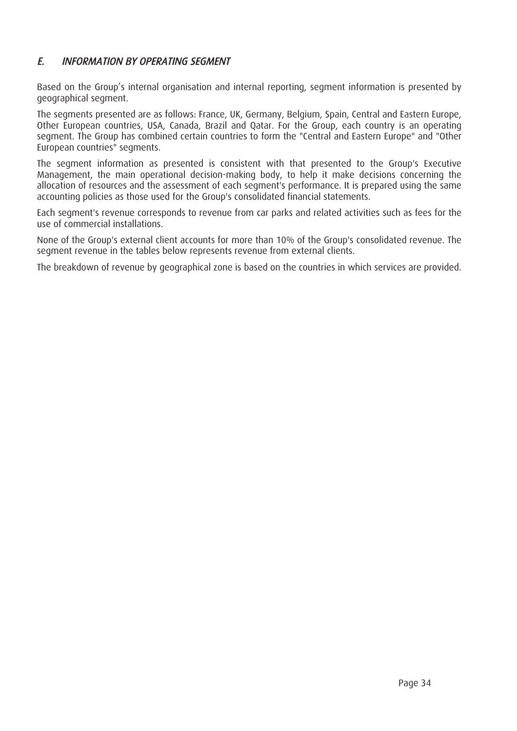## *E. INFORMATION BY OPERATING SEGMENT*

Based on the Group's internal organisation and internal reporting, segment information is presented by geographical segment.

The segments presented are as follows: France, UK, Germany, Belgium, Spain, Central and Eastern Europe, Other European countries, USA, Canada, Brazil and Qatar. For the Group, each country is an operating segment. The Group has combined certain countries to form the "Central and Eastern Europe" and "Other European countries" segments.

The segment information as presented is consistent with that presented to the Group's Executive Management, the main operational decision-making body, to help it make decisions concerning the allocation of resources and the assessment of each segment's performance. It is prepared using the same accounting policies as those used for the Group's consolidated financial statements.

Each segment's revenue corresponds to revenue from car parks and related activities such as fees for the use of commercial installations.

None of the Group's external client accounts for more than 10% of the Group's consolidated revenue. The segment revenue in the tables below represents revenue from external clients.

The breakdown of revenue by geographical zone is based on the countries in which services are provided.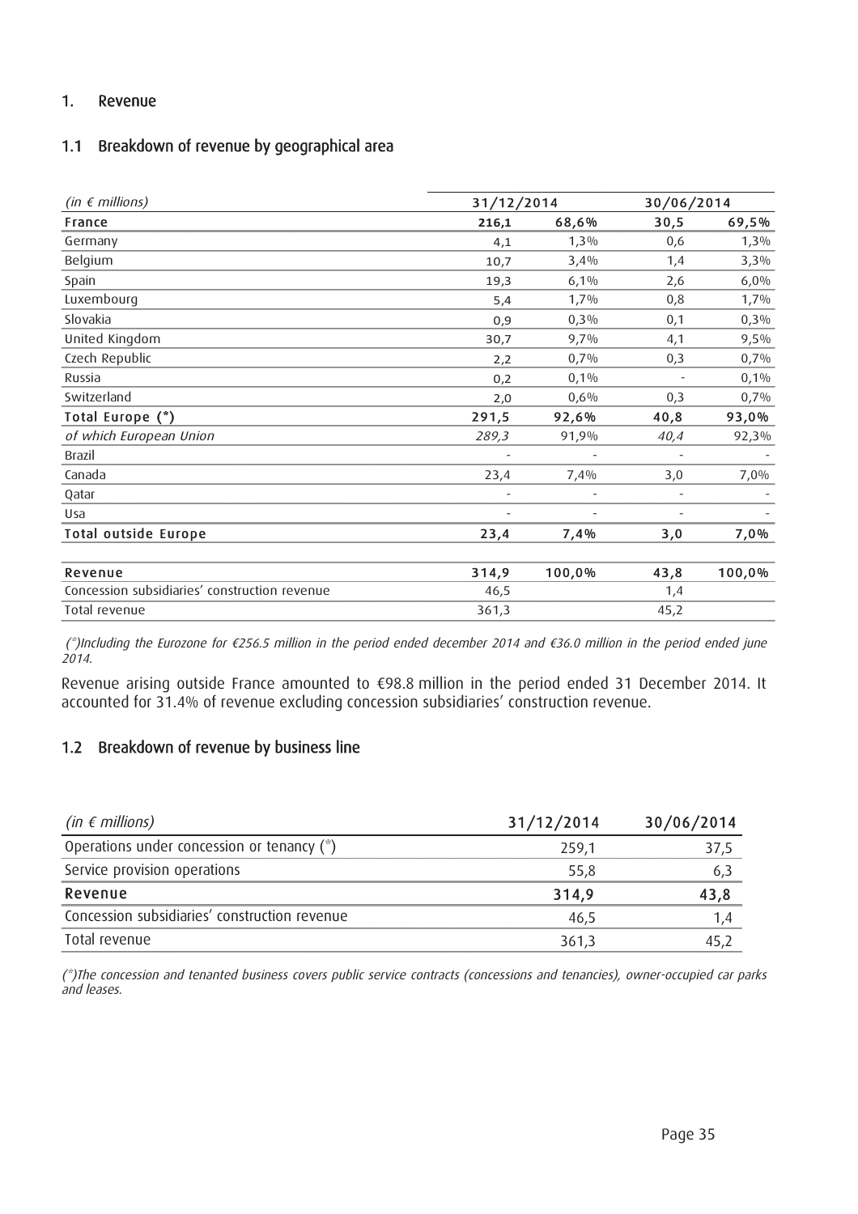## 1. Revenue

### 1.1 Breakdown of revenue by geographical area

| *(in € millions)* | 31/12/2014 | | 30/06/2014 | |
|---|---|---|---|---|
| **France** | **216,1** | **68,6%** | **30,5** | **69,5%** |
| Germany | 4,1 | 1,3% | 0,6 | 1,3% |
| Belgium | 10,7 | 3,4% | 1,4 | 3,3% |
| Spain | 19,3 | 6,1% | 2,6 | 6,0% |
| Luxembourg | 5,4 | 1,7% | 0,8 | 1,7% |
| Slovakia | 0,9 | 0,3% | 0,1 | 0,3% |
| United Kingdom | 30,7 | 9,7% | 4,1 | 9,5% |
| Czech Republic | 2,2 | 0,7% | 0,3 | 0,7% |
| Russia | 0,2 | 0,1% | - | 0,1% |
| Switzerland | 2,0 | 0,6% | 0,3 | 0,7% |
| **Total Europe (*)** | **291,5** | **92,6%** | **40,8** | **93,0%** |
| *of which European Union* | *289,3* | 91,9% | *40,4* | 92,3% |
| Brazil | - | - | - | - |
| Canada | 23,4 | 7,4% | 3,0 | 7,0% |
| Qatar | - | - | - | - |
| Usa | - | - | - | - |
| **Total outside Europe** | **23,4** | **7,4%** | **3,0** | **7,0%** |
| | | | | |
| **Revenue** | **314,9** | **100,0%** | **43,8** | **100,0%** |
| Concession subsidiaries' construction revenue | 46,5 | | 1,4 | |
| Total revenue | 361,3 | | 45,2 | |

*(*)Including the Eurozone for €256.5 million in the period ended december 2014 and €36.0 million in the period ended june 2014.*

Revenue arising outside France amounted to €98.8 million in the period ended 31 December 2014. It accounted for 31.4% of revenue excluding concession subsidiaries' construction revenue.

### 1.2 Breakdown of revenue by business line

| *(in € millions)* | 31/12/2014 | 30/06/2014 |
|---|---|---|
| Operations under concession or tenancy (*) | 259,1 | 37,5 |
| Service provision operations | 55,8 | 6,3 |
| **Revenue** | **314,9** | **43,8** |
| Concession subsidiaries' construction revenue | 46,5 | 1,4 |
| Total revenue | 361,3 | 45,2 |

*(*)The concession and tenanted business covers public service contracts (concessions and tenancies), owner-occupied car parks and leases.*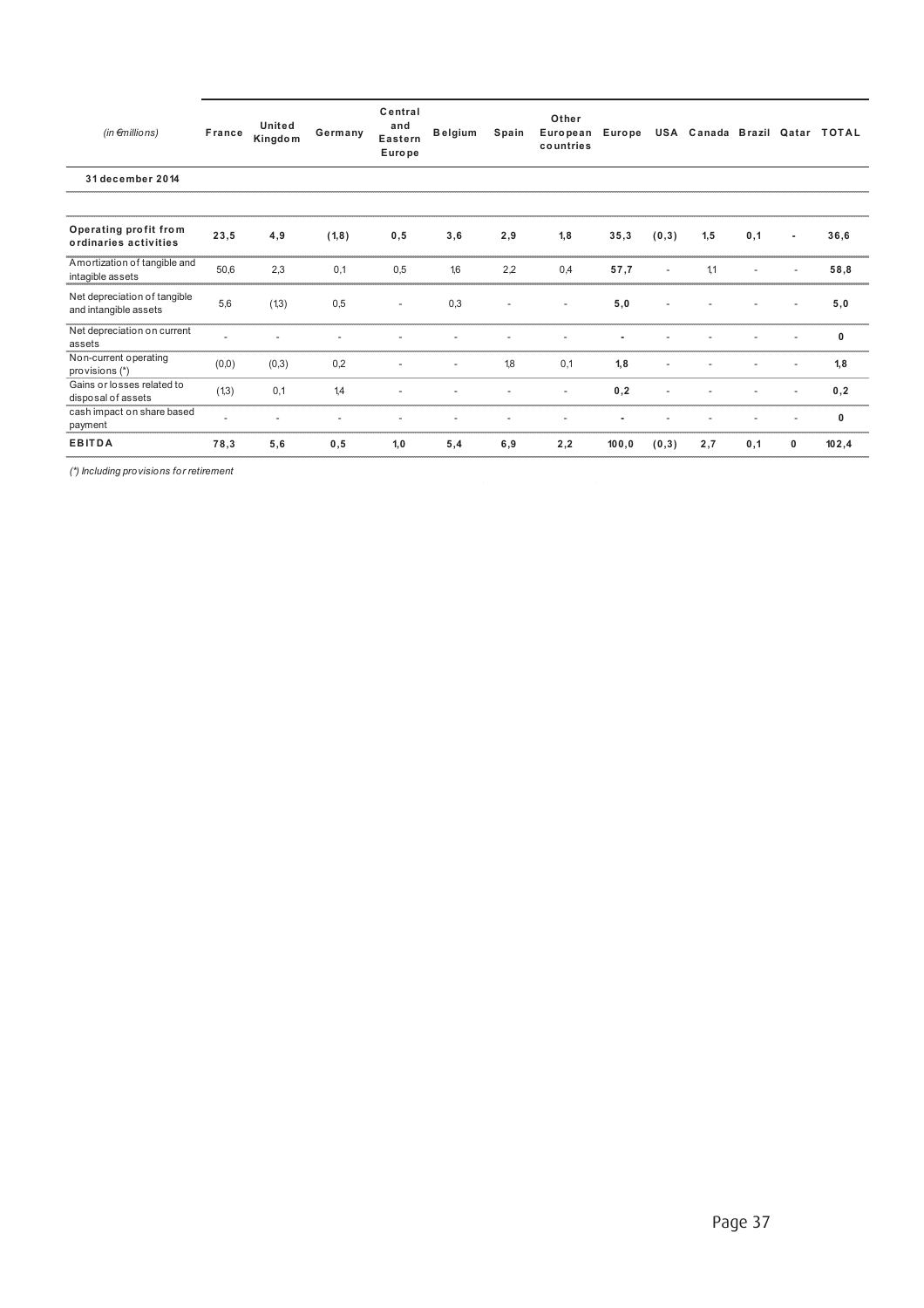| *(in €millions)* | France | United Kingdom | Germany | Central and Eastern Europe | Belgium | Spain | Other European countries | Europe | USA | Canada | Brazil | Qatar | TOTAL |
|---|---|---|---|---|---|---|---|---|---|---|---|---|---|
| **31 december 2014** | | | | | | | | | | | | | |
| **Operating profit from ordinaries activities** | **23,5** | **4,9** | **(1,8)** | **0,5** | **3,6** | **2,9** | **1,8** | **35,3** | **(0,3)** | **1,5** | **0,1** | **-** | **36,6** |
| Amortization of tangible and intagible assets | 50,6 | 2,3 | 0,1 | 0,5 | 1,6 | 2,2 | 0,4 | **57,7** | - | 1,1 | - | - | **58,8** |
| Net depreciation of tangible and intangible assets | 5,6 | (1,3) | 0,5 | - | 0,3 | - | - | **5,0** | - | - | - | - | **5,0** |
| Net depreciation on current assets | - | - | - | - | - | - | - | **-** | - | - | - | - | **0** |
| Non-current operating provisions (*) | (0,0) | (0,3) | 0,2 | - | - | 1,8 | 0,1 | **1,8** | - | - | - | - | **1,8** |
| Gains or losses related to disposal of assets | (1,3) | 0,1 | 1,4 | - | - | - | - | **0,2** | - | - | - | - | **0,2** |
| cash impact on share based payment | - | - | - | - | - | - | - | **-** | - | - | - | - | **0** |
| **EBITDA** | **78,3** | **5,6** | **0,5** | **1,0** | **5,4** | **6,9** | **2,2** | **100,0** | **(0,3)** | **2,7** | **0,1** | **0** | **102,4** |

*(\*) Including provisions for retirement*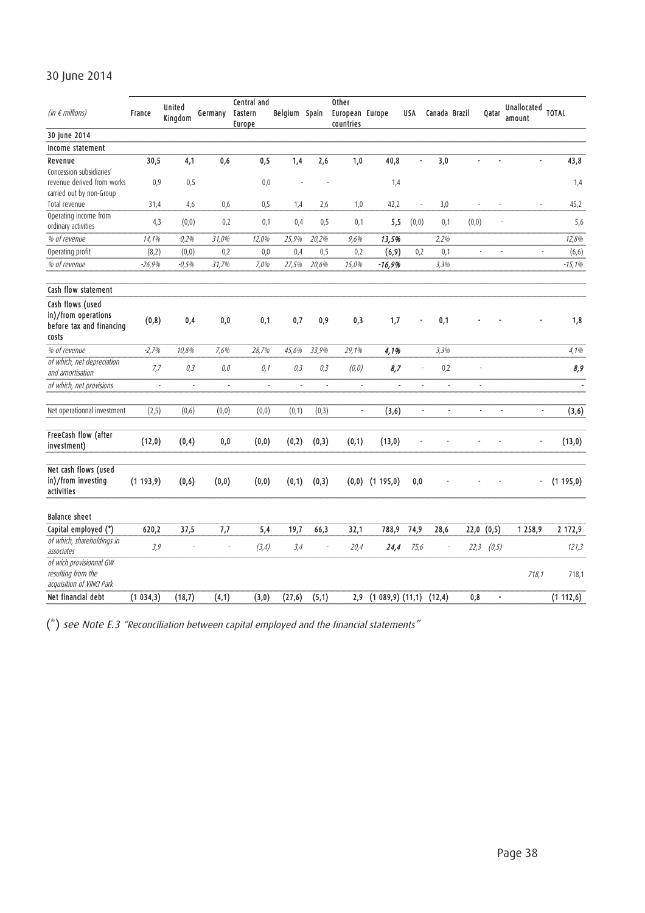## 30 June 2014

| *(in € millions)* | France | United Kingdom | Germany | Central and Eastern Europe | Belgium | Spain | Other European countries | Europe | USA | Canada | Brazil | Qatar | Unallocated amount | TOTAL |
|---|---|---|---|---|---|---|---|---|---|---|---|---|---|---|
| **30 june 2014** | | | | | | | | | | | | | | |
| **Income statement** | | | | | | | | | | | | | | |
| **Revenue** | **30,5** | **4,1** | **0,6** | **0,5** | **1,4** | **2,6** | **1,0** | **40,8** | - | **3,0** | - | - | - | **43,8** |
| Concession subsidiaries' revenue derived from works carried out by non-Group | 0,9 | 0,5 | | 0,0 | - | - | | 1,4 | | | | | | 1,4 |
| Total revenue | 31,4 | 4,6 | 0,6 | 0,5 | 1,4 | 2,6 | 1,0 | 42,2 | - | 3,0 | - | - | - | 45,2 |
| Operating income from ordinary activities | 4,3 | (0,0) | 0,2 | 0,1 | 0,4 | 0,5 | 0,1 | **5,5** | (0,0) | 0,1 | (0,0) | - | | 5,6 |
| *% of revenue* | *14,1%* | *-0,2%* | *31,0%* | *12,0%* | *25,9%* | *20,2%* | *9,6%* | ***13,5%*** | | *2,2%* | | | | *12,8%* |
| Operating profit | (8,2) | (0,0) | 0,2 | 0,0 | 0,4 | 0,5 | 0,2 | **(6,9)** | 0,2 | 0,1 | - | - | - | (6,6) |
| *% of revenue* | *-26,9%* | *-0,5%* | *31,7%* | *7,0%* | *27,5%* | *20,6%* | *15,0%* | ***-16,9%*** | | *3,3%* | | | | *-15,1%* |
| **Cash flow statement** | | | | | | | | | | | | | | |
| **Cash flows (used in)/from operations before tax and financing costs** | **(0,8)** | **0,4** | **0,0** | **0,1** | **0,7** | **0,9** | **0,3** | **1,7** | - | **0,1** | - | - | - | **1,8** |
| *% of revenue* | *-2,7%* | *10,8%* | *7,6%* | *28,7%* | *45,6%* | *33,9%* | *29,1%* | ***4,1%*** | | *3,3%* | | | | *4,1%* |
| *of which, net depreciation and amortisation* | *7,7* | *0,3* | *0,0* | *0,1* | *0,3* | *0,3* | *(0,0)* | ***8,7*** | - | *0,2* | - | | | ***8,9*** |
| *of which, net provisions* | - | - | - | - | - | - | - | - | - | - | - | | | - |
| Net operationnal investment | (2,5) | (0,6) | (0,0) | (0,0) | (0,1) | (0,3) | - | **(3,6)** | - | - | - | - | - | **(3,6)** |
| **FreeCash flow (after investment)** | **(12,0)** | **(0,4)** | **0,0** | **(0,0)** | **(0,2)** | **(0,3)** | **(0,1)** | **(13,0)** | - | - | - | - | - | **(13,0)** |
| **Net cash flows (used in)/from investing activities** | **(1 193,9)** | **(0,6)** | **(0,0)** | **(0,0)** | **(0,1)** | **(0,3)** | **(0,0)** | **(1 195,0)** | **0,0** | - | - | - | - | **(1 195,0)** |
| **Balance sheet** | | | | | | | | | | | | | | |
| **Capital employed (\*)** | **620,2** | **37,5** | **7,7** | **5,4** | **19,7** | **66,3** | **32,1** | **788,9** | **74,9** | **28,6** | **22,0** | **(0,5)** | **1 258,9** | **2 172,9** |
| *of which, shareholdings in associates* | *3,9* | - | - | *(3,4)* | *3,4* | - | *20,4* | ***24,4*** | *75,6* | - | *22,3* | *(0,5)* | | *121,3* |
| *of wich provisionnal GW resulting from the acquisition of VINCI Park* | | | | | | | | | | | | | *718,1* | 718,1 |
| **Net financial debt** | **(1 034,3)** | **(18,7)** | **(4,1)** | **(3,0)** | **(27,6)** | **(5,1)** | **2,9** | **(1 089,9)** | **(11,1)** | **(12,4)** | **0,8** | - | | **(1 112,6)** |

(*) *see Note E.3 "Reconciliation between capital employed and the financial statements"*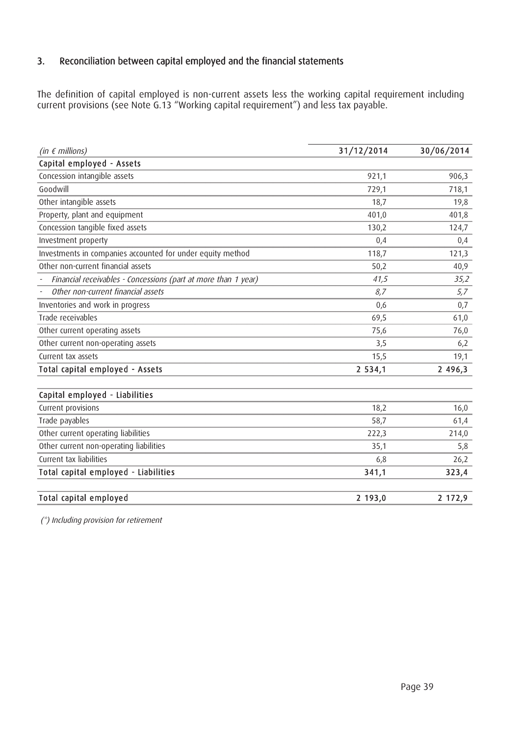## 3. Reconciliation between capital employed and the financial statements

The definition of capital employed is non-current assets less the working capital requirement including current provisions (see Note G.13 "Working capital requirement") and less tax payable.

| *(in € millions)* | 31/12/2014 | 30/06/2014 |
|---|---|---|
| **Capital employed - Assets** | | |
| Concession intangible assets | 921,1 | 906,3 |
| Goodwill | 729,1 | 718,1 |
| Other intangible assets | 18,7 | 19,8 |
| Property, plant and equipment | 401,0 | 401,8 |
| Concession tangible fixed assets | 130,2 | 124,7 |
| Investment property | 0,4 | 0,4 |
| Investments in companies accounted for under equity method | 118,7 | 121,3 |
| Other non-current financial assets | 50,2 | 40,9 |
| - *Financial receivables - Concessions (part at more than 1 year)* | *41,5* | *35,2* |
| - *Other non-current financial assets* | *8,7* | *5,7* |
| Inventories and work in progress | 0,6 | 0,7 |
| Trade receivables | 69,5 | 61,0 |
| Other current operating assets | 75,6 | 76,0 |
| Other current non-operating assets | 3,5 | 6,2 |
| Current tax assets | 15,5 | 19,1 |
| **Total capital employed - Assets** | **2 534,1** | **2 496,3** |
| | | |
| **Capital employed - Liabilities** | | |
| Current provisions | 18,2 | 16,0 |
| Trade payables | 58,7 | 61,4 |
| Other current operating liabilities | 222,3 | 214,0 |
| Other current non-operating liabilities | 35,1 | 5,8 |
| Current tax liabilities | 6,8 | 26,2 |
| **Total capital employed - Liabilities** | **341,1** | **323,4** |
| | | |
| **Total capital employed** | **2 193,0** | **2 172,9** |

*(\*) Including provision for retirement*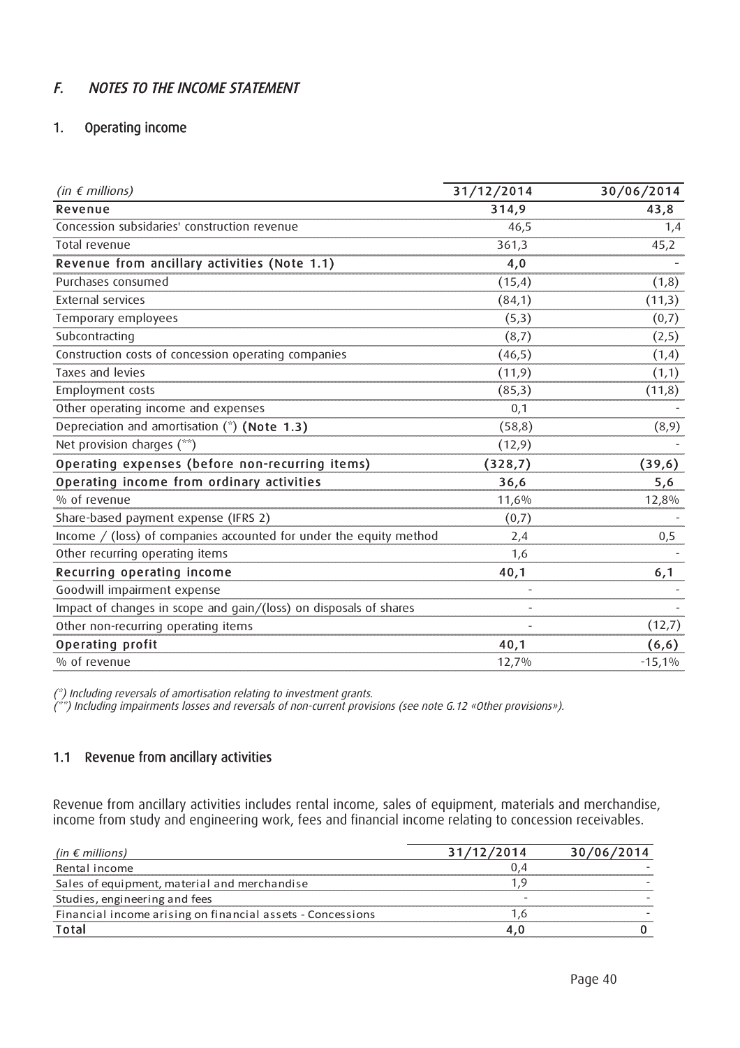## *F. NOTES TO THE INCOME STATEMENT*

### 1. Operating income

| *(in € millions)* | 31/12/2014 | 30/06/2014 |
|---|---|---|
| **Revenue** | **314,9** | **43,8** |
| Concession subsidaries' construction revenue | 46,5 | 1,4 |
| Total revenue | 361,3 | 45,2 |
| **Revenue from ancillary activities (Note 1.1)** | **4,0** | **-** |
| Purchases consumed | (15,4) | (1,8) |
| External services | (84,1) | (11,3) |
| Temporary employees | (5,3) | (0,7) |
| Subcontracting | (8,7) | (2,5) |
| Construction costs of concession operating companies | (46,5) | (1,4) |
| Taxes and levies | (11,9) | (1,1) |
| Employment costs | (85,3) | (11,8) |
| Other operating income and expenses | 0,1 | - |
| Depreciation and amortisation (*) **(Note 1.3)** | (58,8) | (8,9) |
| Net provision charges (**) | (12,9) | - |
| **Operating expenses (before non-recurring items)** | **(328,7)** | **(39,6)** |
| **Operating income from ordinary activities** | **36,6** | **5,6** |
| % of revenue | 11,6% | 12,8% |
| Share-based payment expense (IFRS 2) | (0,7) | - |
| Income / (loss) of companies accounted for under the equity method | 2,4 | 0,5 |
| Other recurring operating items | 1,6 | - |
| **Recurring operating income** | **40,1** | **6,1** |
| Goodwill impairment expense | - | - |
| Impact of changes in scope and gain/(loss) on disposals of shares | - | - |
| Other non-recurring operating items | - | (12,7) |
| **Operating profit** | **40,1** | **(6,6)** |
| % of revenue | 12,7% | -15,1% |

*(*) Including reversals of amortisation relating to investment grants.*
*(**) Including impairments losses and reversals of non-current provisions (see note G.12 «Other provisions»).*

### 1.1 Revenue from ancillary activities

Revenue from ancillary activities includes rental income, sales of equipment, materials and merchandise, income from study and engineering work, fees and financial income relating to concession receivables.

| *(in € millions)* | 31/12/2014 | 30/06/2014 |
|---|---|---|
| Rental income | 0,4 | - |
| Sales of equipment, material and merchandise | 1,9 | - |
| Studies, engineering and fees | - | - |
| Financial income arising on financial assets - Concessions | 1,6 | - |
| **Total** | **4,0** | **0** |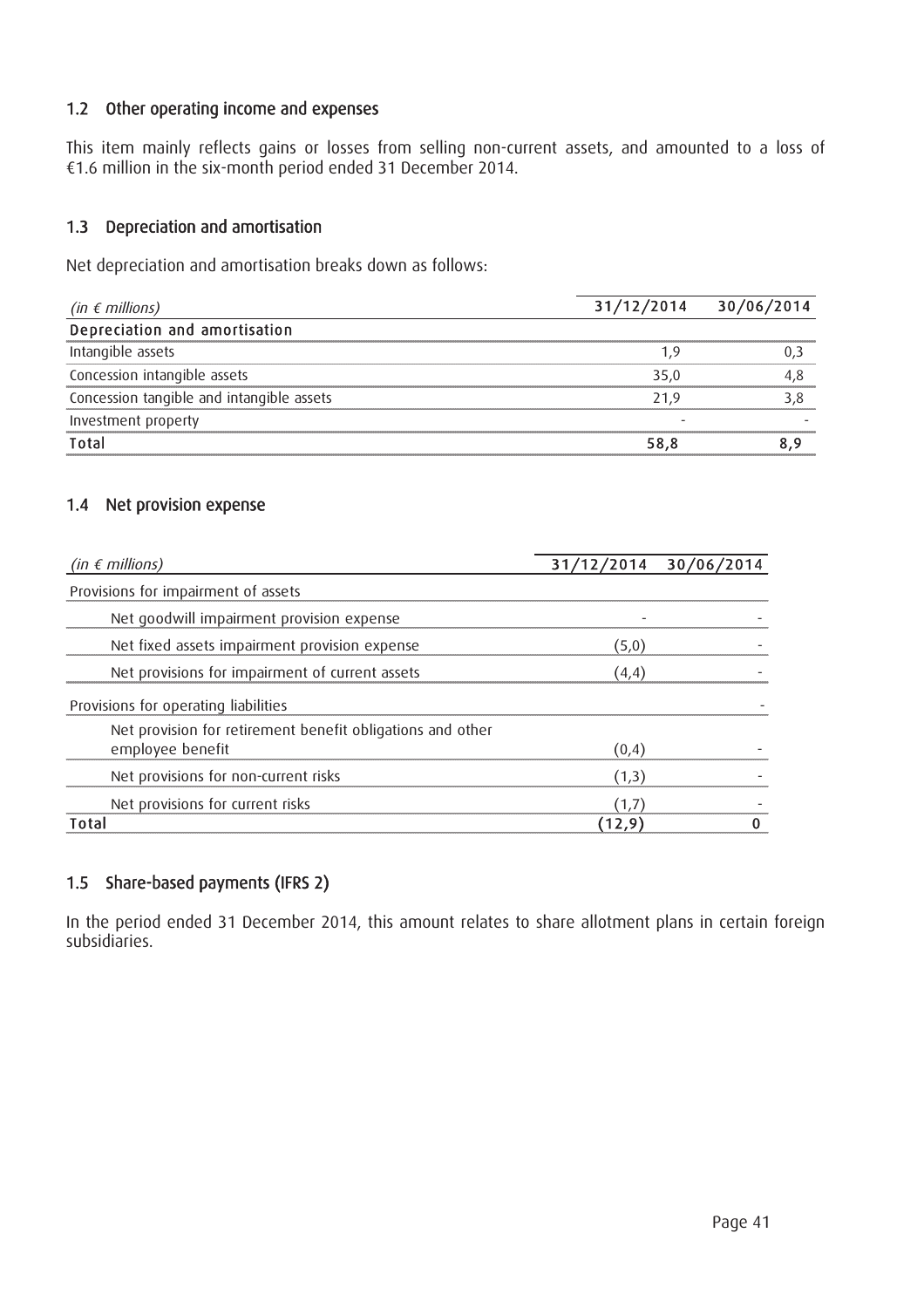### 1.2 Other operating income and expenses

This item mainly reflects gains or losses from selling non-current assets, and amounted to a loss of €1.6 million in the six-month period ended 31 December 2014.

### 1.3 Depreciation and amortisation

Net depreciation and amortisation breaks down as follows:

| *(in € millions)* | 31/12/2014 | 30/06/2014 |
|---|---|---|
| **Depreciation and amortisation** | | |
| Intangible assets | 1,9 | 0,3 |
| Concession intangible assets | 35,0 | 4,8 |
| Concession tangible and intangible assets | 21,9 | 3,8 |
| Investment property | - | - |
| **Total** | **58,8** | **8,9** |

### 1.4 Net provision expense

| *(in € millions)* | 31/12/2014 | 30/06/2014 |
|---|---|---|
| Provisions for impairment of assets | | |
| Net goodwill impairment provision expense | - | - |
| Net fixed assets impairment provision expense | (5,0) | - |
| Net provisions for impairment of current assets | (4,4) | - |
| Provisions for operating liabilities | | - |
| Net provision for retirement benefit obligations and other employee benefit | (0,4) | - |
| Net provisions for non-current risks | (1,3) | - |
| Net provisions for current risks | (1,7) | - |
| **Total** | **(12,9)** | **0** |

### 1.5 Share-based payments (IFRS 2)

In the period ended 31 December 2014, this amount relates to share allotment plans in certain foreign subsidiaries.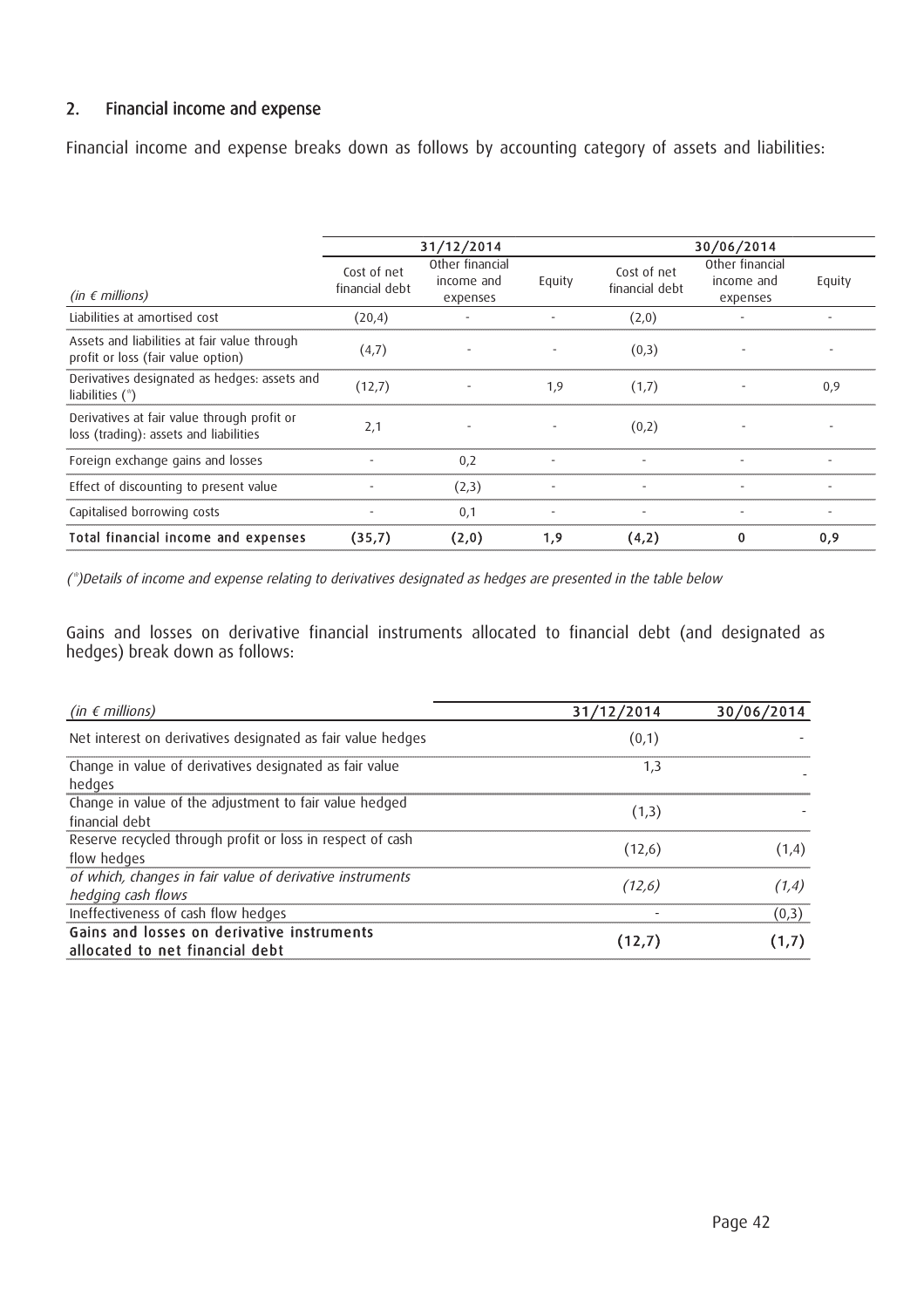## 2. Financial income and expense

Financial income and expense breaks down as follows by accounting category of assets and liabilities:

| *(in € millions)* | 31/12/2014 | | | 30/06/2014 | | |
|---|---|---|---|---|---|---|
| | Cost of net financial debt | Other financial income and expenses | Equity | Cost of net financial debt | Other financial income and expenses | Equity |
| Liabilities at amortised cost | (20,4) | - | - | (2,0) | - | - |
| Assets and liabilities at fair value through profit or loss (fair value option) | (4,7) | - | - | (0,3) | - | - |
| Derivatives designated as hedges: assets and liabilities (*) | (12,7) | - | 1,9 | (1,7) | - | 0,9 |
| Derivatives at fair value through profit or loss (trading): assets and liabilities | 2,1 | - | - | (0,2) | - | - |
| Foreign exchange gains and losses | - | 0,2 | - | - | - | - |
| Effect of discounting to present value | - | (2,3) | - | - | - | - |
| Capitalised borrowing costs | - | 0,1 | - | - | - | - |
| **Total financial income and expenses** | **(35,7)** | **(2,0)** | **1,9** | **(4,2)** | **0** | **0,9** |

*(\*)Details of income and expense relating to derivatives designated as hedges are presented in the table below*

Gains and losses on derivative financial instruments allocated to financial debt (and designated as hedges) break down as follows:

| *(in € millions)* | 31/12/2014 | 30/06/2014 |
|---|---|---|
| Net interest on derivatives designated as fair value hedges | (0,1) | - |
| Change in value of derivatives designated as fair value hedges | 1,3 | - |
| Change in value of the adjustment to fair value hedged financial debt | (1,3) | - |
| Reserve recycled through profit or loss in respect of cash flow hedges | (12,6) | (1,4) |
| *of which, changes in fair value of derivative instruments hedging cash flows* | *(12,6)* | *(1,4)* |
| Ineffectiveness of cash flow hedges | - | (0,3) |
| **Gains and losses on derivative instruments allocated to net financial debt** | **(12,7)** | **(1,7)** |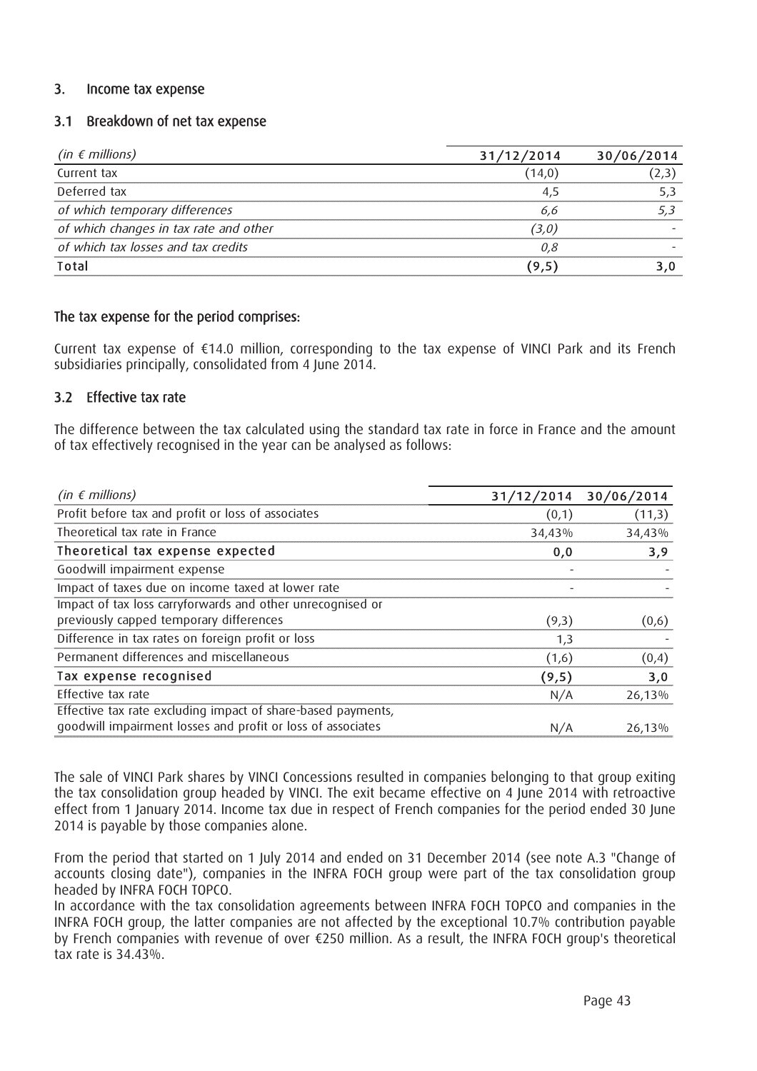## 3. Income tax expense

### 3.1 Breakdown of net tax expense

| *(in € millions)* | 31/12/2014 | 30/06/2014 |
|---|---|---|
| Current tax | (14,0) | (2,3) |
| Deferred tax | 4,5 | 5,3 |
| *of which temporary differences* | *6,6* | *5,3* |
| *of which changes in tax rate and other* | *(3,0)* | - |
| *of which tax losses and tax credits* | *0,8* | - |
| **Total** | **(9,5)** | **3,0** |

#### The tax expense for the period comprises:

Current tax expense of €14.0 million, corresponding to the tax expense of VINCI Park and its French subsidiaries principally, consolidated from 4 June 2014.

### 3.2 Effective tax rate

The difference between the tax calculated using the standard tax rate in force in France and the amount of tax effectively recognised in the year can be analysed as follows:

| *(in € millions)* | 31/12/2014 | 30/06/2014 |
|---|---|---|
| Profit before tax and profit or loss of associates | (0,1) | (11,3) |
| Theoretical tax rate in France | 34,43% | 34,43% |
| **Theoretical tax expense expected** | **0,0** | **3,9** |
| Goodwill impairment expense | - | - |
| Impact of taxes due on income taxed at lower rate | - | - |
| Impact of tax loss carryforwards and other unrecognised or previously capped temporary differences | (9,3) | (0,6) |
| Difference in tax rates on foreign profit or loss | 1,3 | - |
| Permanent differences and miscellaneous | (1,6) | (0,4) |
| **Tax expense recognised** | **(9,5)** | **3,0** |
| Effective tax rate | N/A | 26,13% |
| Effective tax rate excluding impact of share-based payments, goodwill impairment losses and profit or loss of associates | N/A | 26,13% |

The sale of VINCI Park shares by VINCI Concessions resulted in companies belonging to that group exiting the tax consolidation group headed by VINCI. The exit became effective on 4 June 2014 with retroactive effect from 1 January 2014. Income tax due in respect of French companies for the period ended 30 June 2014 is payable by those companies alone.

From the period that started on 1 July 2014 and ended on 31 December 2014 (see note A.3 "Change of accounts closing date"), companies in the INFRA FOCH group were part of the tax consolidation group headed by INFRA FOCH TOPCO.

In accordance with the tax consolidation agreements between INFRA FOCH TOPCO and companies in the INFRA FOCH group, the latter companies are not affected by the exceptional 10.7% contribution payable by French companies with revenue of over €250 million. As a result, the INFRA FOCH group's theoretical tax rate is 34.43%.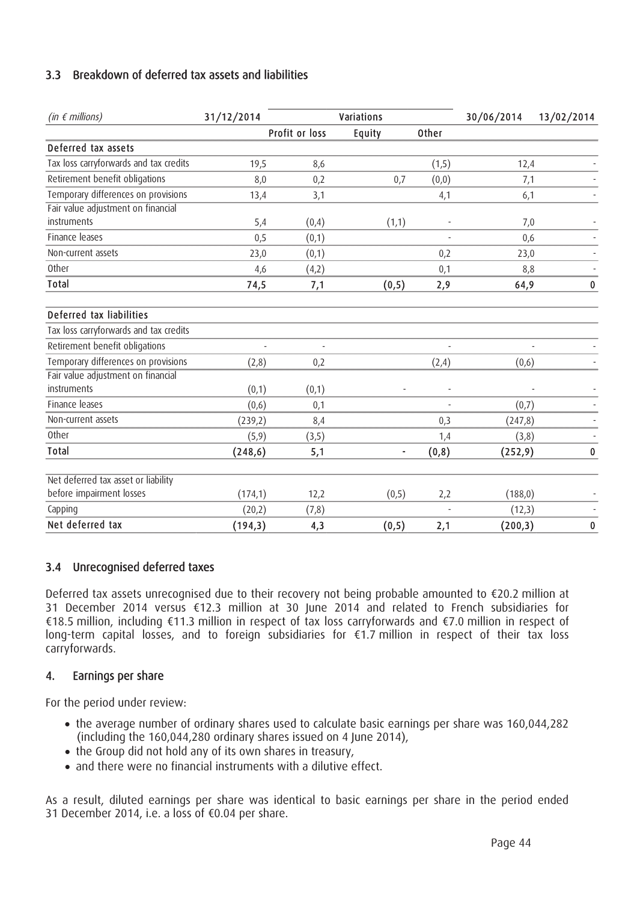### 3.3 Breakdown of deferred tax assets and liabilities

| *(in € millions)* | 31/12/2014 | Variations | | | 30/06/2014 | 13/02/2014 |
|---|---|---|---|---|---|---|
| | | Profit or loss | Equity | Other | | |
| **Deferred tax assets** | | | | | | |
| Tax loss carryforwards and tax credits | 19,5 | 8,6 | | (1,5) | 12,4 | - |
| Retirement benefit obligations | 8,0 | 0,2 | 0,7 | (0,0) | 7,1 | - |
| Temporary differences on provisions | 13,4 | 3,1 | | 4,1 | 6,1 | - |
| Fair value adjustment on financial instruments | 5,4 | (0,4) | (1,1) | - | 7,0 | - |
| Finance leases | 0,5 | (0,1) | | - | 0,6 | - |
| Non-current assets | 23,0 | (0,1) | | 0,2 | 23,0 | - |
| Other | 4,6 | (4,2) | | 0,1 | 8,8 | - |
| **Total** | **74,5** | **7,1** | **(0,5)** | **2,9** | **64,9** | **0** |
| **Deferred tax liabilities** | | | | | | |
| Tax loss carryforwards and tax credits | | | | | | |
| Retirement benefit obligations | - | - | | - | - | - |
| Temporary differences on provisions | (2,8) | 0,2 | | (2,4) | (0,6) | - |
| Fair value adjustment on financial instruments | (0,1) | (0,1) | - | - | - | - |
| Finance leases | (0,6) | 0,1 | | - | (0,7) | - |
| Non-current assets | (239,2) | 8,4 | | 0,3 | (247,8) | - |
| Other | (5,9) | (3,5) | | 1,4 | (3,8) | - |
| **Total** | **(248,6)** | **5,1** | **-** | **(0,8)** | **(252,9)** | **0** |
| Net deferred tax asset or liability before impairment losses | (174,1) | 12,2 | (0,5) | 2,2 | (188,0) | - |
| Capping | (20,2) | (7,8) | | - | (12,3) | - |
| **Net deferred tax** | **(194,3)** | **4,3** | **(0,5)** | **2,1** | **(200,3)** | **0** |

### 3.4 Unrecognised deferred taxes

Deferred tax assets unrecognised due to their recovery not being probable amounted to €20.2 million at 31 December 2014 versus €12.3 million at 30 June 2014 and related to French subsidiaries for €18.5 million, including €11.3 million in respect of tax loss carryforwards and €7.0 million in respect of long-term capital losses, and to foreign subsidiaries for €1.7 million in respect of their tax loss carryforwards.

## 4. Earnings per share

For the period under review:

- the average number of ordinary shares used to calculate basic earnings per share was 160,044,282 (including the 160,044,280 ordinary shares issued on 4 June 2014),
- the Group did not hold any of its own shares in treasury,
- and there were no financial instruments with a dilutive effect.

As a result, diluted earnings per share was identical to basic earnings per share in the period ended 31 December 2014, i.e. a loss of €0.04 per share.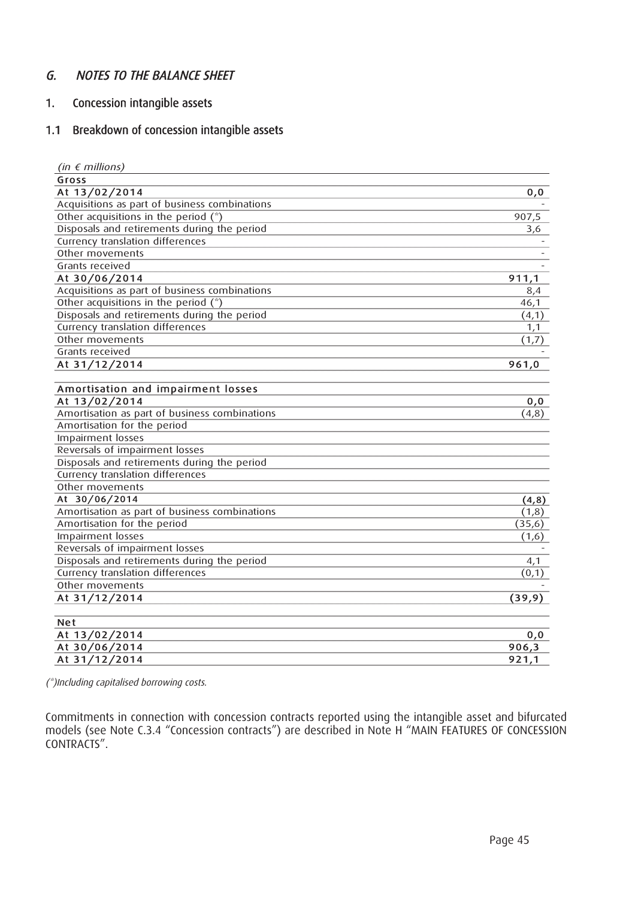## *G. NOTES TO THE BALANCE SHEET*

### 1. Concession intangible assets

### 1.1 Breakdown of concession intangible assets

| *(in € millions)* | |
|---|---|
| **Gross** | |
| **At 13/02/2014** | **0,0** |
| Acquisitions as part of business combinations | - |
| Other acquisitions in the period (*) | 907,5 |
| Disposals and retirements during the period | 3,6 |
| Currency translation differences | - |
| Other movements | - |
| Grants received | - |
| **At 30/06/2014** | **911,1** |
| Acquisitions as part of business combinations | 8,4 |
| Other acquisitions in the period (*) | 46,1 |
| Disposals and retirements during the period | (4,1) |
| Currency translation differences | 1,1 |
| Other movements | (1,7) |
| Grants received | - |
| **At 31/12/2014** | **961,0** |
| | |
| **Amortisation and impairment losses** | |
| **At 13/02/2014** | **0,0** |
| Amortisation as part of business combinations | (4,8) |
| Amortisation for the period | |
| Impairment losses | |
| Reversals of impairment losses | |
| Disposals and retirements during the period | |
| Currency translation differences | |
| Other movements | |
| **At 30/06/2014** | **(4,8)** |
| Amortisation as part of business combinations | (1,8) |
| Amortisation for the period | (35,6) |
| Impairment losses | (1,6) |
| Reversals of impairment losses | - |
| Disposals and retirements during the period | 4,1 |
| Currency translation differences | (0,1) |
| Other movements | - |
| **At 31/12/2014** | **(39,9)** |
| | |
| **Net** | |
| **At 13/02/2014** | **0,0** |
| **At 30/06/2014** | **906,3** |
| **At 31/12/2014** | **921,1** |

*(*)Including capitalised borrowing costs.*

Commitments in connection with concession contracts reported using the intangible asset and bifurcated models (see Note C.3.4 "Concession contracts") are described in Note H "MAIN FEATURES OF CONCESSION CONTRACTS".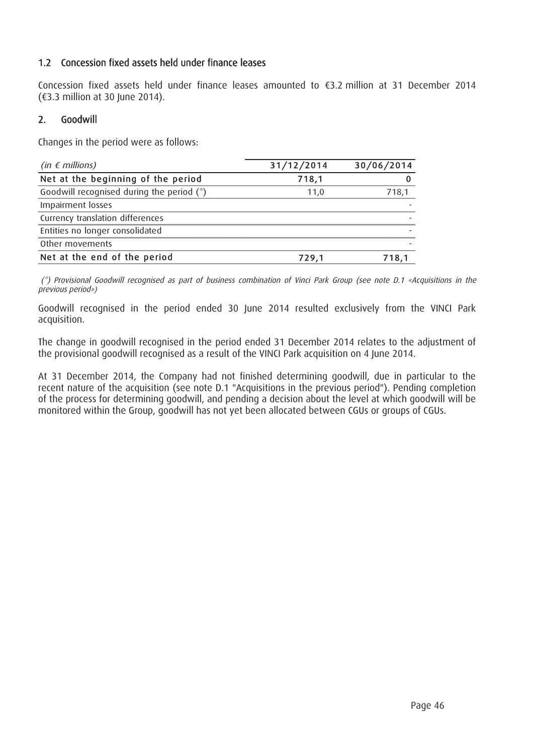### 1.2 Concession fixed assets held under finance leases

Concession fixed assets held under finance leases amounted to €3.2 million at 31 December 2014 (€3.3 million at 30 June 2014).

## 2. Goodwill

Changes in the period were as follows:

| *(in € millions)* | 31/12/2014 | 30/06/2014 |
|---|---|---|
| **Net at the beginning of the period** | **718,1** | **0** |
| Goodwill recognised during the period (*) | 11,0 | 718,1 |
| Impairment losses | | - |
| Currency translation differences | | - |
| Entities no longer consolidated | | - |
| Other movements | | - |
| **Net at the end of the period** | **729,1** | **718,1** |

*(*) Provisional Goodwill recognised as part of business combination of Vinci Park Group (see note D.1 «Acquisitions in the previous period»)*

Goodwill recognised in the period ended 30 June 2014 resulted exclusively from the VINCI Park acquisition.

The change in goodwill recognised in the period ended 31 December 2014 relates to the adjustment of the provisional goodwill recognised as a result of the VINCI Park acquisition on 4 June 2014.

At 31 December 2014, the Company had not finished determining goodwill, due in particular to the recent nature of the acquisition (see note D.1 "Acquisitions in the previous period"). Pending completion of the process for determining goodwill, and pending a decision about the level at which goodwill will be monitored within the Group, goodwill has not yet been allocated between CGUs or groups of CGUs.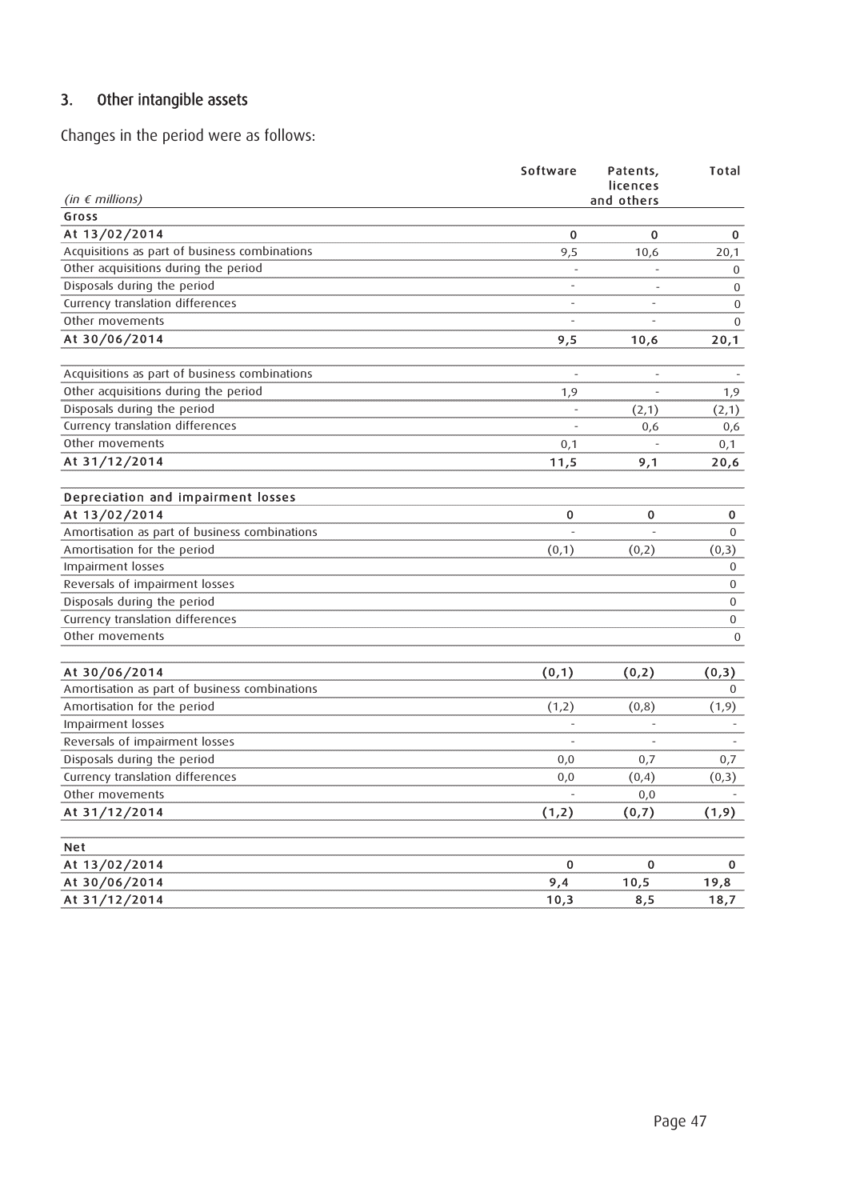## 3. Other intangible assets

Changes in the period were as follows:

| *(in € millions)* | Software | Patents, licences and others | Total |
|---|---|---|---|
| **Gross** | | | |
| **At 13/02/2014** | **0** | **0** | **0** |
| Acquisitions as part of business combinations | 9,5 | 10,6 | 20,1 |
| Other acquisitions during the period | - | - | 0 |
| Disposals during the period | - | - | 0 |
| Currency translation differences | - | - | 0 |
| Other movements | - | - | 0 |
| **At 30/06/2014** | **9,5** | **10,6** | **20,1** |
| | | | |
| Acquisitions as part of business combinations | - | - | - |
| Other acquisitions during the period | 1,9 | - | 1,9 |
| Disposals during the period | - | (2,1) | (2,1) |
| Currency translation differences | - | 0,6 | 0,6 |
| Other movements | 0,1 | - | 0,1 |
| **At 31/12/2014** | **11,5** | **9,1** | **20,6** |
| | | | |
| **Depreciation and impairment losses** | | | |
| **At 13/02/2014** | **0** | **0** | **0** |
| Amortisation as part of business combinations | - | - | 0 |
| Amortisation for the period | (0,1) | (0,2) | (0,3) |
| Impairment losses | | | 0 |
| Reversals of impairment losses | | | 0 |
| Disposals during the period | | | 0 |
| Currency translation differences | | | 0 |
| Other movements | | | 0 |
| | | | |
| **At 30/06/2014** | **(0,1)** | **(0,2)** | **(0,3)** |
| Amortisation as part of business combinations | | | 0 |
| Amortisation for the period | (1,2) | (0,8) | (1,9) |
| Impairment losses | - | - | - |
| Reversals of impairment losses | - | - | - |
| Disposals during the period | 0,0 | 0,7 | 0,7 |
| Currency translation differences | 0,0 | (0,4) | (0,3) |
| Other movements | - | 0,0 | - |
| **At 31/12/2014** | **(1,2)** | **(0,7)** | **(1,9)** |
| | | | |
| **Net** | | | |
| **At 13/02/2014** | **0** | **0** | **0** |
| **At 30/06/2014** | **9,4** | **10,5** | **19,8** |
| **At 31/12/2014** | **10,3** | **8,5** | **18,7** |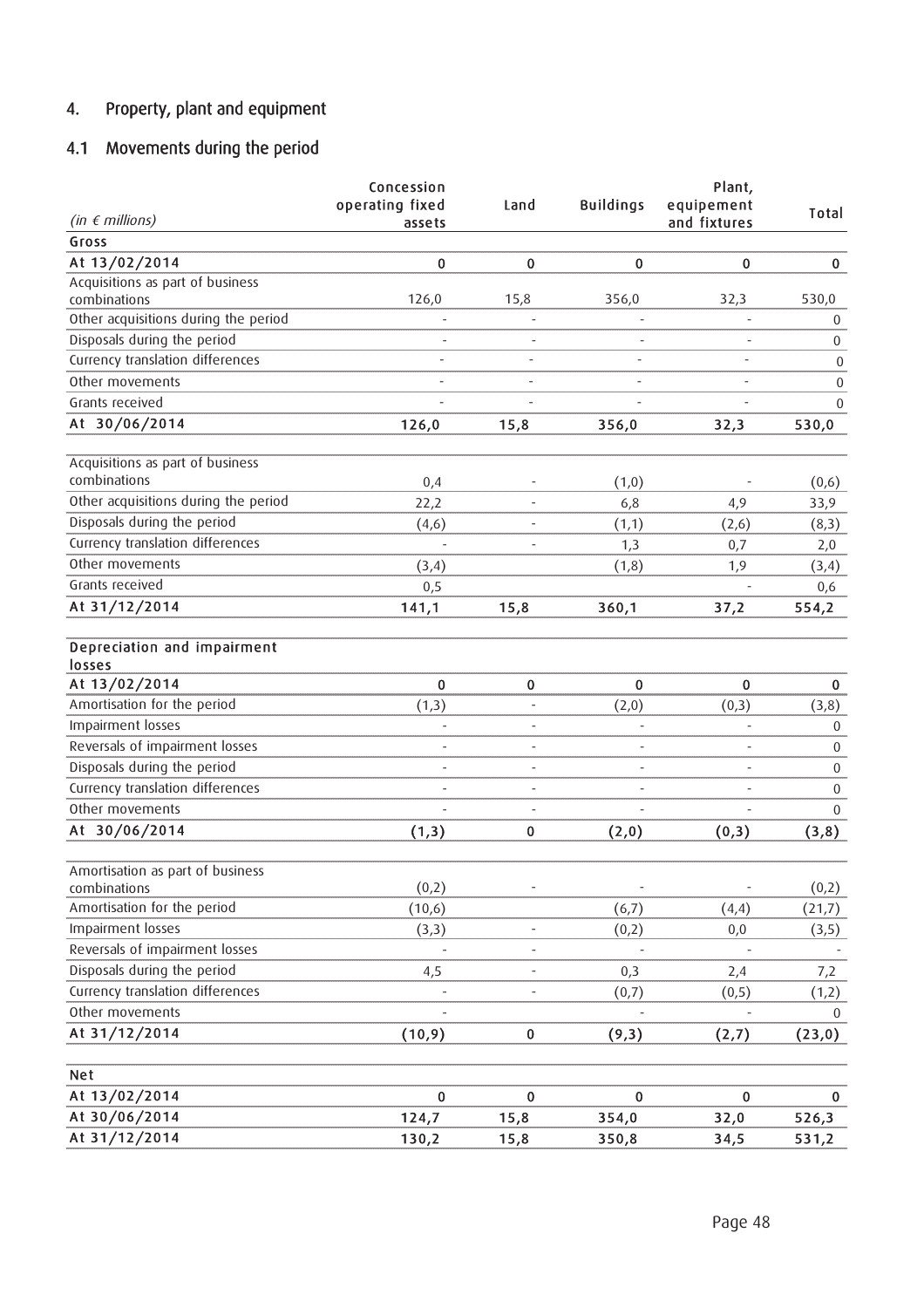## 4. Property, plant and equipment

### 4.1 Movements during the period

| *(in € millions)* | Concession operating fixed assets | Land | Buildings | Plant, equipement and fixtures | Total |
|---|---|---|---|---|---|
| **Gross** | | | | | |
| **At 13/02/2014** | **0** | **0** | **0** | **0** | **0** |
| Acquisitions as part of business combinations | 126,0 | 15,8 | 356,0 | 32,3 | 530,0 |
| Other acquisitions during the period | - | - | - | - | 0 |
| Disposals during the period | - | - | - | - | 0 |
| Currency translation differences | - | - | - | - | 0 |
| Other movements | - | - | - | - | 0 |
| Grants received | - | - | - | - | 0 |
| **At 30/06/2014** | **126,0** | **15,8** | **356,0** | **32,3** | **530,0** |
| Acquisitions as part of business combinations | 0,4 | - | (1,0) | - | (0,6) |
| Other acquisitions during the period | 22,2 | - | 6,8 | 4,9 | 33,9 |
| Disposals during the period | (4,6) | - | (1,1) | (2,6) | (8,3) |
| Currency translation differences | - | - | 1,3 | 0,7 | 2,0 |
| Other movements | (3,4) | | (1,8) | 1,9 | (3,4) |
| Grants received | 0,5 | | | - | 0,6 |
| **At 31/12/2014** | **141,1** | **15,8** | **360,1** | **37,2** | **554,2** |
| **Depreciation and impairment losses** | | | | | |
| **At 13/02/2014** | **0** | **0** | **0** | **0** | **0** |
| Amortisation for the period | (1,3) | - | (2,0) | (0,3) | (3,8) |
| Impairment losses | - | - | - | - | 0 |
| Reversals of impairment losses | - | - | - | - | 0 |
| Disposals during the period | - | - | - | - | 0 |
| Currency translation differences | - | - | - | - | 0 |
| Other movements | - | - | - | - | 0 |
| **At 30/06/2014** | **(1,3)** | **0** | **(2,0)** | **(0,3)** | **(3,8)** |
| Amortisation as part of business combinations | (0,2) | - | - | - | (0,2) |
| Amortisation for the period | (10,6) | | (6,7) | (4,4) | (21,7) |
| Impairment losses | (3,3) | - | (0,2) | 0,0 | (3,5) |
| Reversals of impairment losses | - | - | - | - | - |
| Disposals during the period | 4,5 | - | 0,3 | 2,4 | 7,2 |
| Currency translation differences | - | - | (0,7) | (0,5) | (1,2) |
| Other movements | - | | - | - | 0 |
| **At 31/12/2014** | **(10,9)** | **0** | **(9,3)** | **(2,7)** | **(23,0)** |
| **Net** | | | | | |
| **At 13/02/2014** | **0** | **0** | **0** | **0** | **0** |
| **At 30/06/2014** | **124,7** | **15,8** | **354,0** | **32,0** | **526,3** |
| **At 31/12/2014** | **130,2** | **15,8** | **350,8** | **34,5** | **531,2** |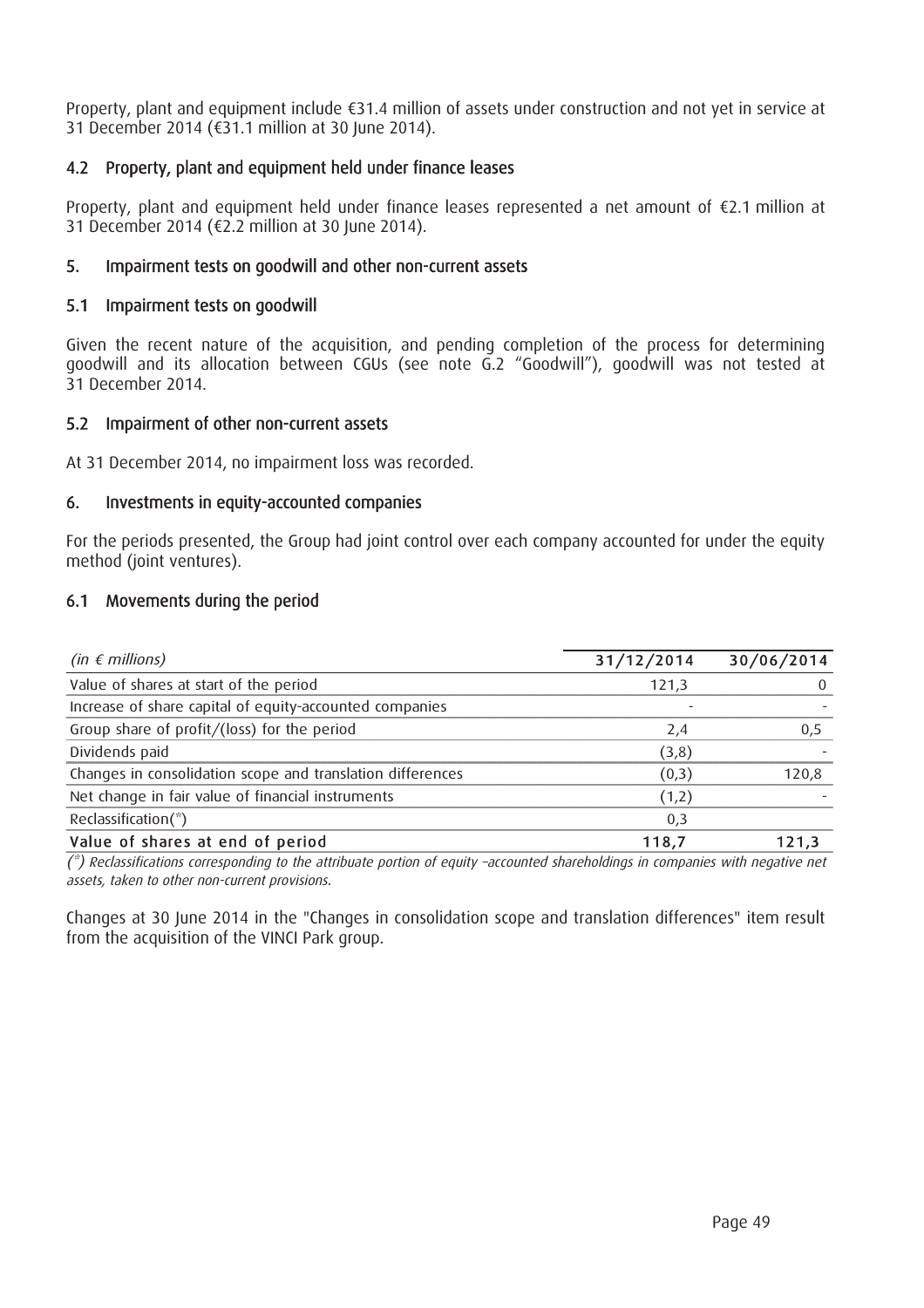Property, plant and equipment include €31.4 million of assets under construction and not yet in service at 31 December 2014 (€31.1 million at 30 June 2014).

### 4.2 Property, plant and equipment held under finance leases

Property, plant and equipment held under finance leases represented a net amount of €2.1 million at 31 December 2014 (€2.2 million at 30 June 2014).

## 5. Impairment tests on goodwill and other non-current assets

### 5.1 Impairment tests on goodwill

Given the recent nature of the acquisition, and pending completion of the process for determining goodwill and its allocation between CGUs (see note G.2 "Goodwill"), goodwill was not tested at 31 December 2014.

### 5.2 Impairment of other non-current assets

At 31 December 2014, no impairment loss was recorded.

## 6. Investments in equity-accounted companies

For the periods presented, the Group had joint control over each company accounted for under the equity method (joint ventures).

### 6.1 Movements during the period

| *(in € millions)* | 31/12/2014 | 30/06/2014 |
|---|---|---|
| Value of shares at start of the period | 121,3 | 0 |
| Increase of share capital of equity-accounted companies | - | - |
| Group share of profit/(loss) for the period | 2,4 | 0,5 |
| Dividends paid | (3,8) | - |
| Changes in consolidation scope and translation differences | (0,3) | 120,8 |
| Net change in fair value of financial instruments | (1,2) | - |
| Reclassification(*) | 0,3 | |
| **Value of shares at end of period** | **118,7** | **121,3** |

*(\*) Reclassifications corresponding to the attribuate portion of equity –accounted shareholdings in companies with negative net assets, taken to other non-current provisions.*

Changes at 30 June 2014 in the "Changes in consolidation scope and translation differences" item result from the acquisition of the VINCI Park group.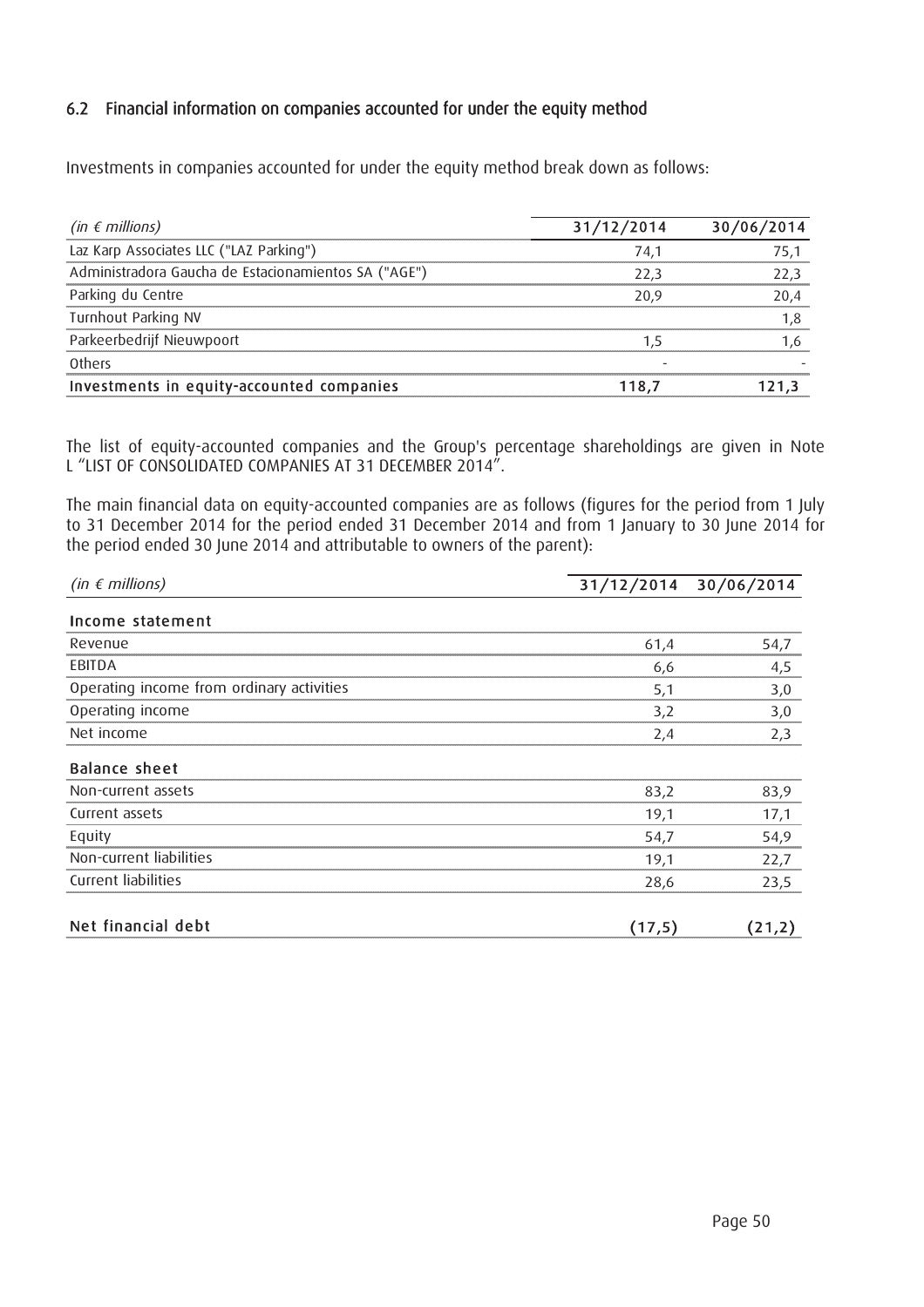## 6.2 Financial information on companies accounted for under the equity method

Investments in companies accounted for under the equity method break down as follows:

| *(in € millions)* | 31/12/2014 | 30/06/2014 |
|---|---|---|
| Laz Karp Associates LLC ("LAZ Parking") | 74,1 | 75,1 |
| Administradora Gaucha de Estacionamientos SA ("AGE") | 22,3 | 22,3 |
| Parking du Centre | 20,9 | 20,4 |
| Turnhout Parking NV | | 1,8 |
| Parkeerbedrijf Nieuwpoort | 1,5 | 1,6 |
| Others | - | - |
| **Investments in equity-accounted companies** | **118,7** | **121,3** |

The list of equity-accounted companies and the Group's percentage shareholdings are given in Note L "LIST OF CONSOLIDATED COMPANIES AT 31 DECEMBER 2014".

The main financial data on equity-accounted companies are as follows (figures for the period from 1 July to 31 December 2014 for the period ended 31 December 2014 and from 1 January to 30 June 2014 for the period ended 30 June 2014 and attributable to owners of the parent):

| *(in € millions)* | 31/12/2014 | 30/06/2014 |
|---|---|---|
| **Income statement** | | |
| Revenue | 61,4 | 54,7 |
| EBITDA | 6,6 | 4,5 |
| Operating income from ordinary activities | 5,1 | 3,0 |
| Operating income | 3,2 | 3,0 |
| Net income | 2,4 | 2,3 |
| **Balance sheet** | | |
| Non-current assets | 83,2 | 83,9 |
| Current assets | 19,1 | 17,1 |
| Equity | 54,7 | 54,9 |
| Non-current liabilities | 19,1 | 22,7 |
| Current liabilities | 28,6 | 23,5 |
| **Net financial debt** | **(17,5)** | **(21,2)** |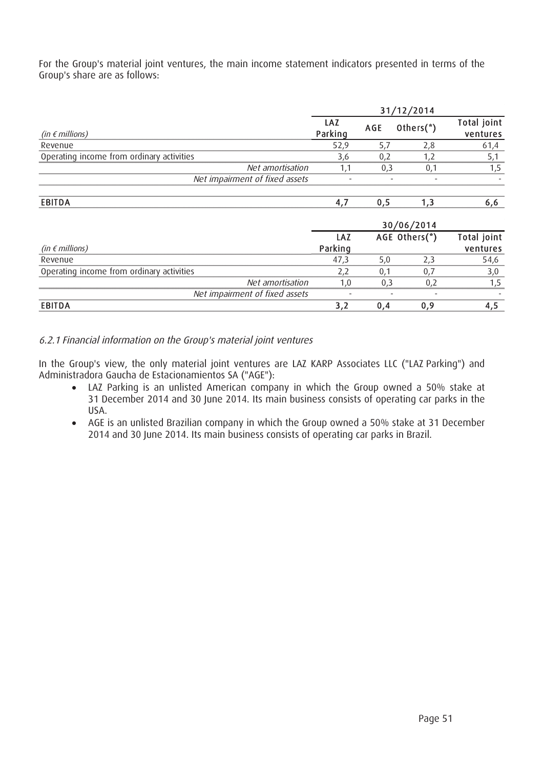For the Group's material joint ventures, the main income statement indicators presented in terms of the Group's share are as follows:

| | 31/12/2014 | | | |
|---|---|---|---|---|
| *(in € millions)* | LAZ Parking | AGE | Others(*) | Total joint ventures |
| Revenue | 52,9 | 5,7 | 2,8 | 61,4 |
| Operating income from ordinary activities | 3,6 | 0,2 | 1,2 | 5,1 |
| *Net amortisation* | 1,1 | 0,3 | 0,1 | 1,5 |
| *Net impairment of fixed assets* | - | - | - | - |
| **EBITDA** | **4,7** | **0,5** | **1,3** | **6,6** |

| | 30/06/2014 | | | |
|---|---|---|---|---|
| *(in € millions)* | LAZ Parking | AGE | Others(*) | Total joint ventures |
| Revenue | 47,3 | 5,0 | 2,3 | 54,6 |
| Operating income from ordinary activities | 2,2 | 0,1 | 0,7 | 3,0 |
| *Net amortisation* | 1,0 | 0,3 | 0,2 | 1,5 |
| *Net impairment of fixed assets* | - | - | - | - |
| **EBITDA** | **3,2** | **0,4** | **0,9** | **4,5** |

*6.2.1 Financial information on the Group's material joint ventures*

In the Group's view, the only material joint ventures are LAZ KARP Associates LLC ("LAZ Parking") and Administradora Gaucha de Estacionamientos SA ("AGE"):

- LAZ Parking is an unlisted American company in which the Group owned a 50% stake at 31 December 2014 and 30 June 2014. Its main business consists of operating car parks in the USA.
- AGE is an unlisted Brazilian company in which the Group owned a 50% stake at 31 December 2014 and 30 June 2014. Its main business consists of operating car parks in Brazil.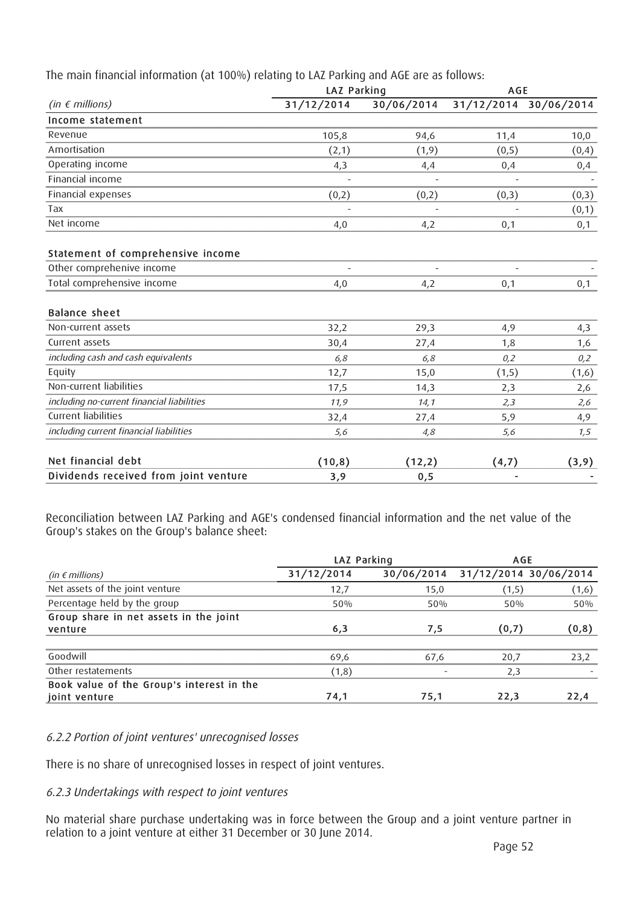The main financial information (at 100%) relating to LAZ Parking and AGE are as follows:

| | LAZ Parking | | AGE | |
|---|---|---|---|---|
| *(in € millions)* | 31/12/2014 | 30/06/2014 | 31/12/2014 | 30/06/2014 |
| **Income statement** | | | | |
| Revenue | 105,8 | 94,6 | 11,4 | 10,0 |
| Amortisation | (2,1) | (1,9) | (0,5) | (0,4) |
| Operating income | 4,3 | 4,4 | 0,4 | 0,4 |
| Financial income | - | - | - | - |
| Financial expenses | (0,2) | (0,2) | (0,3) | (0,3) |
| Tax | - | - | - | (0,1) |
| Net income | 4,0 | 4,2 | 0,1 | 0,1 |
| **Statement of comprehensive income** | | | | |
| Other comprehenive income | - | - | - | - |
| Total comprehensive income | 4,0 | 4,2 | 0,1 | 0,1 |
| **Balance sheet** | | | | |
| Non-current assets | 32,2 | 29,3 | 4,9 | 4,3 |
| Current assets | 30,4 | 27,4 | 1,8 | 1,6 |
| *including cash and cash equivalents* | *6,8* | *6,8* | *0,2* | *0,2* |
| Equity | 12,7 | 15,0 | (1,5) | (1,6) |
| Non-current liabilities | 17,5 | 14,3 | 2,3 | 2,6 |
| *including no-current financial liabilities* | *11,9* | *14,1* | *2,3* | *2,6* |
| Current liabilities | 32,4 | 27,4 | 5,9 | 4,9 |
| *including current financial liabilities* | *5,6* | *4,8* | *5,6* | *1,5* |
| **Net financial debt** | **(10,8)** | **(12,2)** | **(4,7)** | **(3,9)** |
| **Dividends received from joint venture** | **3,9** | **0,5** | **-** | **-** |

Reconciliation between LAZ Parking and AGE's condensed financial information and the net value of the Group's stakes on the Group's balance sheet:

| | LAZ Parking | | AGE | |
|---|---|---|---|---|
| *(in € millions)* | 31/12/2014 | 30/06/2014 | 31/12/2014 | 30/06/2014 |
| Net assets of the joint venture | 12,7 | 15,0 | (1,5) | (1,6) |
| Percentage held by the group | 50% | 50% | 50% | 50% |
| **Group share in net assets in the joint venture** | **6,3** | **7,5** | **(0,7)** | **(0,8)** |
| Goodwill | 69,6 | 67,6 | 20,7 | 23,2 |
| Other restatements | (1,8) | - | 2,3 | - |
| **Book value of the Group's interest in the joint venture** | **74,1** | **75,1** | **22,3** | **22,4** |

### *6.2.2 Portion of joint ventures' unrecognised losses*

There is no share of unrecognised losses in respect of joint ventures.

### *6.2.3 Undertakings with respect to joint ventures*

No material share purchase undertaking was in force between the Group and a joint venture partner in relation to a joint venture at either 31 December or 30 June 2014.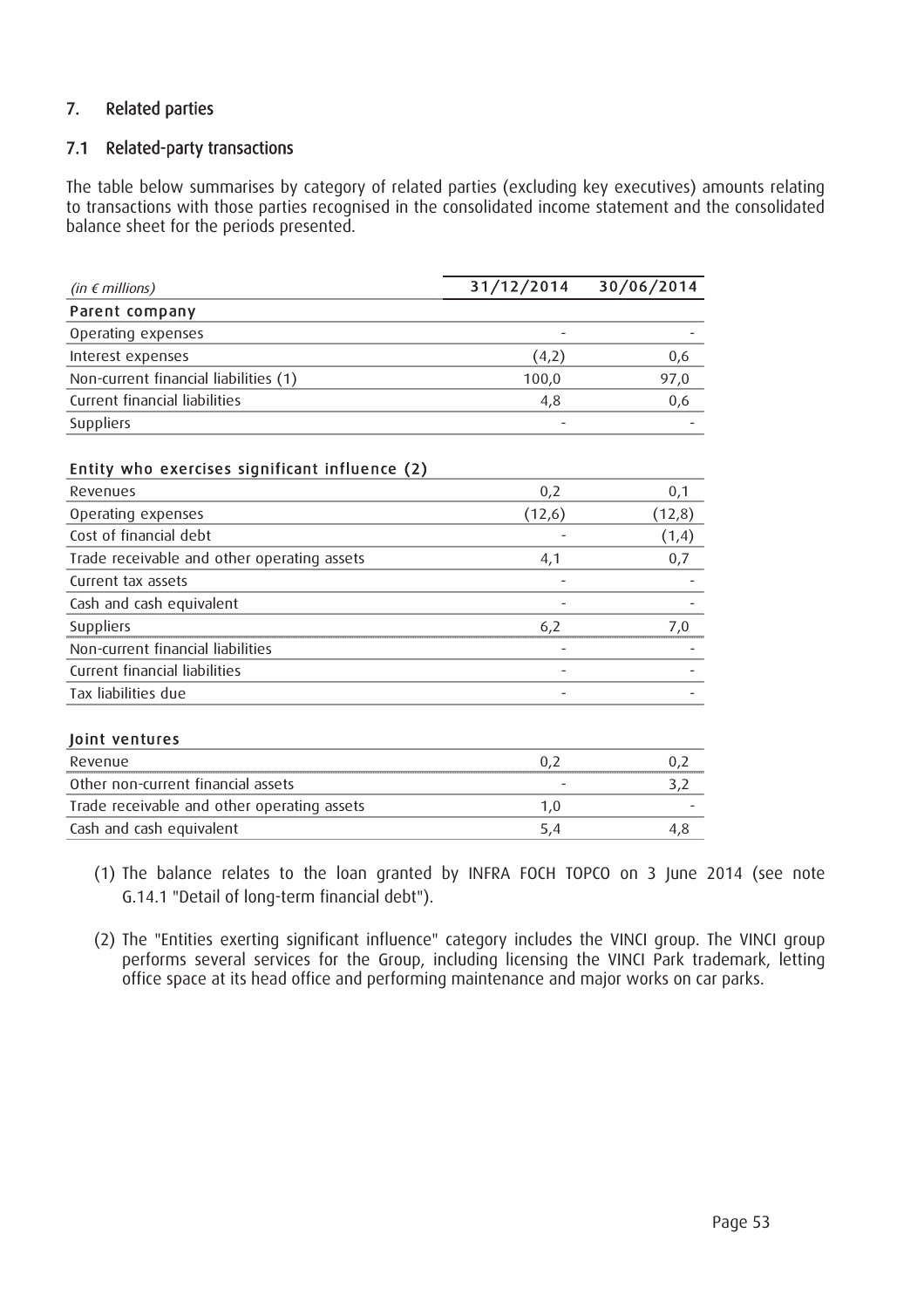## 7. Related parties

### 7.1 Related-party transactions

The table below summarises by category of related parties (excluding key executives) amounts relating to transactions with those parties recognised in the consolidated income statement and the consolidated balance sheet for the periods presented.

| *(in € millions)* | 31/12/2014 | 30/06/2014 |
|---|---|---|
| **Parent company** | | |
| Operating expenses | - | - |
| Interest expenses | (4,2) | 0,6 |
| Non-current financial liabilities (1) | 100,0 | 97,0 |
| Current financial liabilities | 4,8 | 0,6 |
| Suppliers | - | - |
| | | |
| **Entity who exercises significant influence (2)** | | |
| Revenues | 0,2 | 0,1 |
| Operating expenses | (12,6) | (12,8) |
| Cost of financial debt | - | (1,4) |
| Trade receivable and other operating assets | 4,1 | 0,7 |
| Current tax assets | - | - |
| Cash and cash equivalent | - | - |
| Suppliers | 6,2 | 7,0 |
| Non-current financial liabilities | - | - |
| Current financial liabilities | - | - |
| Tax liabilities due | - | - |
| | | |
| **Joint ventures** | | |
| Revenue | 0,2 | 0,2 |
| Other non-current financial assets | - | 3,2 |
| Trade receivable and other operating assets | 1,0 | - |
| Cash and cash equivalent | 5,4 | 4,8 |

(1) The balance relates to the loan granted by INFRA FOCH TOPCO on 3 June 2014 (see note G.14.1 "Detail of long-term financial debt").

(2) The "Entities exerting significant influence" category includes the VINCI group. The VINCI group performs several services for the Group, including licensing the VINCI Park trademark, letting office space at its head office and performing maintenance and major works on car parks.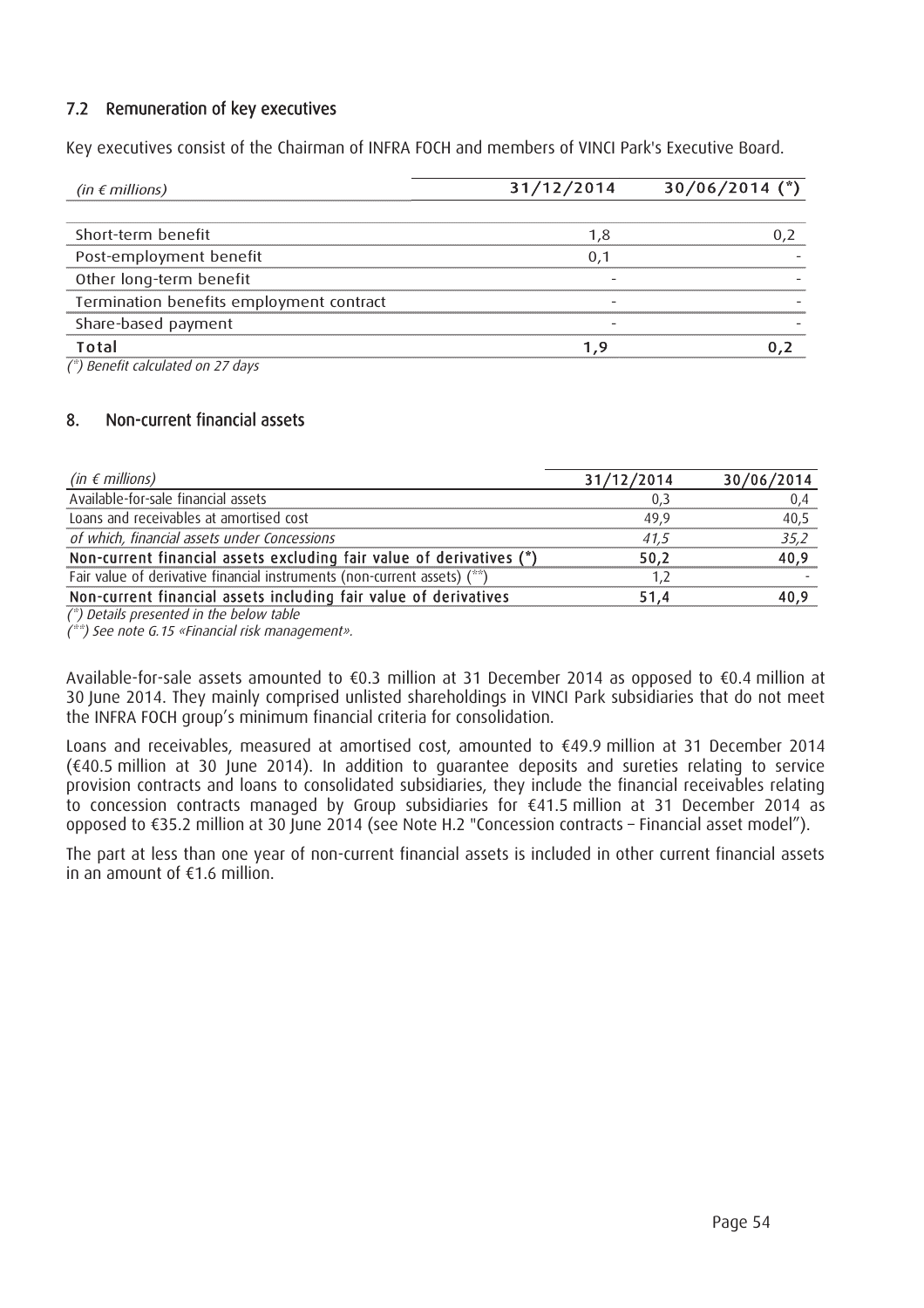## 7.2 Remuneration of key executives

Key executives consist of the Chairman of INFRA FOCH and members of VINCI Park's Executive Board.

| *(in € millions)* | 31/12/2014 | 30/06/2014 (*) |
|---|---|---|
| Short-term benefit | 1,8 | 0,2 |
| Post-employment benefit | 0,1 | - |
| Other long-term benefit | - | - |
| Termination benefits employment contract | - | - |
| Share-based payment | - | - |
| **Total** | **1,9** | **0,2** |

*(*) Benefit calculated on 27 days*

## 8. Non-current financial assets

| *(in € millions)* | 31/12/2014 | 30/06/2014 |
|---|---|---|
| Available-for-sale financial assets | 0,3 | 0,4 |
| Loans and receivables at amortised cost | 49,9 | 40,5 |
| *of which, financial assets under Concessions* | *41,5* | *35,2* |
| **Non-current financial assets excluding fair value of derivatives (*)** | **50,2** | **40,9** |
| Fair value of derivative financial instruments (non-current assets) (**) | 1,2 | - |
| **Non-current financial assets including fair value of derivatives** | **51,4** | **40,9** |

*(*) Details presented in the below table*
*(**) See note G.15 «Financial risk management».*

Available-for-sale assets amounted to €0.3 million at 31 December 2014 as opposed to €0.4 million at 30 June 2014. They mainly comprised unlisted shareholdings in VINCI Park subsidiaries that do not meet the INFRA FOCH group's minimum financial criteria for consolidation.

Loans and receivables, measured at amortised cost, amounted to €49.9 million at 31 December 2014 (€40.5 million at 30 June 2014). In addition to guarantee deposits and sureties relating to service provision contracts and loans to consolidated subsidiaries, they include the financial receivables relating to concession contracts managed by Group subsidiaries for €41.5 million at 31 December 2014 as opposed to €35.2 million at 30 June 2014 (see Note H.2 "Concession contracts – Financial asset model").

The part at less than one year of non-current financial assets is included in other current financial assets in an amount of €1.6 million.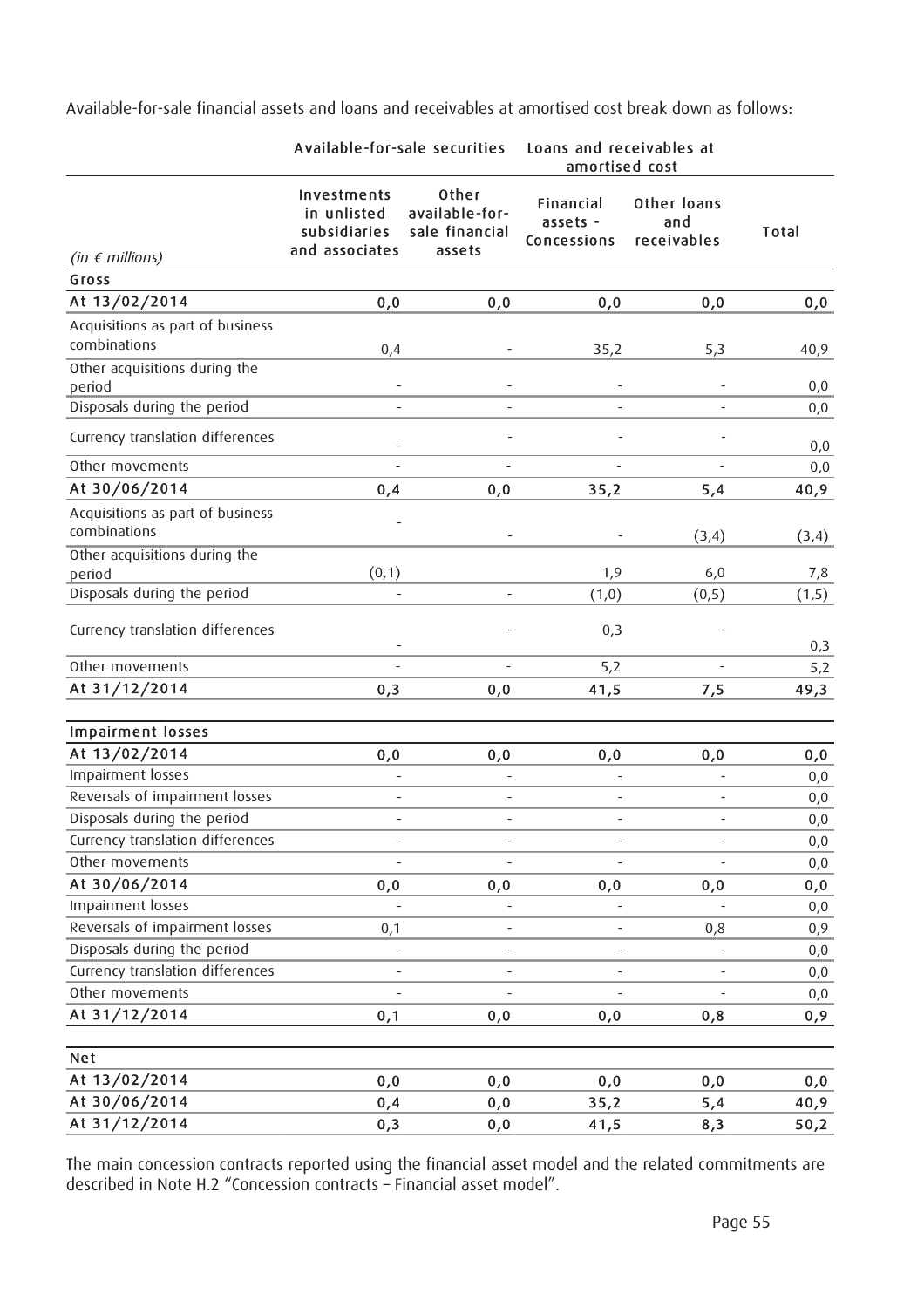Available-for-sale financial assets and loans and receivables at amortised cost break down as follows:

| | Available-for-sale securities | | Loans and receivables at amortised cost | | |
|---|---|---|---|---|---|
| *(in € millions)* | Investments in unlisted subsidiaries and associates | Other available-for-sale financial assets | Financial assets - Concessions | Other loans and receivables | Total |
| **Gross** | | | | | |
| **At 13/02/2014** | **0,0** | **0,0** | **0,0** | **0,0** | **0,0** |
| Acquisitions as part of business combinations | 0,4 | - | 35,2 | 5,3 | 40,9 |
| Other acquisitions during the period | - | - | - | - | 0,0 |
| Disposals during the period | - | - | - | - | 0,0 |
| Currency translation differences | - | - | - | - | 0,0 |
| Other movements | - | - | - | - | 0,0 |
| **At 30/06/2014** | **0,4** | **0,0** | **35,2** | **5,4** | **40,9** |
| Acquisitions as part of business combinations | - | - | - | (3,4) | (3,4) |
| Other acquisitions during the period | (0,1) | | 1,9 | 6,0 | 7,8 |
| Disposals during the period | - | - | (1,0) | (0,5) | (1,5) |
| Currency translation differences | - | - | 0,3 | - | 0,3 |
| Other movements | - | - | 5,2 | - | 5,2 |
| **At 31/12/2014** | **0,3** | **0,0** | **41,5** | **7,5** | **49,3** |
| | | | | | |
| **Impairment losses** | | | | | |
| **At 13/02/2014** | **0,0** | **0,0** | **0,0** | **0,0** | **0,0** |
| Impairment losses | - | - | - | - | 0,0 |
| Reversals of impairment losses | - | - | - | - | 0,0 |
| Disposals during the period | - | - | - | - | 0,0 |
| Currency translation differences | - | - | - | - | 0,0 |
| Other movements | - | - | - | - | 0,0 |
| **At 30/06/2014** | **0,0** | **0,0** | **0,0** | **0,0** | **0,0** |
| Impairment losses | - | - | - | - | 0,0 |
| Reversals of impairment losses | 0,1 | - | - | 0,8 | 0,9 |
| Disposals during the period | - | - | - | - | 0,0 |
| Currency translation differences | - | - | - | - | 0,0 |
| Other movements | - | - | - | - | 0,0 |
| **At 31/12/2014** | **0,1** | **0,0** | **0,0** | **0,8** | **0,9** |
| | | | | | |
| **Net** | | | | | |
| **At 13/02/2014** | **0,0** | **0,0** | **0,0** | **0,0** | **0,0** |
| **At 30/06/2014** | **0,4** | **0,0** | **35,2** | **5,4** | **40,9** |
| **At 31/12/2014** | **0,3** | **0,0** | **41,5** | **8,3** | **50,2** |

The main concession contracts reported using the financial asset model and the related commitments are described in Note H.2 "Concession contracts – Financial asset model".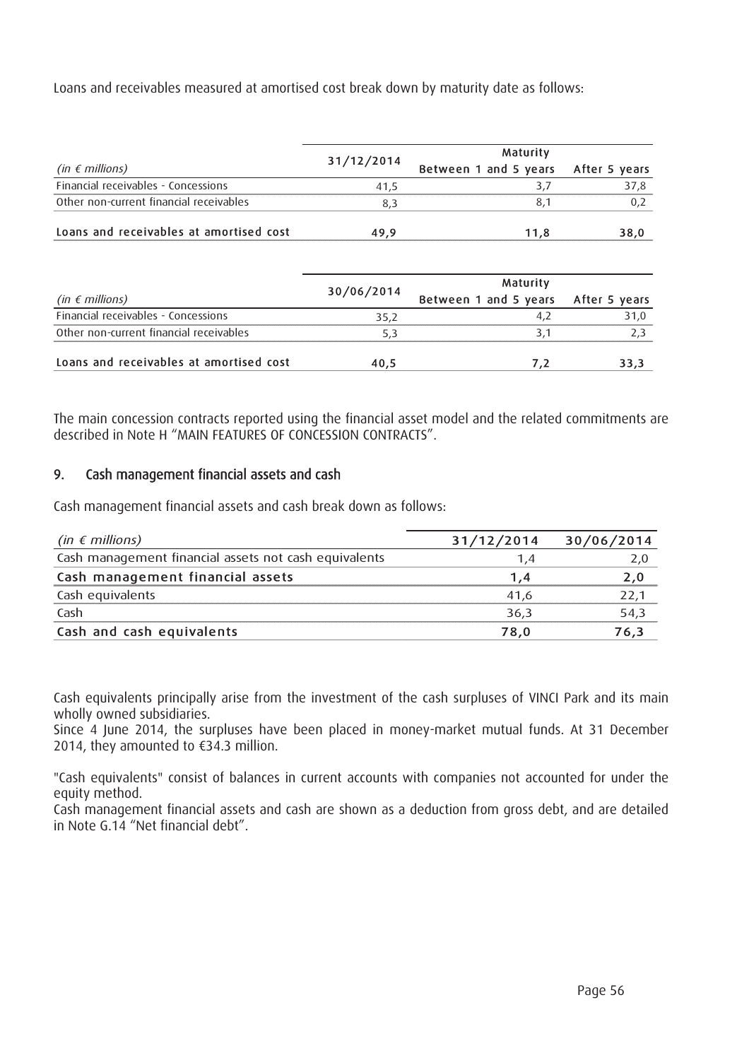Loans and receivables measured at amortised cost break down by maturity date as follows:

| (in € millions) | 31/12/2014 | Maturity | |
|---|---|---|---|
| | | Between 1 and 5 years | After 5 years |
| Financial receivables - Concessions | 41,5 | 3,7 | 37,8 |
| Other non-current financial receivables | 8,3 | 8,1 | 0,2 |
| **Loans and receivables at amortised cost** | **49,9** | **11,8** | **38,0** |

| (in € millions) | 30/06/2014 | Maturity | |
|---|---|---|---|
| | | Between 1 and 5 years | After 5 years |
| Financial receivables - Concessions | 35,2 | 4,2 | 31,0 |
| Other non-current financial receivables | 5,3 | 3,1 | 2,3 |
| **Loans and receivables at amortised cost** | **40,5** | **7,2** | **33,3** |

The main concession contracts reported using the financial asset model and the related commitments are described in Note H "MAIN FEATURES OF CONCESSION CONTRACTS".

## 9. Cash management financial assets and cash

Cash management financial assets and cash break down as follows:

| (in € millions) | 31/12/2014 | 30/06/2014 |
|---|---|---|
| Cash management financial assets not cash equivalents | 1,4 | 2,0 |
| **Cash management financial assets** | **1,4** | **2,0** |
| Cash equivalents | 41,6 | 22,1 |
| Cash | 36,3 | 54,3 |
| **Cash and cash equivalents** | **78,0** | **76,3** |

Cash equivalents principally arise from the investment of the cash surpluses of VINCI Park and its main wholly owned subsidiaries.
Since 4 June 2014, the surpluses have been placed in money-market mutual funds. At 31 December 2014, they amounted to €34.3 million.

"Cash equivalents" consist of balances in current accounts with companies not accounted for under the equity method.
Cash management financial assets and cash are shown as a deduction from gross debt, and are detailed in Note G.14 "Net financial debt".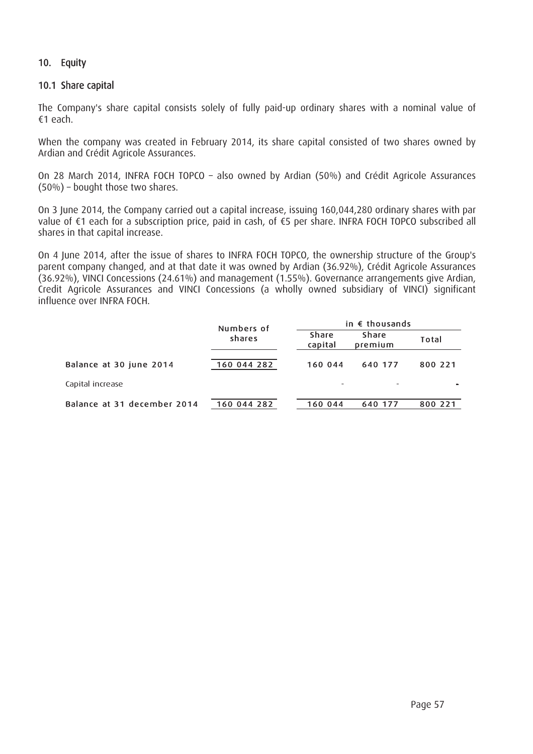## 10. Equity

### 10.1 Share capital

The Company's share capital consists solely of fully paid-up ordinary shares with a nominal value of €1 each.

When the company was created in February 2014, its share capital consisted of two shares owned by Ardian and Crédit Agricole Assurances.

On 28 March 2014, INFRA FOCH TOPCO – also owned by Ardian (50%) and Crédit Agricole Assurances (50%) – bought those two shares.

On 3 June 2014, the Company carried out a capital increase, issuing 160,044,280 ordinary shares with par value of €1 each for a subscription price, paid in cash, of €5 per share. INFRA FOCH TOPCO subscribed all shares in that capital increase.

On 4 June 2014, after the issue of shares to INFRA FOCH TOPCO, the ownership structure of the Group's parent company changed, and at that date it was owned by Ardian (36.92%), Crédit Agricole Assurances (36.92%), VINCI Concessions (24.61%) and management (1.55%). Governance arrangements give Ardian, Credit Agricole Assurances and VINCI Concessions (a wholly owned subsidiary of VINCI) significant influence over INFRA FOCH.

| | Numbers of shares | in € thousands | | |
|---|---|---|---|---|
| | | Share capital | Share premium | Total |
| **Balance at 30 june 2014** | 160 044 282 | 160 044 | 640 177 | 800 221 |
| Capital increase | | - | - | - |
| **Balance at 31 december 2014** | 160 044 282 | 160 044 | 640 177 | 800 221 |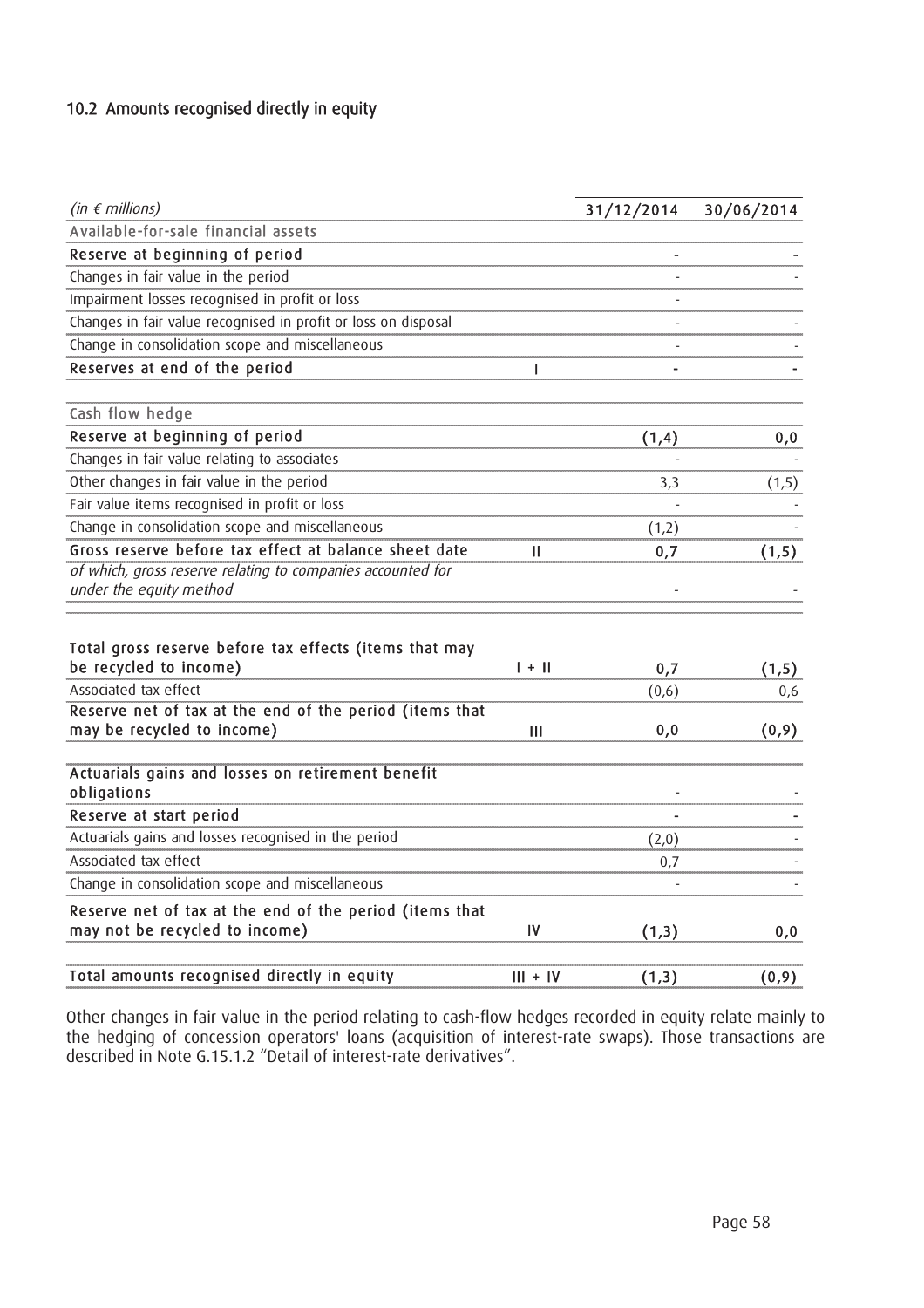## 10.2 Amounts recognised directly in equity

| *(in € millions)* | | 31/12/2014 | 30/06/2014 |
|---|---|---|---|
| Available-for-sale financial assets | | | |
| **Reserve at beginning of period** | | - | - |
| Changes in fair value in the period | | - | - |
| Impairment losses recognised in profit or loss | | - | |
| Changes in fair value recognised in profit or loss on disposal | | - | - |
| Change in consolidation scope and miscellaneous | | - | - |
| **Reserves at end of the period** | **I** | **-** | **-** |
| Cash flow hedge | | | |
| **Reserve at beginning of period** | | **(1,4)** | **0,0** |
| Changes in fair value relating to associates | | - | - |
| Other changes in fair value in the period | | 3,3 | (1,5) |
| Fair value items recognised in profit or loss | | - | - |
| Change in consolidation scope and miscellaneous | | (1,2) | - |
| **Gross reserve before tax effect at balance sheet date** | **II** | **0,7** | **(1,5)** |
| *of which, gross reserve relating to companies accounted for under the equity method* | | - | - |
| **Total gross reserve before tax effects (items that may be recycled to income)** | **I + II** | **0,7** | **(1,5)** |
| Associated tax effect | | (0,6) | 0,6 |
| **Reserve net of tax at the end of the period (items that may be recycled to income)** | **III** | **0,0** | **(0,9)** |
| **Actuarials gains and losses on retirement benefit obligations** | | - | - |
| **Reserve at start period** | | **-** | **-** |
| Actuarials gains and losses recognised in the period | | (2,0) | - |
| Associated tax effect | | 0,7 | - |
| Change in consolidation scope and miscellaneous | | - | - |
| **Reserve net of tax at the end of the period (items that may not be recycled to income)** | **IV** | **(1,3)** | **0,0** |
| **Total amounts recognised directly in equity** | **III + IV** | **(1,3)** | **(0,9)** |

Other changes in fair value in the period relating to cash-flow hedges recorded in equity relate mainly to the hedging of concession operators' loans (acquisition of interest-rate swaps). Those transactions are described in Note G.15.1.2 "Detail of interest-rate derivatives".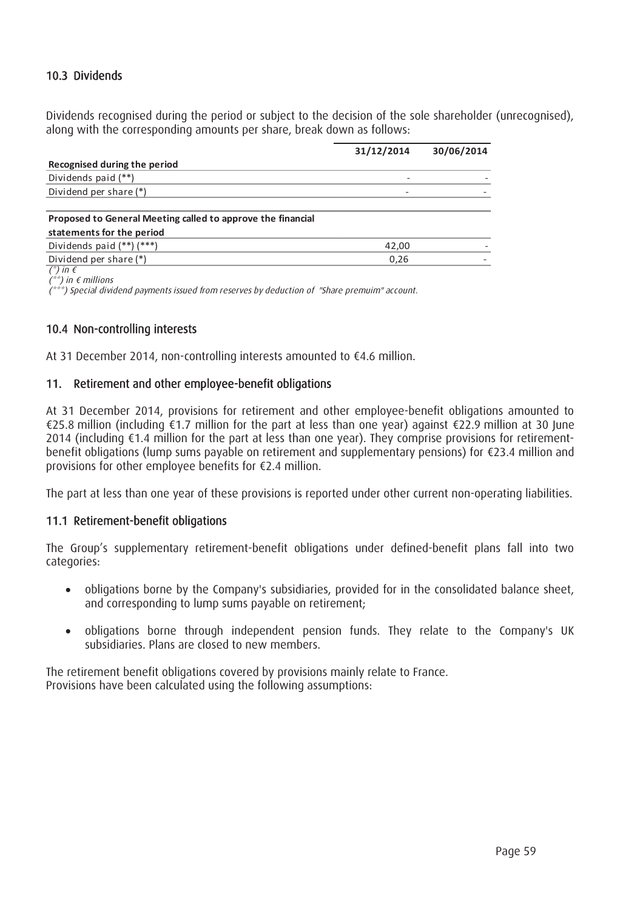## 10.3 Dividends

Dividends recognised during the period or subject to the decision of the sole shareholder (unrecognised), along with the corresponding amounts per share, break down as follows:

| | 31/12/2014 | 30/06/2014 |
|---|---|---|
| **Recognised during the period** | | |
| Dividends paid (**) | - | - |
| Dividend per share (*) | - | - |
| | | |
| **Proposed to General Meeting called to approve the financial statements for the period** | | |
| Dividends paid (**) (***) | 42,00 | - |
| Dividend per share (*) | 0,26 | - |

*(*) in €*
*(**) in € millions*
*(***) Special dividend payments issued from reserves by deduction of "Share premuim" account.*

## 10.4 Non-controlling interests

At 31 December 2014, non-controlling interests amounted to €4.6 million.

## 11. Retirement and other employee-benefit obligations

At 31 December 2014, provisions for retirement and other employee-benefit obligations amounted to €25.8 million (including €1.7 million for the part at less than one year) against €22.9 million at 30 June 2014 (including €1.4 million for the part at less than one year). They comprise provisions for retirement-benefit obligations (lump sums payable on retirement and supplementary pensions) for €23.4 million and provisions for other employee benefits for €2.4 million.

The part at less than one year of these provisions is reported under other current non-operating liabilities.

### 11.1 Retirement-benefit obligations

The Group's supplementary retirement-benefit obligations under defined-benefit plans fall into two categories:

- obligations borne by the Company's subsidiaries, provided for in the consolidated balance sheet, and corresponding to lump sums payable on retirement;
- obligations borne through independent pension funds. They relate to the Company's UK subsidiaries. Plans are closed to new members.

The retirement benefit obligations covered by provisions mainly relate to France.
Provisions have been calculated using the following assumptions: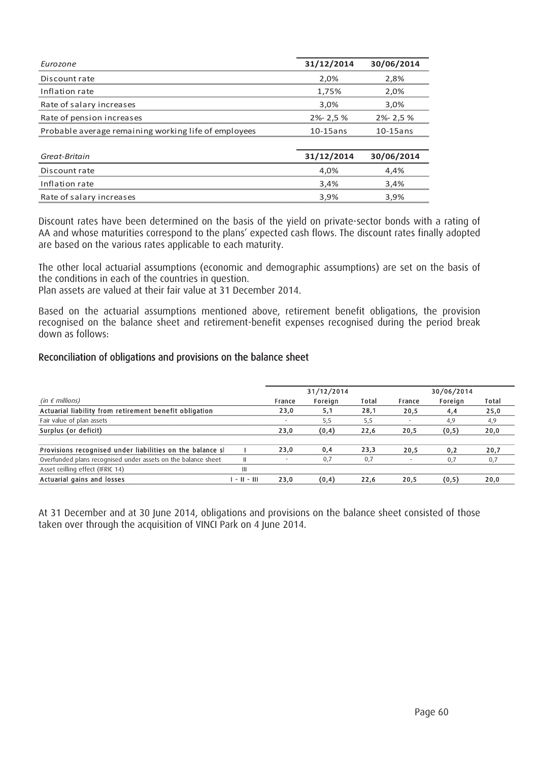| *Eurozone* | 31/12/2014 | 30/06/2014 |
| --- | --- | --- |
| Discount rate | 2,0% | 2,8% |
| Inflation rate | 1,75% | 2,0% |
| Rate of salary increases | 3,0% | 3,0% |
| Rate of pension increases | 2%- 2,5 % | 2%- 2,5 % |
| Probable average remaining working life of employees | 10-15ans | 10-15ans |

| *Great-Britain* | 31/12/2014 | 30/06/2014 |
| --- | --- | --- |
| Discount rate | 4,0% | 4,4% |
| Inflation rate | 3,4% | 3,4% |
| Rate of salary increases | 3,9% | 3,9% |

Discount rates have been determined on the basis of the yield on private-sector bonds with a rating of AA and whose maturities correspond to the plans' expected cash flows. The discount rates finally adopted are based on the various rates applicable to each maturity.

The other local actuarial assumptions (economic and demographic assumptions) are set on the basis of the conditions in each of the countries in question.
Plan assets are valued at their fair value at 31 December 2014.

Based on the actuarial assumptions mentioned above, retirement benefit obligations, the provision recognised on the balance sheet and retirement-benefit expenses recognised during the period break down as follows:

## Reconciliation of obligations and provisions on the balance sheet

| | | 31/12/2014 | | | 30/06/2014 | | |
| --- | --- | --- | --- | --- | --- | --- | --- |
| *(in € millions)* | | France | Foreign | Total | France | Foreign | Total |
| **Actuarial liability from retirement benefit obligation** | | **23,0** | **5,1** | **28,1** | **20,5** | **4,4** | **25,0** |
| Fair value of plan assets | | - | 5,5 | 5,5 | - | 4,9 | 4,9 |
| **Surplus (or deficit)** | | **23,0** | **(0,4)** | **22,6** | **20,5** | **(0,5)** | **20,0** |
| **Provisions recognised under liabilities on the balance sl** | I | **23,0** | **0,4** | **23,3** | **20,5** | **0,2** | **20,7** |
| Overfunded plans recognised under assets on the balance sheet | II | - | 0,7 | 0,7 | - | 0,7 | 0,7 |
| Asset ceilling effect (IFRIC 14) | III | | | | | | |
| **Actuarial gains and losses** | I - II - III | **23,0** | **(0,4)** | **22,6** | **20,5** | **(0,5)** | **20,0** |

At 31 December and at 30 June 2014, obligations and provisions on the balance sheet consisted of those taken over through the acquisition of VINCI Park on 4 June 2014.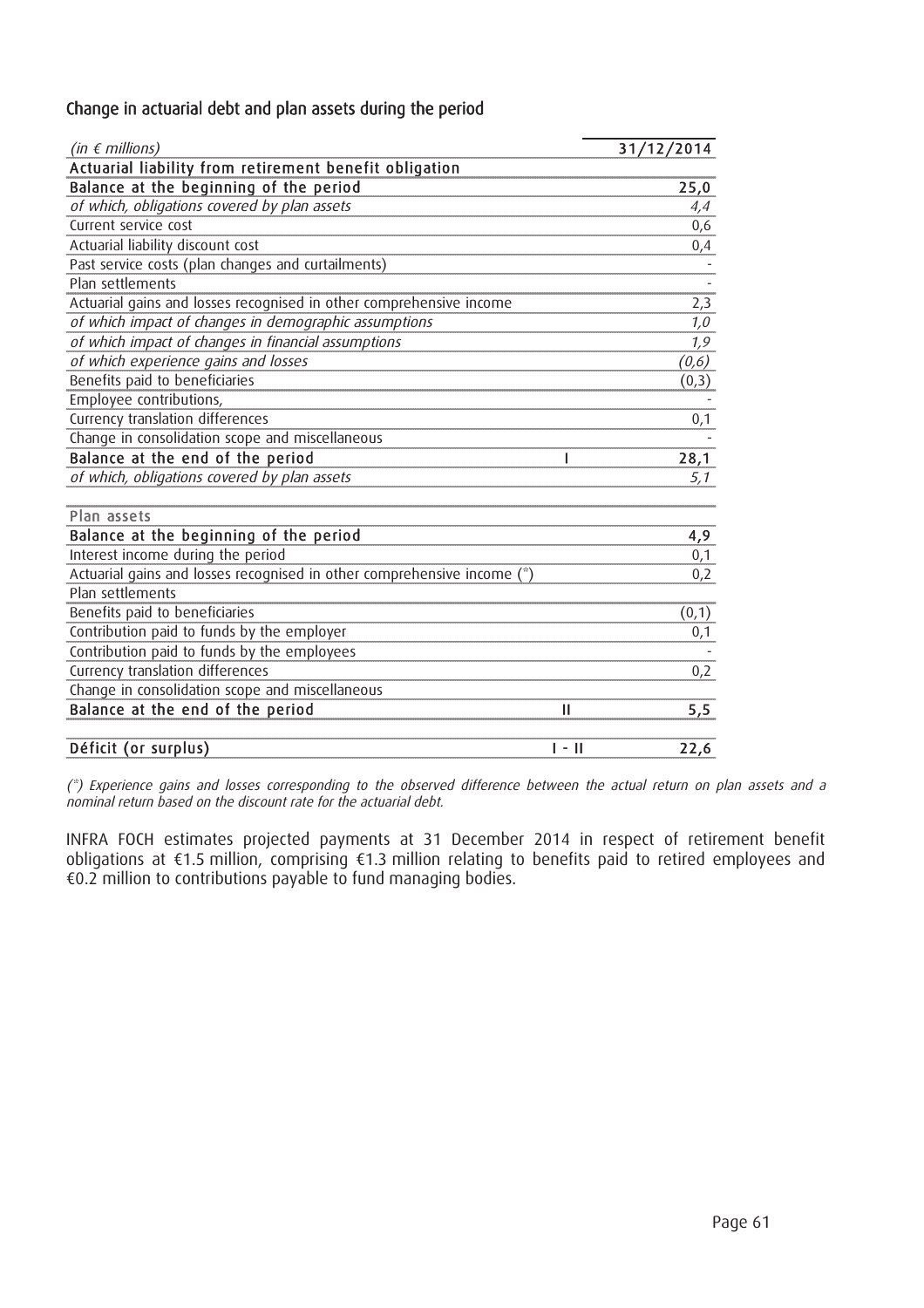## Change in actuarial debt and plan assets during the period

| *(in € millions)* | | 31/12/2014 |
|---|---|---|
| **Actuarial liability from retirement benefit obligation** | | |
| **Balance at the beginning of the period** | | **25,0** |
| *of which, obligations covered by plan assets* | | *4,4* |
| Current service cost | | 0,6 |
| Actuarial liability discount cost | | 0,4 |
| Past service costs (plan changes and curtailments) | | - |
| Plan settlements | | - |
| Actuarial gains and losses recognised in other comprehensive income | | 2,3 |
| *of which impact of changes in demographic assumptions* | | *1,0* |
| *of which impact of changes in financial assumptions* | | *1,9* |
| *of which experience gains and losses* | | *(0,6)* |
| Benefits paid to beneficiaries | | (0,3) |
| Employee contributions, | | - |
| Currency translation differences | | 0,1 |
| Change in consolidation scope and miscellaneous | | - |
| **Balance at the end of the period** | I | **28,1** |
| *of which, obligations covered by plan assets* | | *5,1* |
| | | |
| **Plan assets** | | |
| **Balance at the beginning of the period** | | **4,9** |
| Interest income during the period | | 0,1 |
| Actuarial gains and losses recognised in other comprehensive income (*) | | 0,2 |
| Plan settlements | | |
| Benefits paid to beneficiaries | | (0,1) |
| Contribution paid to funds by the employer | | 0,1 |
| Contribution paid to funds by the employees | | - |
| Currency translation differences | | 0,2 |
| Change in consolidation scope and miscellaneous | | |
| **Balance at the end of the period** | II | **5,5** |
| | | |
| **Déficit (or surplus)** | I - II | **22,6** |

*(*) Experience gains and losses corresponding to the observed difference between the actual return on plan assets and a nominal return based on the discount rate for the actuarial debt.*

INFRA FOCH estimates projected payments at 31 December 2014 in respect of retirement benefit obligations at €1.5 million, comprising €1.3 million relating to benefits paid to retired employees and €0.2 million to contributions payable to fund managing bodies.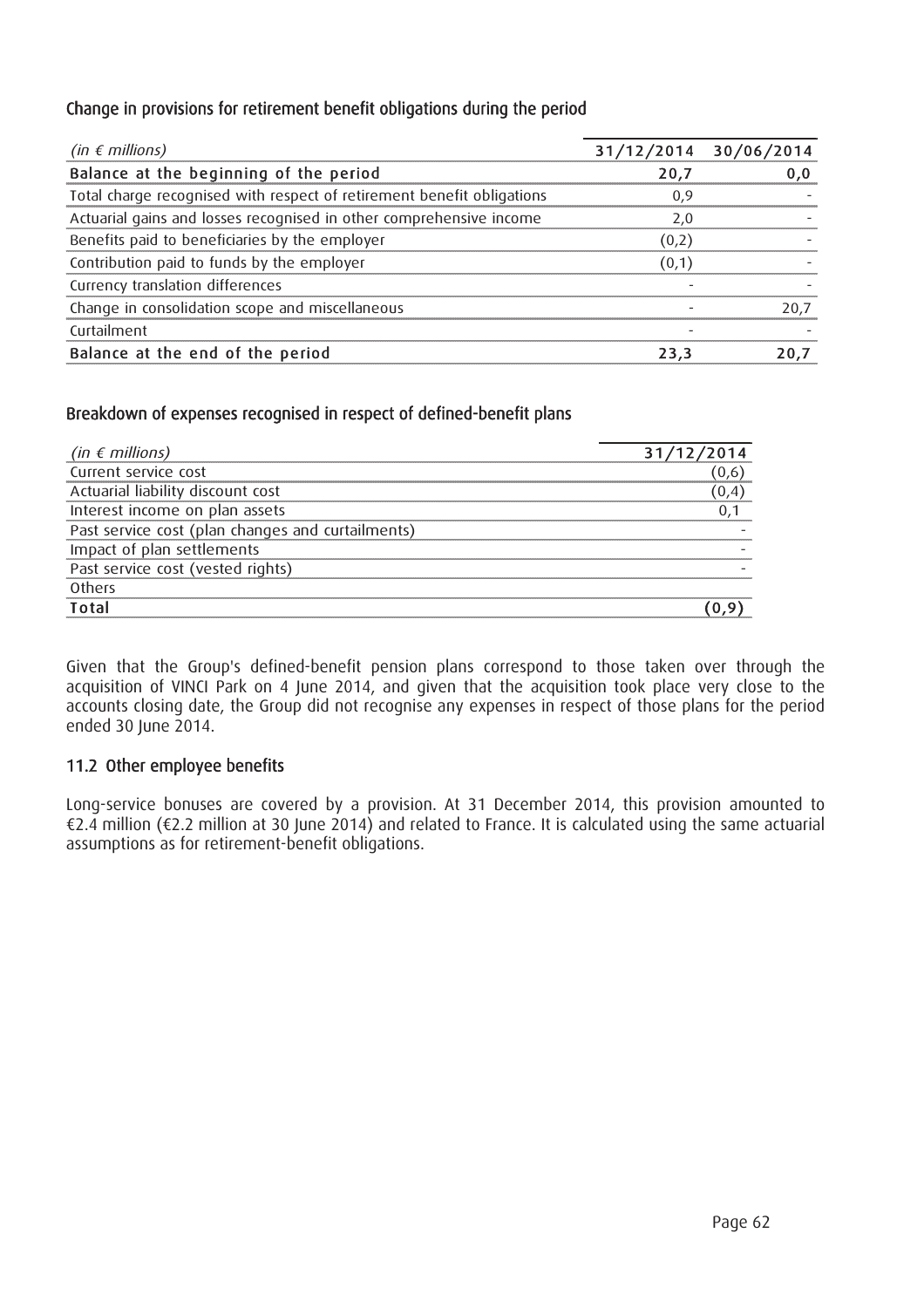### Change in provisions for retirement benefit obligations during the period

| *(in € millions)* | 31/12/2014 | 30/06/2014 |
|---|---|---|
| **Balance at the beginning of the period** | **20,7** | **0,0** |
| Total charge recognised with respect of retirement benefit obligations | 0,9 | - |
| Actuarial gains and losses recognised in other comprehensive income | 2,0 | - |
| Benefits paid to beneficiaries by the employer | (0,2) | - |
| Contribution paid to funds by the employer | (0,1) | - |
| Currency translation differences | - | - |
| Change in consolidation scope and miscellaneous | - | 20,7 |
| Curtailment | - | - |
| **Balance at the end of the period** | **23,3** | **20,7** |

### Breakdown of expenses recognised in respect of defined-benefit plans

| *(in € millions)* | 31/12/2014 |
|---|---|
| Current service cost | (0,6) |
| Actuarial liability discount cost | (0,4) |
| Interest income on plan assets | 0,1 |
| Past service cost (plan changes and curtailments) | - |
| Impact of plan settlements | - |
| Past service cost (vested rights) | - |
| Others | |
| **Total** | **(0,9)** |

Given that the Group's defined-benefit pension plans correspond to those taken over through the acquisition of VINCI Park on 4 June 2014, and given that the acquisition took place very close to the accounts closing date, the Group did not recognise any expenses in respect of those plans for the period ended 30 June 2014.

### 11.2 Other employee benefits

Long-service bonuses are covered by a provision. At 31 December 2014, this provision amounted to €2.4 million (€2.2 million at 30 June 2014) and related to France. It is calculated using the same actuarial assumptions as for retirement-benefit obligations.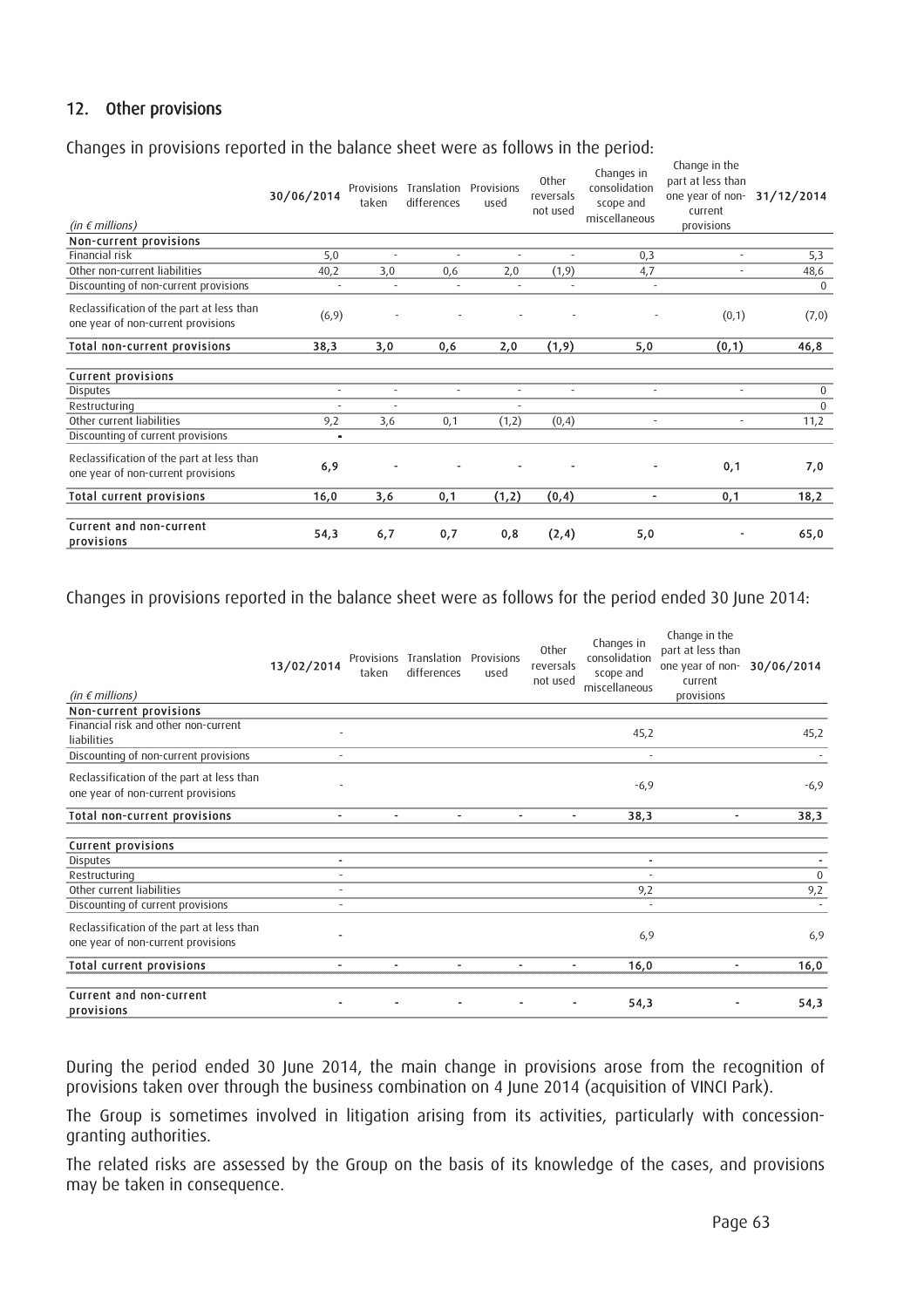## 12. Other provisions

Changes in provisions reported in the balance sheet were as follows in the period:

| *(in € millions)* | 30/06/2014 | Provisions taken | Translation differences | Provisions used | Other reversals not used | Changes in consolidation scope and miscellaneous | Change in the part at less than one year of non-current provisions | 31/12/2014 |
|---|---|---|---|---|---|---|---|---|
| **Non-current provisions** | | | | | | | | |
| Financial risk | 5,0 | - | - | - | - | 0,3 | - | 5,3 |
| Other non-current liabilities | 40,2 | 3,0 | 0,6 | 2,0 | (1,9) | 4,7 | - | 48,6 |
| Discounting of non-current provisions | - | - | - | - | - | - | | 0 |
| Reclassification of the part at less than one year of non-current provisions | (6,9) | - | - | - | - | - | (0,1) | (7,0) |
| **Total non-current provisions** | **38,3** | **3,0** | **0,6** | **2,0** | **(1,9)** | **5,0** | **(0,1)** | **46,8** |
| **Current provisions** | | | | | | | | |
| Disputes | - | - | - | - | - | - | - | 0 |
| Restructuring | - | - | | - | | | | 0 |
| Other current liabilities | 9,2 | 3,6 | 0,1 | (1,2) | (0,4) | - | - | 11,2 |
| Discounting of current provisions | - | | | | | | | |
| Reclassification of the part at less than one year of non-current provisions | 6,9 | - | - | - | - | - | 0,1 | 7,0 |
| **Total current provisions** | **16,0** | **3,6** | **0,1** | **(1,2)** | **(0,4)** | **-** | **0,1** | **18,2** |
| **Current and non-current provisions** | **54,3** | **6,7** | **0,7** | **0,8** | **(2,4)** | **5,0** | **-** | **65,0** |

Changes in provisions reported in the balance sheet were as follows for the period ended 30 June 2014:

| *(in € millions)* | 13/02/2014 | Provisions taken | Translation differences | Provisions used | Other reversals not used | Changes in consolidation scope and miscellaneous | Change in the part at less than one year of non-current provisions | 30/06/2014 |
|---|---|---|---|---|---|---|---|---|
| **Non-current provisions** | | | | | | | | |
| Financial risk and other non-current liabilities | - | | | | | 45,2 | | 45,2 |
| Discounting of non-current provisions | - | | | | | - | | - |
| Reclassification of the part at less than one year of non-current provisions | - | | | | | -6,9 | | -6,9 |
| **Total non-current provisions** | **-** | **-** | **-** | **-** | **-** | **38,3** | **-** | **38,3** |
| **Current provisions** | | | | | | | | |
| Disputes | - | | | | | - | | - |
| Restructuring | - | | | | | - | | 0 |
| Other current liabilities | - | | | | | 9,2 | | 9,2 |
| Discounting of current provisions | - | | | | | - | | - |
| Reclassification of the part at less than one year of non-current provisions | - | | | | | 6,9 | | 6,9 |
| **Total current provisions** | **-** | **-** | **-** | **-** | **-** | **16,0** | **-** | **16,0** |
| **Current and non-current provisions** | **-** | **-** | **-** | **-** | **-** | **54,3** | **-** | **54,3** |

During the period ended 30 June 2014, the main change in provisions arose from the recognition of provisions taken over through the business combination on 4 June 2014 (acquisition of VINCI Park).

The Group is sometimes involved in litigation arising from its activities, particularly with concession-granting authorities.

The related risks are assessed by the Group on the basis of its knowledge of the cases, and provisions may be taken in consequence.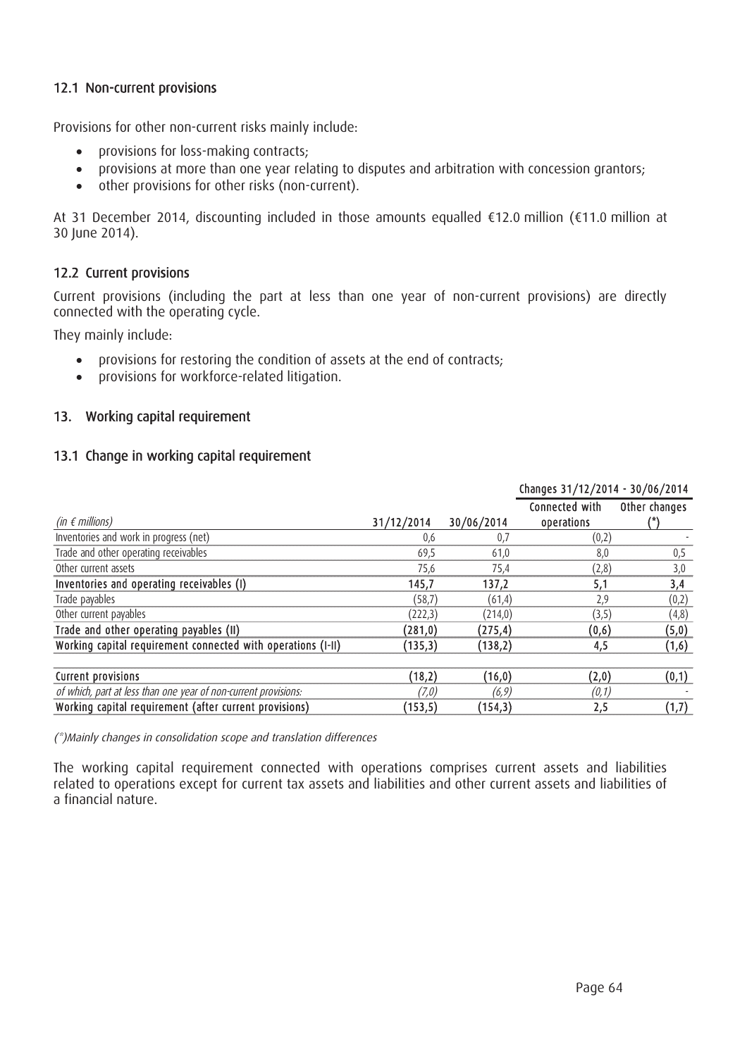### 12.1 Non-current provisions

Provisions for other non-current risks mainly include:

- provisions for loss-making contracts;
- provisions at more than one year relating to disputes and arbitration with concession grantors;
- other provisions for other risks (non-current).

At 31 December 2014, discounting included in those amounts equalled €12.0 million (€11.0 million at 30 June 2014).

### 12.2 Current provisions

Current provisions (including the part at less than one year of non-current provisions) are directly connected with the operating cycle.

They mainly include:

- provisions for restoring the condition of assets at the end of contracts;
- provisions for workforce-related litigation.

## 13. Working capital requirement

### 13.1 Change in working capital requirement

| | | | Changes 31/12/2014 - 30/06/2014 | |
|---|---|---|---|---|
| *(in € millions)* | 31/12/2014 | 30/06/2014 | Connected with operations | Other changes (*) |
| Inventories and work in progress (net) | 0,6 | 0,7 | (0,2) | - |
| Trade and other operating receivables | 69,5 | 61,0 | 8,0 | 0,5 |
| Other current assets | 75,6 | 75,4 | (2,8) | 3,0 |
| **Inventories and operating receivables (I)** | **145,7** | **137,2** | **5,1** | **3,4** |
| Trade payables | (58,7) | (61,4) | 2,9 | (0,2) |
| Other current payables | (222,3) | (214,0) | (3,5) | (4,8) |
| **Trade and other operating payables (II)** | **(281,0)** | **(275,4)** | **(0,6)** | **(5,0)** |
| **Working capital requirement connected with operations (I-II)** | **(135,3)** | **(138,2)** | **4,5** | **(1,6)** |
| | | | | |
| **Current provisions** | **(18,2)** | **(16,0)** | **(2,0)** | **(0,1)** |
| *of which, part at less than one year of non-current provisions:* | *(7,0)* | *(6,9)* | *(0,1)* | - |
| **Working capital requirement (after current provisions)** | **(153,5)** | **(154,3)** | **2,5** | **(1,7)** |

*(*)Mainly changes in consolidation scope and translation differences*

The working capital requirement connected with operations comprises current assets and liabilities related to operations except for current tax assets and liabilities and other current assets and liabilities of a financial nature.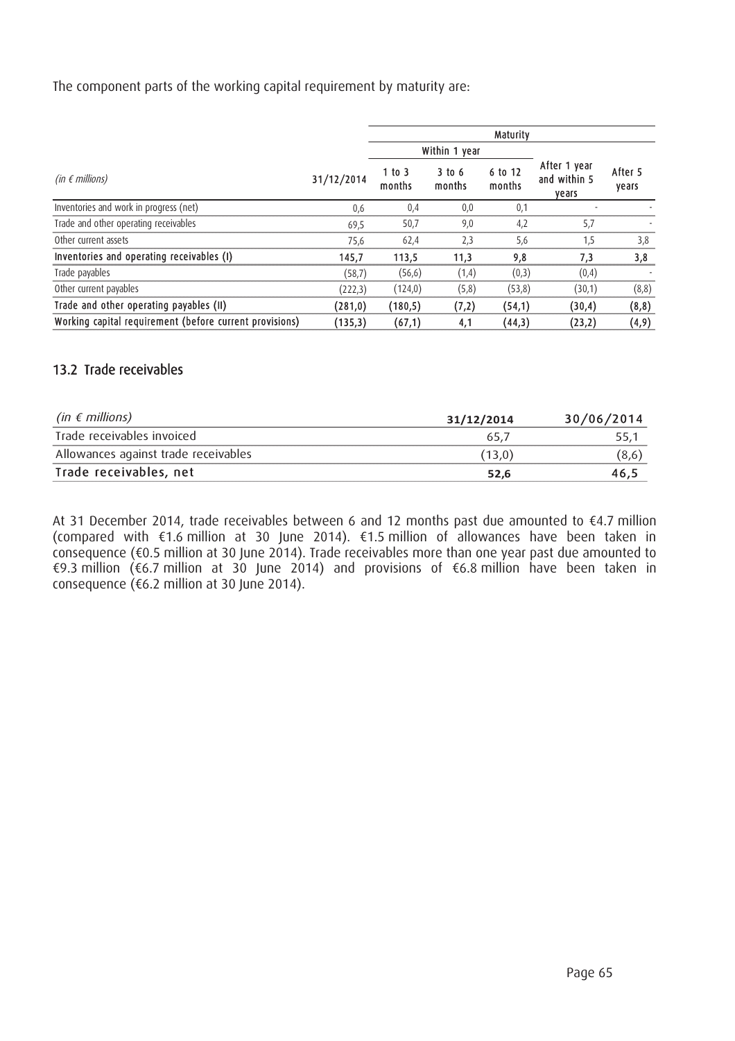The component parts of the working capital requirement by maturity are:

| *(in € millions)* | 31/12/2014 | Maturity | | | | |
|---|---|---|---|---|---|---|
| | | Within 1 year | | | | |
| | | 1 to 3 months | 3 to 6 months | 6 to 12 months | After 1 year and within 5 years | After 5 years |
| Inventories and work in progress (net) | 0,6 | 0,4 | 0,0 | 0,1 | - | - |
| Trade and other operating receivables | 69,5 | 50,7 | 9,0 | 4,2 | 5,7 | - |
| Other current assets | 75,6 | 62,4 | 2,3 | 5,6 | 1,5 | 3,8 |
| **Inventories and operating receivables (I)** | **145,7** | **113,5** | **11,3** | **9,8** | **7,3** | **3,8** |
| Trade payables | (58,7) | (56,6) | (1,4) | (0,3) | (0,4) | - |
| Other current payables | (222,3) | (124,0) | (5,8) | (53,8) | (30,1) | (8,8) |
| **Trade and other operating payables (II)** | **(281,0)** | **(180,5)** | **(7,2)** | **(54,1)** | **(30,4)** | **(8,8)** |
| **Working capital requirement (before current provisions)** | **(135,3)** | **(67,1)** | **4,1** | **(44,3)** | **(23,2)** | **(4,9)** |

## 13.2 Trade receivables

| *(in € millions)* | 31/12/2014 | 30/06/2014 |
|---|---|---|
| Trade receivables invoiced | 65,7 | 55,1 |
| Allowances against trade receivables | (13,0) | (8,6) |
| **Trade receivables, net** | **52,6** | **46,5** |

At 31 December 2014, trade receivables between 6 and 12 months past due amounted to €4.7 million (compared with €1.6 million at 30 June 2014). €1.5 million of allowances have been taken in consequence (€0.5 million at 30 June 2014). Trade receivables more than one year past due amounted to €9.3 million (€6.7 million at 30 June 2014) and provisions of €6.8 million have been taken in consequence (€6.2 million at 30 June 2014).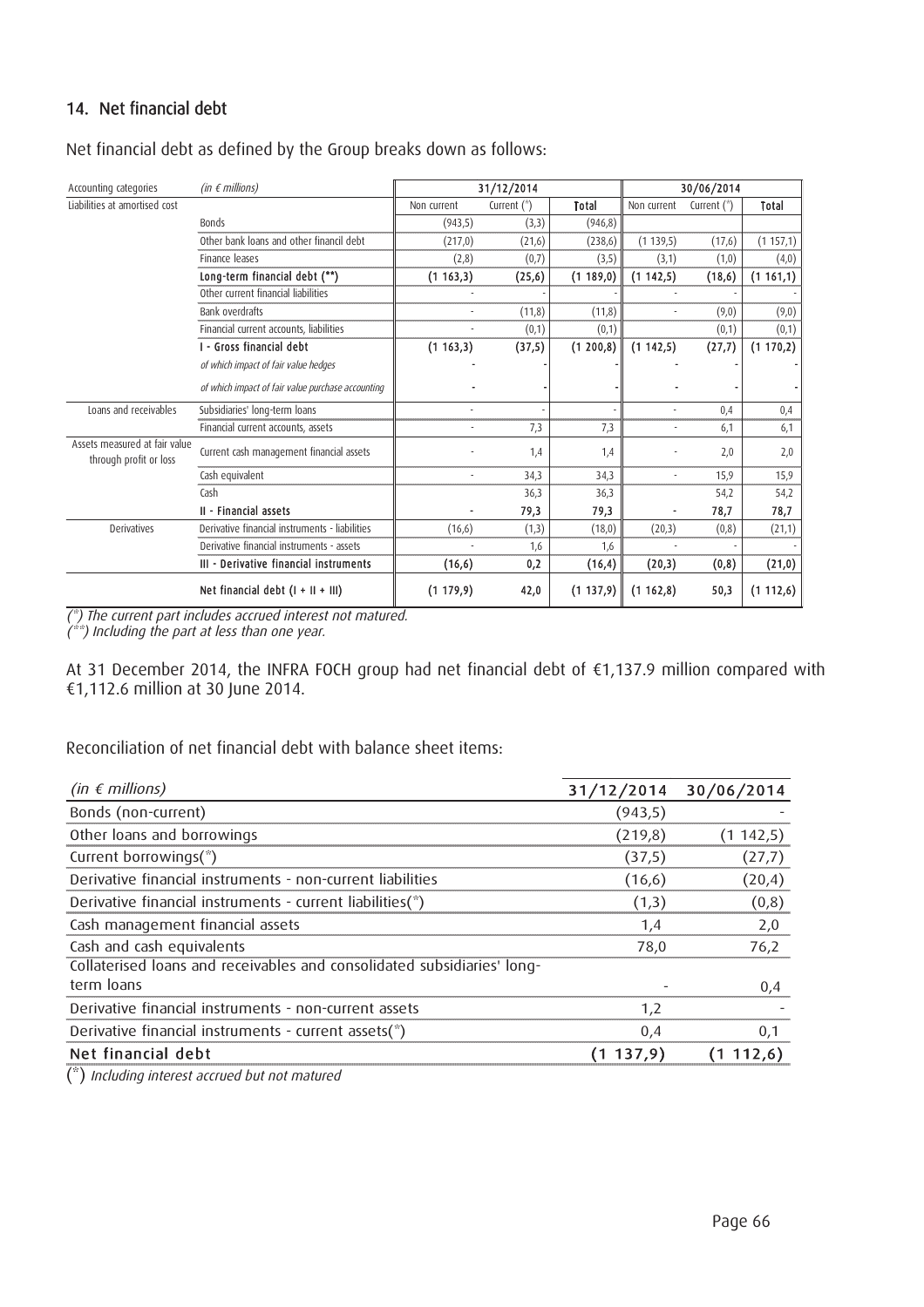## 14. Net financial debt

Net financial debt as defined by the Group breaks down as follows:

| Accounting categories | *(in € millions)* | 31/12/2014 | | | 30/06/2014 | | |
|---|---|---|---|---|---|---|---|
| Liabilities at amortised cost | | Non current | Current (*) | **Total** | Non current | Current (*) | **Total** |
| | Bonds | (943,5) | (3,3) | (946,8) | | | |
| | Other bank loans and other financil debt | (217,0) | (21,6) | (238,6) | (1 139,5) | (17,6) | (1 157,1) |
| | Finance leases | (2,8) | (0,7) | (3,5) | (3,1) | (1,0) | (4,0) |
| | **Long-term financial debt (**)** | **(1 163,3)** | **(25,6)** | **(1 189,0)** | **(1 142,5)** | **(18,6)** | **(1 161,1)** |
| | Other current financial liabilities | - | | - | - | | - |
| | Bank overdrafts | - | (11,8) | (11,8) | - | (9,0) | (9,0) |
| | Financial current accounts, liabilities | - | (0,1) | (0,1) | | (0,1) | (0,1) |
| | **I - Gross financial debt** | **(1 163,3)** | **(37,5)** | **(1 200,8)** | **(1 142,5)** | **(27,7)** | **(1 170,2)** |
| | *of which impact of fair value hedges* | - | - | - | - | - | - |
| | *of which impact of fair value purchase accounting* | - | - | - | - | - | - |
| Loans and receivables | Subsidiaries' long-term loans | - | - | - | - | 0,4 | 0,4 |
| | Financial current accounts, assets | - | 7,3 | 7,3 | - | 6,1 | 6,1 |
| Assets measured at fair value through profit or loss | Current cash management financial assets | - | 1,4 | 1,4 | - | 2,0 | 2,0 |
| | Cash equivalent | - | 34,3 | 34,3 | - | 15,9 | 15,9 |
| | Cash | | 36,3 | 36,3 | | 54,2 | 54,2 |
| | **II - Financial assets** | **-** | **79,3** | **79,3** | **-** | **78,7** | **78,7** |
| Derivatives | Derivative financial instruments - liabilities | (16,6) | (1,3) | (18,0) | (20,3) | (0,8) | (21,1) |
| | Derivative financial instruments - assets | - | 1,6 | 1,6 | - | - | - |
| | **III - Derivative financial instruments** | **(16,6)** | **0,2** | **(16,4)** | **(20,3)** | **(0,8)** | **(21,0)** |
| | **Net financial debt (I + II + III)** | **(1 179,9)** | **42,0** | **(1 137,9)** | **(1 162,8)** | **50,3** | **(1 112,6)** |

*(*) The current part includes accrued interest not matured.*
*(**) Including the part at less than one year.*

At 31 December 2014, the INFRA FOCH group had net financial debt of €1,137.9 million compared with €1,112.6 million at 30 June 2014.

Reconciliation of net financial debt with balance sheet items:

| *(in € millions)* | 31/12/2014 | 30/06/2014 |
|---|---|---|
| Bonds (non-current) | (943,5) | - |
| Other loans and borrowings | (219,8) | (1 142,5) |
| Current borrowings(*) | (37,5) | (27,7) |
| Derivative financial instruments - non-current liabilities | (16,6) | (20,4) |
| Derivative financial instruments - current liabilities(*) | (1,3) | (0,8) |
| Cash management financial assets | 1,4 | 2,0 |
| Cash and cash equivalents | 78,0 | 76,2 |
| Collaterised loans and receivables and consolidated subsidiaries' long-term loans | - | 0,4 |
| Derivative financial instruments - non-current assets | 1,2 | - |
| Derivative financial instruments - current assets(*) | 0,4 | 0,1 |
| **Net financial debt** | **(1 137,9)** | **(1 112,6)** |

(*) *Including interest accrued but not matured*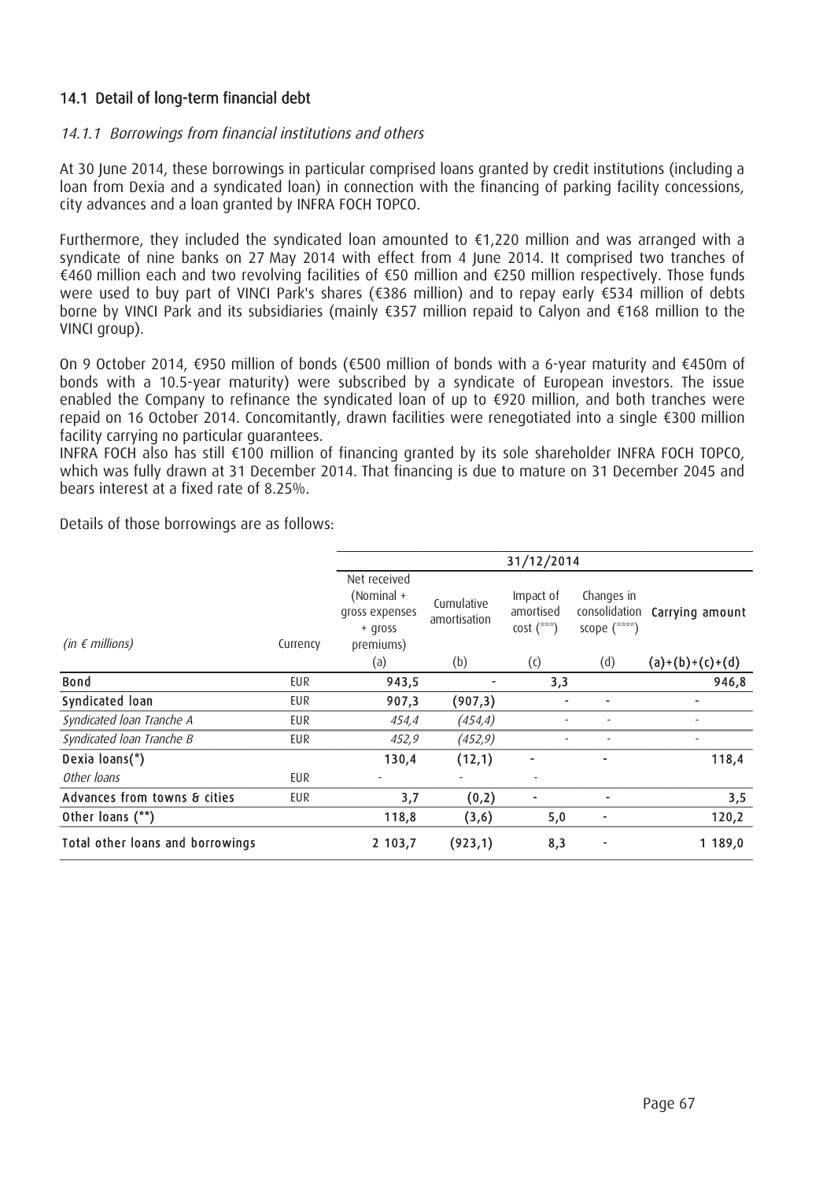### 14.1 Detail of long-term financial debt

#### *14.1.1 Borrowings from financial institutions and others*

At 30 June 2014, these borrowings in particular comprised loans granted by credit institutions (including a loan from Dexia and a syndicated loan) in connection with the financing of parking facility concessions, city advances and a loan granted by INFRA FOCH TOPCO.

Furthermore, they included the syndicated loan amounted to €1,220 million and was arranged with a syndicate of nine banks on 27 May 2014 with effect from 4 June 2014. It comprised two tranches of €460 million each and two revolving facilities of €50 million and €250 million respectively. Those funds were used to buy part of VINCI Park's shares (€386 million) and to repay early €534 million of debts borne by VINCI Park and its subsidiaries (mainly €357 million repaid to Calyon and €168 million to the VINCI group).

On 9 October 2014, €950 million of bonds (€500 million of bonds with a 6-year maturity and €450m of bonds with a 10.5-year maturity) were subscribed by a syndicate of European investors. The issue enabled the Company to refinance the syndicated loan of up to €920 million, and both tranches were repaid on 16 October 2014. Concomitantly, drawn facilities were renegotiated into a single €300 million facility carrying no particular guarantees.
INFRA FOCH also has still €100 million of financing granted by its sole shareholder INFRA FOCH TOPCO, which was fully drawn at 31 December 2014. That financing is due to mature on 31 December 2045 and bears interest at a fixed rate of 8.25%.

Details of those borrowings are as follows:

| | | 31/12/2014 | | | | |
|---|---|---|---|---|---|---|
| *(in € millions)* | Currency | Net received (Nominal + gross expenses + gross premiums)<br>(a) | Cumulative amortisation<br>(b) | Impact of amortised cost (***)<br>(c) | Changes in consolidation scope (****)<br>(d) | Carrying amount<br>(a)+(b)+(c)+(d) |
| **Bond** | EUR | **943,5** | **-** | **3,3** | | **946,8** |
| **Syndicated loan** | EUR | **907,3** | **(907,3)** | **-** | **-** | **-** |
| *Syndicated loan Tranche A* | EUR | *454,4* | *(454,4)* | - | - | - |
| *Syndicated loan Tranche B* | EUR | *452,9* | *(452,9)* | - | - | - |
| **Dexia loans(*)** | | **130,4** | **(12,1)** | **-** | **-** | **118,4** |
| *Other loans* | EUR | - | - | - | | |
| **Advances from towns & cities** | EUR | **3,7** | **(0,2)** | **-** | **-** | **3,5** |
| **Other loans (**)** | | **118,8** | **(3,6)** | **5,0** | **-** | **120,2** |
| **Total other loans and borrowings** | | **2 103,7** | **(923,1)** | **8,3** | **-** | **1 189,0** |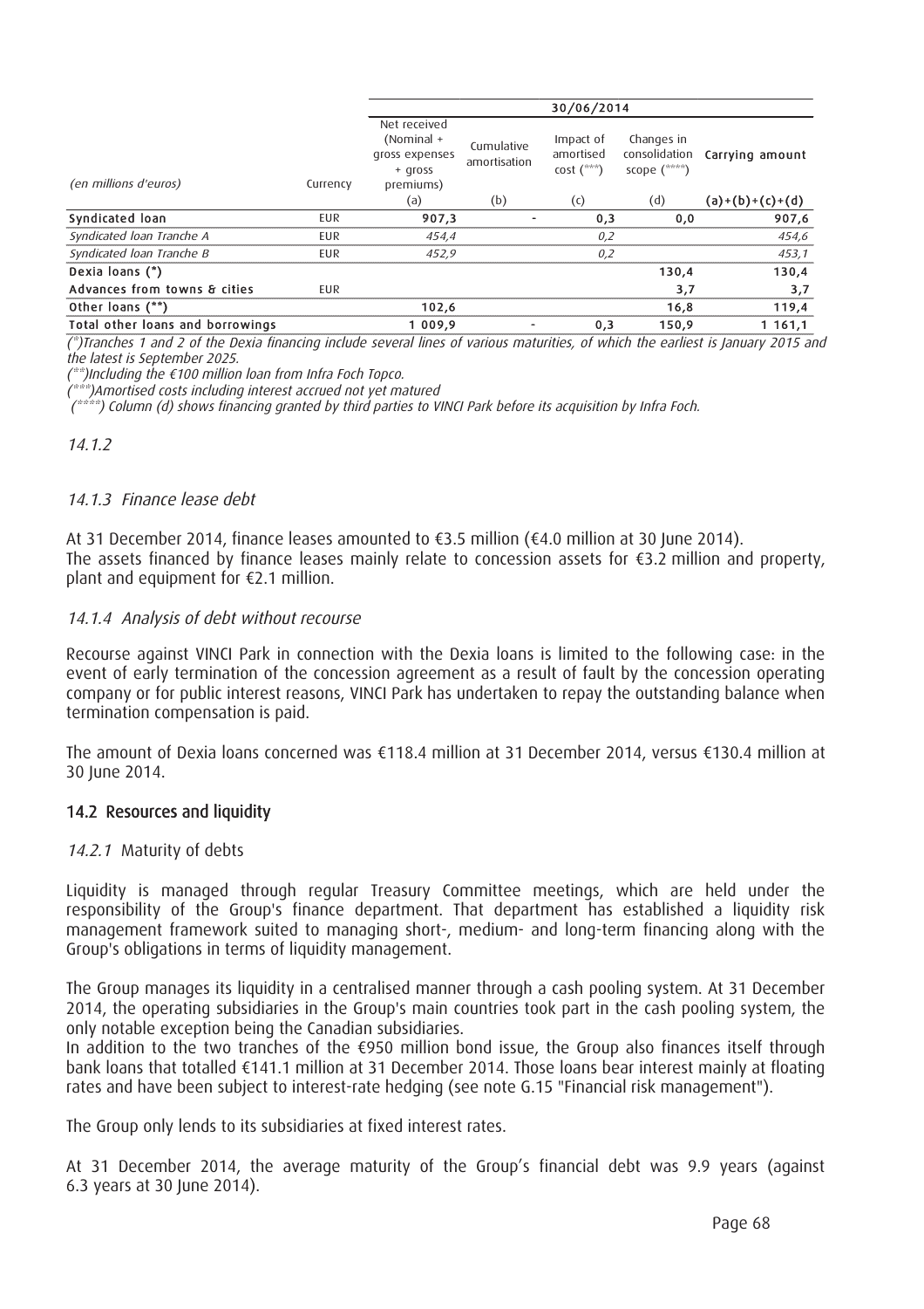| (en millions d'euros) | Currency | 30/06/2014 | | | | |
|---|---|---|---|---|---|---|
| | | Net received (Nominal + gross expenses + gross premiums) | Cumulative amortisation | Impact of amortised cost (***) | Changes in consolidation scope (****) | Carrying amount |
| | | (a) | (b) | (c) | (d) | (a)+(b)+(c)+(d) |
| **Syndicated loan** | EUR | **907,3** | - | **0,3** | **0,0** | **907,6** |
| *Syndicated loan Tranche A* | EUR | *454,4* | | *0,2* | | *454,6* |
| *Syndicated loan Tranche B* | EUR | *452,9* | | *0,2* | | *453,1* |
| **Dexia loans (*)** | | | | | **130,4** | **130,4** |
| **Advances from towns & cities** | EUR | | | | **3,7** | **3,7** |
| **Other loans (**)** | | **102,6** | | | **16,8** | **119,4** |
| **Total other loans and borrowings** | | **1 009,9** | - | **0,3** | **150,9** | **1 161,1** |

*(*)Tranches 1 and 2 of the Dexia financing include several lines of various maturities, of which the earliest is January 2015 and the latest is September 2025.*
*(**)Including the €100 million loan from Infra Foch Topco.*
*(***)Amortised costs including interest accrued not yet matured*
*(****) Column (d) shows financing granted by third parties to VINCI Park before its acquisition by Infra Foch.*

*14.1.2*

### *14.1.3 Finance lease debt*

At 31 December 2014, finance leases amounted to €3.5 million (€4.0 million at 30 June 2014).
The assets financed by finance leases mainly relate to concession assets for €3.2 million and property, plant and equipment for €2.1 million.

### *14.1.4 Analysis of debt without recourse*

Recourse against VINCI Park in connection with the Dexia loans is limited to the following case: in the event of early termination of the concession agreement as a result of fault by the concession operating company or for public interest reasons, VINCI Park has undertaken to repay the outstanding balance when termination compensation is paid.

The amount of Dexia loans concerned was €118.4 million at 31 December 2014, versus €130.4 million at 30 June 2014.

## 14.2 Resources and liquidity

### *14.2.1* Maturity of debts

Liquidity is managed through regular Treasury Committee meetings, which are held under the responsibility of the Group's finance department. That department has established a liquidity risk management framework suited to managing short-, medium- and long-term financing along with the Group's obligations in terms of liquidity management.

The Group manages its liquidity in a centralised manner through a cash pooling system. At 31 December 2014, the operating subsidiaries in the Group's main countries took part in the cash pooling system, the only notable exception being the Canadian subsidiaries.
In addition to the two tranches of the €950 million bond issue, the Group also finances itself through bank loans that totalled €141.1 million at 31 December 2014. Those loans bear interest mainly at floating rates and have been subject to interest-rate hedging (see note G.15 "Financial risk management").

The Group only lends to its subsidiaries at fixed interest rates.

At 31 December 2014, the average maturity of the Group's financial debt was 9.9 years (against 6.3 years at 30 June 2014).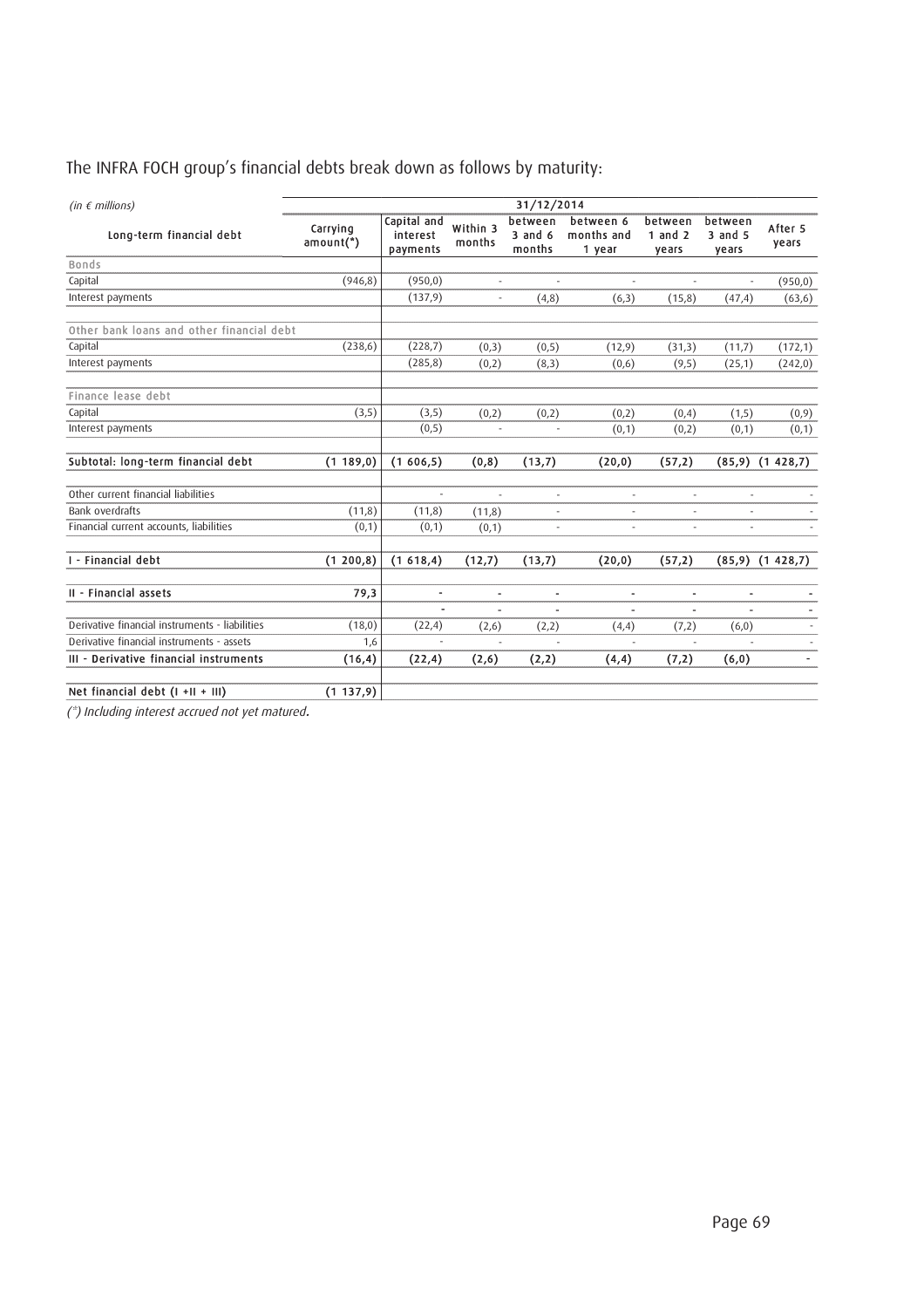The INFRA FOCH group's financial debts break down as follows by maturity:

| *(in € millions)* | 31/12/2014 | | | | | | | |
|---|---|---|---|---|---|---|---|---|
| Long-term financial debt | Carrying amount(*) | Capital and interest payments | Within 3 months | between 3 and 6 months | between 6 months and 1 year | between 1 and 2 years | between 3 and 5 years | After 5 years |
| Bonds | | | | | | | | |
| Capital | (946,8) | (950,0) | - | - | - | - | - | (950,0) |
| Interest payments | | (137,9) | - | (4,8) | (6,3) | (15,8) | (47,4) | (63,6) |
| Other bank loans and other financial debt | | | | | | | | |
| Capital | (238,6) | (228,7) | (0,3) | (0,5) | (12,9) | (31,3) | (11,7) | (172,1) |
| Interest payments | | (285,8) | (0,2) | (8,3) | (0,6) | (9,5) | (25,1) | (242,0) |
| Finance lease debt | | | | | | | | |
| Capital | (3,5) | (3,5) | (0,2) | (0,2) | (0,2) | (0,4) | (1,5) | (0,9) |
| Interest payments | | (0,5) | - | - | (0,1) | (0,2) | (0,1) | (0,1) |
| **Subtotal: long-term financial debt** | **(1 189,0)** | **(1 606,5)** | **(0,8)** | **(13,7)** | **(20,0)** | **(57,2)** | **(85,9)** | **(1 428,7)** |
| Other current financial liabilities | | - | - | - | - | - | - | - |
| Bank overdrafts | (11,8) | (11,8) | (11,8) | - | - | - | - | - |
| Financial current accounts, liabilities | (0,1) | (0,1) | (0,1) | - | - | - | - | - |
| **I - Financial debt** | **(1 200,8)** | **(1 618,4)** | **(12,7)** | **(13,7)** | **(20,0)** | **(57,2)** | **(85,9)** | **(1 428,7)** |
| **II - Financial assets** | **79,3** | **-** | **-** | **-** | **-** | **-** | **-** | **-** |
| | | - | - | - | - | - | - | - |
| Derivative financial instruments - liabilities | (18,0) | (22,4) | (2,6) | (2,2) | (4,4) | (7,2) | (6,0) | - |
| Derivative financial instruments - assets | 1,6 | - | - | - | - | - | - | - |
| **III - Derivative financial instruments** | **(16,4)** | **(22,4)** | **(2,6)** | **(2,2)** | **(4,4)** | **(7,2)** | **(6,0)** | **-** |
| **Net financial debt (I +II + III)** | **(1 137,9)** | | | | | | | |

*(\*) Including interest accrued not yet matured.*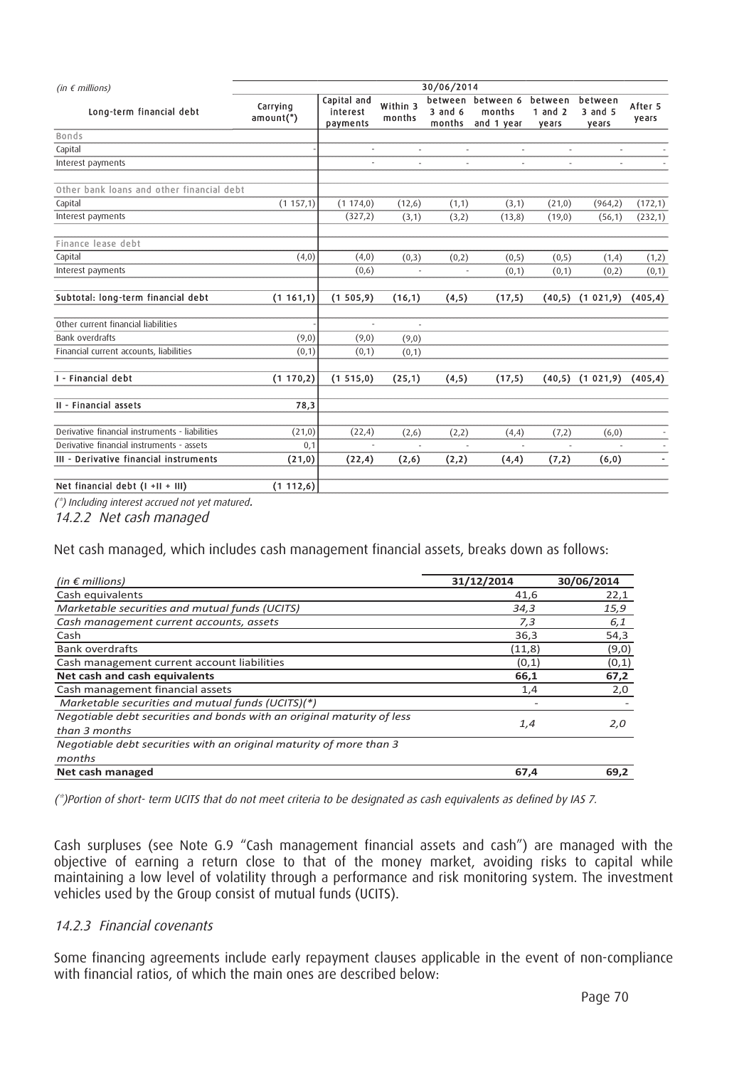| (in € millions) | 30/06/2014 | | | | | | | |
|---|---|---|---|---|---|---|---|---|
| Long-term financial debt | Carrying amount(*) | Capital and interest payments | Within 3 months | between 3 and 6 months | between 6 months and 1 year | between 1 and 2 years | between 3 and 5 years | After 5 years |
| Bonds | | | | | | | | |
| Capital | - | - | - | - | - | - | - | - |
| Interest payments | | - | - | - | - | - | - | - |
| Other bank loans and other financial debt | | | | | | | | |
| Capital | (1 157,1) | (1 174,0) | (12,6) | (1,1) | (3,1) | (21,0) | (964,2) | (172,1) |
| Interest payments | | (327,2) | (3,1) | (3,2) | (13,8) | (19,0) | (56,1) | (232,1) |
| Finance lease debt | | | | | | | | |
| Capital | (4,0) | (4,0) | (0,3) | (0,2) | (0,5) | (0,5) | (1,4) | (1,2) |
| Interest payments | | (0,6) | - | - | (0,1) | (0,1) | (0,2) | (0,1) |
| **Subtotal: long-term financial debt** | **(1 161,1)** | **(1 505,9)** | **(16,1)** | **(4,5)** | **(17,5)** | **(40,5)** | **(1 021,9)** | **(405,4)** |
| Other current financial liabilities | - | - | - | | | | | |
| Bank overdrafts | (9,0) | (9,0) | (9,0) | | | | | |
| Financial current accounts, liabilities | (0,1) | (0,1) | (0,1) | | | | | |
| **I - Financial debt** | **(1 170,2)** | **(1 515,0)** | **(25,1)** | **(4,5)** | **(17,5)** | **(40,5)** | **(1 021,9)** | **(405,4)** |
| **II - Financial assets** | **78,3** | | | | | | | |
| Derivative financial instruments - liabilities | (21,0) | (22,4) | (2,6) | (2,2) | (4,4) | (7,2) | (6,0) | - |
| Derivative financial instruments - assets | 0,1 | - | - | - | - | - | - | - |
| **III - Derivative financial instruments** | **(21,0)** | **(22,4)** | **(2,6)** | **(2,2)** | **(4,4)** | **(7,2)** | **(6,0)** | **-** |
| **Net financial debt (I +II + III)** | **(1 112,6)** | | | | | | | |

*(\*) Including interest accrued not yet matured.*

### 14.2.2 Net cash managed

Net cash managed, which includes cash management financial assets, breaks down as follows:

| *(in € millions)* | **31/12/2014** | **30/06/2014** |
|---|---|---|
| Cash equivalents | 41,6 | 22,1 |
| *Marketable securities and mutual funds (UCITS)* | *34,3* | *15,9* |
| *Cash management current accounts, assets* | *7,3* | *6,1* |
| Cash | 36,3 | 54,3 |
| Bank overdrafts | (11,8) | (9,0) |
| Cash management current account liabilities | (0,1) | (0,1) |
| **Net cash and cash equivalents** | **66,1** | **67,2** |
| Cash management financial assets | 1,4 | 2,0 |
| *Marketable securities and mutual funds (UCITS)(\*)* | - | - |
| *Negotiable debt securities and bonds with an original maturity of less than 3 months* | *1,4* | *2,0* |
| *Negotiable debt securities with an original maturity of more than 3 months* | | |
| **Net cash managed** | **67,4** | **69,2** |

*(\*)Portion of short- term UCITS that do not meet criteria to be designated as cash equivalents as defined by IAS 7.*

Cash surpluses (see Note G.9 "Cash management financial assets and cash") are managed with the objective of earning a return close to that of the money market, avoiding risks to capital while maintaining a low level of volatility through a performance and risk monitoring system. The investment vehicles used by the Group consist of mutual funds (UCITS).

### 14.2.3 Financial covenants

Some financing agreements include early repayment clauses applicable in the event of non-compliance with financial ratios, of which the main ones are described below: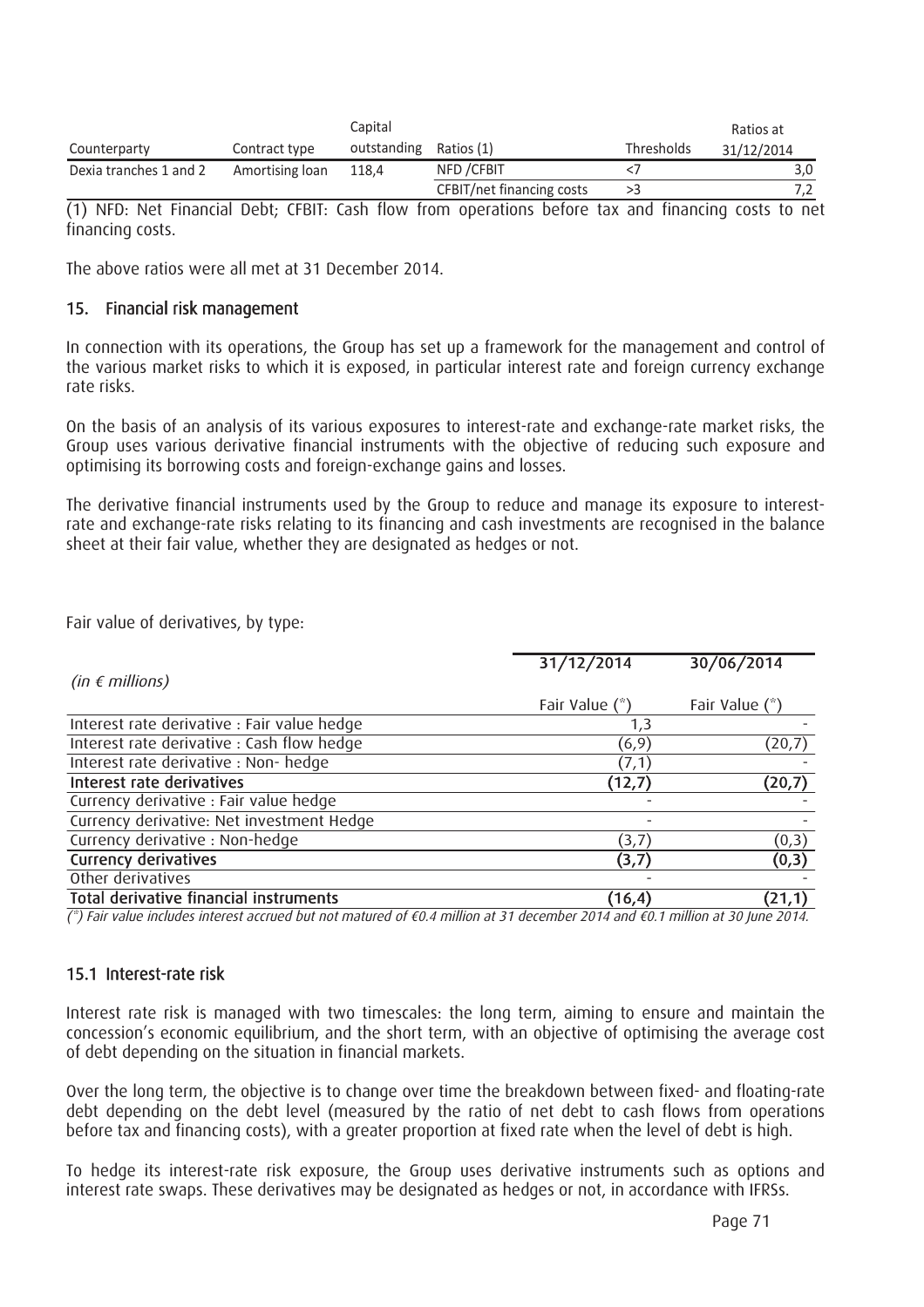| Counterparty | Contract type | Capital outstanding | Ratios (1) | Thresholds | Ratios at 31/12/2014 |
|---|---|---|---|---|---|
| Dexia tranches 1 and 2 | Amortising loan | 118,4 | NFD /CFBIT | <7 | 3,0 |
| | | | CFBIT/net financing costs | >3 | 7,2 |

(1) NFD: Net Financial Debt; CFBIT: Cash flow from operations before tax and financing costs to net financing costs.

The above ratios were all met at 31 December 2014.

## 15. Financial risk management

In connection with its operations, the Group has set up a framework for the management and control of the various market risks to which it is exposed, in particular interest rate and foreign currency exchange rate risks.

On the basis of an analysis of its various exposures to interest-rate and exchange-rate market risks, the Group uses various derivative financial instruments with the objective of reducing such exposure and optimising its borrowing costs and foreign-exchange gains and losses.

The derivative financial instruments used by the Group to reduce and manage its exposure to interest-rate and exchange-rate risks relating to its financing and cash investments are recognised in the balance sheet at their fair value, whether they are designated as hedges or not.

Fair value of derivatives, by type:

| *(in € millions)* | 31/12/2014 | 30/06/2014 |
|---|---|---|
| | Fair Value (*) | Fair Value (*) |
| Interest rate derivative : Fair value hedge | 1,3 | - |
| Interest rate derivative : Cash flow hedge | (6,9) | (20,7) |
| Interest rate derivative : Non- hedge | (7,1) | - |
| **Interest rate derivatives** | **(12,7)** | **(20,7)** |
| Currency derivative : Fair value hedge | - | - |
| Currency derivative: Net investment Hedge | - | - |
| Currency derivative : Non-hedge | (3,7) | (0,3) |
| **Currency derivatives** | **(3,7)** | **(0,3)** |
| Other derivatives | - | - |
| **Total derivative financial instruments** | **(16,4)** | **(21,1)** |

*(\*) Fair value includes interest accrued but not matured of €0.4 million at 31 december 2014 and €0.1 million at 30 June 2014.*

### 15.1 Interest-rate risk

Interest rate risk is managed with two timescales: the long term, aiming to ensure and maintain the concession's economic equilibrium, and the short term, with an objective of optimising the average cost of debt depending on the situation in financial markets.

Over the long term, the objective is to change over time the breakdown between fixed- and floating-rate debt depending on the debt level (measured by the ratio of net debt to cash flows from operations before tax and financing costs), with a greater proportion at fixed rate when the level of debt is high.

To hedge its interest-rate risk exposure, the Group uses derivative instruments such as options and interest rate swaps. These derivatives may be designated as hedges or not, in accordance with IFRSs.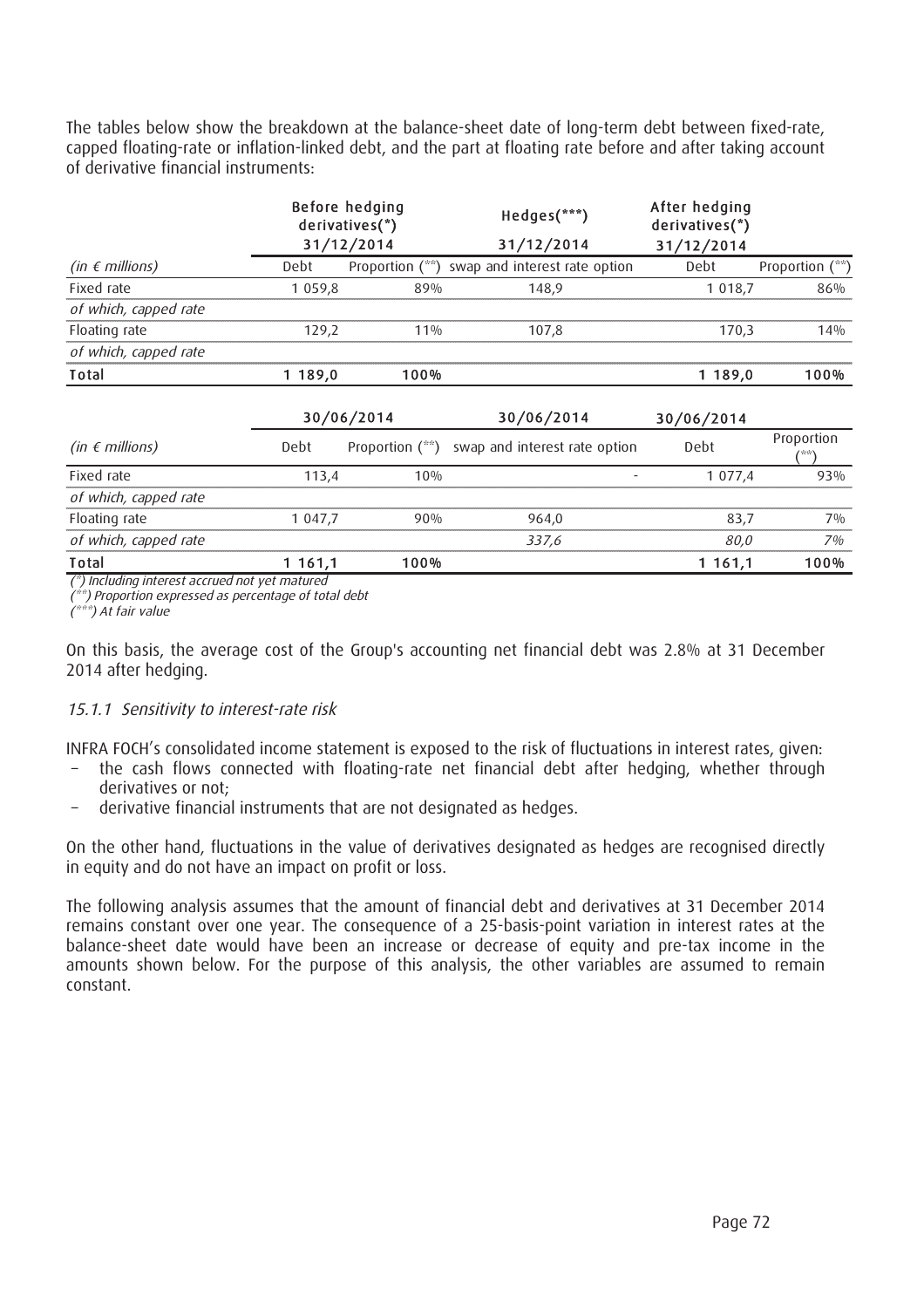The tables below show the breakdown at the balance-sheet date of long-term debt between fixed-rate, capped floating-rate or inflation-linked debt, and the part at floating rate before and after taking account of derivative financial instruments:

| | Before hedging derivatives(*) 31/12/2014 | | Hedges(***) 31/12/2014 | After hedging derivatives(*) 31/12/2014 | |
|---|---|---|---|---|---|
| *(in € millions)* | Debt | Proportion (**) | swap and interest rate option | Debt | Proportion (**) |
| Fixed rate | 1 059,8 | 89% | 148,9 | 1 018,7 | 86% |
| *of which, capped rate* | | | | | |
| Floating rate | 129,2 | 11% | 107,8 | 170,3 | 14% |
| *of which, capped rate* | | | | | |
| **Total** | **1 189,0** | **100%** | | **1 189,0** | **100%** |

| | 30/06/2014 | | 30/06/2014 | 30/06/2014 | |
|---|---|---|---|---|---|
| *(in € millions)* | Debt | Proportion (**) | swap and interest rate option | Debt | Proportion (**) |
| Fixed rate | 113,4 | 10% | - | 1 077,4 | 93% |
| *of which, capped rate* | | | | | |
| Floating rate | 1 047,7 | 90% | 964,0 | 83,7 | 7% |
| *of which, capped rate* | | | *337,6* | *80,0* | *7%* |
| **Total** | **1 161,1** | **100%** | | **1 161,1** | **100%** |

*(\*) Including interest accrued not yet matured*
*(\*\*) Proportion expressed as percentage of total debt*
*(\*\*\*) At fair value*

On this basis, the average cost of the Group's accounting net financial debt was 2.8% at 31 December 2014 after hedging.

### *15.1.1 Sensitivity to interest-rate risk*

INFRA FOCH's consolidated income statement is exposed to the risk of fluctuations in interest rates, given:

- the cash flows connected with floating-rate net financial debt after hedging, whether through derivatives or not;
- derivative financial instruments that are not designated as hedges.

On the other hand, fluctuations in the value of derivatives designated as hedges are recognised directly in equity and do not have an impact on profit or loss.

The following analysis assumes that the amount of financial debt and derivatives at 31 December 2014 remains constant over one year. The consequence of a 25-basis-point variation in interest rates at the balance-sheet date would have been an increase or decrease of equity and pre-tax income in the amounts shown below. For the purpose of this analysis, the other variables are assumed to remain constant.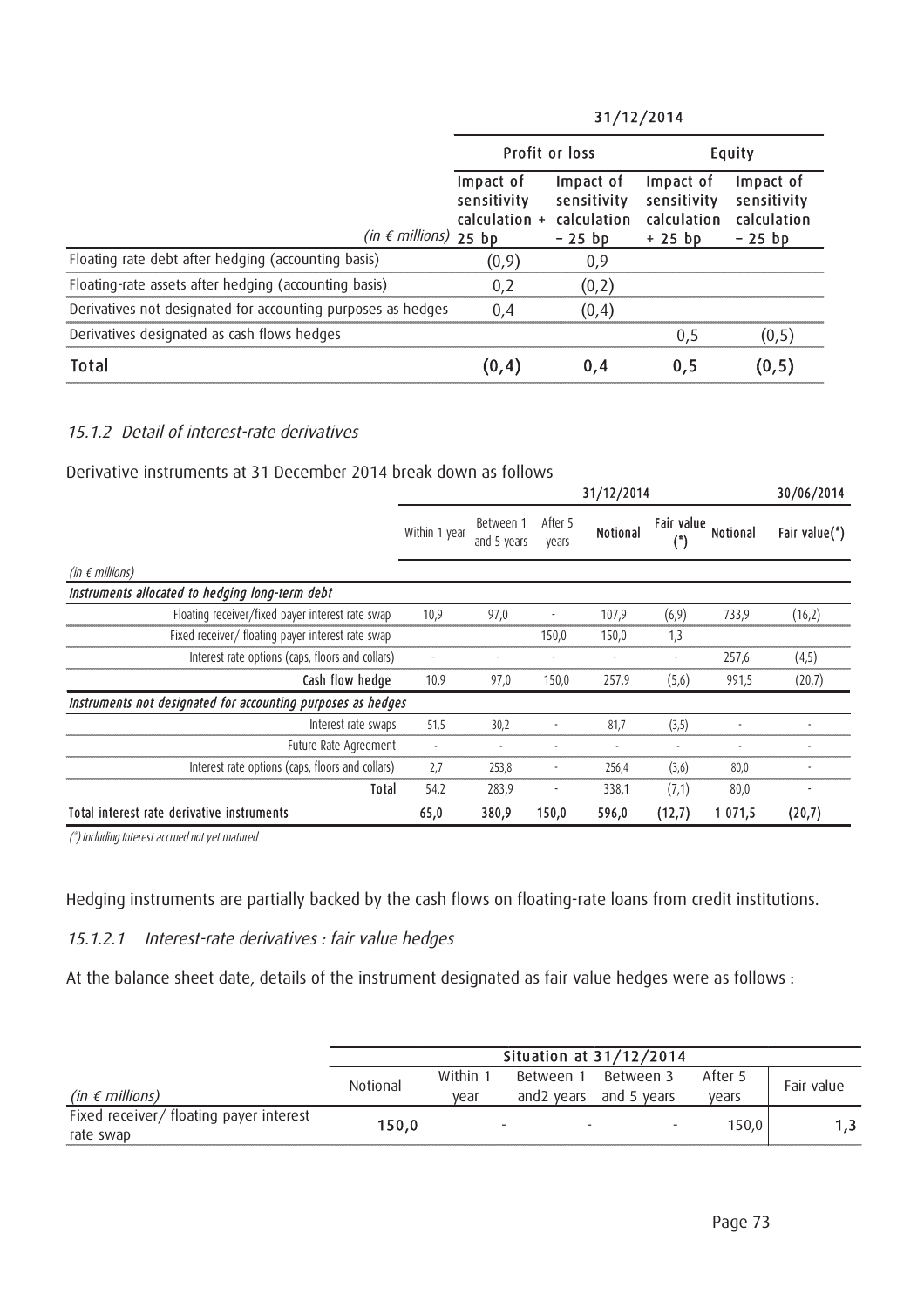| (in € millions) | 31/12/2014 | | | |
|---|---|---|---|---|
| | Profit or loss | | Equity | |
| | Impact of sensitivity calculation + 25 bp | Impact of sensitivity calculation – 25 bp | Impact of sensitivity calculation + 25 bp | Impact of sensitivity calculation – 25 bp |
| Floating rate debt after hedging (accounting basis) | (0,9) | 0,9 | | |
| Floating-rate assets after hedging (accounting basis) | 0,2 | (0,2) | | |
| Derivatives not designated for accounting purposes as hedges | 0,4 | (0,4) | | |
| Derivatives designated as cash flows hedges | | | 0,5 | (0,5) |
| **Total** | **(0,4)** | **0,4** | **0,5** | **(0,5)** |

### *15.1.2 Detail of interest-rate derivatives*

Derivative instruments at 31 December 2014 break down as follows

| (in € millions) | 31/12/2014 | | | | | 30/06/2014 | |
|---|---|---|---|---|---|---|---|
| | Within 1 year | Between 1 and 5 years | After 5 years | Notional | Fair value (*) | Notional | Fair value(*) |
| ***Instruments allocated to hedging long-term debt*** | | | | | | | |
| Floating receiver/fixed payer interest rate swap | 10,9 | 97,0 | - | 107,9 | (6,9) | 733,9 | (16,2) |
| Fixed receiver/ floating payer interest rate swap | | | 150,0 | 150,0 | 1,3 | | |
| Interest rate options (caps, floors and collars) | - | - | - | - | - | 257,6 | (4,5) |
| Cash flow hedge | 10,9 | 97,0 | 150,0 | 257,9 | (5,6) | 991,5 | (20,7) |
| ***Instruments not designated for accounting purposes as hedges*** | | | | | | | |
| Interest rate swaps | 51,5 | 30,2 | - | 81,7 | (3,5) | - | - |
| Future Rate Agreement | - | - | - | - | - | - | - |
| Interest rate options (caps, floors and collars) | 2,7 | 253,8 | - | 256,4 | (3,6) | 80,0 | - |
| Total | 54,2 | 283,9 | - | 338,1 | (7,1) | 80,0 | - |
| **Total interest rate derivative instruments** | **65,0** | **380,9** | **150,0** | **596,0** | **(12,7)** | **1 071,5** | **(20,7)** |

*(*) Including Interest accrued not yet matured*

Hedging instruments are partially backed by the cash flows on floating-rate loans from credit institutions.

#### *15.1.2.1 Interest-rate derivatives : fair value hedges*

At the balance sheet date, details of the instrument designated as fair value hedges were as follows :

| (in € millions) | Situation at 31/12/2014 | | | | | |
|---|---|---|---|---|---|---|
| | Notional | Within 1 year | Between 1 and2 years | Between 3 and 5 years | After 5 years | Fair value |
| Fixed receiver/ floating payer interest rate swap | **150,0** | - | - | - | 150,0 | **1,3** |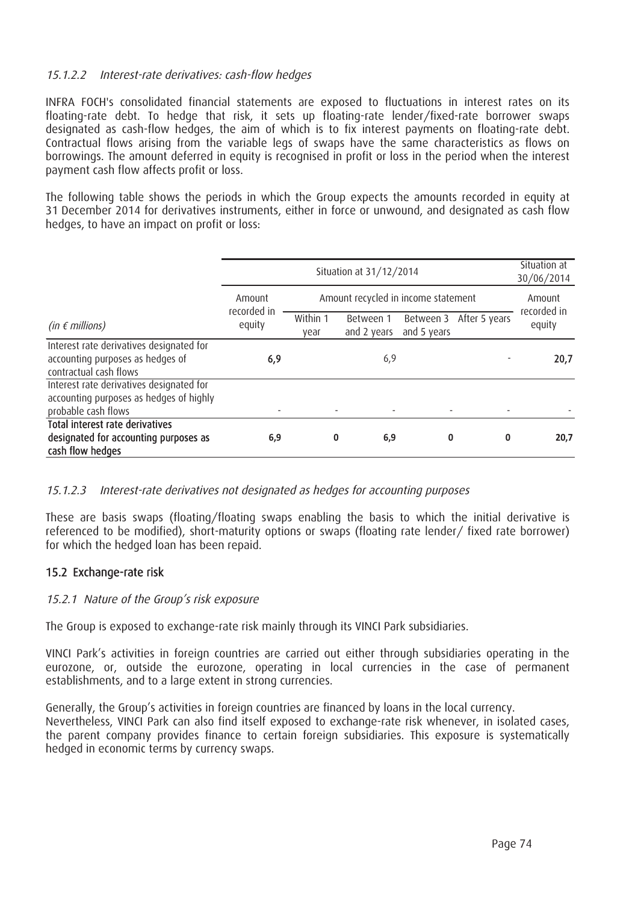*15.1.2.2 Interest-rate derivatives: cash-flow hedges*

INFRA FOCH's consolidated financial statements are exposed to fluctuations in interest rates on its floating-rate debt. To hedge that risk, it sets up floating-rate lender/fixed-rate borrower swaps designated as cash-flow hedges, the aim of which is to fix interest payments on floating-rate debt. Contractual flows arising from the variable legs of swaps have the same characteristics as flows on borrowings. The amount deferred in equity is recognised in profit or loss in the period when the interest payment cash flow affects profit or loss.

The following table shows the periods in which the Group expects the amounts recorded in equity at 31 December 2014 for derivatives instruments, either in force or unwound, and designated as cash flow hedges, to have an impact on profit or loss:

| | Situation at 31/12/2014 | | | | | Situation at 30/06/2014 |
|---|---|---|---|---|---|---|
| | Amount recorded in equity | Amount recycled in income statement | | | | Amount recorded in equity |
| *(in € millions)* | | Within 1 year | Between 1 and 2 years | Between 3 and 5 years | After 5 years | |
| Interest rate derivatives designated for accounting purposes as hedges of contractual cash flows | **6,9** | | 6,9 | | - | **20,7** |
| Interest rate derivatives designated for accounting purposes as hedges of highly probable cash flows | - | - | - | - | - | - |
| **Total interest rate derivatives designated for accounting purposes as cash flow hedges** | **6,9** | **0** | **6,9** | **0** | **0** | **20,7** |

*15.1.2.3 Interest-rate derivatives not designated as hedges for accounting purposes*

These are basis swaps (floating/floating swaps enabling the basis to which the initial derivative is referenced to be modified), short-maturity options or swaps (floating rate lender/ fixed rate borrower) for which the hedged loan has been repaid.

## 15.2 Exchange-rate risk

*15.2.1 Nature of the Group's risk exposure*

The Group is exposed to exchange-rate risk mainly through its VINCI Park subsidiaries.

VINCI Park's activities in foreign countries are carried out either through subsidiaries operating in the eurozone, or, outside the eurozone, operating in local currencies in the case of permanent establishments, and to a large extent in strong currencies.

Generally, the Group's activities in foreign countries are financed by loans in the local currency. Nevertheless, VINCI Park can also find itself exposed to exchange-rate risk whenever, in isolated cases, the parent company provides finance to certain foreign subsidiaries. This exposure is systematically hedged in economic terms by currency swaps.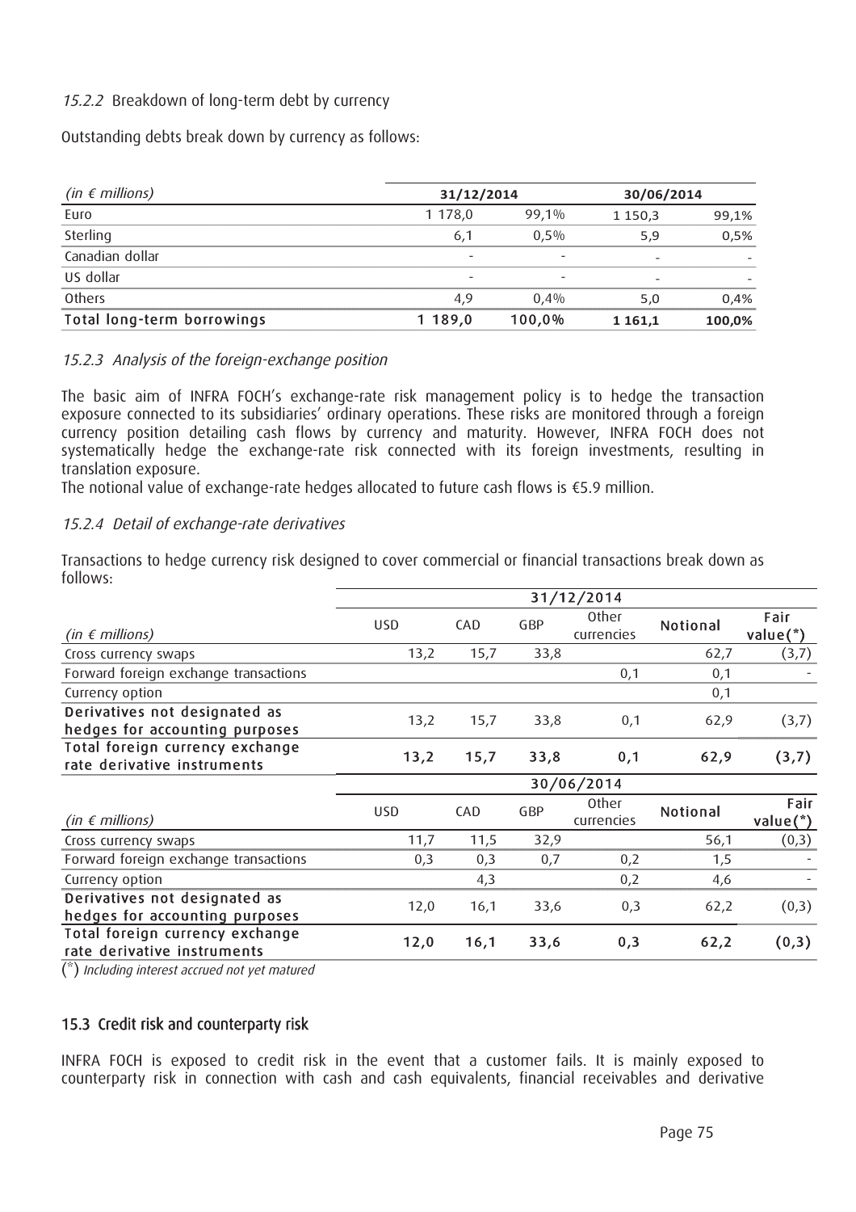*15.2.2* Breakdown of long-term debt by currency

Outstanding debts break down by currency as follows:

| *(in € millions)* | 31/12/2014 | | 30/06/2014 | |
|---|---|---|---|---|
| Euro | 1 178,0 | 99,1% | 1 150,3 | 99,1% |
| Sterling | 6,1 | 0,5% | 5,9 | 0,5% |
| Canadian dollar | - | - | - | - |
| US dollar | - | - | - | - |
| Others | 4,9 | 0,4% | 5,0 | 0,4% |
| **Total long-term borrowings** | **1 189,0** | **100,0%** | **1 161,1** | **100,0%** |

*15.2.3 Analysis of the foreign-exchange position*

The basic aim of INFRA FOCH's exchange-rate risk management policy is to hedge the transaction exposure connected to its subsidiaries' ordinary operations. These risks are monitored through a foreign currency position detailing cash flows by currency and maturity. However, INFRA FOCH does not systematically hedge the exchange-rate risk connected with its foreign investments, resulting in translation exposure.

The notional value of exchange-rate hedges allocated to future cash flows is €5.9 million.

*15.2.4 Detail of exchange-rate derivatives*

Transactions to hedge currency risk designed to cover commercial or financial transactions break down as follows:

| | 31/12/2014 | | | | | |
|---|---|---|---|---|---|---|
| *(in € millions)* | USD | CAD | GBP | Other currencies | Notional | Fair value(*) |
| Cross currency swaps | 13,2 | 15,7 | 33,8 | | 62,7 | (3,7) |
| Forward foreign exchange transactions | | | | 0,1 | 0,1 | - |
| Currency option | | | | | 0,1 | |
| **Derivatives not designated as hedges for accounting purposes** | 13,2 | 15,7 | 33,8 | 0,1 | 62,9 | (3,7) |
| **Total foreign currency exchange rate derivative instruments** | **13,2** | **15,7** | **33,8** | **0,1** | **62,9** | **(3,7)** |

| | 30/06/2014 | | | | | |
|---|---|---|---|---|---|---|
| *(in € millions)* | USD | CAD | GBP | Other currencies | Notional | Fair value(*) |
| Cross currency swaps | 11,7 | 11,5 | 32,9 | | 56,1 | (0,3) |
| Forward foreign exchange transactions | 0,3 | 0,3 | 0,7 | 0,2 | 1,5 | - |
| Currency option | | 4,3 | | 0,2 | 4,6 | - |
| **Derivatives not designated as hedges for accounting purposes** | 12,0 | 16,1 | 33,6 | 0,3 | 62,2 | (0,3) |
| **Total foreign currency exchange rate derivative instruments** | **12,0** | **16,1** | **33,6** | **0,3** | **62,2** | **(0,3)** |

(*) *Including interest accrued not yet matured*

## 15.3 Credit risk and counterparty risk

INFRA FOCH is exposed to credit risk in the event that a customer fails. It is mainly exposed to counterparty risk in connection with cash and cash equivalents, financial receivables and derivative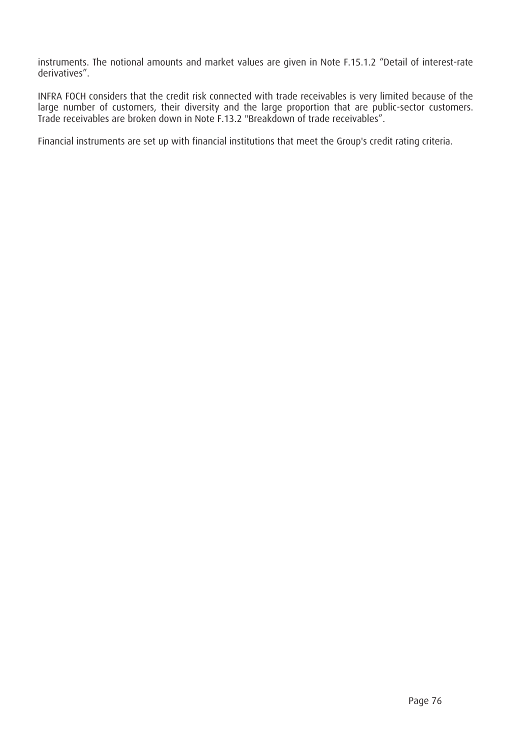instruments. The notional amounts and market values are given in Note F.15.1.2 “Detail of interest-rate derivatives”.

INFRA FOCH considers that the credit risk connected with trade receivables is very limited because of the large number of customers, their diversity and the large proportion that are public-sector customers. Trade receivables are broken down in Note F.13.2 "Breakdown of trade receivables”.

Financial instruments are set up with financial institutions that meet the Group's credit rating criteria.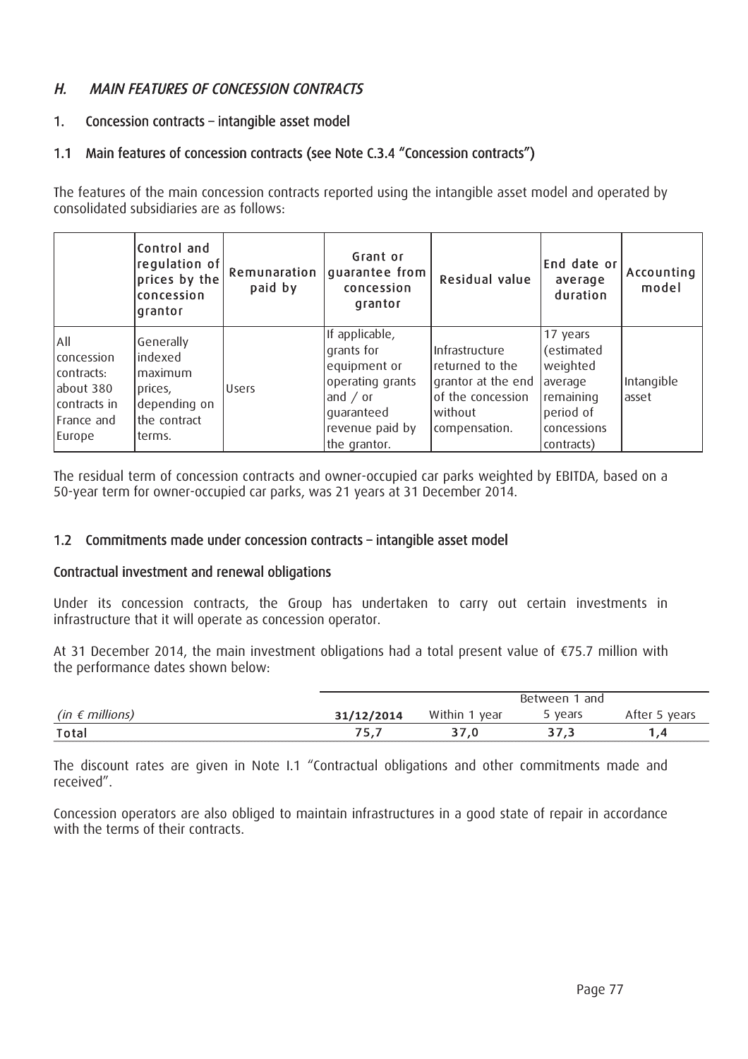## H. *MAIN FEATURES OF CONCESSION CONTRACTS*

### 1. Concession contracts – intangible asset model

### 1.1 Main features of concession contracts (see Note C.3.4 "Concession contracts")

The features of the main concession contracts reported using the intangible asset model and operated by consolidated subsidiaries are as follows:

| | Control and regulation of prices by the concession grantor | Remunaration paid by | Grant or guarantee from concession grantor | Residual value | End date or average duration | Accounting model |
|---|---|---|---|---|---|---|
| All concession contracts: about 380 contracts in France and Europe | Generally indexed maximum prices, depending on the contract terms. | Users | If applicable, grants for equipment or operating grants and / or guaranteed revenue paid by the grantor. | Infrastructure returned to the grantor at the end of the concession without compensation. | 17 years (estimated weighted average remaining period of concessions contracts) | Intangible asset |

The residual term of concession contracts and owner-occupied car parks weighted by EBITDA, based on a 50-year term for owner-occupied car parks, was 21 years at 31 December 2014.

### 1.2 Commitments made under concession contracts – intangible asset model

#### Contractual investment and renewal obligations

Under its concession contracts, the Group has undertaken to carry out certain investments in infrastructure that it will operate as concession operator.

At 31 December 2014, the main investment obligations had a total present value of €75.7 million with the performance dates shown below:

| *(in € millions)* | **31/12/2014** | Within 1 year | Between 1 and 5 years | After 5 years |
|---|---|---|---|---|
| **Total** | **75,7** | **37,0** | **37,3** | **1,4** |

The discount rates are given in Note I.1 "Contractual obligations and other commitments made and received".

Concession operators are also obliged to maintain infrastructures in a good state of repair in accordance with the terms of their contracts.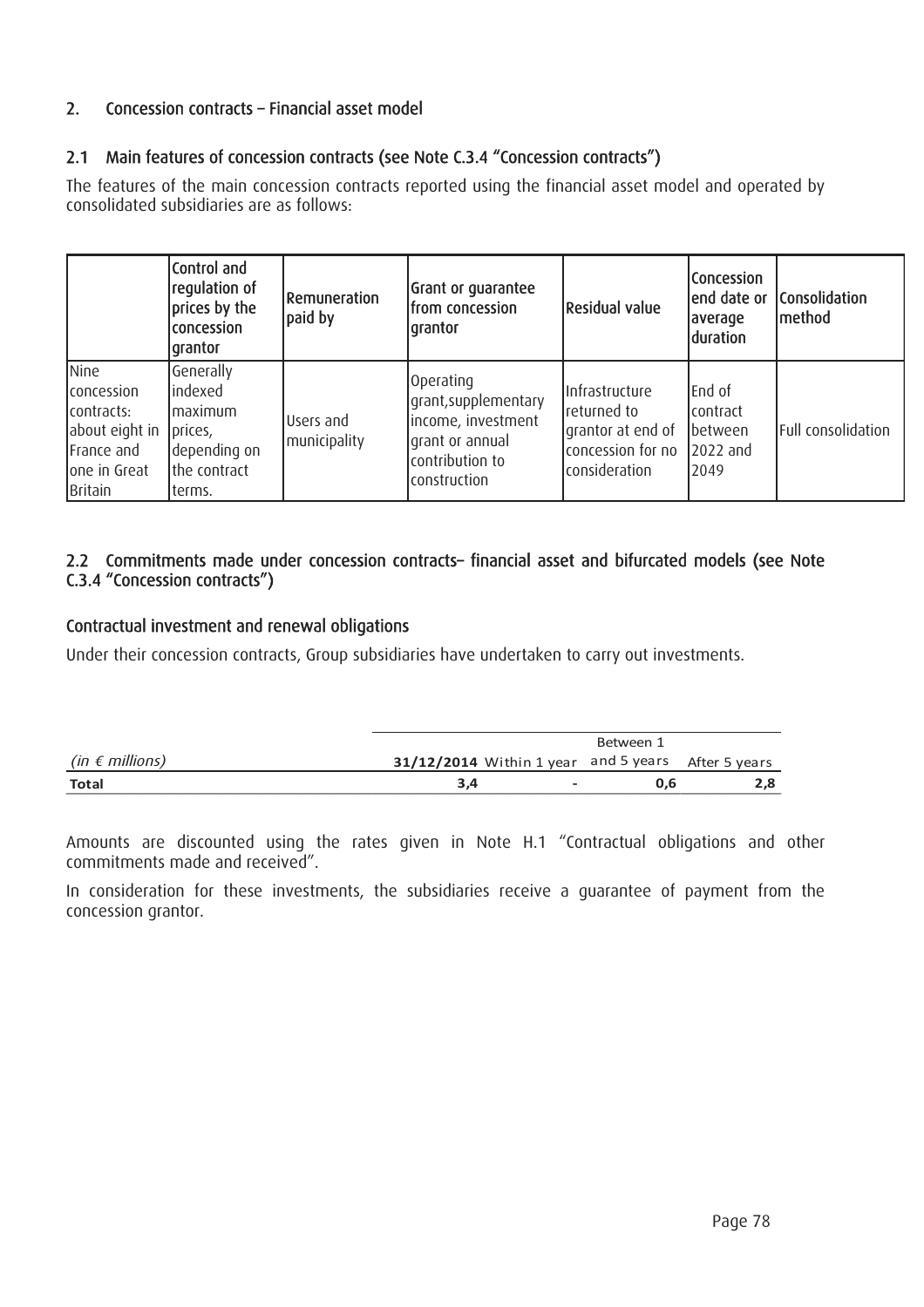## 2. Concession contracts – Financial asset model

### 2.1 Main features of concession contracts (see Note C.3.4 "Concession contracts")

The features of the main concession contracts reported using the financial asset model and operated by consolidated subsidiaries are as follows:

| | Control and regulation of prices by the concession grantor | Remuneration paid by | Grant or guarantee from concession grantor | Residual value | Concession end date or average duration | Consolidation method |
|---|---|---|---|---|---|---|
| Nine concession contracts: about eight in France and one in Great Britain | Generally indexed maximum prices, depending on the contract terms. | Users and municipality | Operating grant,supplementary income, investment grant or annual contribution to construction | Infrastructure returned to grantor at end of concession for no consideration | End of contract between 2022 and 2049 | Full consolidation |

### 2.2 Commitments made under concession contracts– financial asset and bifurcated models (see Note C.3.4 "Concession contracts")

#### Contractual investment and renewal obligations

Under their concession contracts, Group subsidiaries have undertaken to carry out investments.

| *(in € millions)* | **31/12/2014** | Within 1 year | Between 1 and 5 years | After 5 years |
|---|---|---|---|---|
| **Total** | **3,4** | **-** | **0,6** | **2,8** |

Amounts are discounted using the rates given in Note H.1 "Contractual obligations and other commitments made and received".

In consideration for these investments, the subsidiaries receive a guarantee of payment from the concession grantor.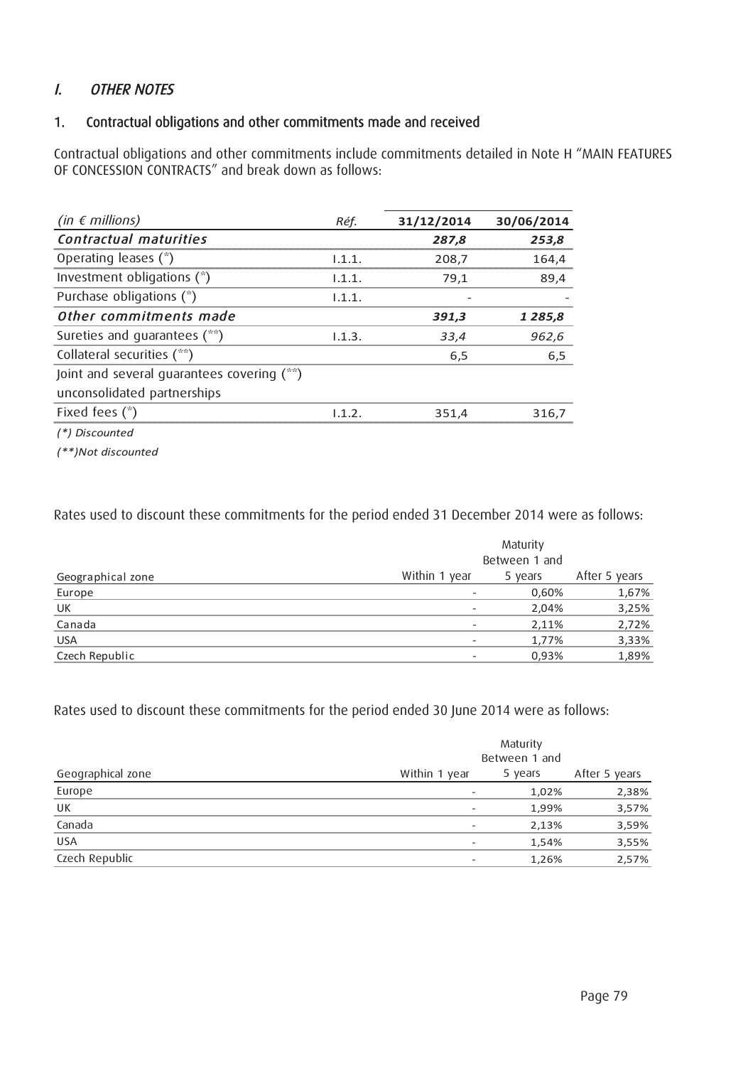## *I. OTHER NOTES*

### 1. Contractual obligations and other commitments made and received

Contractual obligations and other commitments include commitments detailed in Note H "MAIN FEATURES OF CONCESSION CONTRACTS" and break down as follows:

| *(in € millions)* | *Réf.* | 31/12/2014 | 30/06/2014 |
|---|---|---|---|
| ***Contractual maturities*** | | ***287,8*** | ***253,8*** |
| Operating leases (*) | I.1.1. | 208,7 | 164,4 |
| Investment obligations (*) | I.1.1. | 79,1 | 89,4 |
| Purchase obligations (*) | I.1.1. | - | - |
| ***Other commitments made*** | | ***391,3*** | ***1 285,8*** |
| Sureties and guarantees (**) | I.1.3. | *33,4* | *962,6* |
| Collateral securities (**) | | 6,5 | 6,5 |
| Joint and several guarantees covering (**) unconsolidated partnerships | | | |
| Fixed fees (*) | I.1.2. | 351,4 | 316,7 |

*(*) Discounted*

*(**)Not discounted*

Rates used to discount these commitments for the period ended 31 December 2014 were as follows:

| | Maturity | | |
|---|---|---|---|
| Geographical zone | Within 1 year | Between 1 and 5 years | After 5 years |
| Europe | - | 0,60% | 1,67% |
| UK | - | 2,04% | 3,25% |
| Canada | - | 2,11% | 2,72% |
| USA | - | 1,77% | 3,33% |
| Czech Republic | - | 0,93% | 1,89% |

Rates used to discount these commitments for the period ended 30 June 2014 were as follows:

| | Maturity | | |
|---|---|---|---|
| Geographical zone | Within 1 year | Between 1 and 5 years | After 5 years |
| Europe | - | 1,02% | 2,38% |
| UK | - | 1,99% | 3,57% |
| Canada | - | 2,13% | 3,59% |
| USA | - | 1,54% | 3,55% |
| Czech Republic | - | 1,26% | 2,57% |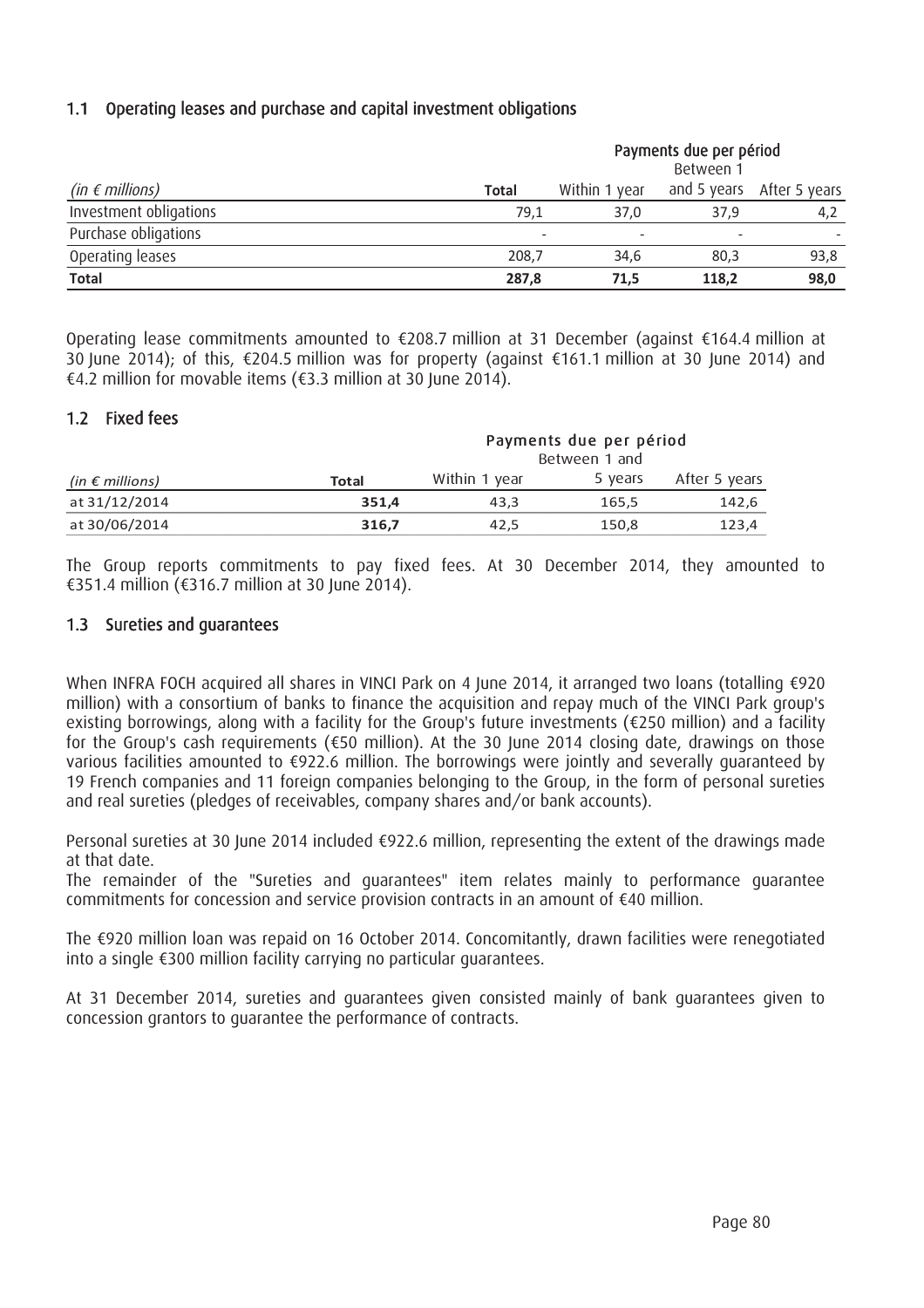### 1.1 Operating leases and purchase and capital investment obligations

| | | Payments due per périod | | |
|---|---|---|---|---|
| *(in € millions)* | **Total** | Within 1 year | Between 1 and 5 years | After 5 years |
| Investment obligations | 79,1 | 37,0 | 37,9 | 4,2 |
| Purchase obligations | - | - | - | - |
| Operating leases | 208,7 | 34,6 | 80,3 | 93,8 |
| **Total** | **287,8** | **71,5** | **118,2** | **98,0** |

Operating lease commitments amounted to €208.7 million at 31 December (against €164.4 million at 30 June 2014); of this, €204.5 million was for property (against €161.1 million at 30 June 2014) and €4.2 million for movable items (€3.3 million at 30 June 2014).

### 1.2 Fixed fees

| | | Payments due per périod | | |
|---|---|---|---|---|
| *(in € millions)* | **Total** | Within 1 year | Between 1 and 5 years | After 5 years |
| at 31/12/2014 | **351,4** | 43,3 | 165,5 | 142,6 |
| at 30/06/2014 | **316,7** | 42,5 | 150,8 | 123,4 |

The Group reports commitments to pay fixed fees. At 30 December 2014, they amounted to €351.4 million (€316.7 million at 30 June 2014).

### 1.3 Sureties and guarantees

When INFRA FOCH acquired all shares in VINCI Park on 4 June 2014, it arranged two loans (totalling €920 million) with a consortium of banks to finance the acquisition and repay much of the VINCI Park group's existing borrowings, along with a facility for the Group's future investments (€250 million) and a facility for the Group's cash requirements (€50 million). At the 30 June 2014 closing date, drawings on those various facilities amounted to €922.6 million. The borrowings were jointly and severally guaranteed by 19 French companies and 11 foreign companies belonging to the Group, in the form of personal sureties and real sureties (pledges of receivables, company shares and/or bank accounts).

Personal sureties at 30 June 2014 included €922.6 million, representing the extent of the drawings made at that date.
The remainder of the "Sureties and guarantees" item relates mainly to performance guarantee commitments for concession and service provision contracts in an amount of €40 million.

The €920 million loan was repaid on 16 October 2014. Concomitantly, drawn facilities were renegotiated into a single €300 million facility carrying no particular guarantees.

At 31 December 2014, sureties and guarantees given consisted mainly of bank guarantees given to concession grantors to guarantee the performance of contracts.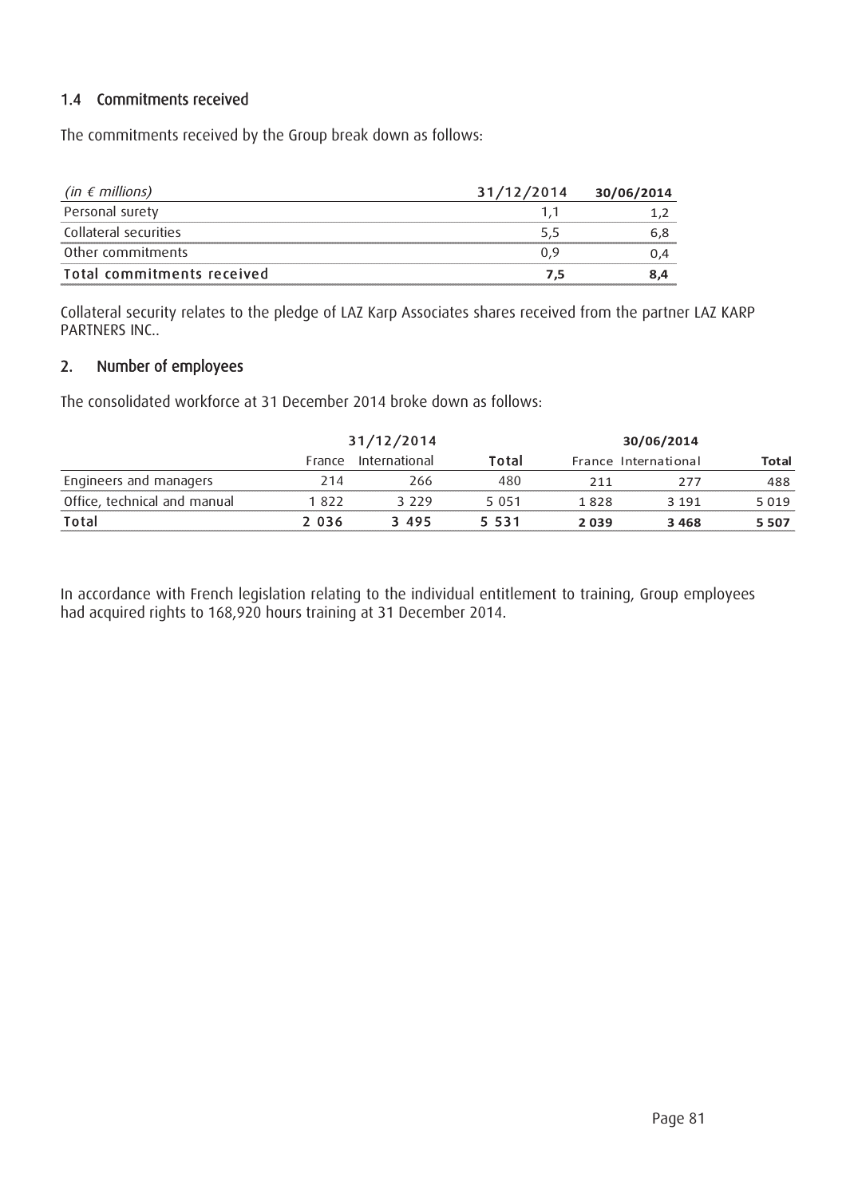### 1.4 Commitments received

The commitments received by the Group break down as follows:

| *(in € millions)* | 31/12/2014 | 30/06/2014 |
|---|---|---|
| Personal surety | 1,1 | 1,2 |
| Collateral securities | 5,5 | 6,8 |
| Other commitments | 0,9 | 0,4 |
| **Total commitments received** | **7,5** | **8,4** |

Collateral security relates to the pledge of LAZ Karp Associates shares received from the partner LAZ KARP PARTNERS INC..

## 2. Number of employees

The consolidated workforce at 31 December 2014 broke down as follows:

| | 31/12/2014 | | | 30/06/2014 | | |
|---|---|---|---|---|---|---|
| | France | International | Total | France | International | Total |
| Engineers and managers | 214 | 266 | 480 | 211 | 277 | 488 |
| Office, technical and manual | 1 822 | 3 229 | 5 051 | 1 828 | 3 191 | 5 019 |
| **Total** | **2 036** | **3 495** | **5 531** | **2 039** | **3 468** | **5 507** |

In accordance with French legislation relating to the individual entitlement to training, Group employees had acquired rights to 168,920 hours training at 31 December 2014.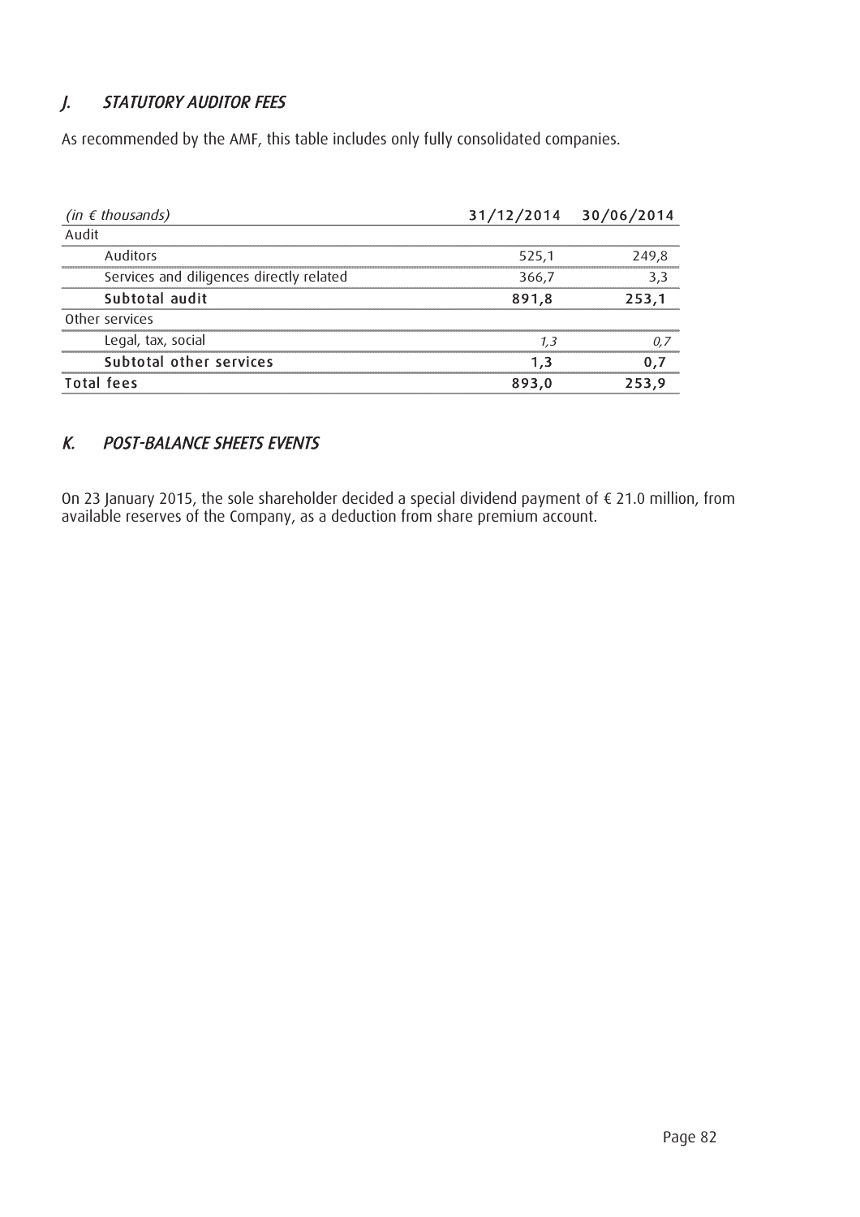## *J. STATUTORY AUDITOR FEES*

As recommended by the AMF, this table includes only fully consolidated companies.

| *(in € thousands)* | **31/12/2014** | **30/06/2014** |
|---|---|---|
| Audit | | |
| Auditors | 525,1 | 249,8 |
| Services and diligences directly related | 366,7 | 3,3 |
| **Subtotal audit** | **891,8** | **253,1** |
| Other services | | |
| Legal, tax, social | *1,3* | *0,7* |
| **Subtotal other services** | **1,3** | **0,7** |
| **Total fees** | **893,0** | **253,9** |

## *K. POST-BALANCE SHEETS EVENTS*

On 23 January 2015, the sole shareholder decided a special dividend payment of € 21.0 million, from available reserves of the Company, as a deduction from share premium account.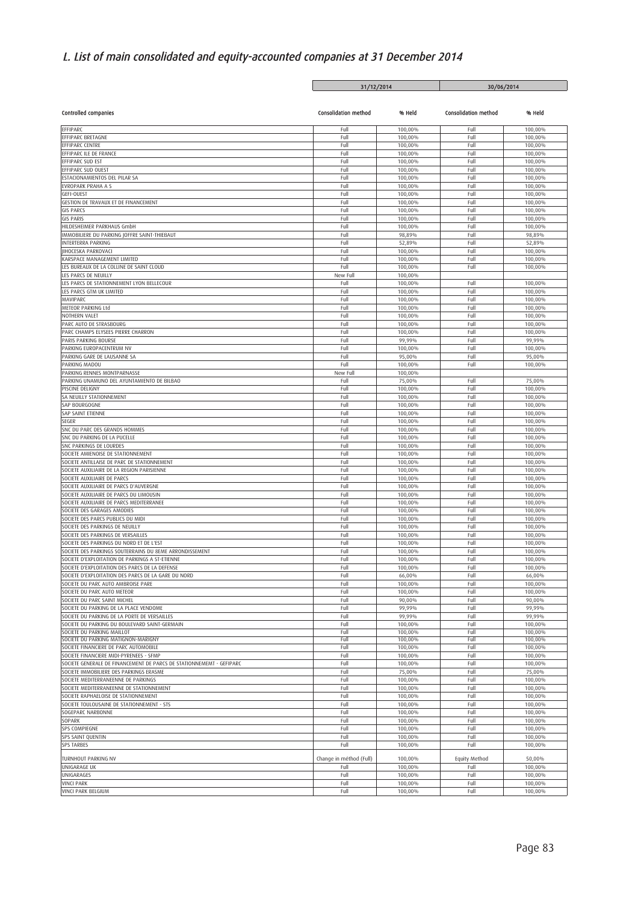# L. List of main consolidated and equity-accounted companies at 31 December 2014

| | 31/12/2014 | | 30/06/2014 | |
|---|---|---|---|---|
| Controlled companies | Consolidation method | % Held | Consolidation method | % Held |
| EFFIPARC | Full | 100,00% | Full | 100,00% |
| EFFIPARC BRETAGNE | Full | 100,00% | Full | 100,00% |
| EFFIPARC CENTRE | Full | 100,00% | Full | 100,00% |
| EFFIPARC ILE DE FRANCE | Full | 100,00% | Full | 100,00% |
| EFFIPARC SUD EST | Full | 100,00% | Full | 100,00% |
| EFFIPARC SUD OUEST | Full | 100,00% | Full | 100,00% |
| ESTACIONAMIENTOS DEL PILAR SA | Full | 100,00% | Full | 100,00% |
| EVROPARK PRAHA A S | Full | 100,00% | Full | 100,00% |
| GEFI-OUEST | Full | 100,00% | Full | 100,00% |
| GESTION DE TRAVAUX ET DE FINANCEMENT | Full | 100,00% | Full | 100,00% |
| GIS PARCS | Full | 100,00% | Full | 100,00% |
| GIS PARIS | Full | 100,00% | Full | 100,00% |
| HILDESHEIMER PARKHAUS GmbH | Full | 100,00% | Full | 100,00% |
| IMMOBILIERE DU PARKING JOFFRE SAINT-THIEBAUT | Full | 98,89% | Full | 98,89% |
| INTERTERRA PARKING | Full | 52,89% | Full | 52,89% |
| JIHOCESKA PARKOVACI | Full | 100,00% | Full | 100,00% |
| KARSPACE MANAGEMENT LIMITED | Full | 100,00% | Full | 100,00% |
| LES BUREAUX DE LA COLLINE DE SAINT CLOUD | Full | 100,00% | Full | 100,00% |
| LES PARCS DE NEUILLY | New Full | 100,00% | | |
| LES PARCS DE STATIONNEMENT LYON BELLECOUR | Full | 100,00% | Full | 100,00% |
| LES PARCS GTM UK LIMITED | Full | 100,00% | Full | 100,00% |
| MAVIPARC | Full | 100,00% | Full | 100,00% |
| METEOR PARKING Ltd | Full | 100,00% | Full | 100,00% |
| NOTHERN VALET | Full | 100,00% | Full | 100,00% |
| PARC AUTO DE STRASBOURG | Full | 100,00% | Full | 100,00% |
| PARC CHAMPS ELYSEES PIERRE CHARRON | Full | 100,00% | Full | 100,00% |
| PARIS PARKING BOURSE | Full | 99,99% | Full | 99,99% |
| PARKING EUROPACENTRUM NV | Full | 100,00% | Full | 100,00% |
| PARKING GARE DE LAUSANNE SA | Full | 95,00% | Full | 95,00% |
| PARKING MADOU | Full | 100,00% | Full | 100,00% |
| PARKING RENNES MONTPARNASSE | New Full | 100,00% | | |
| PARKING UNAMUNO DEL AYUNTAMIENTO DE BILBAO | Full | 75,00% | Full | 75,00% |
| PISCINE DELIGNY | Full | 100,00% | Full | 100,00% |
| SA NEUILLY STATIONNEMENT | Full | 100,00% | Full | 100,00% |
| SAP BOURGOGNE | Full | 100,00% | Full | 100,00% |
| SAP SAINT ETIENNE | Full | 100,00% | Full | 100,00% |
| SEGER | Full | 100,00% | Full | 100,00% |
| SNC DU PARC DES GRANDS HOMMES | Full | 100,00% | Full | 100,00% |
| SNC DU PARKING DE LA PUCELLE | Full | 100,00% | Full | 100,00% |
| SNC PARKINGS DE LOURDES | Full | 100,00% | Full | 100,00% |
| SOCIETE AMIENOISE DE STATIONNEMENT | Full | 100,00% | Full | 100,00% |
| SOCIETE ANTILLAISE DE PARC DE STATIONNEMENT | Full | 100,00% | Full | 100,00% |
| SOCIETE AUXILIAIRE DE LA REGION PARISIENNE | Full | 100,00% | Full | 100,00% |
| SOCIETE AUXILIAIRE DE PARCS | Full | 100,00% | Full | 100,00% |
| SOCIETE AUXILIAIRE DE PARCS D'AUVERGNE | Full | 100,00% | Full | 100,00% |
| SOCIETE AUXILIAIRE DE PARCS DU LIMOUSIN | Full | 100,00% | Full | 100,00% |
| SOCIETE AUXILIAIRE DE PARCS MEDITERRANEE | Full | 100,00% | Full | 100,00% |
| SOCIETE DES GARAGES AMODIES | Full | 100,00% | Full | 100,00% |
| SOCIETE DES PARCS PUBLICS DU MIDI | Full | 100,00% | Full | 100,00% |
| SOCIETE DES PARKINGS DE NEUILLY | Full | 100,00% | Full | 100,00% |
| SOCIETE DES PARKINGS DE VERSAILLES | Full | 100,00% | Full | 100,00% |
| SOCIETE DES PARKINGS DU NORD ET DE L'EST | Full | 100,00% | Full | 100,00% |
| SOCIETE DES PARKINGS SOUTERRAINS DU 8EME ARRONDISSEMENT | Full | 100,00% | Full | 100,00% |
| SOCIETE D'EXPLOITATION DE PARKINGS A ST-ETIENNE | Full | 100,00% | Full | 100,00% |
| SOCIETE D'EXPLOITATION DES PARCS DE LA DEFENSE | Full | 100,00% | Full | 100,00% |
| SOCIETE D'EXPLOITATION DES PARCS DE LA GARE DU NORD | Full | 66,00% | Full | 66,00% |
| SOCIETE DU PARC AUTO AMBROISE PARE | Full | 100,00% | Full | 100,00% |
| SOCIETE DU PARC AUTO METEOR | Full | 100,00% | Full | 100,00% |
| SOCIETE DU PARC SAINT MICHEL | Full | 90,00% | Full | 90,00% |
| SOCIETE DU PARKING DE LA PLACE VENDOME | Full | 99,99% | Full | 99,99% |
| SOCIETE DU PARKING DE LA PORTE DE VERSAILLES | Full | 99,99% | Full | 99,99% |
| SOCIETE DU PARKING DU BOULEVARD SAINT-GERMAIN | Full | 100,00% | Full | 100,00% |
| SOCIETE DU PARKING MAILLOT | Full | 100,00% | Full | 100,00% |
| SOCIETE DU PARKING MATIGNON-MARIGNY | Full | 100,00% | Full | 100,00% |
| SOCIETE FINANCIERE DE PARC AUTOMOBILE | Full | 100,00% | Full | 100,00% |
| SOCIETE FINANCIERE MIDI-PYRENEES - SFMP | Full | 100,00% | Full | 100,00% |
| SOCIETE GENERALE DE FINANCEMENT DE PARCS DE STATIONNEMEMT - GEFIPARC | Full | 100,00% | Full | 100,00% |
| SOCIETE IMMOBILIERE DES PARKINGS ERASME | Full | 75,00% | Full | 75,00% |
| SOCIETE MEDITERRANEENNE DE PARKINGS | Full | 100,00% | Full | 100,00% |
| SOCIETE MEDITERRANEENNE DE STATIONNEMENT | Full | 100,00% | Full | 100,00% |
| SOCIETE RAPHAELOISE DE STATIONNEMENT | Full | 100,00% | Full | 100,00% |
| SOCIETE TOULOUSAINE DE STATIONNEMENT - STS | Full | 100,00% | Full | 100,00% |
| SOGEPARC NARBONNE | Full | 100,00% | Full | 100,00% |
| SOPARK | Full | 100,00% | Full | 100,00% |
| SPS COMPIEGNE | Full | 100,00% | Full | 100,00% |
| SPS SAINT QUENTIN | Full | 100,00% | Full | 100,00% |
| SPS TARBES | Full | 100,00% | Full | 100,00% |
| TURNHOUT PARKING NV | Change in méthod (Full) | 100,00% | Equity Method | 50,00% |
| UNIGARAGE UK | Full | 100,00% | Full | 100,00% |
| UNIGARAGES | Full | 100,00% | Full | 100,00% |
| VINCI PARK | Full | 100,00% | Full | 100,00% |
| VINCI PARK BELGIUM | Full | 100,00% | Full | 100,00% |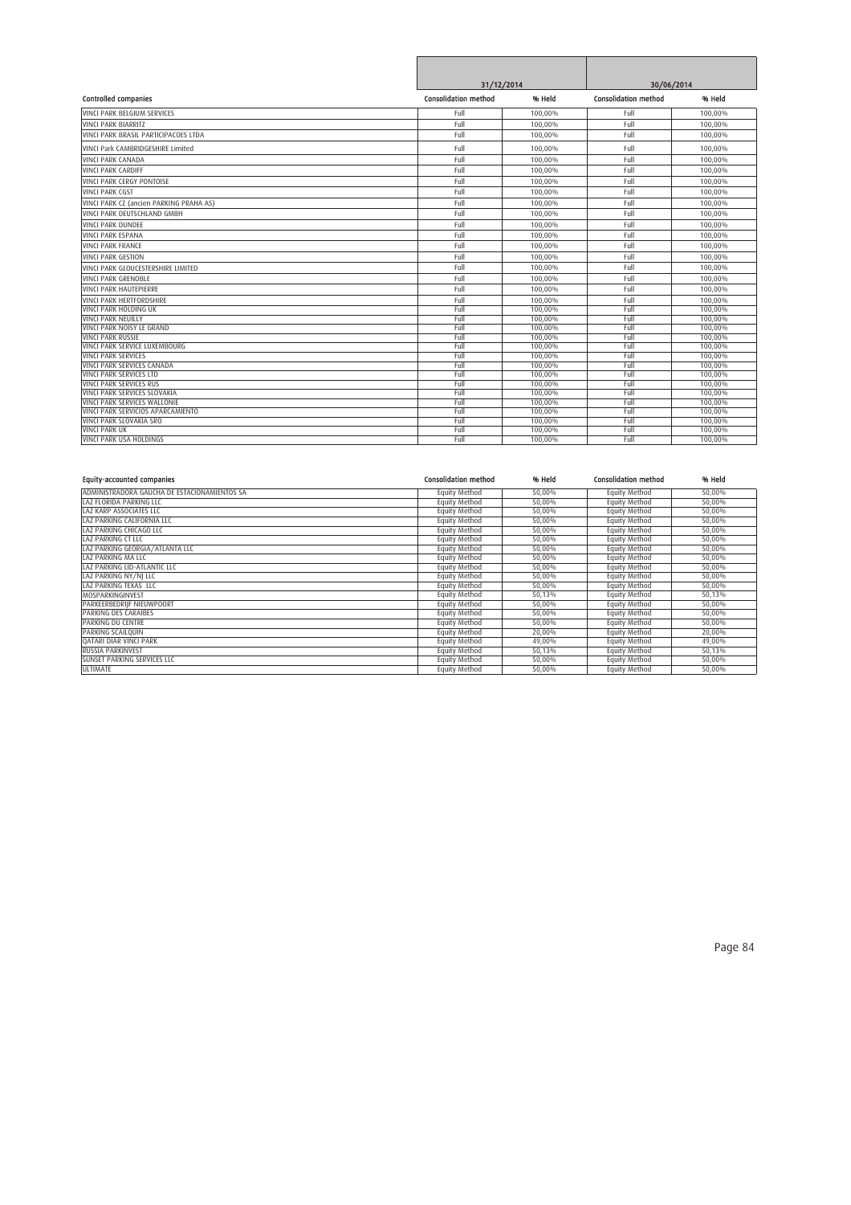| | 31/12/2014 | | 30/06/2014 | |
|---|---|---|---|---|
| Controlled companies | Consolidation method | % Held | Consolidation method | % Held |
| VINCI PARK BELGIUM SERVICES | Full | 100,00% | Full | 100,00% |
| VINCI PARK BIARRITZ | Full | 100,00% | Full | 100,00% |
| VINCI PARK BRASIL PARTICIPACOES LTDA | Full | 100,00% | Full | 100,00% |
| VINCI Park CAMBRIDGESHIRE Limited | Full | 100,00% | Full | 100,00% |
| VINCI PARK CANADA | Full | 100,00% | Full | 100,00% |
| VINCI PARK CARDIFF | Full | 100,00% | Full | 100,00% |
| VINCI PARK CERGY PONTOISE | Full | 100,00% | Full | 100,00% |
| VINCI PARK CGST | Full | 100,00% | Full | 100,00% |
| VINCI PARK CZ (ancien PARKING PRAHA AS) | Full | 100,00% | Full | 100,00% |
| VINCI PARK DEUTSCHLAND GMBH | Full | 100,00% | Full | 100,00% |
| VINCI PARK DUNDEE | Full | 100,00% | Full | 100,00% |
| VINCI PARK ESPANA | Full | 100,00% | Full | 100,00% |
| VINCI PARK FRANCE | Full | 100,00% | Full | 100,00% |
| VINCI PARK GESTION | Full | 100,00% | Full | 100,00% |
| VINCI PARK GLOUCESTERSHIRE LIMITED | Full | 100,00% | Full | 100,00% |
| VINCI PARK GRENOBLE | Full | 100,00% | Full | 100,00% |
| VINCI PARK HAUTEPIERRE | Full | 100,00% | Full | 100,00% |
| VINCI PARK HERTFORDSHIRE | Full | 100,00% | Full | 100,00% |
| VINCI PARK HOLDING UK | Full | 100,00% | Full | 100,00% |
| VINCI PARK NEUILLY | Full | 100,00% | Full | 100,00% |
| VINCI PARK NOISY LE GRAND | Full | 100,00% | Full | 100,00% |
| VINCI PARK RUSSIE | Full | 100,00% | Full | 100,00% |
| VINCI PARK SERVICE LUXEMBOURG | Full | 100,00% | Full | 100,00% |
| VINCI PARK SERVICES | Full | 100,00% | Full | 100,00% |
| VINCI PARK SERVICES CANADA | Full | 100,00% | Full | 100,00% |
| VINCI PARK SERVICES LTD | Full | 100,00% | Full | 100,00% |
| VINCI PARK SERVICES RUS | Full | 100,00% | Full | 100,00% |
| VINCI PARK SERVICES SLOVAKIA | Full | 100,00% | Full | 100,00% |
| VINCI PARK SERVICES WALLONIE | Full | 100,00% | Full | 100,00% |
| VINCI PARK SERVICIOS APARCAMIENTO | Full | 100,00% | Full | 100,00% |
| VINCI PARK SLOVAKIA SRO | Full | 100,00% | Full | 100,00% |
| VINCI PARK UK | Full | 100,00% | Full | 100,00% |
| VINCI PARK USA HOLDINGS | Full | 100,00% | Full | 100,00% |

| Equity-accounted companies | Consolidation method | % Held | Consolidation method | % Held |
|---|---|---|---|---|
| ADMINISTRADORA GAUCHA DE ESTACIONAMIENTOS SA | Equity Method | 50,00% | Equity Method | 50,00% |
| LAZ FLORIDA PARKING LLC | Equity Method | 50,00% | Equity Method | 50,00% |
| LAZ KARP ASSOCIATES LLC | Equity Method | 50,00% | Equity Method | 50,00% |
| LAZ PARKING CALIFORNIA LLC | Equity Method | 50,00% | Equity Method | 50,00% |
| LAZ PARKING CHICAGO LLC | Equity Method | 50,00% | Equity Method | 50,00% |
| LAZ PARKING CT LLC | Equity Method | 50,00% | Equity Method | 50,00% |
| LAZ PARKING GEORGIA/ATLANTA LLC | Equity Method | 50,00% | Equity Method | 50,00% |
| LAZ PARKING MA LLC | Equity Method | 50,00% | Equity Method | 50,00% |
| LAZ PARKING LID-ATLANTIC LLC | Equity Method | 50,00% | Equity Method | 50,00% |
| LAZ PARKING NY/NJ LLC | Equity Method | 50,00% | Equity Method | 50,00% |
| LAZ PARKING TEXAS LLC | Equity Method | 50,00% | Equity Method | 50,00% |
| MOSPARKINGINVEST | Equity Method | 50,13% | Equity Method | 50,13% |
| PARKEERBEDRIJF NIEUWPOORT | Equity Method | 50,00% | Equity Method | 50,00% |
| PARKING DES CARAIBES | Equity Method | 50,00% | Equity Method | 50,00% |
| PARKING DU CENTRE | Equity Method | 50,00% | Equity Method | 50,00% |
| PARKING SCAILQUIN | Equity Method | 20,00% | Equity Method | 20,00% |
| QATARI DIAR VINCI PARK | Equity Method | 49,00% | Equity Method | 49,00% |
| RUSSIA PARKINVEST | Equity Method | 50,13% | Equity Method | 50,13% |
| SUNSET PARKING SERVICES LLC | Equity Method | 50,00% | Equity Method | 50,00% |
| ULTIMATE | Equity Method | 50,00% | Equity Method | 50,00% |